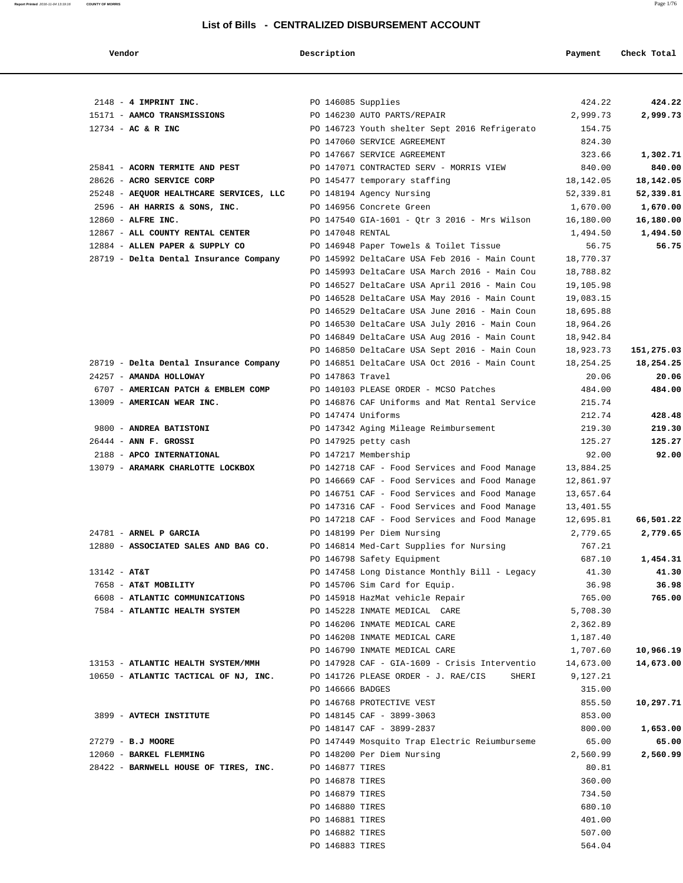# List of Bills - CENTRALIZED DISBURSEMENT ACCOUNT

| Vendor | Description | Payment | Check Total |
|---|---|---|---|
| 2148 - **4 IMPRINT INC.** | PO 146085 Supplies | 424.22 | **424.22** |
| 15171 - **AAMCO TRANSMISSIONS** | PO 146230 AUTO PARTS/REPAIR | 2,999.73 | **2,999.73** |
| 12734 - **AC & R INC** | PO 146723 Youth shelter Sept 2016 Refrigerato | 154.75 | |
| | PO 147060 SERVICE AGREEMENT | 824.30 | |
| | PO 147667 SERVICE AGREEMENT | 323.66 | **1,302.71** |
| 25841 - **ACORN TERMITE AND PEST** | PO 147071 CONTRACTED SERV - MORRIS VIEW | 840.00 | **840.00** |
| 28626 - **ACRO SERVICE CORP** | PO 145477 temporary staffing | 18,142.05 | **18,142.05** |
| 25248 - **AEQUOR HEALTHCARE SERVICES, LLC** | PO 148194 Agency Nursing | 52,339.81 | **52,339.81** |
| 2596 - **AH HARRIS & SONS, INC.** | PO 146956 Concrete Green | 1,670.00 | **1,670.00** |
| 12860 - **ALFRE INC.** | PO 147540 GIA-1601 - Qtr 3 2016 - Mrs Wilson | 16,180.00 | **16,180.00** |
| 12867 - **ALL COUNTY RENTAL CENTER** | PO 147048 RENTAL | 1,494.50 | **1,494.50** |
| 12884 - **ALLEN PAPER & SUPPLY CO** | PO 146948 Paper Towels & Toilet Tissue | 56.75 | **56.75** |
| 28719 - **Delta Dental Insurance Company** | PO 145992 DeltaCare USA Feb 2016 - Main Count | 18,770.37 | |
| | PO 145993 DeltaCare USA March 2016 - Main Cou | 18,788.82 | |
| | PO 146527 DeltaCare USA April 2016 - Main Cou | 19,105.98 | |
| | PO 146528 DeltaCare USA May 2016 - Main Count | 19,083.15 | |
| | PO 146529 DeltaCare USA June 2016 - Main Coun | 18,695.88 | |
| | PO 146530 DeltaCare USA July 2016 - Main Coun | 18,964.26 | |
| | PO 146849 DeltaCare USA Aug 2016 - Main Count | 18,942.84 | |
| | PO 146850 DeltaCare USA Sept 2016 - Main Coun | 18,923.73 | **151,275.03** |
| 28719 - **Delta Dental Insurance Company** | PO 146851 DeltaCare USA Oct 2016 - Main Count | 18,254.25 | **18,254.25** |
| 24257 - **AMANDA HOLLOWAY** | PO 147863 Travel | 20.06 | **20.06** |
| 6707 - **AMERICAN PATCH & EMBLEM COMP** | PO 140103 PLEASE ORDER - MCSO Patches | 484.00 | **484.00** |
| 13009 - **AMERICAN WEAR INC.** | PO 146876 CAF Uniforms and Mat Rental Service | 215.74 | |
| | PO 147474 Uniforms | 212.74 | **428.48** |
| 9800 - **ANDREA BATISTONI** | PO 147342 Aging Mileage Reimbursement | 219.30 | **219.30** |
| 26444 - **ANN F. GROSSI** | PO 147925 petty cash | 125.27 | **125.27** |
| 2188 - **APCO INTERNATIONAL** | PO 147217 Membership | 92.00 | **92.00** |
| 13079 - **ARAMARK CHARLOTTE LOCKBOX** | PO 142718 CAF - Food Services and Food Manage | 13,884.25 | |
| | PO 146669 CAF - Food Services and Food Manage | 12,861.97 | |
| | PO 146751 CAF - Food Services and Food Manage | 13,657.64 | |
| | PO 147316 CAF - Food Services and Food Manage | 13,401.55 | |
| | PO 147218 CAF - Food Services and Food Manage | 12,695.81 | **66,501.22** |
| 24781 - **ARNEL P GARCIA** | PO 148199 Per Diem Nursing | 2,779.65 | **2,779.65** |
| 12880 - **ASSOCIATED SALES AND BAG CO.** | PO 146814 Med-Cart Supplies for Nursing | 767.21 | |
| | PO 146798 Safety Equipment | 687.10 | **1,454.31** |
| 13142 - **AT&T** | PO 147458 Long Distance Monthly Bill - Legacy | 41.30 | **41.30** |
| 7658 - **AT&T MOBILITY** | PO 145706 Sim Card for Equip. | 36.98 | **36.98** |
| 6608 - **ATLANTIC COMMUNICATIONS** | PO 145918 HazMat vehicle Repair | 765.00 | **765.00** |
| 7584 - **ATLANTIC HEALTH SYSTEM** | PO 145228 INMATE MEDICAL CARE | 5,708.30 | |
| | PO 146206 INMATE MEDICAL CARE | 2,362.89 | |
| | PO 146208 INMATE MEDICAL CARE | 1,187.40 | |
| | PO 146790 INMATE MEDICAL CARE | 1,707.60 | **10,966.19** |
| 13153 - **ATLANTIC HEALTH SYSTEM/MMH** | PO 147928 CAF - GIA-1609 - Crisis Interventio | 14,673.00 | **14,673.00** |
| 10650 - **ATLANTIC TACTICAL OF NJ, INC.** | PO 141726 PLEASE ORDER - J. RAE/CIS SHERI | 9,127.21 | |
| | PO 146666 BADGES | 315.00 | |
| | PO 146768 PROTECTIVE VEST | 855.50 | **10,297.71** |
| 3899 - **AVTECH INSTITUTE** | PO 148145 CAF - 3899-3063 | 853.00 | |
| | PO 148147 CAF - 3899-2837 | 800.00 | **1,653.00** |
| 27279 - **B.J MOORE** | PO 147449 Mosquito Trap Electric Reiumburseme | 65.00 | **65.00** |
| 12060 - **BARKEL FLEMMING** | PO 148200 Per Diem Nursing | 2,560.99 | **2,560.99** |
| 28422 - **BARNWELL HOUSE OF TIRES, INC.** | PO 146877 TIRES | 80.81 | |
| | PO 146878 TIRES | 360.00 | |
| | PO 146879 TIRES | 734.50 | |
| | PO 146880 TIRES | 680.10 | |
| | PO 146881 TIRES | 401.00 | |
| | PO 146882 TIRES | 507.00 | |
| | PO 146883 TIRES | 564.04 | |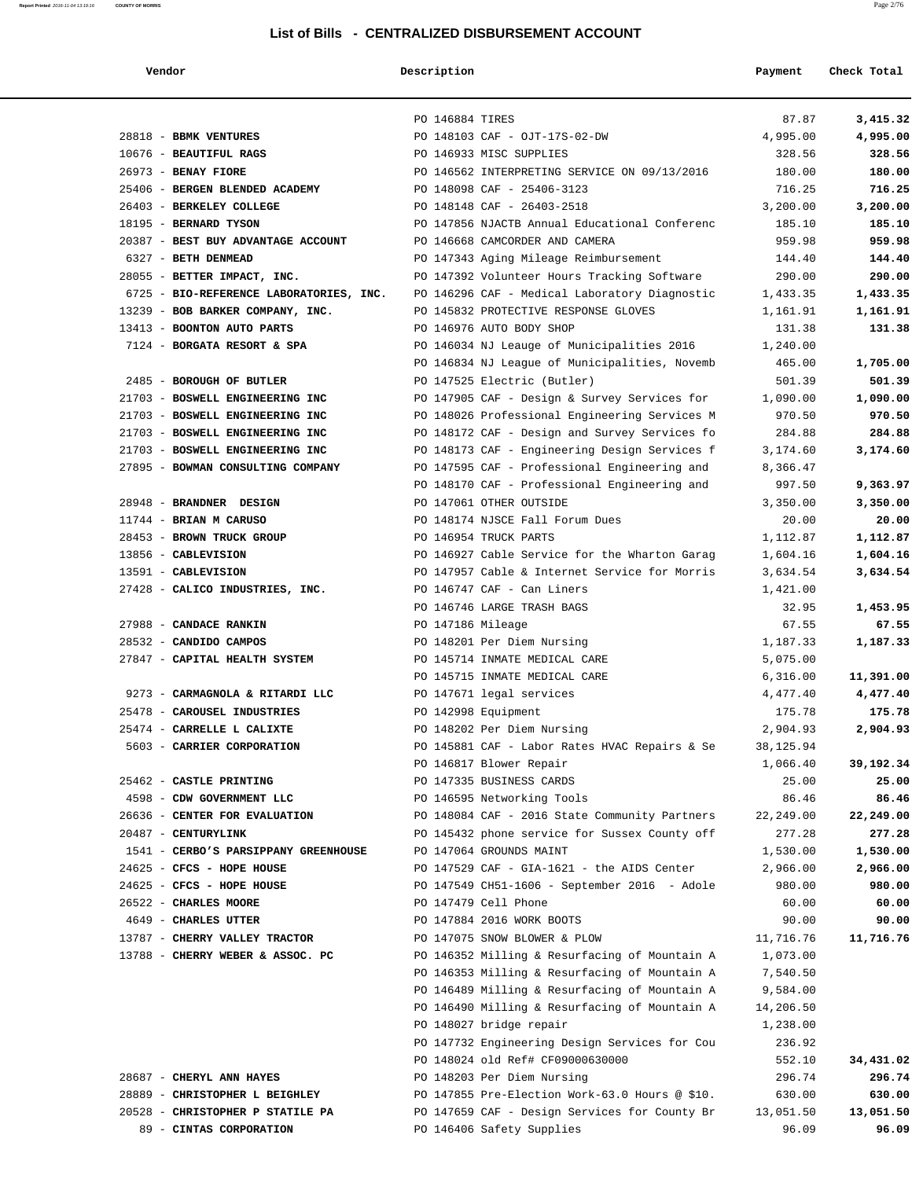## List of Bills - CENTRALIZED DISBURSEMENT ACCOUNT

| Vendor | Description | Payment | Check Total |
|---|---|---|---|
| | PO 146884 TIRES | 87.87 | **3,415.32** |
| 28818 - **BBMK VENTURES** | PO 148103 CAF - OJT-17S-02-DW | 4,995.00 | **4,995.00** |
| 10676 - **BEAUTIFUL RAGS** | PO 146933 MISC SUPPLIES | 328.56 | **328.56** |
| 26973 - **BENAY FIORE** | PO 146562 INTERPRETING SERVICE ON 09/13/2016 | 180.00 | **180.00** |
| 25406 - **BERGEN BLENDED ACADEMY** | PO 148098 CAF - 25406-3123 | 716.25 | **716.25** |
| 26403 - **BERKELEY COLLEGE** | PO 148148 CAF - 26403-2518 | 3,200.00 | **3,200.00** |
| 18195 - **BERNARD TYSON** | PO 147856 NJACTB Annual Educational Conferenc | 185.10 | **185.10** |
| 20387 - **BEST BUY ADVANTAGE ACCOUNT** | PO 146668 CAMCORDER AND CAMERA | 959.98 | **959.98** |
| 6327 - **BETH DENMEAD** | PO 147343 Aging Mileage Reimbursement | 144.40 | **144.40** |
| 28055 - **BETTER IMPACT, INC.** | PO 147392 Volunteer Hours Tracking Software | 290.00 | **290.00** |
| 6725 - **BIO-REFERENCE LABORATORIES, INC.** | PO 146296 CAF - Medical Laboratory Diagnostic | 1,433.35 | **1,433.35** |
| 13239 - **BOB BARKER COMPANY, INC.** | PO 145832 PROTECTIVE RESPONSE GLOVES | 1,161.91 | **1,161.91** |
| 13413 - **BOONTON AUTO PARTS** | PO 146976 AUTO BODY SHOP | 131.38 | **131.38** |
| 7124 - **BORGATA RESORT & SPA** | PO 146034 NJ Leauge of Municipalities 2016 | 1,240.00 | |
| | PO 146834 NJ League of Municipalities, Novemb | 465.00 | **1,705.00** |
| 2485 - **BOROUGH OF BUTLER** | PO 147525 Electric (Butler) | 501.39 | **501.39** |
| 21703 - **BOSWELL ENGINEERING INC** | PO 147905 CAF - Design & Survey Services for | 1,090.00 | **1,090.00** |
| 21703 - **BOSWELL ENGINEERING INC** | PO 148026 Professional Engineering Services M | 970.50 | **970.50** |
| 21703 - **BOSWELL ENGINEERING INC** | PO 148172 CAF - Design and Survey Services fo | 284.88 | **284.88** |
| 21703 - **BOSWELL ENGINEERING INC** | PO 148173 CAF - Engineering Design Services f | 3,174.60 | **3,174.60** |
| 27895 - **BOWMAN CONSULTING COMPANY** | PO 147595 CAF - Professional Engineering and | 8,366.47 | |
| | PO 148170 CAF - Professional Engineering and | 997.50 | **9,363.97** |
| 28948 - **BRANDNER DESIGN** | PO 147061 OTHER OUTSIDE | 3,350.00 | **3,350.00** |
| 11744 - **BRIAN M CARUSO** | PO 148174 NJSCE Fall Forum Dues | 20.00 | **20.00** |
| 28453 - **BROWN TRUCK GROUP** | PO 146954 TRUCK PARTS | 1,112.87 | **1,112.87** |
| 13856 - **CABLEVISION** | PO 146927 Cable Service for the Wharton Garag | 1,604.16 | **1,604.16** |
| 13591 - **CABLEVISION** | PO 147957 Cable & Internet Service for Morris | 3,634.54 | **3,634.54** |
| 27428 - **CALICO INDUSTRIES, INC.** | PO 146747 CAF - Can Liners | 1,421.00 | |
| | PO 146746 LARGE TRASH BAGS | 32.95 | **1,453.95** |
| 27988 - **CANDACE RANKIN** | PO 147186 Mileage | 67.55 | **67.55** |
| 28532 - **CANDIDO CAMPOS** | PO 148201 Per Diem Nursing | 1,187.33 | **1,187.33** |
| 27847 - **CAPITAL HEALTH SYSTEM** | PO 145714 INMATE MEDICAL CARE | 5,075.00 | |
| | PO 145715 INMATE MEDICAL CARE | 6,316.00 | **11,391.00** |
| 9273 - **CARMAGNOLA & RITARDI LLC** | PO 147671 legal services | 4,477.40 | **4,477.40** |
| 25478 - **CAROUSEL INDUSTRIES** | PO 142998 Equipment | 175.78 | **175.78** |
| 25474 - **CARRELLE L CALIXTE** | PO 148202 Per Diem Nursing | 2,904.93 | **2,904.93** |
| 5603 - **CARRIER CORPORATION** | PO 145881 CAF - Labor Rates HVAC Repairs & Se | 38,125.94 | |
| | PO 146817 Blower Repair | 1,066.40 | **39,192.34** |
| 25462 - **CASTLE PRINTING** | PO 147335 BUSINESS CARDS | 25.00 | **25.00** |
| 4598 - **CDW GOVERNMENT LLC** | PO 146595 Networking Tools | 86.46 | **86.46** |
| 26636 - **CENTER FOR EVALUATION** | PO 148084 CAF - 2016 State Community Partners | 22,249.00 | **22,249.00** |
| 20487 - **CENTURYLINK** | PO 145432 phone service for Sussex County off | 277.28 | **277.28** |
| 1541 - **CERBO'S PARSIPPANY GREENHOUSE** | PO 147064 GROUNDS MAINT | 1,530.00 | **1,530.00** |
| 24625 - **CFCS - HOPE HOUSE** | PO 147529 CAF - GIA-1621 - the AIDS Center | 2,966.00 | **2,966.00** |
| 24625 - **CFCS - HOPE HOUSE** | PO 147549 CH51-1606 - September 2016 - Adole | 980.00 | **980.00** |
| 26522 - **CHARLES MOORE** | PO 147479 Cell Phone | 60.00 | **60.00** |
| 4649 - **CHARLES UTTER** | PO 147884 2016 WORK BOOTS | 90.00 | **90.00** |
| 13787 - **CHERRY VALLEY TRACTOR** | PO 147075 SNOW BLOWER & PLOW | 11,716.76 | **11,716.76** |
| 13788 - **CHERRY WEBER & ASSOC. PC** | PO 146352 Milling & Resurfacing of Mountain A | 1,073.00 | |
| | PO 146353 Milling & Resurfacing of Mountain A | 7,540.50 | |
| | PO 146489 Milling & Resurfacing of Mountain A | 9,584.00 | |
| | PO 146490 Milling & Resurfacing of Mountain A | 14,206.50 | |
| | PO 148027 bridge repair | 1,238.00 | |
| | PO 147732 Engineering Design Services for Cou | 236.92 | |
| | PO 148024 old Ref# CF09000630000 | 552.10 | **34,431.02** |
| 28687 - **CHERYL ANN HAYES** | PO 148203 Per Diem Nursing | 296.74 | **296.74** |
| 28889 - **CHRISTOPHER L BEIGHLEY** | PO 147855 Pre-Election Work-63.0 Hours @ $10. | 630.00 | **630.00** |
| 20528 - **CHRISTOPHER P STATILE PA** | PO 147659 CAF - Design Services for County Br | 13,051.50 | **13,051.50** |
| 89 - **CINTAS CORPORATION** | PO 146406 Safety Supplies | 96.09 | **96.09** |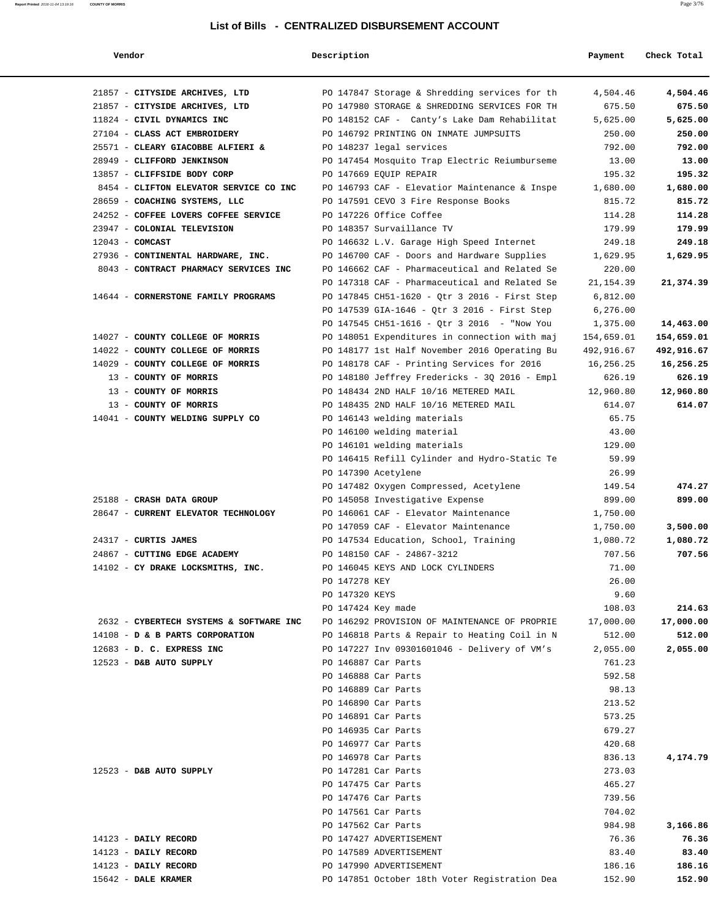# List of Bills - CENTRALIZED DISBURSEMENT ACCOUNT

| Vendor | Description | Payment | Check Total |
|---|---|---|---|
| 21857 - **CITYSIDE ARCHIVES, LTD** | PO 147847 Storage & Shredding services for th | 4,504.46 | **4,504.46** |
| 21857 - **CITYSIDE ARCHIVES, LTD** | PO 147980 STORAGE & SHREDDING SERVICES FOR TH | 675.50 | **675.50** |
| 11824 - **CIVIL DYNAMICS INC** | PO 148152 CAF - Canty's Lake Dam Rehabilitat | 5,625.00 | **5,625.00** |
| 27104 - **CLASS ACT EMBROIDERY** | PO 146792 PRINTING ON INMATE JUMPSUITS | 250.00 | **250.00** |
| 25571 - **CLEARY GIACOBBE ALFIERI &** | PO 148237 legal services | 792.00 | **792.00** |
| 28949 - **CLIFFORD JENKINSON** | PO 147454 Mosquito Trap Electric Reiumburseme | 13.00 | **13.00** |
| 13857 - **CLIFFSIDE BODY CORP** | PO 147669 EQUIP REPAIR | 195.32 | **195.32** |
| 8454 - **CLIFTON ELEVATOR SERVICE CO INC** | PO 146793 CAF - Elevatior Maintenance & Inspe | 1,680.00 | **1,680.00** |
| 28659 - **COACHING SYSTEMS, LLC** | PO 147591 CEVO 3 Fire Response Books | 815.72 | **815.72** |
| 24252 - **COFFEE LOVERS COFFEE SERVICE** | PO 147226 Office Coffee | 114.28 | **114.28** |
| 23947 - **COLONIAL TELEVISION** | PO 148357 Survaillance TV | 179.99 | **179.99** |
| 12043 - **COMCAST** | PO 146632 L.V. Garage High Speed Internet | 249.18 | **249.18** |
| 27936 - **CONTINENTAL HARDWARE, INC.** | PO 146700 CAF - Doors and Hardware Supplies | 1,629.95 | **1,629.95** |
| 8043 - **CONTRACT PHARMACY SERVICES INC** | PO 146662 CAF - Pharmaceutical and Related Se | 220.00 | |
| | PO 147318 CAF - Pharmaceutical and Related Se | 21,154.39 | **21,374.39** |
| 14644 - **CORNERSTONE FAMILY PROGRAMS** | PO 147845 CH51-1620 - Qtr 3 2016 - First Step | 6,812.00 | |
| | PO 147539 GIA-1646 - Qtr 3 2016 - First Step | 6,276.00 | |
| | PO 147545 CH51-1616 - Qtr 3 2016 - "Now You | 1,375.00 | **14,463.00** |
| 14027 - **COUNTY COLLEGE OF MORRIS** | PO 148051 Expenditures in connection with maj | 154,659.01 | **154,659.01** |
| 14022 - **COUNTY COLLEGE OF MORRIS** | PO 148177 1st Half November 2016 Operating Bu | 492,916.67 | **492,916.67** |
| 14029 - **COUNTY COLLEGE OF MORRIS** | PO 148178 CAF - Printing Services for 2016 | 16,256.25 | **16,256.25** |
| 13 - **COUNTY OF MORRIS** | PO 148180 Jeffrey Fredericks - 3Q 2016 - Empl | 626.19 | **626.19** |
| 13 - **COUNTY OF MORRIS** | PO 148434 2ND HALF 10/16 METERED MAIL | 12,960.80 | **12,960.80** |
| 13 - **COUNTY OF MORRIS** | PO 148435 2ND HALF 10/16 METERED MAIL | 614.07 | **614.07** |
| 14041 - **COUNTY WELDING SUPPLY CO** | PO 146143 welding materials | 65.75 | |
| | PO 146100 welding material | 43.00 | |
| | PO 146101 welding materials | 129.00 | |
| | PO 146415 Refill Cylinder and Hydro-Static Te | 59.99 | |
| | PO 147390 Acetylene | 26.99 | |
| | PO 147482 Oxygen Compressed, Acetylene | 149.54 | **474.27** |
| 25188 - **CRASH DATA GROUP** | PO 145058 Investigative Expense | 899.00 | **899.00** |
| 28647 - **CURRENT ELEVATOR TECHNOLOGY** | PO 146061 CAF - Elevator Maintenance | 1,750.00 | |
| | PO 147059 CAF - Elevator Maintenance | 1,750.00 | **3,500.00** |
| 24317 - **CURTIS JAMES** | PO 147534 Education, School, Training | 1,080.72 | **1,080.72** |
| 24867 - **CUTTING EDGE ACADEMY** | PO 148150 CAF - 24867-3212 | 707.56 | **707.56** |
| 14102 - **CY DRAKE LOCKSMITHS, INC.** | PO 146045 KEYS AND LOCK CYLINDERS | 71.00 | |
| | PO 147278 KEY | 26.00 | |
| | PO 147320 KEYS | 9.60 | |
| | PO 147424 Key made | 108.03 | **214.63** |
| 2632 - **CYBERTECH SYSTEMS & SOFTWARE INC** | PO 146292 PROVISION OF MAINTENANCE OF PROPRIE | 17,000.00 | **17,000.00** |
| 14108 - **D & B PARTS CORPORATION** | PO 146818 Parts & Repair to Heating Coil in N | 512.00 | **512.00** |
| 12683 - **D. C. EXPRESS INC** | PO 147227 Inv 09301601046 - Delivery of VM's | 2,055.00 | **2,055.00** |
| 12523 - **D&B AUTO SUPPLY** | PO 146887 Car Parts | 761.23 | |
| | PO 146888 Car Parts | 592.58 | |
| | PO 146889 Car Parts | 98.13 | |
| | PO 146890 Car Parts | 213.52 | |
| | PO 146891 Car Parts | 573.25 | |
| | PO 146935 Car Parts | 679.27 | |
| | PO 146977 Car Parts | 420.68 | |
| | PO 146978 Car Parts | 836.13 | **4,174.79** |
| 12523 - **D&B AUTO SUPPLY** | PO 147281 Car Parts | 273.03 | |
| | PO 147475 Car Parts | 465.27 | |
| | PO 147476 Car Parts | 739.56 | |
| | PO 147561 Car Parts | 704.02 | |
| | PO 147562 Car Parts | 984.98 | **3,166.86** |
| 14123 - **DAILY RECORD** | PO 147427 ADVERTISEMENT | 76.36 | **76.36** |
| 14123 - **DAILY RECORD** | PO 147589 ADVERTISEMENT | 83.40 | **83.40** |
| 14123 - **DAILY RECORD** | PO 147990 ADVERTISEMENT | 186.16 | **186.16** |
| 15642 - **DALE KRAMER** | PO 147851 October 18th Voter Registration Dea | 152.90 | **152.90** |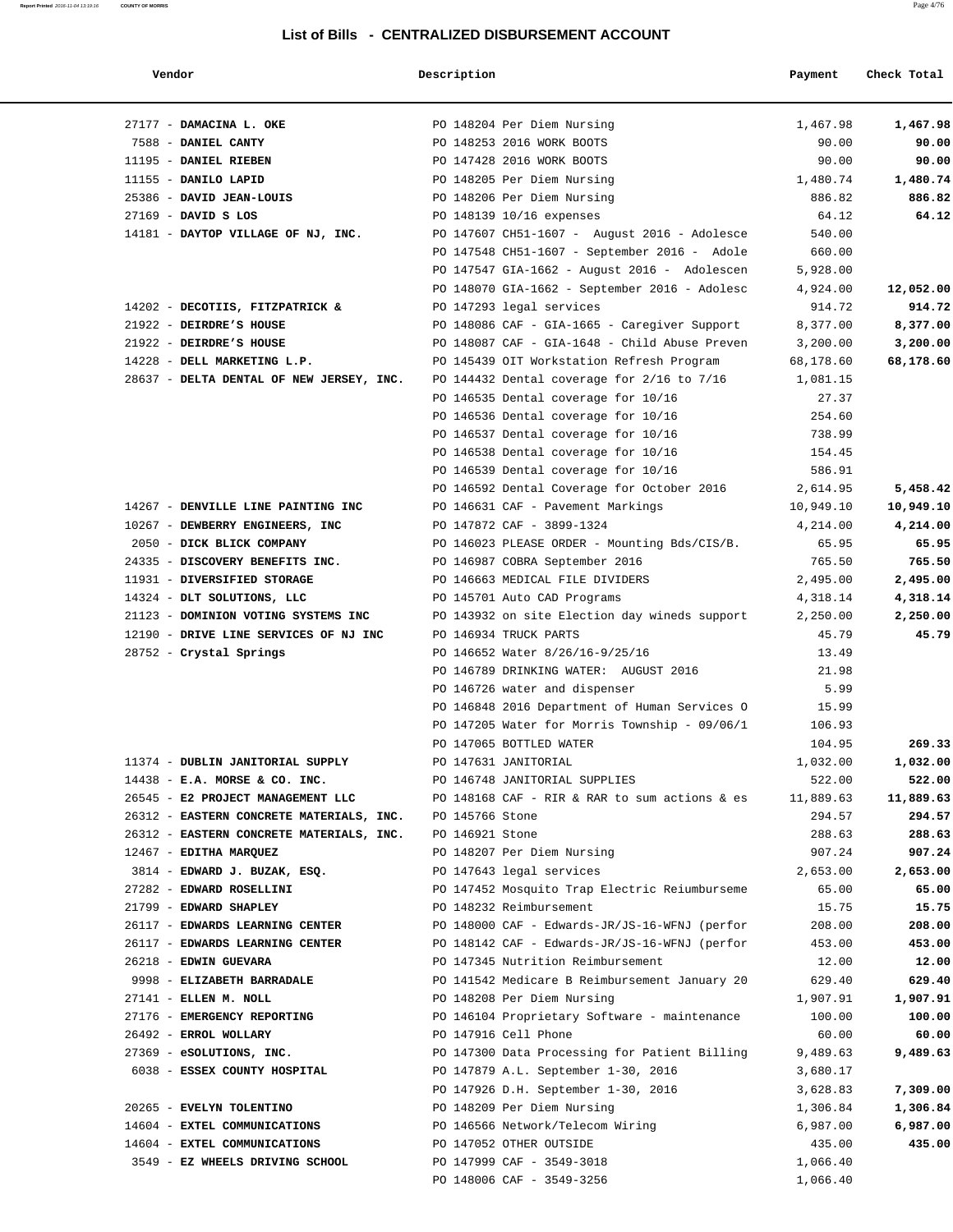## List of Bills - CENTRALIZED DISBURSEMENT ACCOUNT

| Vendor | Description | Payment | Check Total |
|---|---|---|---|
| 27177 - **DAMACINA L. OKE** | PO 148204 Per Diem Nursing | 1,467.98 | **1,467.98** |
| 7588 - **DANIEL CANTY** | PO 148253 2016 WORK BOOTS | 90.00 | **90.00** |
| 11195 - **DANIEL RIEBEN** | PO 147428 2016 WORK BOOTS | 90.00 | **90.00** |
| 11155 - **DANILO LAPID** | PO 148205 Per Diem Nursing | 1,480.74 | **1,480.74** |
| 25386 - **DAVID JEAN-LOUIS** | PO 148206 Per Diem Nursing | 886.82 | **886.82** |
| 27169 - **DAVID S LOS** | PO 148139 10/16 expenses | 64.12 | **64.12** |
| 14181 - **DAYTOP VILLAGE OF NJ, INC.** | PO 147607 CH51-1607 - August 2016 - Adolesce | 540.00 | |
| | PO 147548 CH51-1607 - September 2016 - Adole | 660.00 | |
| | PO 147547 GIA-1662 - August 2016 - Adolescen | 5,928.00 | |
| | PO 148070 GIA-1662 - September 2016 - Adolesc | 4,924.00 | **12,052.00** |
| 14202 - **DECOTIIS, FITZPATRICK &** | PO 147293 legal services | 914.72 | **914.72** |
| 21922 - **DEIRDRE'S HOUSE** | PO 148086 CAF - GIA-1665 - Caregiver Support | 8,377.00 | **8,377.00** |
| 21922 - **DEIRDRE'S HOUSE** | PO 148087 CAF - GIA-1648 - Child Abuse Preven | 3,200.00 | **3,200.00** |
| 14228 - **DELL MARKETING L.P.** | PO 145439 OIT Workstation Refresh Program | 68,178.60 | **68,178.60** |
| 28637 - **DELTA DENTAL OF NEW JERSEY, INC.** | PO 144432 Dental coverage for 2/16 to 7/16 | 1,081.15 | |
| | PO 146535 Dental coverage for 10/16 | 27.37 | |
| | PO 146536 Dental coverage for 10/16 | 254.60 | |
| | PO 146537 Dental coverage for 10/16 | 738.99 | |
| | PO 146538 Dental coverage for 10/16 | 154.45 | |
| | PO 146539 Dental coverage for 10/16 | 586.91 | |
| | PO 146592 Dental Coverage for October 2016 | 2,614.95 | **5,458.42** |
| 14267 - **DENVILLE LINE PAINTING INC** | PO 146631 CAF - Pavement Markings | 10,949.10 | **10,949.10** |
| 10267 - **DEWBERRY ENGINEERS, INC** | PO 147872 CAF - 3899-1324 | 4,214.00 | **4,214.00** |
| 2050 - **DICK BLICK COMPANY** | PO 146023 PLEASE ORDER - Mounting Bds/CIS/B. | 65.95 | **65.95** |
| 24335 - **DISCOVERY BENEFITS INC.** | PO 146987 COBRA September 2016 | 765.50 | **765.50** |
| 11931 - **DIVERSIFIED STORAGE** | PO 146663 MEDICAL FILE DIVIDERS | 2,495.00 | **2,495.00** |
| 14324 - **DLT SOLUTIONS, LLC** | PO 145701 Auto CAD Programs | 4,318.14 | **4,318.14** |
| 21123 - **DOMINION VOTING SYSTEMS INC** | PO 143932 on site Election day wineds support | 2,250.00 | **2,250.00** |
| 12190 - **DRIVE LINE SERVICES OF NJ INC** | PO 146934 TRUCK PARTS | 45.79 | **45.79** |
| 28752 - **Crystal Springs** | PO 146652 Water 8/26/16-9/25/16 | 13.49 | |
| | PO 146789 DRINKING WATER: AUGUST 2016 | 21.98 | |
| | PO 146726 water and dispenser | 5.99 | |
| | PO 146848 2016 Department of Human Services O | 15.99 | |
| | PO 147205 Water for Morris Township - 09/06/1 | 106.93 | |
| | PO 147065 BOTTLED WATER | 104.95 | **269.33** |
| 11374 - **DUBLIN JANITORIAL SUPPLY** | PO 147631 JANITORIAL | 1,032.00 | **1,032.00** |
| 14438 - **E.A. MORSE & CO. INC.** | PO 146748 JANITORIAL SUPPLIES | 522.00 | **522.00** |
| 26545 - **E2 PROJECT MANAGEMENT LLC** | PO 148168 CAF - RIR & RAR to sum actions & es | 11,889.63 | **11,889.63** |
| 26312 - **EASTERN CONCRETE MATERIALS, INC.** | PO 145766 Stone | 294.57 | **294.57** |
| 26312 - **EASTERN CONCRETE MATERIALS, INC.** | PO 146921 Stone | 288.63 | **288.63** |
| 12467 - **EDITHA MARQUEZ** | PO 148207 Per Diem Nursing | 907.24 | **907.24** |
| 3814 - **EDWARD J. BUZAK, ESQ.** | PO 147643 legal services | 2,653.00 | **2,653.00** |
| 27282 - **EDWARD ROSELLINI** | PO 147452 Mosquito Trap Electric Reiumburseme | 65.00 | **65.00** |
| 21799 - **EDWARD SHAPLEY** | PO 148232 Reimbursement | 15.75 | **15.75** |
| 26117 - **EDWARDS LEARNING CENTER** | PO 148000 CAF - Edwards-JR/JS-16-WFNJ (perfor | 208.00 | **208.00** |
| 26117 - **EDWARDS LEARNING CENTER** | PO 148142 CAF - Edwards-JR/JS-16-WFNJ (perfor | 453.00 | **453.00** |
| 26218 - **EDWIN GUEVARA** | PO 147345 Nutrition Reimbursement | 12.00 | **12.00** |
| 9998 - **ELIZABETH BARRADALE** | PO 141542 Medicare B Reimbursement January 20 | 629.40 | **629.40** |
| 27141 - **ELLEN M. NOLL** | PO 148208 Per Diem Nursing | 1,907.91 | **1,907.91** |
| 27176 - **EMERGENCY REPORTING** | PO 146104 Proprietary Software - maintenance | 100.00 | **100.00** |
| 26492 - **ERROL WOLLARY** | PO 147916 Cell Phone | 60.00 | **60.00** |
| 27369 - **eSOLUTIONS, INC.** | PO 147300 Data Processing for Patient Billing | 9,489.63 | **9,489.63** |
| 6038 - **ESSEX COUNTY HOSPITAL** | PO 147879 A.L. September 1-30, 2016 | 3,680.17 | |
| | PO 147926 D.H. September 1-30, 2016 | 3,628.83 | **7,309.00** |
| 20265 - **EVELYN TOLENTINO** | PO 148209 Per Diem Nursing | 1,306.84 | **1,306.84** |
| 14604 - **EXTEL COMMUNICATIONS** | PO 146566 Network/Telecom Wiring | 6,987.00 | **6,987.00** |
| 14604 - **EXTEL COMMUNICATIONS** | PO 147052 OTHER OUTSIDE | 435.00 | **435.00** |
| 3549 - **EZ WHEELS DRIVING SCHOOL** | PO 147999 CAF - 3549-3018 | 1,066.40 | |
| | PO 148006 CAF - 3549-3256 | 1,066.40 | |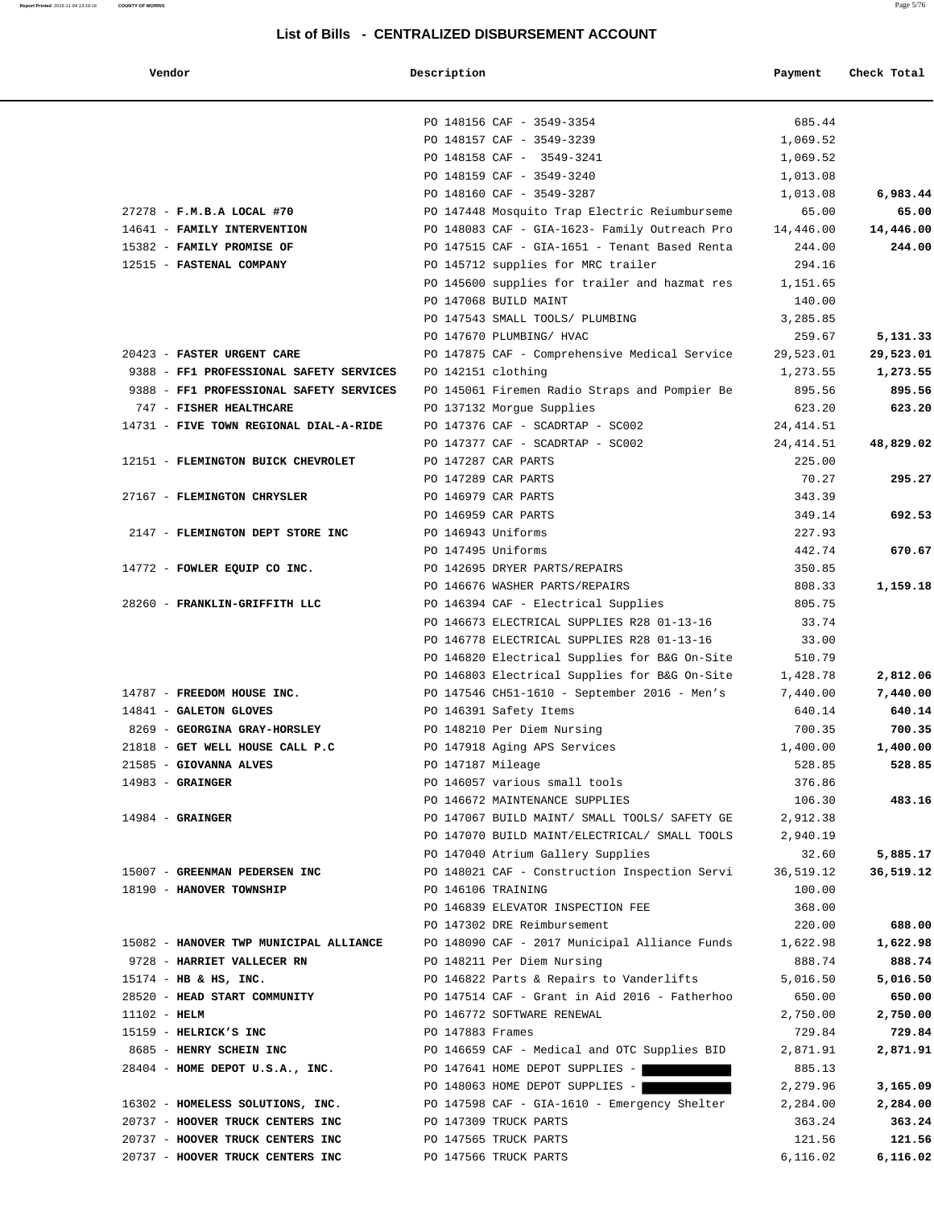## List of Bills - CENTRALIZED DISBURSEMENT ACCOUNT

| Vendor | Description | Payment | Check Total |
|---|---|---|---|
| | PO 148156 CAF - 3549-3354 | 685.44 | |
| | PO 148157 CAF - 3549-3239 | 1,069.52 | |
| | PO 148158 CAF - 3549-3241 | 1,069.52 | |
| | PO 148159 CAF - 3549-3240 | 1,013.08 | |
| | PO 148160 CAF - 3549-3287 | 1,013.08 | **6,983.44** |
| 27278 - **F.M.B.A LOCAL #70** | PO 147448 Mosquito Trap Electric Reiumburseme | 65.00 | **65.00** |
| 14641 - **FAMILY INTERVENTION** | PO 148083 CAF - GIA-1623- Family Outreach Pro | 14,446.00 | **14,446.00** |
| 15382 - **FAMILY PROMISE OF** | PO 147515 CAF - GIA-1651 - Tenant Based Renta | 244.00 | **244.00** |
| 12515 - **FASTENAL COMPANY** | PO 145712 supplies for MRC trailer | 294.16 | |
| | PO 145600 supplies for trailer and hazmat res | 1,151.65 | |
| | PO 147068 BUILD MAINT | 140.00 | |
| | PO 147543 SMALL TOOLS/ PLUMBING | 3,285.85 | |
| | PO 147670 PLUMBING/ HVAC | 259.67 | **5,131.33** |
| 20423 - **FASTER URGENT CARE** | PO 147875 CAF - Comprehensive Medical Service | 29,523.01 | **29,523.01** |
| 9388 - **FF1 PROFESSIONAL SAFETY SERVICES** | PO 142151 clothing | 1,273.55 | **1,273.55** |
| 9388 - **FF1 PROFESSIONAL SAFETY SERVICES** | PO 145061 Firemen Radio Straps and Pompier Be | 895.56 | **895.56** |
| 747 - **FISHER HEALTHCARE** | PO 137132 Morgue Supplies | 623.20 | **623.20** |
| 14731 - **FIVE TOWN REGIONAL DIAL-A-RIDE** | PO 147376 CAF - SCADRTAP - SC002 | 24,414.51 | |
| | PO 147377 CAF - SCADRTAP - SC002 | 24,414.51 | **48,829.02** |
| 12151 - **FLEMINGTON BUICK CHEVROLET** | PO 147287 CAR PARTS | 225.00 | |
| | PO 147289 CAR PARTS | 70.27 | **295.27** |
| 27167 - **FLEMINGTON CHRYSLER** | PO 146979 CAR PARTS | 343.39 | |
| | PO 146959 CAR PARTS | 349.14 | **692.53** |
| 2147 - **FLEMINGTON DEPT STORE INC** | PO 146943 Uniforms | 227.93 | |
| | PO 147495 Uniforms | 442.74 | **670.67** |
| 14772 - **FOWLER EQUIP CO INC.** | PO 142695 DRYER PARTS/REPAIRS | 350.85 | |
| | PO 146676 WASHER PARTS/REPAIRS | 808.33 | **1,159.18** |
| 28260 - **FRANKLIN-GRIFFITH LLC** | PO 146394 CAF - Electrical Supplies | 805.75 | |
| | PO 146673 ELECTRICAL SUPPLIES R28 01-13-16 | 33.74 | |
| | PO 146778 ELECTRICAL SUPPLIES R28 01-13-16 | 33.00 | |
| | PO 146820 Electrical Supplies for B&G On-Site | 510.79 | |
| | PO 146803 Electrical Supplies for B&G On-Site | 1,428.78 | **2,812.06** |
| 14787 - **FREEDOM HOUSE INC.** | PO 147546 CH51-1610 - September 2016 - Men’s | 7,440.00 | **7,440.00** |
| 14841 - **GALETON GLOVES** | PO 146391 Safety Items | 640.14 | **640.14** |
| 8269 - **GEORGINA GRAY-HORSLEY** | PO 148210 Per Diem Nursing | 700.35 | **700.35** |
| 21818 - **GET WELL HOUSE CALL P.C** | PO 147918 Aging APS Services | 1,400.00 | **1,400.00** |
| 21585 - **GIOVANNA ALVES** | PO 147187 Mileage | 528.85 | **528.85** |
| 14983 - **GRAINGER** | PO 146057 various small tools | 376.86 | |
| | PO 146672 MAINTENANCE SUPPLIES | 106.30 | **483.16** |
| 14984 - **GRAINGER** | PO 147067 BUILD MAINT/ SMALL TOOLS/ SAFETY GE | 2,912.38 | |
| | PO 147070 BUILD MAINT/ELECTRICAL/ SMALL TOOLS | 2,940.19 | |
| | PO 147040 Atrium Gallery Supplies | 32.60 | **5,885.17** |
| 15007 - **GREENMAN PEDERSEN INC** | PO 148021 CAF - Construction Inspection Servi | 36,519.12 | **36,519.12** |
| 18190 - **HANOVER TOWNSHIP** | PO 146106 TRAINING | 100.00 | |
| | PO 146839 ELEVATOR INSPECTION FEE | 368.00 | |
| | PO 147302 DRE Reimbursement | 220.00 | **688.00** |
| 15082 - **HANOVER TWP MUNICIPAL ALLIANCE** | PO 148090 CAF - 2017 Municipal Alliance Funds | 1,622.98 | **1,622.98** |
| 9728 - **HARRIET VALLECER RN** | PO 148211 Per Diem Nursing | 888.74 | **888.74** |
| 15174 - **HB & HS, INC.** | PO 146822 Parts & Repairs to Vanderlifts | 5,016.50 | **5,016.50** |
| 28520 - **HEAD START COMMUNITY** | PO 147514 CAF - Grant in Aid 2016 - Fatherhoo | 650.00 | **650.00** |
| 11102 - **HELM** | PO 146772 SOFTWARE RENEWAL | 2,750.00 | **2,750.00** |
| 15159 - **HELRICK’S INC** | PO 147883 Frames | 729.84 | **729.84** |
| 8685 - **HENRY SCHEIN INC** | PO 146659 CAF - Medical and OTC Supplies BID | 2,871.91 | **2,871.91** |
| 28404 - **HOME DEPOT U.S.A., INC.** | PO 147641 HOME DEPOT SUPPLIES - | 885.13 | |
| | PO 148063 HOME DEPOT SUPPLIES - | 2,279.96 | **3,165.09** |
| 16302 - **HOMELESS SOLUTIONS, INC.** | PO 147598 CAF - GIA-1610 - Emergency Shelter | 2,284.00 | **2,284.00** |
| 20737 - **HOOVER TRUCK CENTERS INC** | PO 147309 TRUCK PARTS | 363.24 | **363.24** |
| 20737 - **HOOVER TRUCK CENTERS INC** | PO 147565 TRUCK PARTS | 121.56 | **121.56** |
| 20737 - **HOOVER TRUCK CENTERS INC** | PO 147566 TRUCK PARTS | 6,116.02 | **6,116.02** |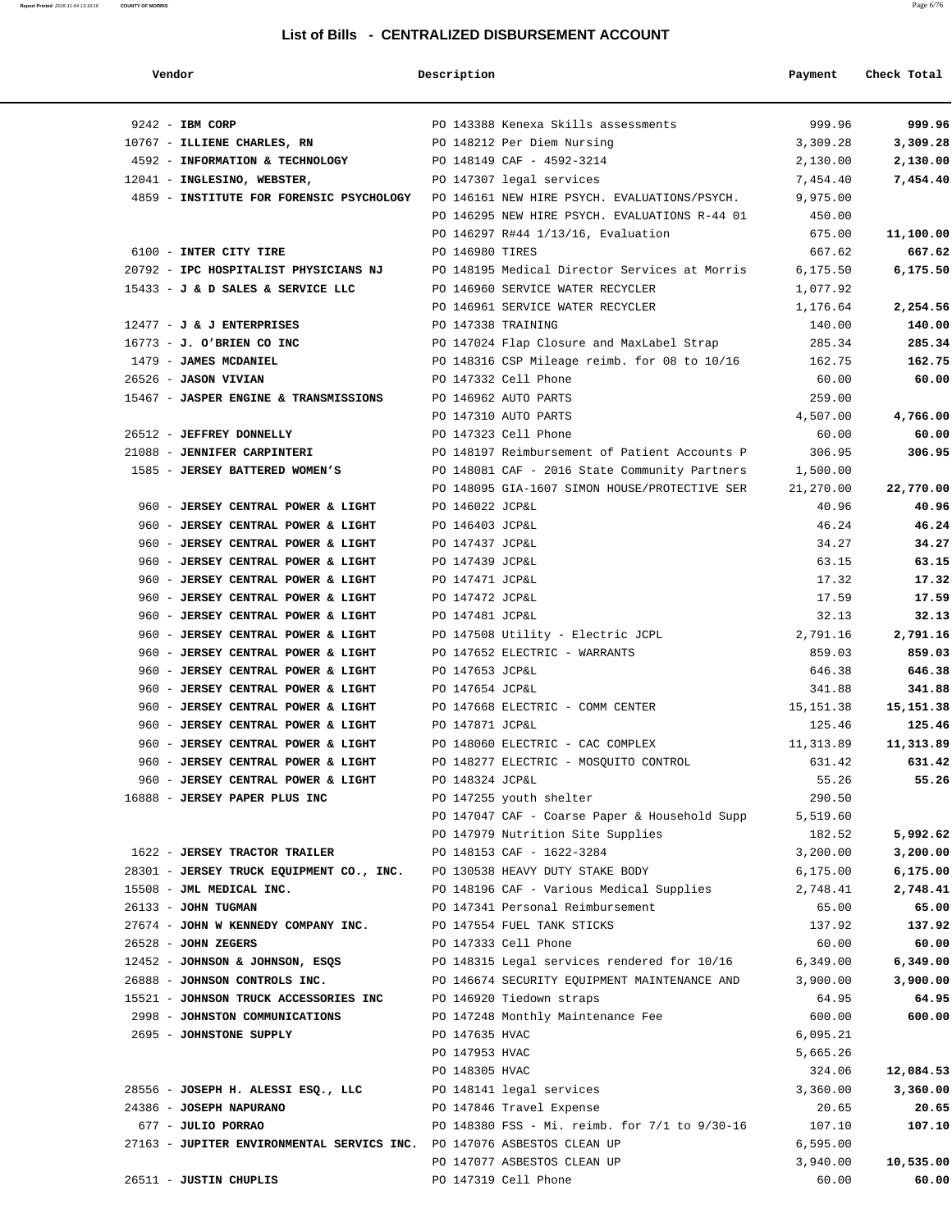## List of Bills - CENTRALIZED DISBURSEMENT ACCOUNT

| Vendor | Description | Payment | Check Total |
|---|---|---|---|
| 9242 - **IBM CORP** | PO 143388 Kenexa Skills assessments | 999.96 | **999.96** |
| 10767 - **ILLIENE CHARLES, RN** | PO 148212 Per Diem Nursing | 3,309.28 | **3,309.28** |
| 4592 - **INFORMATION & TECHNOLOGY** | PO 148149 CAF - 4592-3214 | 2,130.00 | **2,130.00** |
| 12041 - **INGLESINO, WEBSTER,** | PO 147307 legal services | 7,454.40 | **7,454.40** |
| 4859 - **INSTITUTE FOR FORENSIC PSYCHOLOGY** | PO 146161 NEW HIRE PSYCH. EVALUATIONS/PSYCH. | 9,975.00 | |
| | PO 146295 NEW HIRE PSYCH. EVALUATIONS R-44 01 | 450.00 | |
| | PO 146297 R#44 1/13/16, Evaluation | 675.00 | **11,100.00** |
| 6100 - **INTER CITY TIRE** | PO 146980 TIRES | 667.62 | **667.62** |
| 20792 - **IPC HOSPITALIST PHYSICIANS NJ** | PO 148195 Medical Director Services at Morris | 6,175.50 | **6,175.50** |
| 15433 - **J & D SALES & SERVICE LLC** | PO 146960 SERVICE WATER RECYCLER | 1,077.92 | |
| | PO 146961 SERVICE WATER RECYCLER | 1,176.64 | **2,254.56** |
| 12477 - **J & J ENTERPRISES** | PO 147338 TRAINING | 140.00 | **140.00** |
| 16773 - **J. O'BRIEN CO INC** | PO 147024 Flap Closure and MaxLabel Strap | 285.34 | **285.34** |
| 1479 - **JAMES MCDANIEL** | PO 148316 CSP Mileage reimb. for 08 to 10/16 | 162.75 | **162.75** |
| 26526 - **JASON VIVIAN** | PO 147332 Cell Phone | 60.00 | **60.00** |
| 15467 - **JASPER ENGINE & TRANSMISSIONS** | PO 146962 AUTO PARTS | 259.00 | |
| | PO 147310 AUTO PARTS | 4,507.00 | **4,766.00** |
| 26512 - **JEFFREY DONNELLY** | PO 147323 Cell Phone | 60.00 | **60.00** |
| 21088 - **JENNIFER CARPINTERI** | PO 148197 Reimbursement of Patient Accounts P | 306.95 | **306.95** |
| 1585 - **JERSEY BATTERED WOMEN'S** | PO 148081 CAF - 2016 State Community Partners | 1,500.00 | |
| | PO 148095 GIA-1607 SIMON HOUSE/PROTECTIVE SER | 21,270.00 | **22,770.00** |
| 960 - **JERSEY CENTRAL POWER & LIGHT** | PO 146022 JCP&L | 40.96 | **40.96** |
| 960 - **JERSEY CENTRAL POWER & LIGHT** | PO 146403 JCP&L | 46.24 | **46.24** |
| 960 - **JERSEY CENTRAL POWER & LIGHT** | PO 147437 JCP&L | 34.27 | **34.27** |
| 960 - **JERSEY CENTRAL POWER & LIGHT** | PO 147439 JCP&L | 63.15 | **63.15** |
| 960 - **JERSEY CENTRAL POWER & LIGHT** | PO 147471 JCP&L | 17.32 | **17.32** |
| 960 - **JERSEY CENTRAL POWER & LIGHT** | PO 147472 JCP&L | 17.59 | **17.59** |
| 960 - **JERSEY CENTRAL POWER & LIGHT** | PO 147481 JCP&L | 32.13 | **32.13** |
| 960 - **JERSEY CENTRAL POWER & LIGHT** | PO 147508 Utility - Electric JCPL | 2,791.16 | **2,791.16** |
| 960 - **JERSEY CENTRAL POWER & LIGHT** | PO 147652 ELECTRIC - WARRANTS | 859.03 | **859.03** |
| 960 - **JERSEY CENTRAL POWER & LIGHT** | PO 147653 JCP&L | 646.38 | **646.38** |
| 960 - **JERSEY CENTRAL POWER & LIGHT** | PO 147654 JCP&L | 341.88 | **341.88** |
| 960 - **JERSEY CENTRAL POWER & LIGHT** | PO 147668 ELECTRIC - COMM CENTER | 15,151.38 | **15,151.38** |
| 960 - **JERSEY CENTRAL POWER & LIGHT** | PO 147871 JCP&L | 125.46 | **125.46** |
| 960 - **JERSEY CENTRAL POWER & LIGHT** | PO 148060 ELECTRIC - CAC COMPLEX | 11,313.89 | **11,313.89** |
| 960 - **JERSEY CENTRAL POWER & LIGHT** | PO 148277 ELECTRIC - MOSQUITO CONTROL | 631.42 | **631.42** |
| 960 - **JERSEY CENTRAL POWER & LIGHT** | PO 148324 JCP&L | 55.26 | **55.26** |
| 16888 - **JERSEY PAPER PLUS INC** | PO 147255 youth shelter | 290.50 | |
| | PO 147047 CAF - Coarse Paper & Household Supp | 5,519.60 | |
| | PO 147979 Nutrition Site Supplies | 182.52 | **5,992.62** |
| 1622 - **JERSEY TRACTOR TRAILER** | PO 148153 CAF - 1622-3284 | 3,200.00 | **3,200.00** |
| 28301 - **JERSEY TRUCK EQUIPMENT CO., INC.** | PO 130538 HEAVY DUTY STAKE BODY | 6,175.00 | **6,175.00** |
| 15508 - **JML MEDICAL INC.** | PO 148196 CAF - Various Medical Supplies | 2,748.41 | **2,748.41** |
| 26133 - **JOHN TUGMAN** | PO 147341 Personal Reimbursement | 65.00 | **65.00** |
| 27674 - **JOHN W KENNEDY COMPANY INC.** | PO 147554 FUEL TANK STICKS | 137.92 | **137.92** |
| 26528 - **JOHN ZEGERS** | PO 147333 Cell Phone | 60.00 | **60.00** |
| 12452 - **JOHNSON & JOHNSON, ESQS** | PO 148315 Legal services rendered for 10/16 | 6,349.00 | **6,349.00** |
| 26888 - **JOHNSON CONTROLS INC.** | PO 146674 SECURITY EQUIPMENT MAINTENANCE AND | 3,900.00 | **3,900.00** |
| 15521 - **JOHNSON TRUCK ACCESSORIES INC** | PO 146920 Tiedown straps | 64.95 | **64.95** |
| 2998 - **JOHNSTON COMMUNICATIONS** | PO 147248 Monthly Maintenance Fee | 600.00 | **600.00** |
| 2695 - **JOHNSTONE SUPPLY** | PO 147635 HVAC | 6,095.21 | |
| | PO 147953 HVAC | 5,665.26 | |
| | PO 148305 HVAC | 324.06 | **12,084.53** |
| 28556 - **JOSEPH H. ALESSI ESQ., LLC** | PO 148141 legal services | 3,360.00 | **3,360.00** |
| 24386 - **JOSEPH NAPURANO** | PO 147846 Travel Expense | 20.65 | **20.65** |
| 677 - **JULIO PORRAO** | PO 148380 FSS - Mi. reimb. for 7/1 to 9/30-16 | 107.10 | **107.10** |
| 27163 - **JUPITER ENVIRONMENTAL SERVICS INC.** | PO 147076 ASBESTOS CLEAN UP | 6,595.00 | |
| | PO 147077 ASBESTOS CLEAN UP | 3,940.00 | **10,535.00** |
| 26511 - **JUSTIN CHUPLIS** | PO 147319 Cell Phone | 60.00 | **60.00** |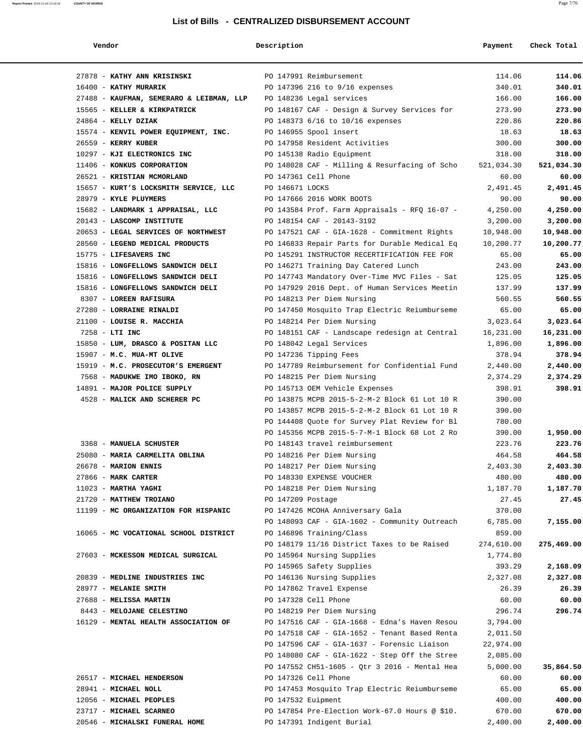# List of Bills - CENTRALIZED DISBURSEMENT ACCOUNT

| Vendor | Description | Payment | Check Total |
|---|---|---|---|
| 27878 - **KATHY ANN KRISINSKI** | PO 147991 Reimbursement | 114.06 | **114.06** |
| 16400 - **KATHY MURARIK** | PO 147396 216 to 9/16 expenses | 340.01 | **340.01** |
| 27488 - **KAUFMAN, SEMERARO & LEIBMAN, LLP** | PO 148236 Legal services | 166.00 | **166.00** |
| 15565 - **KELLER & KIRKPATRICK** | PO 148167 CAF - Design & Survey Services for | 273.90 | **273.90** |
| 24864 - **KELLY DZIAK** | PO 148373 6/16 to 10/16 expenses | 220.86 | **220.86** |
| 15574 - **KENVIL POWER EQUIPMENT, INC.** | PO 146955 Spool insert | 18.63 | **18.63** |
| 26559 - **KERRY KUBER** | PO 147958 Resident Activities | 300.00 | **300.00** |
| 10297 - **KJI ELECTRONICS INC** | PO 145138 Radio Equipment | 318.00 | **318.00** |
| 11406 - **KONKUS CORPORATION** | PO 148028 CAF - Milling & Resurfacing of Scho | 521,034.30 | **521,034.30** |
| 26521 - **KRISTIAN MCMORLAND** | PO 147361 Cell Phone | 60.00 | **60.00** |
| 15657 - **KURT'S LOCKSMITH SERVICE, LLC** | PO 146671 LOCKS | 2,491.45 | **2,491.45** |
| 28979 - **KYLE PLUYMERS** | PO 147666 2016 WORK BOOTS | 90.00 | **90.00** |
| 15682 - **LANDMARK 1 APPRAISAL, LLC** | PO 143584 Prof. Farm Appraisals - RFQ 16-07 - | 4,250.00 | **4,250.00** |
| 20143 - **LASCOMP INSTITUTE** | PO 148154 CAF - 20143-3192 | 3,200.00 | **3,200.00** |
| 20653 - **LEGAL SERVICES OF NORTHWEST** | PO 147521 CAF - GIA-1628 - Commitment Rights | 10,948.00 | **10,948.00** |
| 28560 - **LEGEND MEDICAL PRODUCTS** | PO 146833 Repair Parts for Durable Medical Eq | 10,200.77 | **10,200.77** |
| 15775 - **LIFESAVERS INC** | PO 145291 INSTRUCTOR RECERTIFICATION FEE FOR | 65.00 | **65.00** |
| 15816 - **LONGFELLOWS SANDWICH DELI** | PO 146271 Training Day Catered Lunch | 243.00 | **243.00** |
| 15816 - **LONGFELLOWS SANDWICH DELI** | PO 147743 Mandatory Over-Time MVC Files - Sat | 125.05 | **125.05** |
| 15816 - **LONGFELLOWS SANDWICH DELI** | PO 147929 2016 Dept. of Human Services Meetin | 137.99 | **137.99** |
| 8307 - **LOREEN RAFISURA** | PO 148213 Per Diem Nursing | 560.55 | **560.55** |
| 27280 - **LORRAINE RINALDI** | PO 147450 Mosquito Trap Electric Reiumburseme | 65.00 | **65.00** |
| 21100 - **LOUISE R. MACCHIA** | PO 148214 Per Diem Nursing | 3,023.64 | **3,023.64** |
| 7258 - **LTI INC** | PO 148151 CAF - Landscape redesign at Central | 16,231.00 | **16,231.00** |
| 15850 - **LUM, DRASCO & POSITAN LLC** | PO 148042 Legal Services | 1,896.00 | **1,896.00** |
| 15907 - **M.C. MUA-MT OLIVE** | PO 147236 Tipping Fees | 378.94 | **378.94** |
| 15919 - **M.C. PROSECUTOR'S EMERGENT** | PO 147789 Reimbursement for Confidential Fund | 2,440.00 | **2,440.00** |
| 7568 - **MADUKWE IMO IBOKO, RN** | PO 148215 Per Diem Nursing | 2,374.29 | **2,374.29** |
| 14891 - **MAJOR POLICE SUPPLY** | PO 145713 OEM Vehicle Expenses | 398.91 | **398.91** |
| 4528 - **MALICK AND SCHERER PC** | PO 143875 MCPB 2015-5-2-M-2 Block 61 Lot 10 R | 390.00 | |
| | PO 143857 MCPB 2015-5-2-M-2 Block 61 Lot 10 R | 390.00 | |
| | PO 144408 Quote for Survey Plat Review for Bl | 780.00 | |
| | PO 145356 MCPB 2015-5-7-M-1 Block 68 Lot 2 Ro | 390.00 | **1,950.00** |
| 3368 - **MANUELA SCHUSTER** | PO 148143 travel reimbursement | 223.76 | **223.76** |
| 25080 - **MARIA CARMELITA OBLINA** | PO 148216 Per Diem Nursing | 464.58 | **464.58** |
| 26678 - **MARION ENNIS** | PO 148217 Per Diem Nursing | 2,403.30 | **2,403.30** |
| 27866 - **MARK CARTER** | PO 148330 EXPENSE VOUCHER | 480.00 | **480.00** |
| 11023 - **MARTHA YAGHI** | PO 148218 Per Diem Nursing | 1,187.70 | **1,187.70** |
| 21720 - **MATTHEW TROIANO** | PO 147209 Postage | 27.45 | **27.45** |
| 11199 - **MC ORGANIZATION FOR HISPANIC** | PO 147426 MCOHA Anniversary Gala | 370.00 | |
| | PO 148093 CAF - GIA-1602 - Community Outreach | 6,785.00 | **7,155.00** |
| 16065 - **MC VOCATIONAL SCHOOL DISTRICT** | PO 146896 Training/Class | 859.00 | |
| | PO 148179 11/16 District Taxes to be Raised | 274,610.00 | **275,469.00** |
| 27603 - **MCKESSON MEDICAL SURGICAL** | PO 145964 Nursing Supplies | 1,774.80 | |
| | PO 145965 Safety Supplies | 393.29 | **2,168.09** |
| 20839 - **MEDLINE INDUSTRIES INC** | PO 146136 Nursing Supplies | 2,327.08 | **2,327.08** |
| 28977 - **MELANIE SMITH** | PO 147862 Travel Expense | 26.39 | **26.39** |
| 27688 - **MELISSA MARTIN** | PO 147328 Cell Phone | 60.00 | **60.00** |
| 8443 - **MELOJANE CELESTINO** | PO 148219 Per Diem Nursing | 296.74 | **296.74** |
| 16129 - **MENTAL HEALTH ASSOCIATION OF** | PO 147516 CAF - GIA-1668 - Edna's Haven Resou | 3,794.00 | |
| | PO 147518 CAF - GIA-1652 - Tenant Based Renta | 2,011.50 | |
| | PO 147596 CAF - GIA-1637 - Forensic Liaison | 22,974.00 | |
| | PO 148080 CAF - GIA-1622 - Step Off the Stree | 2,085.00 | |
| | PO 147552 CH51-1605 - Qtr 3 2016 - Mental Hea | 5,000.00 | **35,864.50** |
| 26517 - **MICHAEL HENDERSON** | PO 147326 Cell Phone | 60.00 | **60.00** |
| 28941 - **MICHAEL NOLL** | PO 147453 Mosquito Trap Electric Reiumburseme | 65.00 | **65.00** |
| 12056 - **MICHAEL PEOPLES** | PO 147532 Euipment | 400.00 | **400.00** |
| 23717 - **MICHAEL SCARNEO** | PO 147854 Pre-Election Work-67.0 Hours @ $10. | 670.00 | **670.00** |
| 20546 - **MICHALSKI FUNERAL HOME** | PO 147391 Indigent Burial | 2,400.00 | **2,400.00** |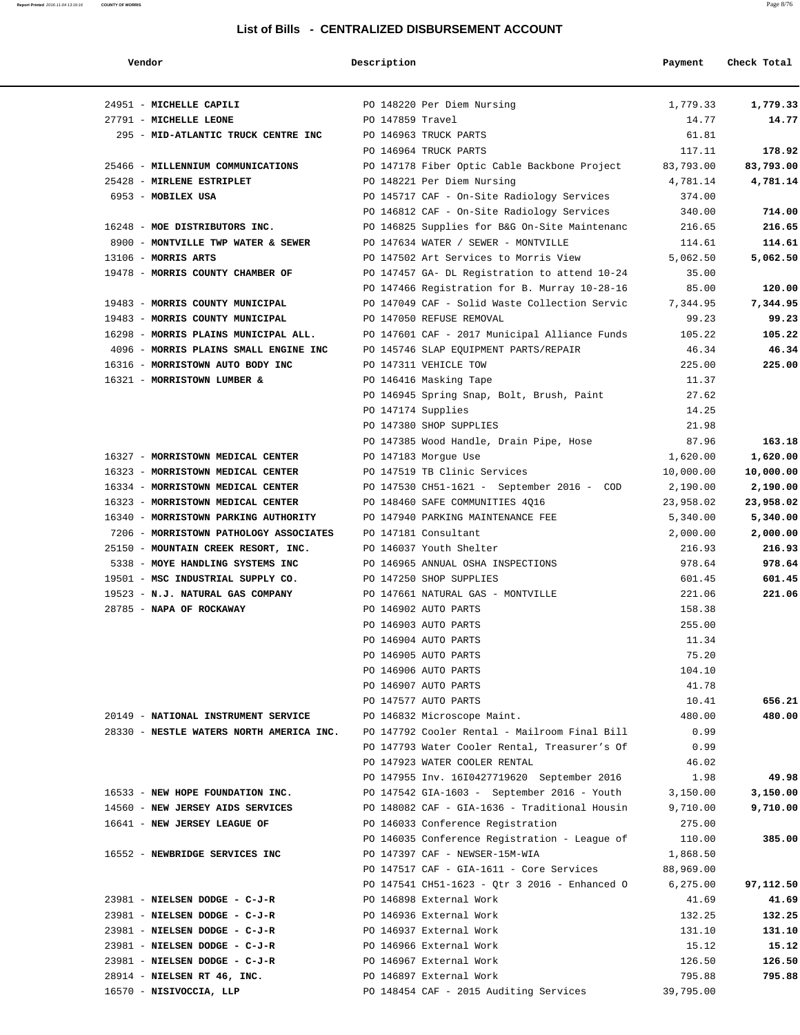## List of Bills - CENTRALIZED DISBURSEMENT ACCOUNT

| Vendor | Description | Payment | Check Total |
|---|---|---|---|
| 24951 - **MICHELLE CAPILI** | PO 148220 Per Diem Nursing | 1,779.33 | **1,779.33** |
| 27791 - **MICHELLE LEONE** | PO 147859 Travel | 14.77 | **14.77** |
| 295 - **MID-ATLANTIC TRUCK CENTRE INC** | PO 146963 TRUCK PARTS | 61.81 | |
| | PO 146964 TRUCK PARTS | 117.11 | **178.92** |
| 25466 - **MILLENNIUM COMMUNICATIONS** | PO 147178 Fiber Optic Cable Backbone Project | 83,793.00 | **83,793.00** |
| 25428 - **MIRLENE ESTRIPLET** | PO 148221 Per Diem Nursing | 4,781.14 | **4,781.14** |
| 6953 - **MOBILEX USA** | PO 145717 CAF - On-Site Radiology Services | 374.00 | |
| | PO 146812 CAF - On-Site Radiology Services | 340.00 | **714.00** |
| 16248 - **MOE DISTRIBUTORS INC.** | PO 146825 Supplies for B&G On-Site Maintenanc | 216.65 | **216.65** |
| 8900 - **MONTVILLE TWP WATER & SEWER** | PO 147634 WATER / SEWER - MONTVILLE | 114.61 | **114.61** |
| 13106 - **MORRIS ARTS** | PO 147502 Art Services to Morris View | 5,062.50 | **5,062.50** |
| 19478 - **MORRIS COUNTY CHAMBER OF** | PO 147457 GA- DL Registration to attend 10-24 | 35.00 | |
| | PO 147466 Registration for B. Murray 10-28-16 | 85.00 | **120.00** |
| 19483 - **MORRIS COUNTY MUNICIPAL** | PO 147049 CAF - Solid Waste Collection Servic | 7,344.95 | **7,344.95** |
| 19483 - **MORRIS COUNTY MUNICIPAL** | PO 147050 REFUSE REMOVAL | 99.23 | **99.23** |
| 16298 - **MORRIS PLAINS MUNICIPAL ALL.** | PO 147601 CAF - 2017 Municipal Alliance Funds | 105.22 | **105.22** |
| 4096 - **MORRIS PLAINS SMALL ENGINE INC** | PO 145746 SLAP EQUIPMENT PARTS/REPAIR | 46.34 | **46.34** |
| 16316 - **MORRISTOWN AUTO BODY INC** | PO 147311 VEHICLE TOW | 225.00 | **225.00** |
| 16321 - **MORRISTOWN LUMBER &** | PO 146416 Masking Tape | 11.37 | |
| | PO 146945 Spring Snap, Bolt, Brush, Paint | 27.62 | |
| | PO 147174 Supplies | 14.25 | |
| | PO 147380 SHOP SUPPLIES | 21.98 | |
| | PO 147385 Wood Handle, Drain Pipe, Hose | 87.96 | **163.18** |
| 16327 - **MORRISTOWN MEDICAL CENTER** | PO 147183 Morgue Use | 1,620.00 | **1,620.00** |
| 16323 - **MORRISTOWN MEDICAL CENTER** | PO 147519 TB Clinic Services | 10,000.00 | **10,000.00** |
| 16334 - **MORRISTOWN MEDICAL CENTER** | PO 147530 CH51-1621 - September 2016 - COD | 2,190.00 | **2,190.00** |
| 16323 - **MORRISTOWN MEDICAL CENTER** | PO 148460 SAFE COMMUNITIES 4Q16 | 23,958.02 | **23,958.02** |
| 16340 - **MORRISTOWN PARKING AUTHORITY** | PO 147940 PARKING MAINTENANCE FEE | 5,340.00 | **5,340.00** |
| 7206 - **MORRISTOWN PATHOLOGY ASSOCIATES** | PO 147181 Consultant | 2,000.00 | **2,000.00** |
| 25150 - **MOUNTAIN CREEK RESORT, INC.** | PO 146037 Youth Shelter | 216.93 | **216.93** |
| 5338 - **MOYE HANDLING SYSTEMS INC** | PO 146965 ANNUAL OSHA INSPECTIONS | 978.64 | **978.64** |
| 19501 - **MSC INDUSTRIAL SUPPLY CO.** | PO 147250 SHOP SUPPLIES | 601.45 | **601.45** |
| 19523 - **N.J. NATURAL GAS COMPANY** | PO 147661 NATURAL GAS - MONTVILLE | 221.06 | **221.06** |
| 28785 - **NAPA OF ROCKAWAY** | PO 146902 AUTO PARTS | 158.38 | |
| | PO 146903 AUTO PARTS | 255.00 | |
| | PO 146904 AUTO PARTS | 11.34 | |
| | PO 146905 AUTO PARTS | 75.20 | |
| | PO 146906 AUTO PARTS | 104.10 | |
| | PO 146907 AUTO PARTS | 41.78 | |
| | PO 147577 AUTO PARTS | 10.41 | **656.21** |
| 20149 - **NATIONAL INSTRUMENT SERVICE** | PO 146832 Microscope Maint. | 480.00 | **480.00** |
| 28330 - **NESTLE WATERS NORTH AMERICA INC.** | PO 147792 Cooler Rental - Mailroom Final Bill | 0.99 | |
| | PO 147793 Water Cooler Rental, Treasurer's Of | 0.99 | |
| | PO 147923 WATER COOLER RENTAL | 46.02 | |
| | PO 147955 Inv. 16I0427719620 September 2016 | 1.98 | **49.98** |
| 16533 - **NEW HOPE FOUNDATION INC.** | PO 147542 GIA-1603 - September 2016 - Youth | 3,150.00 | **3,150.00** |
| 14560 - **NEW JERSEY AIDS SERVICES** | PO 148082 CAF - GIA-1636 - Traditional Housin | 9,710.00 | **9,710.00** |
| 16641 - **NEW JERSEY LEAGUE OF** | PO 146033 Conference Registration | 275.00 | |
| | PO 146035 Conference Registration - League of | 110.00 | **385.00** |
| 16552 - **NEWBRIDGE SERVICES INC** | PO 147397 CAF - NEWSER-15M-WIA | 1,868.50 | |
| | PO 147517 CAF - GIA-1611 - Core Services | 88,969.00 | |
| | PO 147541 CH51-1623 - Qtr 3 2016 - Enhanced O | 6,275.00 | **97,112.50** |
| 23981 - **NIELSEN DODGE - C-J-R** | PO 146898 External Work | 41.69 | **41.69** |
| 23981 - **NIELSEN DODGE - C-J-R** | PO 146936 External Work | 132.25 | **132.25** |
| 23981 - **NIELSEN DODGE - C-J-R** | PO 146937 External Work | 131.10 | **131.10** |
| 23981 - **NIELSEN DODGE - C-J-R** | PO 146966 External Work | 15.12 | **15.12** |
| 23981 - **NIELSEN DODGE - C-J-R** | PO 146967 External Work | 126.50 | **126.50** |
| 28914 - **NIELSEN RT 46, INC.** | PO 146897 External Work | 795.88 | **795.88** |
| 16570 - **NISIVOCCIA, LLP** | PO 148454 CAF - 2015 Auditing Services | 39,795.00 | |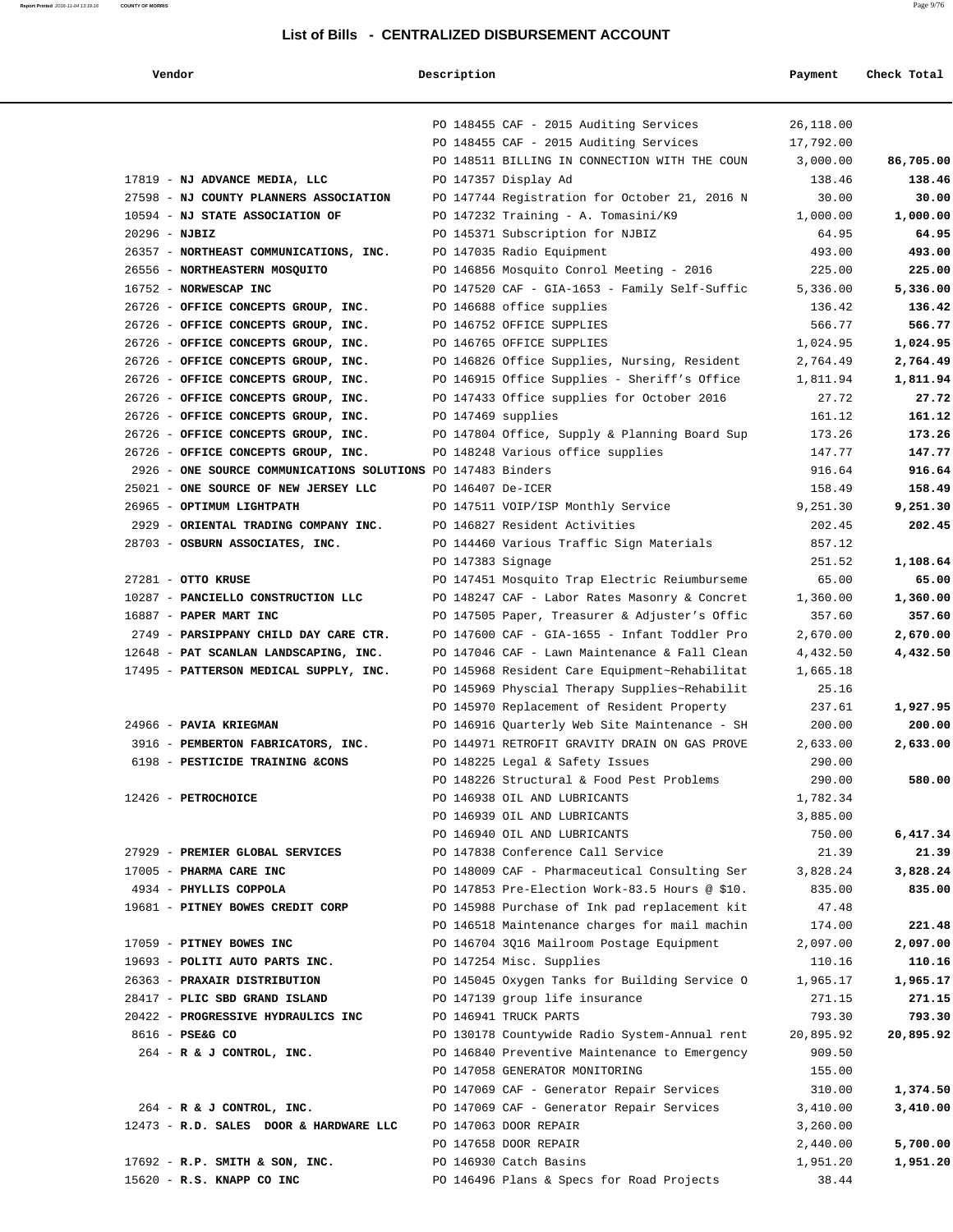## List of Bills - CENTRALIZED DISBURSEMENT ACCOUNT

| Vendor | Description | Payment | Check Total |
|---|---|---|---|
| | PO 148455 CAF - 2015 Auditing Services | 26,118.00 | |
| | PO 148455 CAF - 2015 Auditing Services | 17,792.00 | |
| | PO 148511 BILLING IN CONNECTION WITH THE COUN | 3,000.00 | **86,705.00** |
| 17819 - **NJ ADVANCE MEDIA, LLC** | PO 147357 Display Ad | 138.46 | **138.46** |
| 27598 - **NJ COUNTY PLANNERS ASSOCIATION** | PO 147744 Registration for October 21, 2016 N | 30.00 | **30.00** |
| 10594 - **NJ STATE ASSOCIATION OF** | PO 147232 Training - A. Tomasini/K9 | 1,000.00 | **1,000.00** |
| 20296 - **NJBIZ** | PO 145371 Subscription for NJBIZ | 64.95 | **64.95** |
| 26357 - **NORTHEAST COMMUNICATIONS, INC.** | PO 147035 Radio Equipment | 493.00 | **493.00** |
| 26556 - **NORTHEASTERN MOSQUITO** | PO 146856 Mosquito Conrol Meeting - 2016 | 225.00 | **225.00** |
| 16752 - **NORWESCAP INC** | PO 147520 CAF - GIA-1653 - Family Self-Suffic | 5,336.00 | **5,336.00** |
| 26726 - **OFFICE CONCEPTS GROUP, INC.** | PO 146688 office supplies | 136.42 | **136.42** |
| 26726 - **OFFICE CONCEPTS GROUP, INC.** | PO 146752 OFFICE SUPPLIES | 566.77 | **566.77** |
| 26726 - **OFFICE CONCEPTS GROUP, INC.** | PO 146765 OFFICE SUPPLIES | 1,024.95 | **1,024.95** |
| 26726 - **OFFICE CONCEPTS GROUP, INC.** | PO 146826 Office Supplies, Nursing, Resident | 2,764.49 | **2,764.49** |
| 26726 - **OFFICE CONCEPTS GROUP, INC.** | PO 146915 Office Supplies - Sheriff's Office | 1,811.94 | **1,811.94** |
| 26726 - **OFFICE CONCEPTS GROUP, INC.** | PO 147433 Office supplies for October 2016 | 27.72 | **27.72** |
| 26726 - **OFFICE CONCEPTS GROUP, INC.** | PO 147469 supplies | 161.12 | **161.12** |
| 26726 - **OFFICE CONCEPTS GROUP, INC.** | PO 147804 Office, Supply & Planning Board Sup | 173.26 | **173.26** |
| 26726 - **OFFICE CONCEPTS GROUP, INC.** | PO 148248 Various office supplies | 147.77 | **147.77** |
| 2926 - **ONE SOURCE COMMUNICATIONS SOLUTIONS** | PO 147483 Binders | 916.64 | **916.64** |
| 25021 - **ONE SOURCE OF NEW JERSEY LLC** | PO 146407 De-ICER | 158.49 | **158.49** |
| 26965 - **OPTIMUM LIGHTPATH** | PO 147511 VOIP/ISP Monthly Service | 9,251.30 | **9,251.30** |
| 2929 - **ORIENTAL TRADING COMPANY INC.** | PO 146827 Resident Activities | 202.45 | **202.45** |
| 28703 - **OSBURN ASSOCIATES, INC.** | PO 144460 Various Traffic Sign Materials | 857.12 | |
| | PO 147383 Signage | 251.52 | **1,108.64** |
| 27281 - **OTTO KRUSE** | PO 147451 Mosquito Trap Electric Reiumburseme | 65.00 | **65.00** |
| 10287 - **PANCIELLO CONSTRUCTION LLC** | PO 148247 CAF - Labor Rates Masonry & Concret | 1,360.00 | **1,360.00** |
| 16887 - **PAPER MART INC** | PO 147505 Paper, Treasurer & Adjuster's Offic | 357.60 | **357.60** |
| 2749 - **PARSIPPANY CHILD DAY CARE CTR.** | PO 147600 CAF - GIA-1655 - Infant Toddler Pro | 2,670.00 | **2,670.00** |
| 12648 - **PAT SCANLAN LANDSCAPING, INC.** | PO 147046 CAF - Lawn Maintenance & Fall Clean | 4,432.50 | **4,432.50** |
| 17495 - **PATTERSON MEDICAL SUPPLY, INC.** | PO 145968 Resident Care Equipment~Rehabilitat | 1,665.18 | |
| | PO 145969 Physcial Therapy Supplies~Rehabilit | 25.16 | |
| | PO 145970 Replacement of Resident Property | 237.61 | **1,927.95** |
| 24966 - **PAVIA KRIEGMAN** | PO 146916 Quarterly Web Site Maintenance - SH | 200.00 | **200.00** |
| 3916 - **PEMBERTON FABRICATORS, INC.** | PO 144971 RETROFIT GRAVITY DRAIN ON GAS PROVE | 2,633.00 | **2,633.00** |
| 6198 - **PESTICIDE TRAINING &CONS** | PO 148225 Legal & Safety Issues | 290.00 | |
| | PO 148226 Structural & Food Pest Problems | 290.00 | **580.00** |
| 12426 - **PETROCHOICE** | PO 146938 OIL AND LUBRICANTS | 1,782.34 | |
| | PO 146939 OIL AND LUBRICANTS | 3,885.00 | |
| | PO 146940 OIL AND LUBRICANTS | 750.00 | **6,417.34** |
| 27929 - **PREMIER GLOBAL SERVICES** | PO 147838 Conference Call Service | 21.39 | **21.39** |
| 17005 - **PHARMA CARE INC** | PO 148009 CAF - Pharmaceutical Consulting Ser | 3,828.24 | **3,828.24** |
| 4934 - **PHYLLIS COPPOLA** | PO 147853 Pre-Election Work-83.5 Hours @ $10. | 835.00 | **835.00** |
| 19681 - **PITNEY BOWES CREDIT CORP** | PO 145988 Purchase of Ink pad replacement kit | 47.48 | |
| | PO 146518 Maintenance charges for mail machin | 174.00 | **221.48** |
| 17059 - **PITNEY BOWES INC** | PO 146704 3Q16 Mailroom Postage Equipment | 2,097.00 | **2,097.00** |
| 19693 - **POLITI AUTO PARTS INC.** | PO 147254 Misc. Supplies | 110.16 | **110.16** |
| 26363 - **PRAXAIR DISTRIBUTION** | PO 145045 Oxygen Tanks for Building Service O | 1,965.17 | **1,965.17** |
| 28417 - **PLIC SBD GRAND ISLAND** | PO 147139 group life insurance | 271.15 | **271.15** |
| 20422 - **PROGRESSIVE HYDRAULICS INC** | PO 146941 TRUCK PARTS | 793.30 | **793.30** |
| 8616 - **PSE&G CO** | PO 130178 Countywide Radio System-Annual rent | 20,895.92 | **20,895.92** |
| 264 - **R & J CONTROL, INC.** | PO 146840 Preventive Maintenance to Emergency | 909.50 | |
| | PO 147058 GENERATOR MONITORING | 155.00 | |
| | PO 147069 CAF - Generator Repair Services | 310.00 | **1,374.50** |
| 264 - **R & J CONTROL, INC.** | PO 147069 CAF - Generator Repair Services | 3,410.00 | **3,410.00** |
| 12473 - **R.D. SALES DOOR & HARDWARE LLC** | PO 147063 DOOR REPAIR | 3,260.00 | |
| | PO 147658 DOOR REPAIR | 2,440.00 | **5,700.00** |
| 17692 - **R.P. SMITH & SON, INC.** | PO 146930 Catch Basins | 1,951.20 | **1,951.20** |
| 15620 - **R.S. KNAPP CO INC** | PO 146496 Plans & Specs for Road Projects | 38.44 | |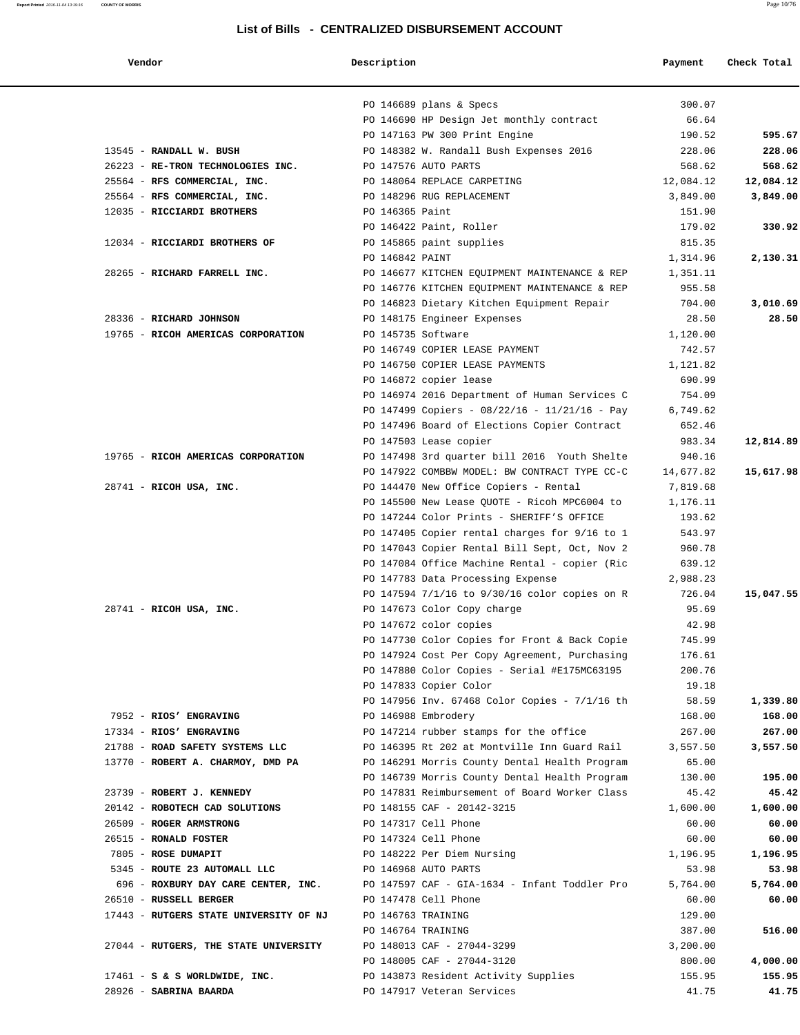## List of Bills - CENTRALIZED DISBURSEMENT ACCOUNT

| Vendor | Description | Payment | Check Total |
|---|---|---|---|
| | PO 146689 plans & Specs | 300.07 | |
| | PO 146690 HP Design Jet monthly contract | 66.64 | |
| | PO 147163 PW 300 Print Engine | 190.52 | 595.67 |
| 13545 - **RANDALL W. BUSH** | PO 148382 W. Randall Bush Expenses 2016 | 228.06 | 228.06 |
| 26223 - **RE-TRON TECHNOLOGIES INC.** | PO 147576 AUTO PARTS | 568.62 | 568.62 |
| 25564 - **RFS COMMERCIAL, INC.** | PO 148064 REPLACE CARPETING | 12,084.12 | 12,084.12 |
| 25564 - **RFS COMMERCIAL, INC.** | PO 148296 RUG REPLACEMENT | 3,849.00 | 3,849.00 |
| 12035 - **RICCIARDI BROTHERS** | PO 146365 Paint | 151.90 | |
| | PO 146422 Paint, Roller | 179.02 | 330.92 |
| 12034 - **RICCIARDI BROTHERS OF** | PO 145865 paint supplies | 815.35 | |
| | PO 146842 PAINT | 1,314.96 | 2,130.31 |
| 28265 - **RICHARD FARRELL INC.** | PO 146677 KITCHEN EQUIPMENT MAINTENANCE & REP | 1,351.11 | |
| | PO 146776 KITCHEN EQUIPMENT MAINTENANCE & REP | 955.58 | |
| | PO 146823 Dietary Kitchen Equipment Repair | 704.00 | 3,010.69 |
| 28336 - **RICHARD JOHNSON** | PO 148175 Engineer Expenses | 28.50 | 28.50 |
| 19765 - **RICOH AMERICAS CORPORATION** | PO 145735 Software | 1,120.00 | |
| | PO 146749 COPIER LEASE PAYMENT | 742.57 | |
| | PO 146750 COPIER LEASE PAYMENTS | 1,121.82 | |
| | PO 146872 copier lease | 690.99 | |
| | PO 146974 2016 Department of Human Services C | 754.09 | |
| | PO 147499 Copiers - 08/22/16 - 11/21/16 - Pay | 6,749.62 | |
| | PO 147496 Board of Elections Copier Contract | 652.46 | |
| | PO 147503 Lease copier | 983.34 | 12,814.89 |
| 19765 - **RICOH AMERICAS CORPORATION** | PO 147498 3rd quarter bill 2016 Youth Shelte | 940.16 | |
| | PO 147922 COMBBW MODEL: BW CONTRACT TYPE CC-C | 14,677.82 | 15,617.98 |
| 28741 - **RICOH USA, INC.** | PO 144470 New Office Copiers - Rental | 7,819.68 | |
| | PO 145500 New Lease QUOTE - Ricoh MPC6004 to | 1,176.11 | |
| | PO 147244 Color Prints - SHERIFF'S OFFICE | 193.62 | |
| | PO 147405 Copier rental charges for 9/16 to 1 | 543.97 | |
| | PO 147043 Copier Rental Bill Sept, Oct, Nov 2 | 960.78 | |
| | PO 147084 Office Machine Rental - copier (Ric | 639.12 | |
| | PO 147783 Data Processing Expense | 2,988.23 | |
| | PO 147594 7/1/16 to 9/30/16 color copies on R | 726.04 | 15,047.55 |
| 28741 - **RICOH USA, INC.** | PO 147673 Color Copy charge | 95.69 | |
| | PO 147672 color copies | 42.98 | |
| | PO 147730 Color Copies for Front & Back Copie | 745.99 | |
| | PO 147924 Cost Per Copy Agreement, Purchasing | 176.61 | |
| | PO 147880 Color Copies - Serial #E175MC63195 | 200.76 | |
| | PO 147833 Copier Color | 19.18 | |
| | PO 147956 Inv. 67468 Color Copies - 7/1/16 th | 58.59 | 1,339.80 |
| 7952 - **RIOS' ENGRAVING** | PO 146988 Embrodery | 168.00 | 168.00 |
| 17334 - **RIOS' ENGRAVING** | PO 147214 rubber stamps for the office | 267.00 | 267.00 |
| 21788 - **ROAD SAFETY SYSTEMS LLC** | PO 146395 Rt 202 at Montville Inn Guard Rail | 3,557.50 | 3,557.50 |
| 13770 - **ROBERT A. CHARMOY, DMD PA** | PO 146291 Morris County Dental Health Program | 65.00 | |
| | PO 146739 Morris County Dental Health Program | 130.00 | 195.00 |
| 23739 - **ROBERT J. KENNEDY** | PO 147831 Reimbursement of Board Worker Class | 45.42 | 45.42 |
| 20142 - **ROBOTECH CAD SOLUTIONS** | PO 148155 CAF - 20142-3215 | 1,600.00 | 1,600.00 |
| 26509 - **ROGER ARMSTRONG** | PO 147317 Cell Phone | 60.00 | 60.00 |
| 26515 - **RONALD FOSTER** | PO 147324 Cell Phone | 60.00 | 60.00 |
| 7805 - **ROSE DUMAPIT** | PO 148222 Per Diem Nursing | 1,196.95 | 1,196.95 |
| 5345 - **ROUTE 23 AUTOMALL LLC** | PO 146968 AUTO PARTS | 53.98 | 53.98 |
| 696 - **ROXBURY DAY CARE CENTER, INC.** | PO 147597 CAF - GIA-1634 - Infant Toddler Pro | 5,764.00 | 5,764.00 |
| 26510 - **RUSSELL BERGER** | PO 147478 Cell Phone | 60.00 | 60.00 |
| 17443 - **RUTGERS STATE UNIVERSITY OF NJ** | PO 146763 TRAINING | 129.00 | |
| | PO 146764 TRAINING | 387.00 | 516.00 |
| 27044 - **RUTGERS, THE STATE UNIVERSITY** | PO 148013 CAF - 27044-3299 | 3,200.00 | |
| | PO 148005 CAF - 27044-3120 | 800.00 | 4,000.00 |
| 17461 - **S & S WORLDWIDE, INC.** | PO 143873 Resident Activity Supplies | 155.95 | 155.95 |
| 28926 - **SABRINA BAARDA** | PO 147917 Veteran Services | 41.75 | 41.75 |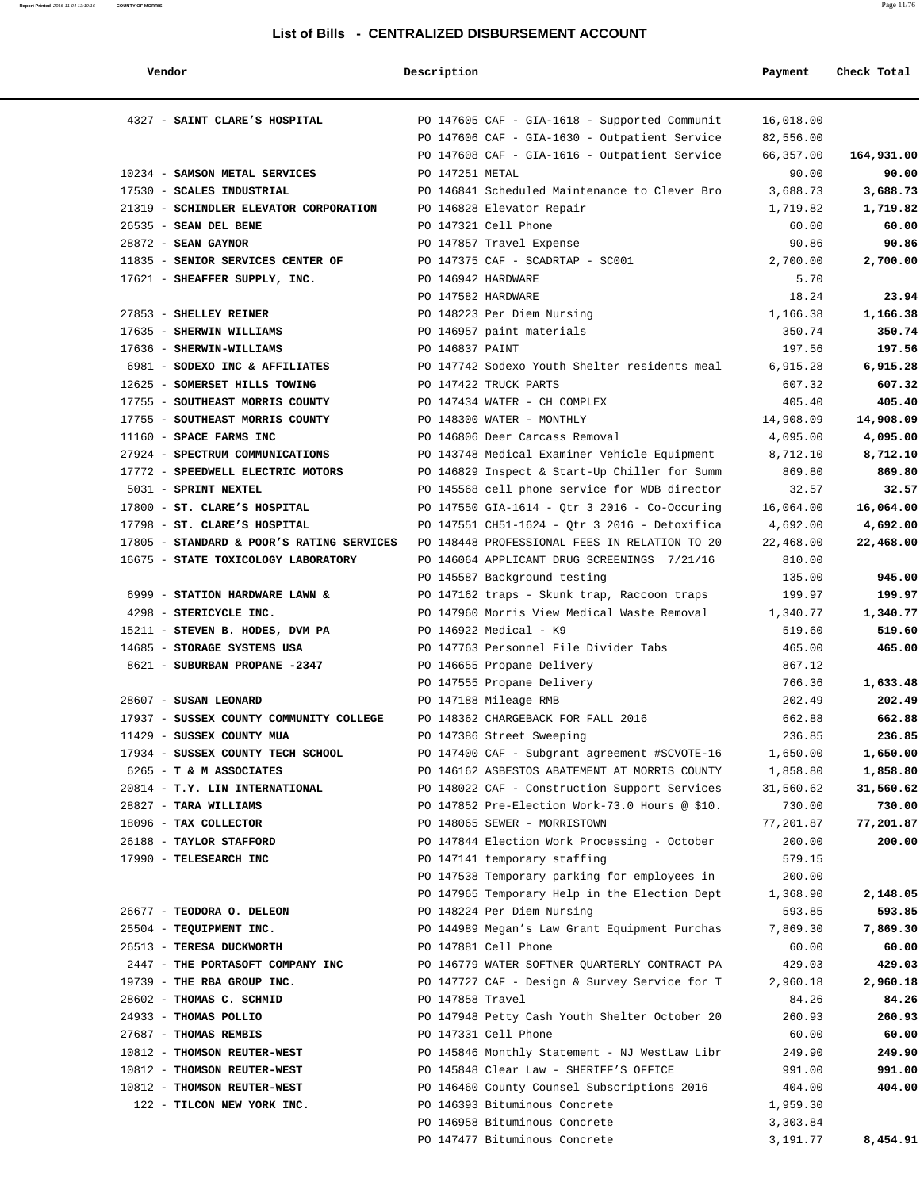# List of Bills - CENTRALIZED DISBURSEMENT ACCOUNT

| Vendor | Description | Payment | Check Total |
|---|---|---|---|
| 4327 - **SAINT CLARE'S HOSPITAL** | PO 147605 CAF - GIA-1618 - Supported Communit | 16,018.00 | |
| | PO 147606 CAF - GIA-1630 - Outpatient Service | 82,556.00 | |
| | PO 147608 CAF - GIA-1616 - Outpatient Service | 66,357.00 | **164,931.00** |
| 10234 - **SAMSON METAL SERVICES** | PO 147251 METAL | 90.00 | **90.00** |
| 17530 - **SCALES INDUSTRIAL** | PO 146841 Scheduled Maintenance to Clever Bro | 3,688.73 | **3,688.73** |
| 21319 - **SCHINDLER ELEVATOR CORPORATION** | PO 146828 Elevator Repair | 1,719.82 | **1,719.82** |
| 26535 - **SEAN DEL BENE** | PO 147321 Cell Phone | 60.00 | **60.00** |
| 28872 - **SEAN GAYNOR** | PO 147857 Travel Expense | 90.86 | **90.86** |
| 11835 - **SENIOR SERVICES CENTER OF** | PO 147375 CAF - SCADRTAP - SC001 | 2,700.00 | **2,700.00** |
| 17621 - **SHEAFFER SUPPLY, INC.** | PO 146942 HARDWARE | 5.70 | |
| | PO 147582 HARDWARE | 18.24 | **23.94** |
| 27853 - **SHELLEY REINER** | PO 148223 Per Diem Nursing | 1,166.38 | **1,166.38** |
| 17635 - **SHERWIN WILLIAMS** | PO 146957 paint materials | 350.74 | **350.74** |
| 17636 - **SHERWIN-WILLIAMS** | PO 146837 PAINT | 197.56 | **197.56** |
| 6981 - **SODEXO INC & AFFILIATES** | PO 147742 Sodexo Youth Shelter residents meal | 6,915.28 | **6,915.28** |
| 12625 - **SOMERSET HILLS TOWING** | PO 147422 TRUCK PARTS | 607.32 | **607.32** |
| 17755 - **SOUTHEAST MORRIS COUNTY** | PO 147434 WATER - CH COMPLEX | 405.40 | **405.40** |
| 17755 - **SOUTHEAST MORRIS COUNTY** | PO 148300 WATER - MONTHLY | 14,908.09 | **14,908.09** |
| 11160 - **SPACE FARMS INC** | PO 146806 Deer Carcass Removal | 4,095.00 | **4,095.00** |
| 27924 - **SPECTRUM COMMUNICATIONS** | PO 143748 Medical Examiner Vehicle Equipment | 8,712.10 | **8,712.10** |
| 17772 - **SPEEDWELL ELECTRIC MOTORS** | PO 146829 Inspect & Start-Up Chiller for Summ | 869.80 | **869.80** |
| 5031 - **SPRINT NEXTEL** | PO 145568 cell phone service for WDB director | 32.57 | **32.57** |
| 17800 - **ST. CLARE'S HOSPITAL** | PO 147550 GIA-1614 - Qtr 3 2016 - Co-Occuring | 16,064.00 | **16,064.00** |
| 17798 - **ST. CLARE'S HOSPITAL** | PO 147551 CH51-1624 - Qtr 3 2016 - Detoxifica | 4,692.00 | **4,692.00** |
| 17805 - **STANDARD & POOR'S RATING SERVICES** | PO 148448 PROFESSIONAL FEES IN RELATION TO 20 | 22,468.00 | **22,468.00** |
| 16675 - **STATE TOXICOLOGY LABORATORY** | PO 146064 APPLICANT DRUG SCREENINGS 7/21/16 | 810.00 | |
| | PO 145587 Background testing | 135.00 | **945.00** |
| 6999 - **STATION HARDWARE LAWN &** | PO 147162 traps - Skunk trap, Raccoon traps | 199.97 | **199.97** |
| 4298 - **STERICYCLE INC.** | PO 147960 Morris View Medical Waste Removal | 1,340.77 | **1,340.77** |
| 15211 - **STEVEN B. HODES, DVM PA** | PO 146922 Medical - K9 | 519.60 | **519.60** |
| 14685 - **STORAGE SYSTEMS USA** | PO 147763 Personnel File Divider Tabs | 465.00 | **465.00** |
| 8621 - **SUBURBAN PROPANE -2347** | PO 146655 Propane Delivery | 867.12 | |
| | PO 147555 Propane Delivery | 766.36 | **1,633.48** |
| 28607 - **SUSAN LEONARD** | PO 147188 Mileage RMB | 202.49 | **202.49** |
| 17937 - **SUSSEX COUNTY COMMUNITY COLLEGE** | PO 148362 CHARGEBACK FOR FALL 2016 | 662.88 | **662.88** |
| 11429 - **SUSSEX COUNTY MUA** | PO 147386 Street Sweeping | 236.85 | **236.85** |
| 17934 - **SUSSEX COUNTY TECH SCHOOL** | PO 147400 CAF - Subgrant agreement #SCVOTE-16 | 1,650.00 | **1,650.00** |
| 6265 - **T & M ASSOCIATES** | PO 146162 ASBESTOS ABATEMENT AT MORRIS COUNTY | 1,858.80 | **1,858.80** |
| 20814 - **T.Y. LIN INTERNATIONAL** | PO 148022 CAF - Construction Support Services | 31,560.62 | **31,560.62** |
| 28827 - **TARA WILLIAMS** | PO 147852 Pre-Election Work-73.0 Hours @ $10. | 730.00 | **730.00** |
| 18096 - **TAX COLLECTOR** | PO 148065 SEWER - MORRISTOWN | 77,201.87 | **77,201.87** |
| 26188 - **TAYLOR STAFFORD** | PO 147844 Election Work Processing - October | 200.00 | **200.00** |
| 17990 - **TELESEARCH INC** | PO 147141 temporary staffing | 579.15 | |
| | PO 147538 Temporary parking for employees in | 200.00 | |
| | PO 147965 Temporary Help in the Election Dept | 1,368.90 | **2,148.05** |
| 26677 - **TEODORA O. DELEON** | PO 148224 Per Diem Nursing | 593.85 | **593.85** |
| 25504 - **TEQUIPMENT INC.** | PO 144989 Megan's Law Grant Equipment Purchas | 7,869.30 | **7,869.30** |
| 26513 - **TERESA DUCKWORTH** | PO 147881 Cell Phone | 60.00 | **60.00** |
| 2447 - **THE PORTASOFT COMPANY INC** | PO 146779 WATER SOFTNER QUARTERLY CONTRACT PA | 429.03 | **429.03** |
| 19739 - **THE RBA GROUP INC.** | PO 147727 CAF - Design & Survey Service for T | 2,960.18 | **2,960.18** |
| 28602 - **THOMAS C. SCHMID** | PO 147858 Travel | 84.26 | **84.26** |
| 24933 - **THOMAS POLLIO** | PO 147948 Petty Cash Youth Shelter October 20 | 260.93 | **260.93** |
| 27687 - **THOMAS REMBIS** | PO 147331 Cell Phone | 60.00 | **60.00** |
| 10812 - **THOMSON REUTER-WEST** | PO 145846 Monthly Statement - NJ WestLaw Libr | 249.90 | **249.90** |
| 10812 - **THOMSON REUTER-WEST** | PO 145848 Clear Law - SHERIFF'S OFFICE | 991.00 | **991.00** |
| 10812 - **THOMSON REUTER-WEST** | PO 146460 County Counsel Subscriptions 2016 | 404.00 | **404.00** |
| 122 - **TILCON NEW YORK INC.** | PO 146393 Bituminous Concrete | 1,959.30 | |
| | PO 146958 Bituminous Concrete | 3,303.84 | |
| | PO 147477 Bituminous Concrete | 3,191.77 | **8,454.91** |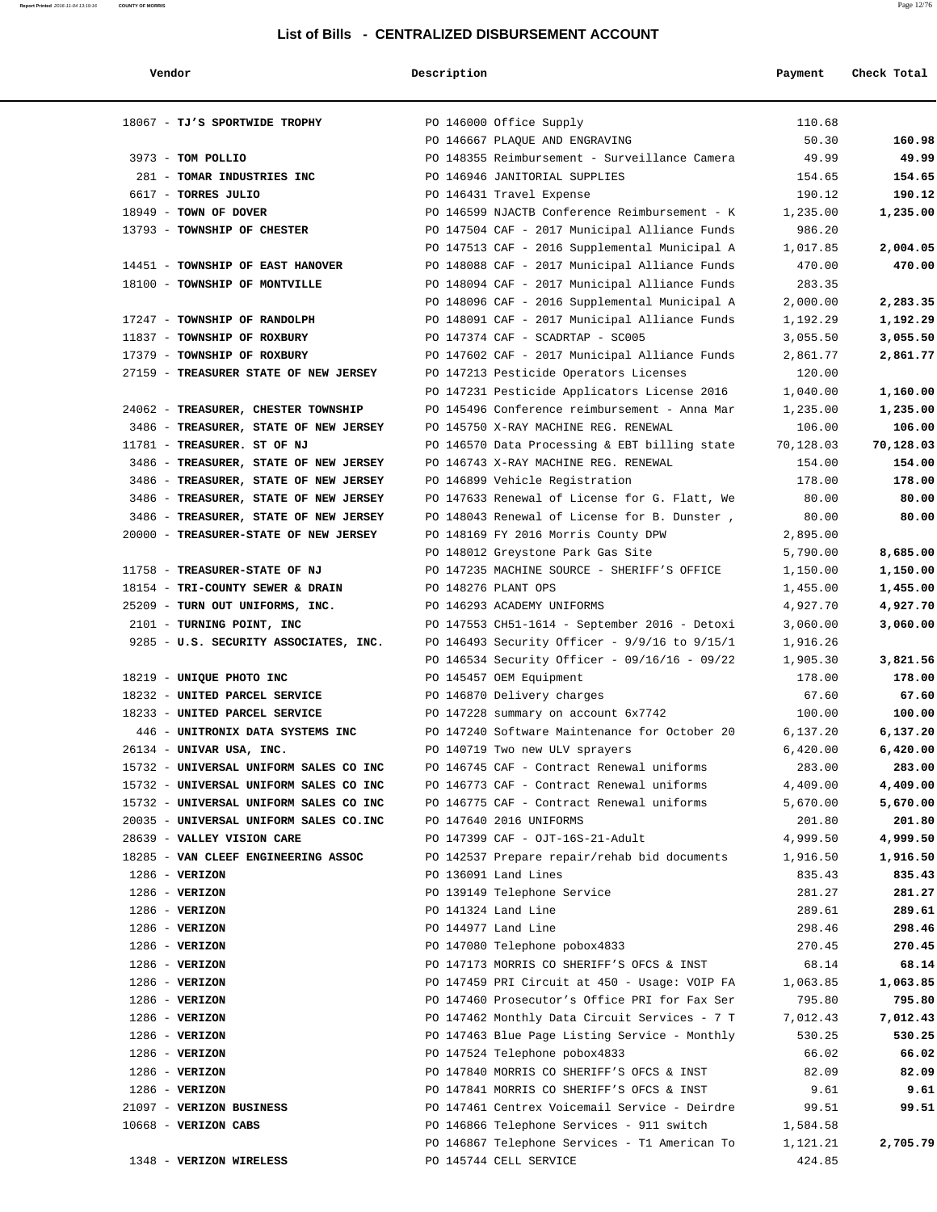## List of Bills - CENTRALIZED DISBURSEMENT ACCOUNT

| Vendor | Description | Payment | Check Total |
|---|---|---|---|
| 18067 - **TJ'S SPORTWIDE TROPHY** | PO 146000 Office Supply | 110.68 | |
| | PO 146667 PLAQUE AND ENGRAVING | 50.30 | **160.98** |
| 3973 - **TOM POLLIO** | PO 148355 Reimbursement - Surveillance Camera | 49.99 | **49.99** |
| 281 - **TOMAR INDUSTRIES INC** | PO 146946 JANITORIAL SUPPLIES | 154.65 | **154.65** |
| 6617 - **TORRES JULIO** | PO 146431 Travel Expense | 190.12 | **190.12** |
| 18949 - **TOWN OF DOVER** | PO 146599 NJACTB Conference Reimbursement - K | 1,235.00 | **1,235.00** |
| 13793 - **TOWNSHIP OF CHESTER** | PO 147504 CAF - 2017 Municipal Alliance Funds | 986.20 | |
| | PO 147513 CAF - 2016 Supplemental Municipal A | 1,017.85 | **2,004.05** |
| 14451 - **TOWNSHIP OF EAST HANOVER** | PO 148088 CAF - 2017 Municipal Alliance Funds | 470.00 | **470.00** |
| 18100 - **TOWNSHIP OF MONTVILLE** | PO 148094 CAF - 2017 Municipal Alliance Funds | 283.35 | |
| | PO 148096 CAF - 2016 Supplemental Municipal A | 2,000.00 | **2,283.35** |
| 17247 - **TOWNSHIP OF RANDOLPH** | PO 148091 CAF - 2017 Municipal Alliance Funds | 1,192.29 | **1,192.29** |
| 11837 - **TOWNSHIP OF ROXBURY** | PO 147374 CAF - SCADRTAP - SC005 | 3,055.50 | **3,055.50** |
| 17379 - **TOWNSHIP OF ROXBURY** | PO 147602 CAF - 2017 Municipal Alliance Funds | 2,861.77 | **2,861.77** |
| 27159 - **TREASURER STATE OF NEW JERSEY** | PO 147213 Pesticide Operators Licenses | 120.00 | |
| | PO 147231 Pesticide Applicators License 2016 | 1,040.00 | **1,160.00** |
| 24062 - **TREASURER, CHESTER TOWNSHIP** | PO 145496 Conference reimbursement - Anna Mar | 1,235.00 | **1,235.00** |
| 3486 - **TREASURER, STATE OF NEW JERSEY** | PO 145750 X-RAY MACHINE REG. RENEWAL | 106.00 | **106.00** |
| 11781 - **TREASURER. ST OF NJ** | PO 146570 Data Processing & EBT billing state | 70,128.03 | **70,128.03** |
| 3486 - **TREASURER, STATE OF NEW JERSEY** | PO 146743 X-RAY MACHINE REG. RENEWAL | 154.00 | **154.00** |
| 3486 - **TREASURER, STATE OF NEW JERSEY** | PO 146899 Vehicle Registration | 178.00 | **178.00** |
| 3486 - **TREASURER, STATE OF NEW JERSEY** | PO 147633 Renewal of License for G. Flatt, We | 80.00 | **80.00** |
| 3486 - **TREASURER, STATE OF NEW JERSEY** | PO 148043 Renewal of License for B. Dunster , | 80.00 | **80.00** |
| 20000 - **TREASURER-STATE OF NEW JERSEY** | PO 148169 FY 2016 Morris County DPW | 2,895.00 | |
| | PO 148012 Greystone Park Gas Site | 5,790.00 | **8,685.00** |
| 11758 - **TREASURER-STATE OF NJ** | PO 147235 MACHINE SOURCE - SHERIFF'S OFFICE | 1,150.00 | **1,150.00** |
| 18154 - **TRI-COUNTY SEWER & DRAIN** | PO 148276 PLANT OPS | 1,455.00 | **1,455.00** |
| 25209 - **TURN OUT UNIFORMS, INC.** | PO 146293 ACADEMY UNIFORMS | 4,927.70 | **4,927.70** |
| 2101 - **TURNING POINT, INC** | PO 147553 CH51-1614 - September 2016 - Detoxi | 3,060.00 | **3,060.00** |
| 9285 - **U.S. SECURITY ASSOCIATES, INC.** | PO 146493 Security Officer - 9/9/16 to 9/15/1 | 1,916.26 | |
| | PO 146534 Security Officer - 09/16/16 - 09/22 | 1,905.30 | **3,821.56** |
| 18219 - **UNIQUE PHOTO INC** | PO 145457 OEM Equipment | 178.00 | **178.00** |
| 18232 - **UNITED PARCEL SERVICE** | PO 146870 Delivery charges | 67.60 | **67.60** |
| 18233 - **UNITED PARCEL SERVICE** | PO 147228 summary on account 6x7742 | 100.00 | **100.00** |
| 446 - **UNITRONIX DATA SYSTEMS INC** | PO 147240 Software Maintenance for October 20 | 6,137.20 | **6,137.20** |
| 26134 - **UNIVAR USA, INC.** | PO 140719 Two new ULV sprayers | 6,420.00 | **6,420.00** |
| 15732 - **UNIVERSAL UNIFORM SALES CO INC** | PO 146745 CAF - Contract Renewal uniforms | 283.00 | **283.00** |
| 15732 - **UNIVERSAL UNIFORM SALES CO INC** | PO 146773 CAF - Contract Renewal uniforms | 4,409.00 | **4,409.00** |
| 15732 - **UNIVERSAL UNIFORM SALES CO INC** | PO 146775 CAF - Contract Renewal uniforms | 5,670.00 | **5,670.00** |
| 20035 - **UNIVERSAL UNIFORM SALES CO.INC** | PO 147640 2016 UNIFORMS | 201.80 | **201.80** |
| 28639 - **VALLEY VISION CARE** | PO 147399 CAF - OJT-16S-21-Adult | 4,999.50 | **4,999.50** |
| 18285 - **VAN CLEEF ENGINEERING ASSOC** | PO 142537 Prepare repair/rehab bid documents | 1,916.50 | **1,916.50** |
| 1286 - **VERIZON** | PO 136091 Land Lines | 835.43 | **835.43** |
| 1286 - **VERIZON** | PO 139149 Telephone Service | 281.27 | **281.27** |
| 1286 - **VERIZON** | PO 141324 Land Line | 289.61 | **289.61** |
| 1286 - **VERIZON** | PO 144977 Land Line | 298.46 | **298.46** |
| 1286 - **VERIZON** | PO 147080 Telephone pobox4833 | 270.45 | **270.45** |
| 1286 - **VERIZON** | PO 147173 MORRIS CO SHERIFF'S OFCS & INST | 68.14 | **68.14** |
| 1286 - **VERIZON** | PO 147459 PRI Circuit at 450 - Usage: VOIP FA | 1,063.85 | **1,063.85** |
| 1286 - **VERIZON** | PO 147460 Prosecutor's Office PRI for Fax Ser | 795.80 | **795.80** |
| 1286 - **VERIZON** | PO 147462 Monthly Data Circuit Services - 7 T | 7,012.43 | **7,012.43** |
| 1286 - **VERIZON** | PO 147463 Blue Page Listing Service - Monthly | 530.25 | **530.25** |
| 1286 - **VERIZON** | PO 147524 Telephone pobox4833 | 66.02 | **66.02** |
| 1286 - **VERIZON** | PO 147840 MORRIS CO SHERIFF'S OFCS & INST | 82.09 | **82.09** |
| 1286 - **VERIZON** | PO 147841 MORRIS CO SHERIFF'S OFCS & INST | 9.61 | **9.61** |
| 21097 - **VERIZON BUSINESS** | PO 147461 Centrex Voicemail Service - Deirdre | 99.51 | **99.51** |
| 10668 - **VERIZON CABS** | PO 146866 Telephone Services - 911 switch | 1,584.58 | |
| | PO 146867 Telephone Services - T1 American To | 1,121.21 | **2,705.79** |
| 1348 - **VERIZON WIRELESS** | PO 145744 CELL SERVICE | 424.85 | |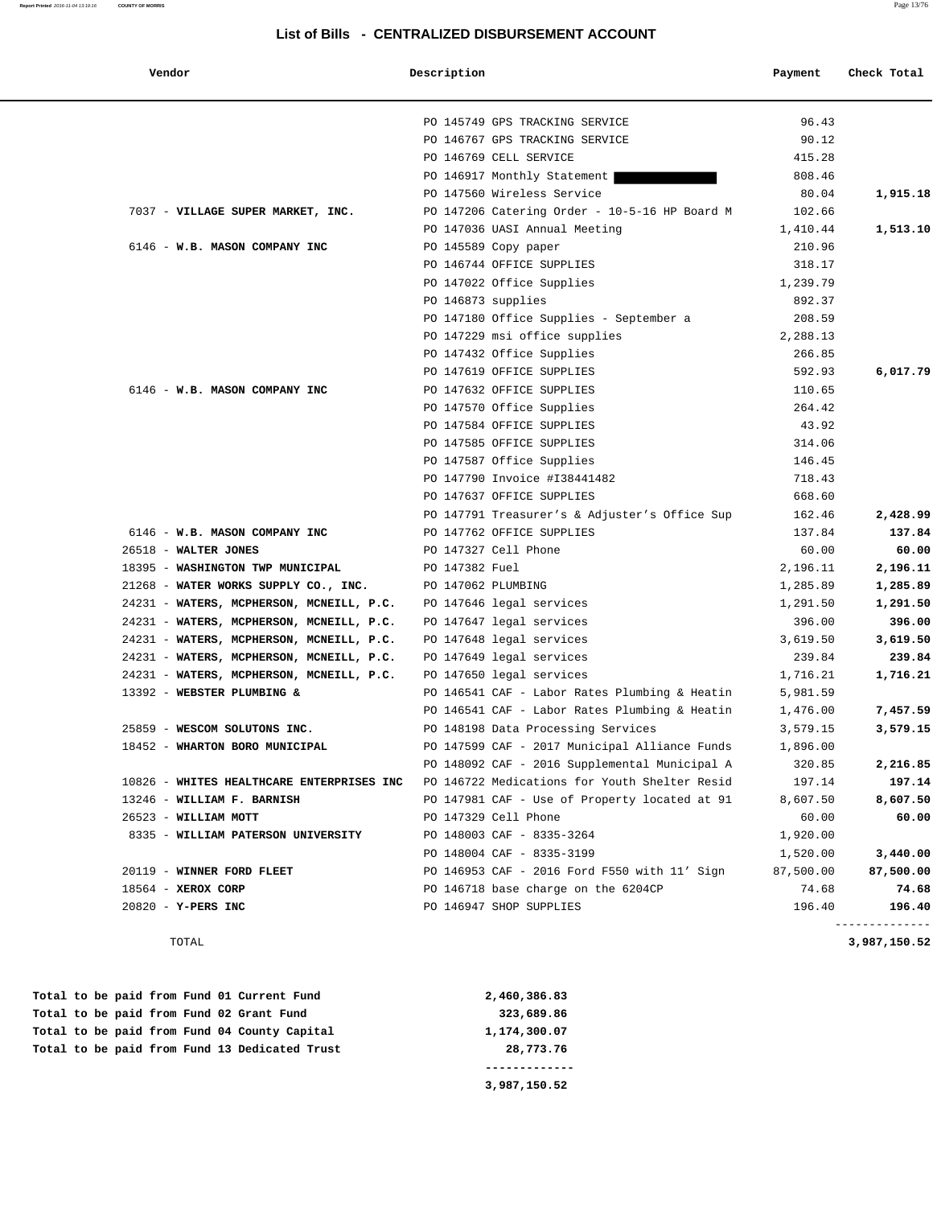## List of Bills - CENTRALIZED DISBURSEMENT ACCOUNT

| Vendor | Description | Payment | Check Total |
|---|---|---|---|
| | PO 145749 GPS TRACKING SERVICE | 96.43 | |
| | PO 146767 GPS TRACKING SERVICE | 90.12 | |
| | PO 146769 CELL SERVICE | 415.28 | |
| | PO 146917 Monthly Statement | 808.46 | |
| | PO 147560 Wireless Service | 80.04 | **1,915.18** |
| 7037 - **VILLAGE SUPER MARKET, INC.** | PO 147206 Catering Order - 10-5-16 HP Board M | 102.66 | |
| | PO 147036 UASI Annual Meeting | 1,410.44 | **1,513.10** |
| 6146 - **W.B. MASON COMPANY INC** | PO 145589 Copy paper | 210.96 | |
| | PO 146744 OFFICE SUPPLIES | 318.17 | |
| | PO 147022 Office Supplies | 1,239.79 | |
| | PO 146873 supplies | 892.37 | |
| | PO 147180 Office Supplies - September a | 208.59 | |
| | PO 147229 msi office supplies | 2,288.13 | |
| | PO 147432 Office Supplies | 266.85 | |
| | PO 147619 OFFICE SUPPLIES | 592.93 | **6,017.79** |
| 6146 - **W.B. MASON COMPANY INC** | PO 147632 OFFICE SUPPLIES | 110.65 | |
| | PO 147570 Office Supplies | 264.42 | |
| | PO 147584 OFFICE SUPPLIES | 43.92 | |
| | PO 147585 OFFICE SUPPLIES | 314.06 | |
| | PO 147587 Office Supplies | 146.45 | |
| | PO 147790 Invoice #I38441482 | 718.43 | |
| | PO 147637 OFFICE SUPPLIES | 668.60 | |
| | PO 147791 Treasurer's & Adjuster's Office Sup | 162.46 | **2,428.99** |
| 6146 - **W.B. MASON COMPANY INC** | PO 147762 OFFICE SUPPLIES | 137.84 | **137.84** |
| 26518 - **WALTER JONES** | PO 147327 Cell Phone | 60.00 | **60.00** |
| 18395 - **WASHINGTON TWP MUNICIPAL** | PO 147382 Fuel | 2,196.11 | **2,196.11** |
| 21268 - **WATER WORKS SUPPLY CO., INC.** | PO 147062 PLUMBING | 1,285.89 | **1,285.89** |
| 24231 - **WATERS, MCPHERSON, MCNEILL, P.C.** | PO 147646 legal services | 1,291.50 | **1,291.50** |
| 24231 - **WATERS, MCPHERSON, MCNEILL, P.C.** | PO 147647 legal services | 396.00 | **396.00** |
| 24231 - **WATERS, MCPHERSON, MCNEILL, P.C.** | PO 147648 legal services | 3,619.50 | **3,619.50** |
| 24231 - **WATERS, MCPHERSON, MCNEILL, P.C.** | PO 147649 legal services | 239.84 | **239.84** |
| 24231 - **WATERS, MCPHERSON, MCNEILL, P.C.** | PO 147650 legal services | 1,716.21 | **1,716.21** |
| 13392 - **WEBSTER PLUMBING &** | PO 146541 CAF - Labor Rates Plumbing & Heatin | 5,981.59 | |
| | PO 146541 CAF - Labor Rates Plumbing & Heatin | 1,476.00 | **7,457.59** |
| 25859 - **WESCOM SOLUTONS INC.** | PO 148198 Data Processing Services | 3,579.15 | **3,579.15** |
| 18452 - **WHARTON BORO MUNICIPAL** | PO 147599 CAF - 2017 Municipal Alliance Funds | 1,896.00 | |
| | PO 148092 CAF - 2016 Supplemental Municipal A | 320.85 | **2,216.85** |
| 10826 - **WHITES HEALTHCARE ENTERPRISES INC** | PO 146722 Medications for Youth Shelter Resid | 197.14 | **197.14** |
| 13246 - **WILLIAM F. BARNISH** | PO 147981 CAF - Use of Property located at 91 | 8,607.50 | **8,607.50** |
| 26523 - **WILLIAM MOTT** | PO 147329 Cell Phone | 60.00 | **60.00** |
| 8335 - **WILLIAM PATERSON UNIVERSITY** | PO 148003 CAF - 8335-3264 | 1,920.00 | |
| | PO 148004 CAF - 8335-3199 | 1,520.00 | **3,440.00** |
| 20119 - **WINNER FORD FLEET** | PO 146953 CAF - 2016 Ford F550 with 11' Sign | 87,500.00 | **87,500.00** |
| 18564 - **XEROX CORP** | PO 146718 base charge on the 6204CP | 74.68 | **74.68** |
| 20820 - **Y-PERS INC** | PO 146947 SHOP SUPPLIES | 196.40 | **196.40** |
| TOTAL | | | **3,987,150.52** |

| | |
|---|---|
| **Total to be paid from Fund 01 Current Fund** | **2,460,386.83** |
| **Total to be paid from Fund 02 Grant Fund** | **323,689.86** |
| **Total to be paid from Fund 04 County Capital** | **1,174,300.07** |
| **Total to be paid from Fund 13 Dedicated Trust** | **28,773.76** |
| | **3,987,150.52** |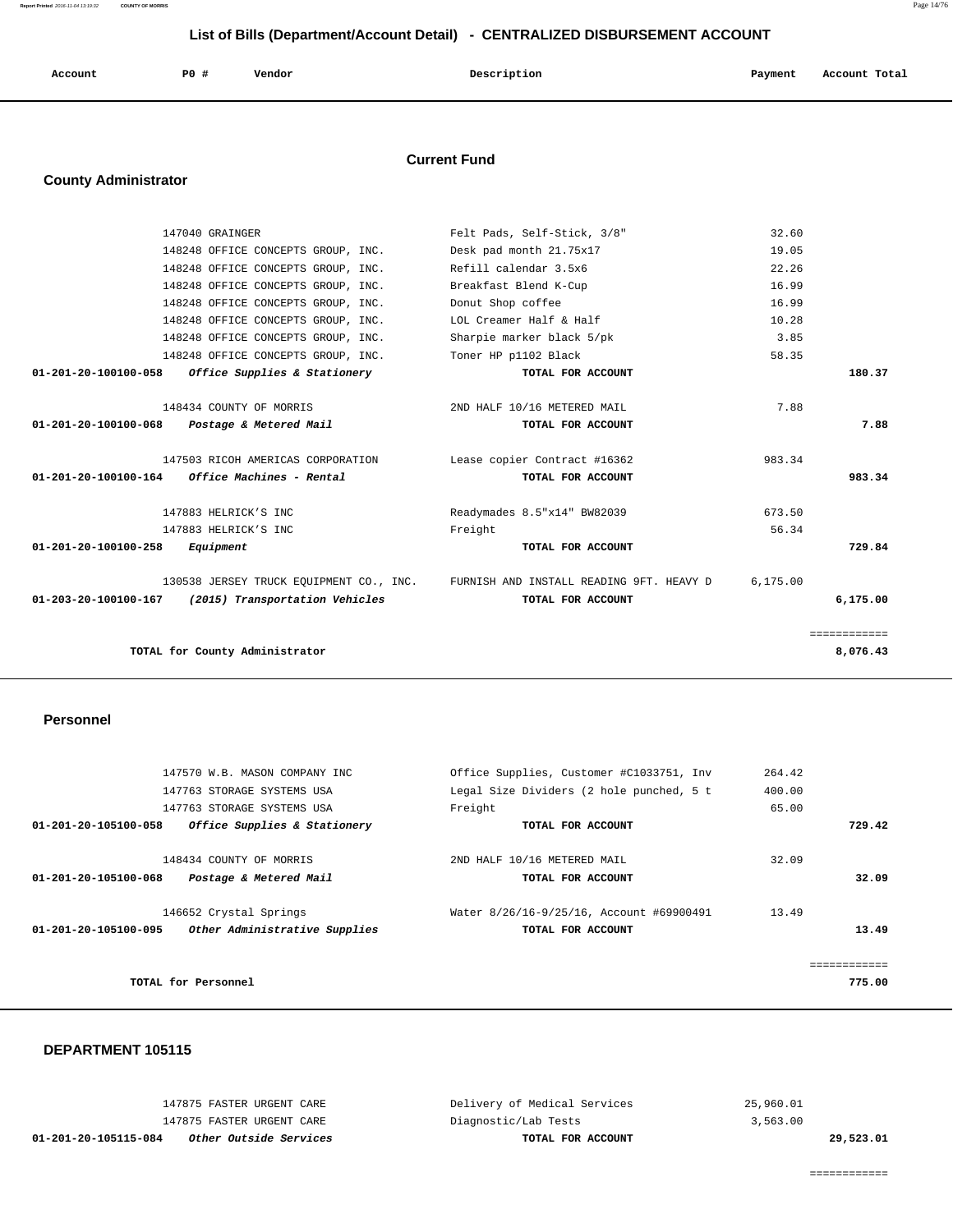## List of Bills (Department/Account Detail) - CENTRALIZED DISBURSEMENT ACCOUNT

| Account | PO # | Vendor | Description | Payment | Account Total |
|---|---|---|---|---|---|

### Current Fund

### County Administrator

| Account | PO # | Vendor | Description | Payment | Account Total |
|---|---|---|---|---|---|
| | 147040 | GRAINGER | Felt Pads, Self-Stick, 3/8" | 32.60 | |
| | 148248 | OFFICE CONCEPTS GROUP, INC. | Desk pad month 21.75x17 | 19.05 | |
| | 148248 | OFFICE CONCEPTS GROUP, INC. | Refill calendar 3.5x6 | 22.26 | |
| | 148248 | OFFICE CONCEPTS GROUP, INC. | Breakfast Blend K-Cup | 16.99 | |
| | 148248 | OFFICE CONCEPTS GROUP, INC. | Donut Shop coffee | 16.99 | |
| | 148248 | OFFICE CONCEPTS GROUP, INC. | LOL Creamer Half & Half | 10.28 | |
| | 148248 | OFFICE CONCEPTS GROUP, INC. | Sharpie marker black 5/pk | 3.85 | |
| | 148248 | OFFICE CONCEPTS GROUP, INC. | Toner HP p1102 Black | 58.35 | |
| **01-201-20-100100-058** | | ***Office Supplies & Stationery*** | **TOTAL FOR ACCOUNT** | | **180.37** |
| | 148434 | COUNTY OF MORRIS | 2ND HALF 10/16 METERED MAIL | 7.88 | |
| **01-201-20-100100-068** | | ***Postage & Metered Mail*** | **TOTAL FOR ACCOUNT** | | **7.88** |
| | 147503 | RICOH AMERICAS CORPORATION | Lease copier Contract #16362 | 983.34 | |
| **01-201-20-100100-164** | | ***Office Machines - Rental*** | **TOTAL FOR ACCOUNT** | | **983.34** |
| | 147883 | HELRICK'S INC | Readymades 8.5"x14" BW82039 | 673.50 | |
| | 147883 | HELRICK'S INC | Freight | 56.34 | |
| **01-201-20-100100-258** | | ***Equipment*** | **TOTAL FOR ACCOUNT** | | **729.84** |
| | 130538 | JERSEY TRUCK EQUIPMENT CO., INC. | FURNISH AND INSTALL READING 9FT. HEAVY D | 6,175.00 | |
| **01-203-20-100100-167** | | ***(2015) Transportation Vehicles*** | **TOTAL FOR ACCOUNT** | | **6,175.00** |
| | | | | | ============ |
| | | **TOTAL for County Administrator** | | | **8,076.43** |

### Personnel

| Account | PO # | Vendor | Description | Payment | Account Total |
|---|---|---|---|---|---|
| | 147570 | W.B. MASON COMPANY INC | Office Supplies, Customer #C1033751, Inv | 264.42 | |
| | 147763 | STORAGE SYSTEMS USA | Legal Size Dividers (2 hole punched, 5 t | 400.00 | |
| | 147763 | STORAGE SYSTEMS USA | Freight | 65.00 | |
| **01-201-20-105100-058** | | ***Office Supplies & Stationery*** | **TOTAL FOR ACCOUNT** | | **729.42** |
| | 148434 | COUNTY OF MORRIS | 2ND HALF 10/16 METERED MAIL | 32.09 | |
| **01-201-20-105100-068** | | ***Postage & Metered Mail*** | **TOTAL FOR ACCOUNT** | | **32.09** |
| | 146652 | Crystal Springs | Water 8/26/16-9/25/16, Account #69900491 | 13.49 | |
| **01-201-20-105100-095** | | ***Other Administrative Supplies*** | **TOTAL FOR ACCOUNT** | | **13.49** |
| | | | | | ============ |
| | | **TOTAL for Personnel** | | | **775.00** |

### DEPARTMENT 105115

| Account | PO # | Vendor | Description | Payment | Account Total |
|---|---|---|---|---|---|
| | 147875 | FASTER URGENT CARE | Delivery of Medical Services | 25,960.01 | |
| | 147875 | FASTER URGENT CARE | Diagnostic/Lab Tests | 3,563.00 | |
| **01-201-20-105115-084** | | ***Other Outside Services*** | **TOTAL FOR ACCOUNT** | | **29,523.01** |
| | | | | | ============ |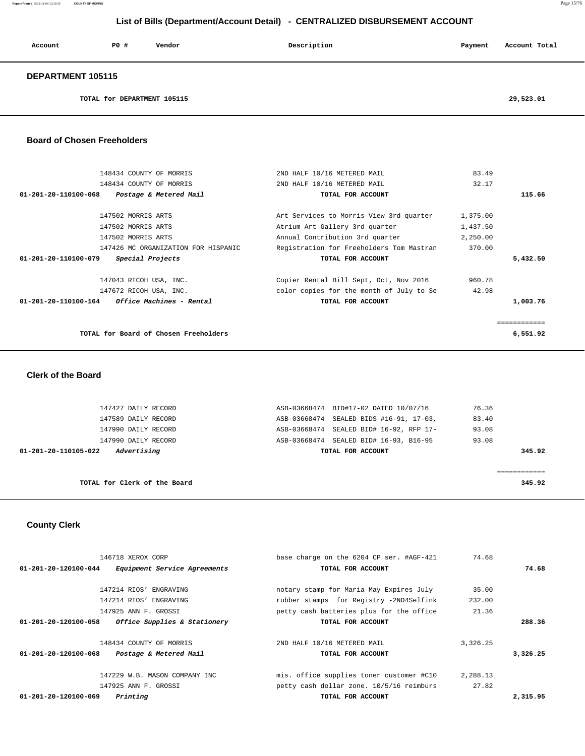## List of Bills (Department/Account Detail) - CENTRALIZED DISBURSEMENT ACCOUNT

| Account | PO # | Vendor | Description | Payment | Account Total |
|---|---|---|---|---|---|

### DEPARTMENT 105115

| | | | | | |
|---|---|---|---|---|---|
| TOTAL for DEPARTMENT 105115 | | | | | 29,523.01 |

### Board of Chosen Freeholders

| Account | PO # | Vendor | Description | Payment | Account Total |
|---|---|---|---|---|---|
| | 148434 | COUNTY OF MORRIS | 2ND HALF 10/16 METERED MAIL | 83.49 | |
| | 148434 | COUNTY OF MORRIS | 2ND HALF 10/16 METERED MAIL | 32.17 | |
| 01-201-20-110100-068 | | *Postage & Metered Mail* | TOTAL FOR ACCOUNT | | 115.66 |
| | 147502 | MORRIS ARTS | Art Services to Morris View 3rd quarter | 1,375.00 | |
| | 147502 | MORRIS ARTS | Atrium Art Gallery 3rd quarter | 1,437.50 | |
| | 147502 | MORRIS ARTS | Annual Contribution 3rd quarter | 2,250.00 | |
| | 147426 | MC ORGANIZATION FOR HISPANIC | Registration for Freeholders Tom Mastran | 370.00 | |
| 01-201-20-110100-079 | | *Special Projects* | TOTAL FOR ACCOUNT | | 5,432.50 |
| | 147043 | RICOH USA, INC. | Copier Rental Bill Sept, Oct, Nov 2016 | 960.78 | |
| | 147672 | RICOH USA, INC. | color copies for the month of July to Se | 42.98 | |
| 01-201-20-110100-164 | | *Office Machines - Rental* | TOTAL FOR ACCOUNT | | 1,003.76 |
| | | | | | ============ |
| | | TOTAL for Board of Chosen Freeholders | | | 6,551.92 |

### Clerk of the Board

| Account | PO # | Vendor | Description | Payment | Account Total |
|---|---|---|---|---|---|
| | 147427 | DAILY RECORD | ASB-03668474 BID#17-02 DATED 10/07/16 | 76.36 | |
| | 147589 | DAILY RECORD | ASB-03668474 SEALED BIDS #16-91, 17-03, | 83.40 | |
| | 147990 | DAILY RECORD | ASB-03668474 SEALED BID# 16-92, RFP 17- | 93.08 | |
| | 147990 | DAILY RECORD | ASB-03668474 SEALED BID# 16-93, B16-95 | 93.08 | |
| 01-201-20-110105-022 | | *Advertising* | TOTAL FOR ACCOUNT | | 345.92 |
| | | | | | ============ |
| | | TOTAL for Clerk of the Board | | | 345.92 |

### County Clerk

| Account | PO # | Vendor | Description | Payment | Account Total |
|---|---|---|---|---|---|
| | 146718 | XEROX CORP | base charge on the 6204 CP ser. #AGF-421 | 74.68 | |
| 01-201-20-120100-044 | | *Equipment Service Agreements* | TOTAL FOR ACCOUNT | | 74.68 |
| | 147214 | RIOS' ENGRAVING | notary stamp for Maria May Expires July | 35.00 | |
| | 147214 | RIOS' ENGRAVING | rubber stamps for Registry -2NO4Selfink | 232.00 | |
| | 147925 | ANN F. GROSSI | petty cash batteries plus for the office | 21.36 | |
| 01-201-20-120100-058 | | *Office Supplies & Stationery* | TOTAL FOR ACCOUNT | | 288.36 |
| | 148434 | COUNTY OF MORRIS | 2ND HALF 10/16 METERED MAIL | 3,326.25 | |
| 01-201-20-120100-068 | | *Postage & Metered Mail* | TOTAL FOR ACCOUNT | | 3,326.25 |
| | 147229 | W.B. MASON COMPANY INC | mis. office supplies toner customer #C10 | 2,288.13 | |
| | 147925 | ANN F. GROSSI | petty cash dollar zone. 10/5/16 reimburs | 27.82 | |
| 01-201-20-120100-069 | | *Printing* | TOTAL FOR ACCOUNT | | 2,315.95 |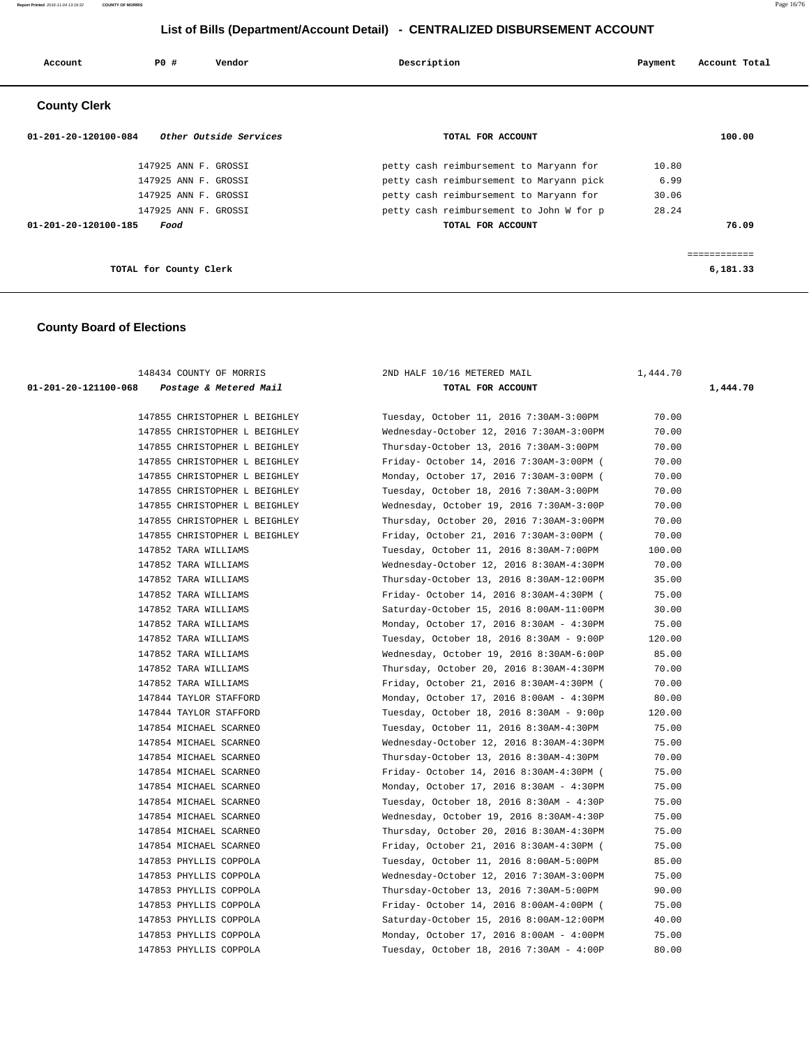# List of Bills (Department/Account Detail) - CENTRALIZED DISBURSEMENT ACCOUNT

| Account | PO # | Vendor | Description | Payment | Account Total |
|---|---|---|---|---|---|

## County Clerk

| Account | PO # | Vendor | Description | Payment | Account Total |
|---|---|---|---|---|---|
| 01-201-20-120100-084 | | *Other Outside Services* | TOTAL FOR ACCOUNT | | 100.00 |
| | 147925 | ANN F. GROSSI | petty cash reimbursement to Maryann for | 10.80 | |
| | 147925 | ANN F. GROSSI | petty cash reimbursement to Maryann pick | 6.99 | |
| | 147925 | ANN F. GROSSI | petty cash reimbursement to Maryann for | 30.06 | |
| | 147925 | ANN F. GROSSI | petty cash reimbursement to John W for p | 28.24 | |
| 01-201-20-120100-185 | | *Food* | TOTAL FOR ACCOUNT | | 76.09 |
| | | | | | ============ |
| | | TOTAL for County Clerk | | | 6,181.33 |

## County Board of Elections

| Account | PO # | Vendor | Description | Payment | Account Total |
|---|---|---|---|---|---|
| | 148434 | COUNTY OF MORRIS | 2ND HALF 10/16 METERED MAIL | 1,444.70 | |
| 01-201-20-121100-068 | | *Postage & Metered Mail* | TOTAL FOR ACCOUNT | | 1,444.70 |
| | 147855 | CHRISTOPHER L BEIGHLEY | Tuesday, October 11, 2016 7:30AM-3:00PM | 70.00 | |
| | 147855 | CHRISTOPHER L BEIGHLEY | Wednesday-October 12, 2016 7:30AM-3:00PM | 70.00 | |
| | 147855 | CHRISTOPHER L BEIGHLEY | Thursday-October 13, 2016 7:30AM-3:00PM | 70.00 | |
| | 147855 | CHRISTOPHER L BEIGHLEY | Friday- October 14, 2016 7:30AM-3:00PM ( | 70.00 | |
| | 147855 | CHRISTOPHER L BEIGHLEY | Monday, October 17, 2016 7:30AM-3:00PM ( | 70.00 | |
| | 147855 | CHRISTOPHER L BEIGHLEY | Tuesday, October 18, 2016 7:30AM-3:00PM | 70.00 | |
| | 147855 | CHRISTOPHER L BEIGHLEY | Wednesday, October 19, 2016 7:30AM-3:00P | 70.00 | |
| | 147855 | CHRISTOPHER L BEIGHLEY | Thursday, October 20, 2016 7:30AM-3:00PM | 70.00 | |
| | 147855 | CHRISTOPHER L BEIGHLEY | Friday, October 21, 2016 7:30AM-3:00PM ( | 70.00 | |
| | 147852 | TARA WILLIAMS | Tuesday, October 11, 2016 8:30AM-7:00PM | 100.00 | |
| | 147852 | TARA WILLIAMS | Wednesday-October 12, 2016 8:30AM-4:30PM | 70.00 | |
| | 147852 | TARA WILLIAMS | Thursday-October 13, 2016 8:30AM-12:00PM | 35.00 | |
| | 147852 | TARA WILLIAMS | Friday- October 14, 2016 8:30AM-4:30PM ( | 75.00 | |
| | 147852 | TARA WILLIAMS | Saturday-October 15, 2016 8:00AM-11:00PM | 30.00 | |
| | 147852 | TARA WILLIAMS | Monday, October 17, 2016 8:30AM - 4:30PM | 75.00 | |
| | 147852 | TARA WILLIAMS | Tuesday, October 18, 2016 8:30AM - 9:00P | 120.00 | |
| | 147852 | TARA WILLIAMS | Wednesday, October 19, 2016 8:30AM-6:00P | 85.00 | |
| | 147852 | TARA WILLIAMS | Thursday, October 20, 2016 8:30AM-4:30PM | 70.00 | |
| | 147852 | TARA WILLIAMS | Friday, October 21, 2016 8:30AM-4:30PM ( | 70.00 | |
| | 147844 | TAYLOR STAFFORD | Monday, October 17, 2016 8:00AM - 4:30PM | 80.00 | |
| | 147844 | TAYLOR STAFFORD | Tuesday, October 18, 2016 8:30AM - 9:00p | 120.00 | |
| | 147854 | MICHAEL SCARNEO | Tuesday, October 11, 2016 8:30AM-4:30PM | 75.00 | |
| | 147854 | MICHAEL SCARNEO | Wednesday-October 12, 2016 8:30AM-4:30PM | 75.00 | |
| | 147854 | MICHAEL SCARNEO | Thursday-October 13, 2016 8:30AM-4:30PM | 70.00 | |
| | 147854 | MICHAEL SCARNEO | Friday- October 14, 2016 8:30AM-4:30PM ( | 75.00 | |
| | 147854 | MICHAEL SCARNEO | Monday, October 17, 2016 8:30AM - 4:30PM | 75.00 | |
| | 147854 | MICHAEL SCARNEO | Tuesday, October 18, 2016 8:30AM - 4:30P | 75.00 | |
| | 147854 | MICHAEL SCARNEO | Wednesday, October 19, 2016 8:30AM-4:30P | 75.00 | |
| | 147854 | MICHAEL SCARNEO | Thursday, October 20, 2016 8:30AM-4:30PM | 75.00 | |
| | 147854 | MICHAEL SCARNEO | Friday, October 21, 2016 8:30AM-4:30PM ( | 75.00 | |
| | 147853 | PHYLLIS COPPOLA | Tuesday, October 11, 2016 8:00AM-5:00PM | 85.00 | |
| | 147853 | PHYLLIS COPPOLA | Wednesday-October 12, 2016 7:30AM-3:00PM | 75.00 | |
| | 147853 | PHYLLIS COPPOLA | Thursday-October 13, 2016 7:30AM-5:00PM | 90.00 | |
| | 147853 | PHYLLIS COPPOLA | Friday- October 14, 2016 8:00AM-4:00PM ( | 75.00 | |
| | 147853 | PHYLLIS COPPOLA | Saturday-October 15, 2016 8:00AM-12:00PM | 40.00 | |
| | 147853 | PHYLLIS COPPOLA | Monday, October 17, 2016 8:00AM - 4:00PM | 75.00 | |
| | 147853 | PHYLLIS COPPOLA | Tuesday, October 18, 2016 7:30AM - 4:00P | 80.00 | |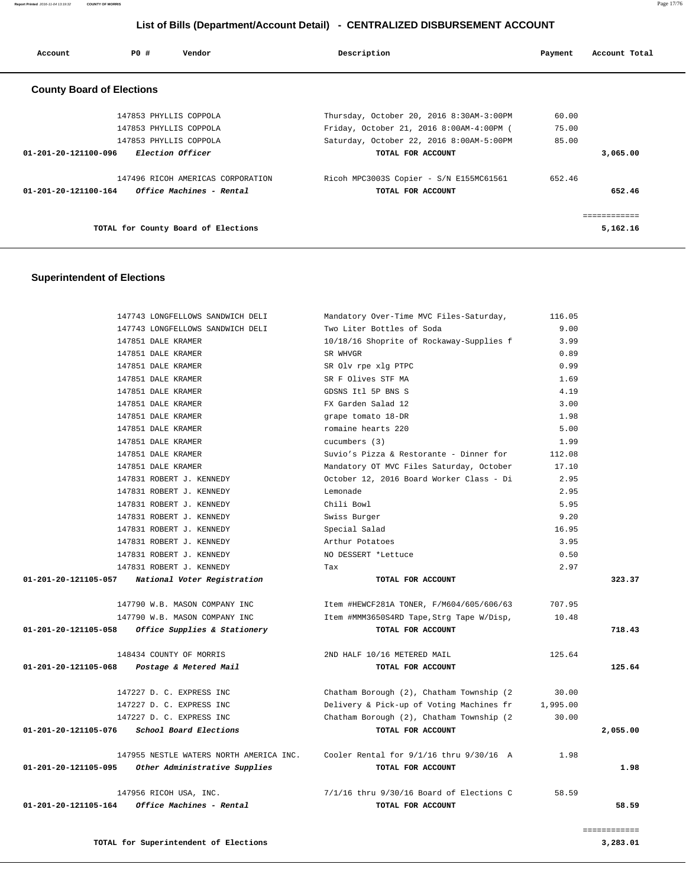# List of Bills (Department/Account Detail) - CENTRALIZED DISBURSEMENT ACCOUNT

| Account | PO # | Vendor | Description | Payment | Account Total |
|---|---|---|---|---|---|

## County Board of Elections

| Account | PO # | Vendor | Description | Payment | Account Total |
|---|---|---|---|---|---|
| | 147853 | PHYLLIS COPPOLA | Thursday, October 20, 2016 8:30AM-3:00PM | 60.00 | |
| | 147853 | PHYLLIS COPPOLA | Friday, October 21, 2016 8:00AM-4:00PM ( | 75.00 | |
| | 147853 | PHYLLIS COPPOLA | Saturday, October 22, 2016 8:00AM-5:00PM | 85.00 | |
| **01-201-20-121100-096** | | ***Election Officer*** | **TOTAL FOR ACCOUNT** | | **3,065.00** |
| | 147496 | RICOH AMERICAS CORPORATION | Ricoh MPC3003S Copier - S/N E155MC61561 | 652.46 | |
| **01-201-20-121100-164** | | ***Office Machines - Rental*** | **TOTAL FOR ACCOUNT** | | **652.46** |
| | | | | | ============ |
| | | **TOTAL for County Board of Elections** | | | **5,162.16** |

## Superintendent of Elections

| Account | PO # | Vendor | Description | Payment | Account Total |
|---|---|---|---|---|---|
| | 147743 | LONGFELLOWS SANDWICH DELI | Mandatory Over-Time MVC Files-Saturday, | 116.05 | |
| | 147743 | LONGFELLOWS SANDWICH DELI | Two Liter Bottles of Soda | 9.00 | |
| | 147851 | DALE KRAMER | 10/18/16 Shoprite of Rockaway-Supplies f | 3.99 | |
| | 147851 | DALE KRAMER | SR WHVGR | 0.89 | |
| | 147851 | DALE KRAMER | SR Olv rpe xlg PTPC | 0.99 | |
| | 147851 | DALE KRAMER | SR F Olives STF MA | 1.69 | |
| | 147851 | DALE KRAMER | GDSNS Itl 5P BNS S | 4.19 | |
| | 147851 | DALE KRAMER | FX Garden Salad 12 | 3.00 | |
| | 147851 | DALE KRAMER | grape tomato 18-DR | 1.98 | |
| | 147851 | DALE KRAMER | romaine hearts 220 | 5.00 | |
| | 147851 | DALE KRAMER | cucumbers (3) | 1.99 | |
| | 147851 | DALE KRAMER | Suvio's Pizza & Restorante - Dinner for | 112.08 | |
| | 147851 | DALE KRAMER | Mandatory OT MVC Files Saturday, October | 17.10 | |
| | 147831 | ROBERT J. KENNEDY | October 12, 2016 Board Worker Class - Di | 2.95 | |
| | 147831 | ROBERT J. KENNEDY | Lemonade | 2.95 | |
| | 147831 | ROBERT J. KENNEDY | Chili Bowl | 5.95 | |
| | 147831 | ROBERT J. KENNEDY | Swiss Burger | 9.20 | |
| | 147831 | ROBERT J. KENNEDY | Special Salad | 16.95 | |
| | 147831 | ROBERT J. KENNEDY | Arthur Potatoes | 3.95 | |
| | 147831 | ROBERT J. KENNEDY | NO DESSERT *Lettuce | 0.50 | |
| | 147831 | ROBERT J. KENNEDY | Tax | 2.97 | |
| **01-201-20-121105-057** | | ***National Voter Registration*** | **TOTAL FOR ACCOUNT** | | **323.37** |
| | 147790 | W.B. MASON COMPANY INC | Item #HEWCF281A TONER, F/M604/605/606/63 | 707.95 | |
| | 147790 | W.B. MASON COMPANY INC | Item #MMM3650S4RD Tape,Strg Tape W/Disp, | 10.48 | |
| **01-201-20-121105-058** | | ***Office Supplies & Stationery*** | **TOTAL FOR ACCOUNT** | | **718.43** |
| | 148434 | COUNTY OF MORRIS | 2ND HALF 10/16 METERED MAIL | 125.64 | |
| **01-201-20-121105-068** | | ***Postage & Metered Mail*** | **TOTAL FOR ACCOUNT** | | **125.64** |
| | 147227 | D. C. EXPRESS INC | Chatham Borough (2), Chatham Township (2 | 30.00 | |
| | 147227 | D. C. EXPRESS INC | Delivery & Pick-up of Voting Machines fr | 1,995.00 | |
| | 147227 | D. C. EXPRESS INC | Chatham Borough (2), Chatham Township (2 | 30.00 | |
| **01-201-20-121105-076** | | ***School Board Elections*** | **TOTAL FOR ACCOUNT** | | **2,055.00** |
| | 147955 | NESTLE WATERS NORTH AMERICA INC. | Cooler Rental for 9/1/16 thru 9/30/16 A | 1.98 | |
| **01-201-20-121105-095** | | ***Other Administrative Supplies*** | **TOTAL FOR ACCOUNT** | | **1.98** |
| | 147956 | RICOH USA, INC. | 7/1/16 thru 9/30/16 Board of Elections C | 58.59 | |
| **01-201-20-121105-164** | | ***Office Machines - Rental*** | **TOTAL FOR ACCOUNT** | | **58.59** |
| | | | | | ============ |
| | | **TOTAL for Superintendent of Elections** | | | **3,283.01** |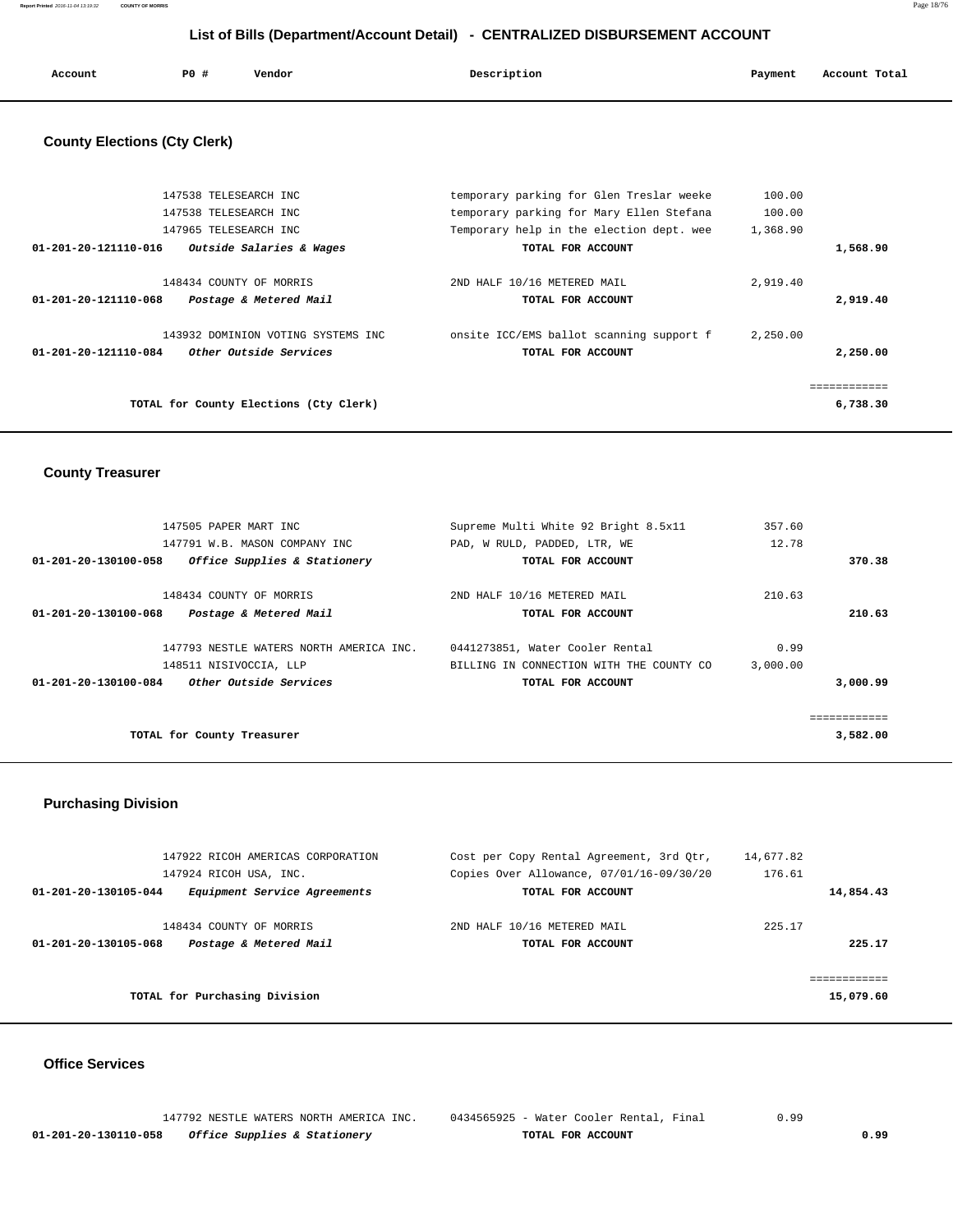# List of Bills (Department/Account Detail) - CENTRALIZED DISBURSEMENT ACCOUNT

| Account | PO # | Vendor | Description | Payment | Account Total |
|---|---|---|---|---|---|

## County Elections (Cty Clerk)

| Account | PO # | Vendor | Description | Payment | Account Total |
|---|---|---|---|---|---|
| | 147538 | TELESEARCH INC | temporary parking for Glen Treslar weeke | 100.00 | |
| | 147538 | TELESEARCH INC | temporary parking for Mary Ellen Stefana | 100.00 | |
| | 147965 | TELESEARCH INC | Temporary help in the election dept. wee | 1,368.90 | |
| **01-201-20-121110-016** | | ***Outside Salaries & Wages*** | **TOTAL FOR ACCOUNT** | | **1,568.90** |
| | 148434 | COUNTY OF MORRIS | 2ND HALF 10/16 METERED MAIL | 2,919.40 | |
| **01-201-20-121110-068** | | ***Postage & Metered Mail*** | **TOTAL FOR ACCOUNT** | | **2,919.40** |
| | 143932 | DOMINION VOTING SYSTEMS INC | onsite ICC/EMS ballot scanning support f | 2,250.00 | |
| **01-201-20-121110-084** | | ***Other Outside Services*** | **TOTAL FOR ACCOUNT** | | **2,250.00** |
| | | | | | ============ |
| | | **TOTAL for County Elections (Cty Clerk)** | | | **6,738.30** |

## County Treasurer

| Account | PO # | Vendor | Description | Payment | Account Total |
|---|---|---|---|---|---|
| | 147505 | PAPER MART INC | Supreme Multi White 92 Bright 8.5x11 | 357.60 | |
| | 147791 | W.B. MASON COMPANY INC | PAD, W RULD, PADDED, LTR, WE | 12.78 | |
| **01-201-20-130100-058** | | ***Office Supplies & Stationery*** | **TOTAL FOR ACCOUNT** | | **370.38** |
| | 148434 | COUNTY OF MORRIS | 2ND HALF 10/16 METERED MAIL | 210.63 | |
| **01-201-20-130100-068** | | ***Postage & Metered Mail*** | **TOTAL FOR ACCOUNT** | | **210.63** |
| | 147793 | NESTLE WATERS NORTH AMERICA INC. | 0441273851, Water Cooler Rental | 0.99 | |
| | 148511 | NISIVOCCIA, LLP | BILLING IN CONNECTION WITH THE COUNTY CO | 3,000.00 | |
| **01-201-20-130100-084** | | ***Other Outside Services*** | **TOTAL FOR ACCOUNT** | | **3,000.99** |
| | | | | | ============ |
| | | **TOTAL for County Treasurer** | | | **3,582.00** |

## Purchasing Division

| Account | PO # | Vendor | Description | Payment | Account Total |
|---|---|---|---|---|---|
| | 147922 | RICOH AMERICAS CORPORATION | Cost per Copy Rental Agreement, 3rd Qtr, | 14,677.82 | |
| | 147924 | RICOH USA, INC. | Copies Over Allowance, 07/01/16-09/30/20 | 176.61 | |
| **01-201-20-130105-044** | | ***Equipment Service Agreements*** | **TOTAL FOR ACCOUNT** | | **14,854.43** |
| | 148434 | COUNTY OF MORRIS | 2ND HALF 10/16 METERED MAIL | 225.17 | |
| **01-201-20-130105-068** | | ***Postage & Metered Mail*** | **TOTAL FOR ACCOUNT** | | **225.17** |
| | | | | | ============ |
| | | **TOTAL for Purchasing Division** | | | **15,079.60** |

## Office Services

| Account | PO # | Vendor | Description | Payment | Account Total |
|---|---|---|---|---|---|
| | 147792 | NESTLE WATERS NORTH AMERICA INC. | 0434565925 - Water Cooler Rental, Final | 0.99 | |
| **01-201-20-130110-058** | | ***Office Supplies & Stationery*** | **TOTAL FOR ACCOUNT** | | **0.99** |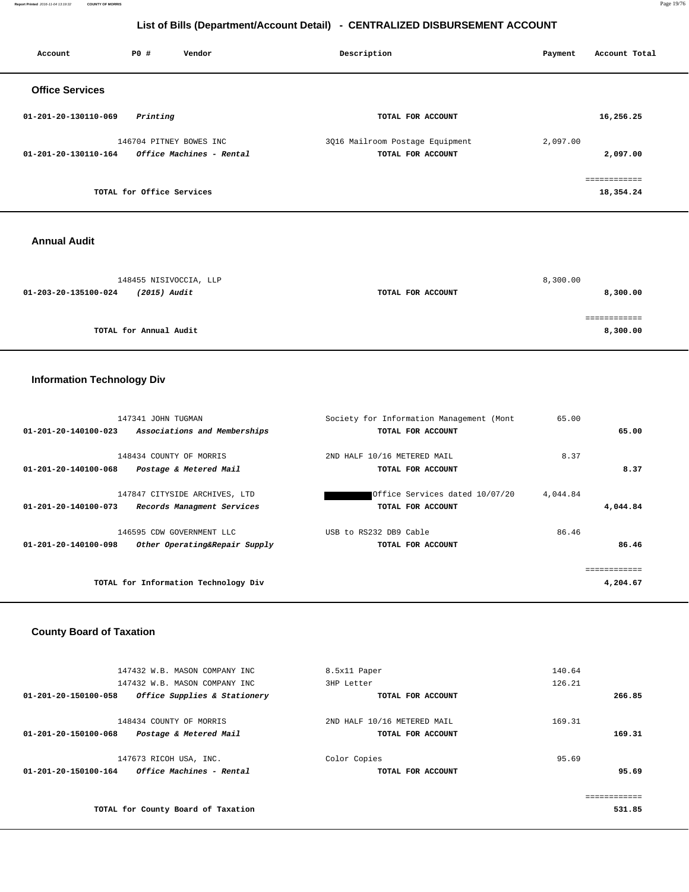## List of Bills (Department/Account Detail) - CENTRALIZED DISBURSEMENT ACCOUNT

| Account | PO # | Vendor | Description | Payment | Account Total |
|---|---|---|---|---|---|

### Office Services

| Account | PO # | Vendor | Description | Payment | Account Total |
|---|---|---|---|---|---|
| 01-201-20-130110-069 | | *Printing* | TOTAL FOR ACCOUNT | | 16,256.25 |
| | 146704 | PITNEY BOWES INC | 3Q16 Mailroom Postage Equipment | 2,097.00 | |
| 01-201-20-130110-164 | | *Office Machines - Rental* | TOTAL FOR ACCOUNT | | 2,097.00 |
| | | | | | ============ |
| | | TOTAL for Office Services | | | 18,354.24 |

### Annual Audit

| Account | PO # | Vendor | Description | Payment | Account Total |
|---|---|---|---|---|---|
| | 148455 | NISIVOCCIA, LLP | | 8,300.00 | |
| 01-203-20-135100-024 | | *(2015) Audit* | TOTAL FOR ACCOUNT | | 8,300.00 |
| | | | | | ============ |
| | | TOTAL for Annual Audit | | | 8,300.00 |

### Information Technology Div

| Account | PO # | Vendor | Description | Payment | Account Total |
|---|---|---|---|---|---|
| | 147341 | JOHN TUGMAN | Society for Information Management (Mont | 65.00 | |
| 01-201-20-140100-023 | | *Associations and Memberships* | TOTAL FOR ACCOUNT | | 65.00 |
| | 148434 | COUNTY OF MORRIS | 2ND HALF 10/16 METERED MAIL | 8.37 | |
| 01-201-20-140100-068 | | *Postage & Metered Mail* | TOTAL FOR ACCOUNT | | 8.37 |
| | 147847 | CITYSIDE ARCHIVES, LTD | Office Services dated 10/07/20 | 4,044.84 | |
| 01-201-20-140100-073 | | *Records Managment Services* | TOTAL FOR ACCOUNT | | 4,044.84 |
| | 146595 | CDW GOVERNMENT LLC | USB to RS232 DB9 Cable | 86.46 | |
| 01-201-20-140100-098 | | *Other Operating&Repair Supply* | TOTAL FOR ACCOUNT | | 86.46 |
| | | | | | ============ |
| | | TOTAL for Information Technology Div | | | 4,204.67 |

### County Board of Taxation

| Account | PO # | Vendor | Description | Payment | Account Total |
|---|---|---|---|---|---|
| | 147432 | W.B. MASON COMPANY INC | 8.5x11 Paper | 140.64 | |
| | 147432 | W.B. MASON COMPANY INC | 3HP Letter | 126.21 | |
| 01-201-20-150100-058 | | *Office Supplies & Stationery* | TOTAL FOR ACCOUNT | | 266.85 |
| | 148434 | COUNTY OF MORRIS | 2ND HALF 10/16 METERED MAIL | 169.31 | |
| 01-201-20-150100-068 | | *Postage & Metered Mail* | TOTAL FOR ACCOUNT | | 169.31 |
| | 147673 | RICOH USA, INC. | Color Copies | 95.69 | |
| 01-201-20-150100-164 | | *Office Machines - Rental* | TOTAL FOR ACCOUNT | | 95.69 |
| | | | | | ============ |
| | | TOTAL for County Board of Taxation | | | 531.85 |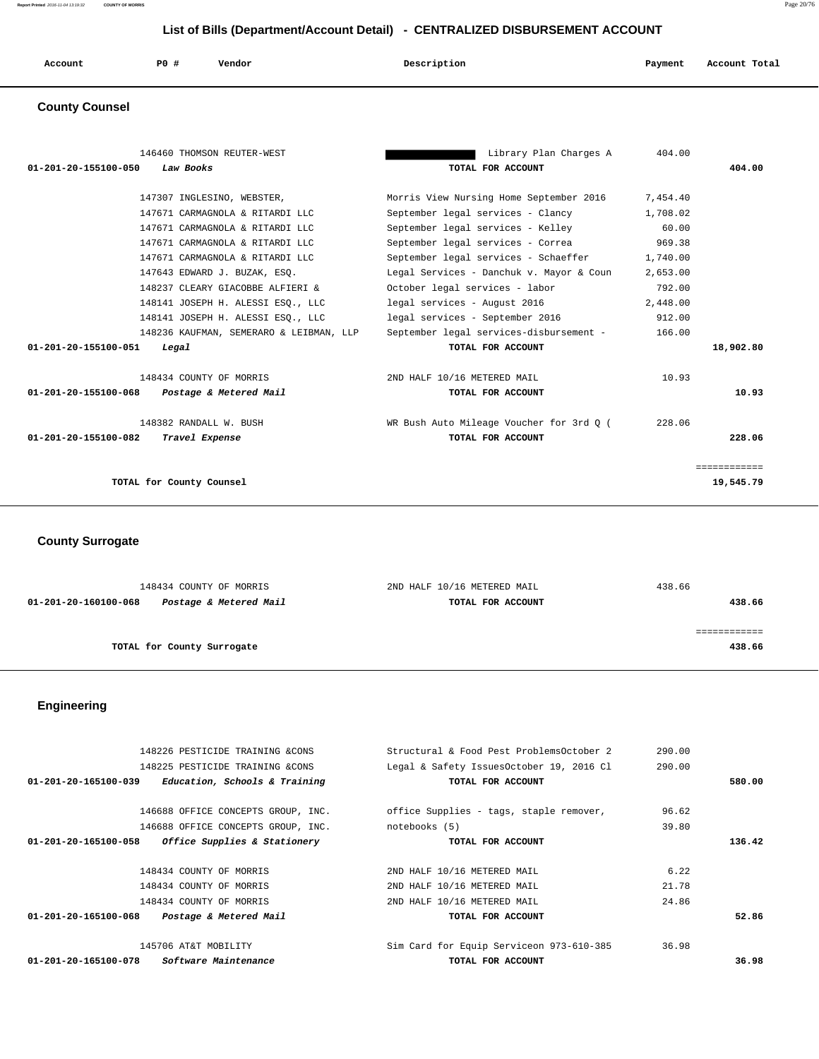## List of Bills (Department/Account Detail) - CENTRALIZED DISBURSEMENT ACCOUNT

### County Counsel

| Account | PO # | Vendor | Description | Payment | Account Total |
|---|---|---|---|---|---|
| | 146460 | THOMSON REUTER-WEST | Library Plan Charges A | 404.00 | |
| 01-201-20-155100-050 | | *Law Books* | TOTAL FOR ACCOUNT | | 404.00 |
| | 147307 | INGLESINO, WEBSTER, | Morris View Nursing Home September 2016 | 7,454.40 | |
| | 147671 | CARMAGNOLA & RITARDI LLC | September legal services - Clancy | 1,708.02 | |
| | 147671 | CARMAGNOLA & RITARDI LLC | September legal services - Kelley | 60.00 | |
| | 147671 | CARMAGNOLA & RITARDI LLC | September legal services - Correa | 969.38 | |
| | 147671 | CARMAGNOLA & RITARDI LLC | September legal services - Schaeffer | 1,740.00 | |
| | 147643 | EDWARD J. BUZAK, ESQ. | Legal Services - Danchuk v. Mayor & Coun | 2,653.00 | |
| | 148237 | CLEARY GIACOBBE ALFIERI & | October legal services - labor | 792.00 | |
| | 148141 | JOSEPH H. ALESSI ESQ., LLC | legal services - August 2016 | 2,448.00 | |
| | 148141 | JOSEPH H. ALESSI ESQ., LLC | legal services - September 2016 | 912.00 | |
| | 148236 | KAUFMAN, SEMERARO & LEIBMAN, LLP | September legal services-disbursement - | 166.00 | |
| 01-201-20-155100-051 | | *Legal* | TOTAL FOR ACCOUNT | | 18,902.80 |
| | 148434 | COUNTY OF MORRIS | 2ND HALF 10/16 METERED MAIL | 10.93 | |
| 01-201-20-155100-068 | | *Postage & Metered Mail* | TOTAL FOR ACCOUNT | | 10.93 |
| | 148382 | RANDALL W. BUSH | WR Bush Auto Mileage Voucher for 3rd Q ( | 228.06 | |
| 01-201-20-155100-082 | | *Travel Expense* | TOTAL FOR ACCOUNT | | 228.06 |
| | | TOTAL for County Counsel | | | 19,545.79 |

### County Surrogate

| Account | PO # | Vendor | Description | Payment | Account Total |
|---|---|---|---|---|---|
| | 148434 | COUNTY OF MORRIS | 2ND HALF 10/16 METERED MAIL | 438.66 | |
| 01-201-20-160100-068 | | *Postage & Metered Mail* | TOTAL FOR ACCOUNT | | 438.66 |
| | | TOTAL for County Surrogate | | | 438.66 |

### Engineering

| Account | PO # | Vendor | Description | Payment | Account Total |
|---|---|---|---|---|---|
| | 148226 | PESTICIDE TRAINING &CONS | Structural & Food Pest ProblemsOctober 2 | 290.00 | |
| | 148225 | PESTICIDE TRAINING &CONS | Legal & Safety IssuesOctober 19, 2016 Cl | 290.00 | |
| 01-201-20-165100-039 | | *Education, Schools & Training* | TOTAL FOR ACCOUNT | | 580.00 |
| | 146688 | OFFICE CONCEPTS GROUP, INC. | office Supplies - tags, staple remover, | 96.62 | |
| | 146688 | OFFICE CONCEPTS GROUP, INC. | notebooks (5) | 39.80 | |
| 01-201-20-165100-058 | | *Office Supplies & Stationery* | TOTAL FOR ACCOUNT | | 136.42 |
| | 148434 | COUNTY OF MORRIS | 2ND HALF 10/16 METERED MAIL | 6.22 | |
| | 148434 | COUNTY OF MORRIS | 2ND HALF 10/16 METERED MAIL | 21.78 | |
| | 148434 | COUNTY OF MORRIS | 2ND HALF 10/16 METERED MAIL | 24.86 | |
| 01-201-20-165100-068 | | *Postage & Metered Mail* | TOTAL FOR ACCOUNT | | 52.86 |
| | 145706 | AT&T MOBILITY | Sim Card for Equip Serviceon 973-610-385 | 36.98 | |
| 01-201-20-165100-078 | | *Software Maintenance* | TOTAL FOR ACCOUNT | | 36.98 |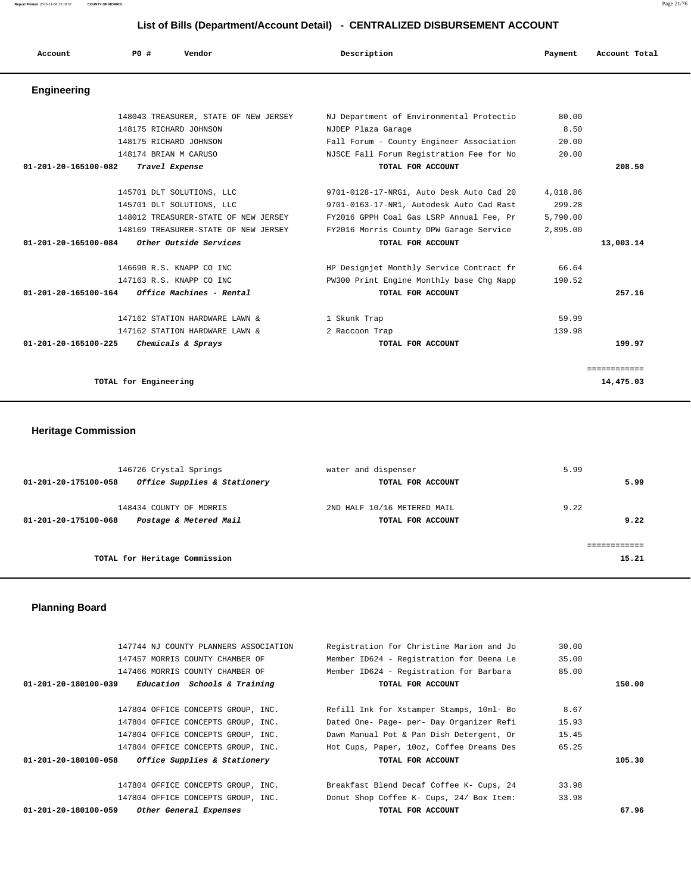## List of Bills (Department/Account Detail) - CENTRALIZED DISBURSEMENT ACCOUNT

| Account | PO # | Vendor | Description | Payment | Account Total |
|---|---|---|---|---|---|

### Engineering

| Account | PO # | Vendor | Description | Payment | Account Total |
|---|---|---|---|---|---|
| | 148043 | TREASURER, STATE OF NEW JERSEY | NJ Department of Environmental Protectio | 80.00 | |
| | 148175 | RICHARD JOHNSON | NJDEP Plaza Garage | 8.50 | |
| | 148175 | RICHARD JOHNSON | Fall Forum - County Engineer Association | 20.00 | |
| | 148174 | BRIAN M CARUSO | NJSCE Fall Forum Registration Fee for No | 20.00 | |
| 01-201-20-165100-082 | | *Travel Expense* | **TOTAL FOR ACCOUNT** | | **208.50** |
| | 145701 | DLT SOLUTIONS, LLC | 9701-0128-17-NRG1, Auto Desk Auto Cad 20 | 4,018.86 | |
| | 145701 | DLT SOLUTIONS, LLC | 9701-0163-17-NR1, Autodesk Auto Cad Rast | 299.28 | |
| | 148012 | TREASURER-STATE OF NEW JERSEY | FY2016 GPPH Coal Gas LSRP Annual Fee, Pr | 5,790.00 | |
| | 148169 | TREASURER-STATE OF NEW JERSEY | FY2016 Morris County DPW Garage Service | 2,895.00 | |
| 01-201-20-165100-084 | | *Other Outside Services* | **TOTAL FOR ACCOUNT** | | **13,003.14** |
| | 146690 | R.S. KNAPP CO INC | HP Designjet Monthly Service Contract fr | 66.64 | |
| | 147163 | R.S. KNAPP CO INC | PW300 Print Engine Monthly base Chg Napp | 190.52 | |
| 01-201-20-165100-164 | | *Office Machines - Rental* | **TOTAL FOR ACCOUNT** | | **257.16** |
| | 147162 | STATION HARDWARE LAWN & | 1 Skunk Trap | 59.99 | |
| | 147162 | STATION HARDWARE LAWN & | 2 Raccoon Trap | 139.98 | |
| 01-201-20-165100-225 | | *Chemicals & Sprays* | **TOTAL FOR ACCOUNT** | | **199.97** |
| | | | | | ============ |
| | | **TOTAL for Engineering** | | | **14,475.03** |

### Heritage Commission

| Account | PO # | Vendor | Description | Payment | Account Total |
|---|---|---|---|---|---|
| | 146726 | Crystal Springs | water and dispenser | 5.99 | |
| 01-201-20-175100-058 | | *Office Supplies & Stationery* | **TOTAL FOR ACCOUNT** | | **5.99** |
| | 148434 | COUNTY OF MORRIS | 2ND HALF 10/16 METERED MAIL | 9.22 | |
| 01-201-20-175100-068 | | *Postage & Metered Mail* | **TOTAL FOR ACCOUNT** | | **9.22** |
| | | | | | ============ |
| | | **TOTAL for Heritage Commission** | | | **15.21** |

### Planning Board

| Account | PO # | Vendor | Description | Payment | Account Total |
|---|---|---|---|---|---|
| | 147744 | NJ COUNTY PLANNERS ASSOCIATION | Registration for Christine Marion and Jo | 30.00 | |
| | 147457 | MORRIS COUNTY CHAMBER OF | Member ID624 - Registration for Deena Le | 35.00 | |
| | 147466 | MORRIS COUNTY CHAMBER OF | Member ID624 - Registration for Barbara | 85.00 | |
| 01-201-20-180100-039 | | *Education Schools & Training* | **TOTAL FOR ACCOUNT** | | **150.00** |
| | 147804 | OFFICE CONCEPTS GROUP, INC. | Refill Ink for Xstamper Stamps, 10ml- Bo | 8.67 | |
| | 147804 | OFFICE CONCEPTS GROUP, INC. | Dated One- Page- per- Day Organizer Refi | 15.93 | |
| | 147804 | OFFICE CONCEPTS GROUP, INC. | Dawn Manual Pot & Pan Dish Detergent, Or | 15.45 | |
| | 147804 | OFFICE CONCEPTS GROUP, INC. | Hot Cups, Paper, 10oz, Coffee Dreams Des | 65.25 | |
| 01-201-20-180100-058 | | *Office Supplies & Stationery* | **TOTAL FOR ACCOUNT** | | **105.30** |
| | 147804 | OFFICE CONCEPTS GROUP, INC. | Breakfast Blend Decaf Coffee K- Cups, 24 | 33.98 | |
| | 147804 | OFFICE CONCEPTS GROUP, INC. | Donut Shop Coffee K- Cups, 24/ Box Item: | 33.98 | |
| 01-201-20-180100-059 | | *Other General Expenses* | **TOTAL FOR ACCOUNT** | | **67.96** |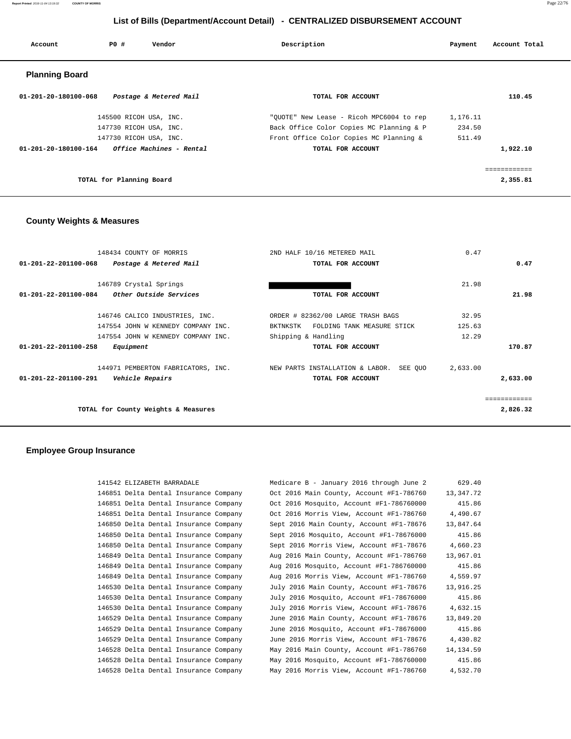# List of Bills (Department/Account Detail) - CENTRALIZED DISBURSEMENT ACCOUNT

| Account | PO # | Vendor | Description | Payment | Account Total |
|---|---|---|---|---|---|

## Planning Board

| Account | PO # | Vendor | Description | Payment | Account Total |
|---|---|---|---|---|---|
| 01-201-20-180100-068 | | *Postage & Metered Mail* | TOTAL FOR ACCOUNT | | 110.45 |
| | 145500 | RICOH USA, INC. | "QUOTE" New Lease - Ricoh MPC6004 to rep | 1,176.11 | |
| | 147730 | RICOH USA, INC. | Back Office Color Copies MC Planning & P | 234.50 | |
| | 147730 | RICOH USA, INC. | Front Office Color Copies MC Planning & | 511.49 | |
| 01-201-20-180100-164 | | *Office Machines - Rental* | TOTAL FOR ACCOUNT | | 1,922.10 |
| | | TOTAL for Planning Board | | | 2,355.81 |

## County Weights & Measures

| Account | PO # | Vendor | Description | Payment | Account Total |
|---|---|---|---|---|---|
| | 148434 | COUNTY OF MORRIS | 2ND HALF 10/16 METERED MAIL | 0.47 | |
| 01-201-22-201100-068 | | *Postage & Metered Mail* | TOTAL FOR ACCOUNT | | 0.47 |
| | 146789 | Crystal Springs | [REDACTED] | 21.98 | |
| 01-201-22-201100-084 | | *Other Outside Services* | TOTAL FOR ACCOUNT | | 21.98 |
| | 146746 | CALICO INDUSTRIES, INC. | ORDER # 82362/00 LARGE TRASH BAGS | 32.95 | |
| | 147554 | JOHN W KENNEDY COMPANY INC. | BKTNKSTK FOLDING TANK MEASURE STICK | 125.63 | |
| | 147554 | JOHN W KENNEDY COMPANY INC. | Shipping & Handling | 12.29 | |
| 01-201-22-201100-258 | | *Equipment* | TOTAL FOR ACCOUNT | | 170.87 |
| | 144971 | PEMBERTON FABRICATORS, INC. | NEW PARTS INSTALLATION & LABOR. SEE QUO | 2,633.00 | |
| 01-201-22-201100-291 | | *Vehicle Repairs* | TOTAL FOR ACCOUNT | | 2,633.00 |
| | | TOTAL for County Weights & Measures | | | 2,826.32 |

## Employee Group Insurance

| Account | PO # | Vendor | Description | Payment | Account Total |
|---|---|---|---|---|---|
| | 141542 | ELIZABETH BARRADALE | Medicare B - January 2016 through June 2 | 629.40 | |
| | 146851 | Delta Dental Insurance Company | Oct 2016 Main County, Account #F1-786760 | 13,347.72 | |
| | 146851 | Delta Dental Insurance Company | Oct 2016 Mosquito, Account #F1-786760000 | 415.86 | |
| | 146851 | Delta Dental Insurance Company | Oct 2016 Morris View, Account #F1-786760 | 4,490.67 | |
| | 146850 | Delta Dental Insurance Company | Sept 2016 Main County, Account #F1-78676 | 13,847.64 | |
| | 146850 | Delta Dental Insurance Company | Sept 2016 Mosquito, Account #F1-78676000 | 415.86 | |
| | 146850 | Delta Dental Insurance Company | Sept 2016 Morris View, Account #F1-78676 | 4,660.23 | |
| | 146849 | Delta Dental Insurance Company | Aug 2016 Main County, Account #F1-786760 | 13,967.01 | |
| | 146849 | Delta Dental Insurance Company | Aug 2016 Mosquito, Account #F1-786760000 | 415.86 | |
| | 146849 | Delta Dental Insurance Company | Aug 2016 Morris View, Account #F1-786760 | 4,559.97 | |
| | 146530 | Delta Dental Insurance Company | July 2016 Main County, Account #F1-78676 | 13,916.25 | |
| | 146530 | Delta Dental Insurance Company | July 2016 Mosquito, Account #F1-78676000 | 415.86 | |
| | 146530 | Delta Dental Insurance Company | July 2016 Morris View, Account #F1-78676 | 4,632.15 | |
| | 146529 | Delta Dental Insurance Company | June 2016 Main County, Account #F1-78676 | 13,849.20 | |
| | 146529 | Delta Dental Insurance Company | June 2016 Mosquito, Account #F1-78676000 | 415.86 | |
| | 146529 | Delta Dental Insurance Company | June 2016 Morris View, Account #F1-78676 | 4,430.82 | |
| | 146528 | Delta Dental Insurance Company | May 2016 Main County, Account #F1-786760 | 14,134.59 | |
| | 146528 | Delta Dental Insurance Company | May 2016 Mosquito, Account #F1-786760000 | 415.86 | |
| | 146528 | Delta Dental Insurance Company | May 2016 Morris View, Account #F1-786760 | 4,532.70 | |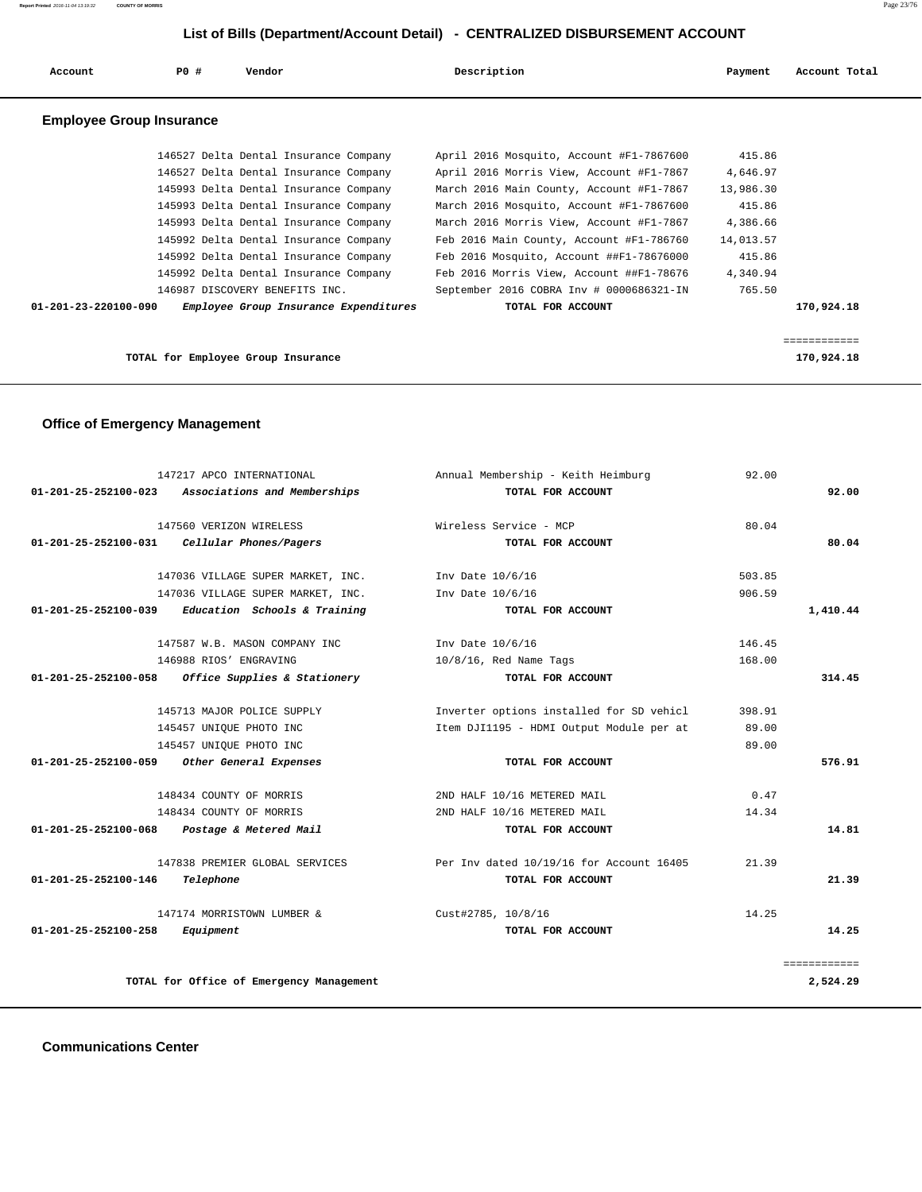# List of Bills (Department/Account Detail) - CENTRALIZED DISBURSEMENT ACCOUNT

| Account | PO # | Vendor | Description | Payment | Account Total |
|---|---|---|---|---|---|

## Employee Group Insurance

| Account | PO # | Vendor | Description | Payment | Account Total |
|---|---|---|---|---|---|
| | 146527 | Delta Dental Insurance Company | April 2016 Mosquito, Account #F1-7867600 | 415.86 | |
| | 146527 | Delta Dental Insurance Company | April 2016 Morris View, Account #F1-7867 | 4,646.97 | |
| | 145993 | Delta Dental Insurance Company | March 2016 Main County, Account #F1-7867 | 13,986.30 | |
| | 145993 | Delta Dental Insurance Company | March 2016 Mosquito, Account #F1-7867600 | 415.86 | |
| | 145993 | Delta Dental Insurance Company | March 2016 Morris View, Account #F1-7867 | 4,386.66 | |
| | 145992 | Delta Dental Insurance Company | Feb 2016 Main County, Account #F1-786760 | 14,013.57 | |
| | 145992 | Delta Dental Insurance Company | Feb 2016 Mosquito, Account ##F1-78676000 | 415.86 | |
| | 145992 | Delta Dental Insurance Company | Feb 2016 Morris View, Account ##F1-78676 | 4,340.94 | |
| | 146987 | DISCOVERY BENEFITS INC. | September 2016 COBRA Inv # 0000686321-IN | 765.50 | |
| 01-201-23-220100-090 | | *Employee Group Insurance Expenditures* | TOTAL FOR ACCOUNT | | 170,924.18 |
| | | TOTAL for Employee Group Insurance | | | 170,924.18 |

## Office of Emergency Management

| Account | PO # | Vendor | Description | Payment | Account Total |
|---|---|---|---|---|---|
| | 147217 | APCO INTERNATIONAL | Annual Membership - Keith Heimburg | 92.00 | |
| 01-201-25-252100-023 | | *Associations and Memberships* | TOTAL FOR ACCOUNT | | 92.00 |
| | 147560 | VERIZON WIRELESS | Wireless Service - MCP | 80.04 | |
| 01-201-25-252100-031 | | *Cellular Phones/Pagers* | TOTAL FOR ACCOUNT | | 80.04 |
| | 147036 | VILLAGE SUPER MARKET, INC. | Inv Date 10/6/16 | 503.85 | |
| | 147036 | VILLAGE SUPER MARKET, INC. | Inv Date 10/6/16 | 906.59 | |
| 01-201-25-252100-039 | | *Education Schools & Training* | TOTAL FOR ACCOUNT | | 1,410.44 |
| | 147587 | W.B. MASON COMPANY INC | Inv Date 10/6/16 | 146.45 | |
| | 146988 | RIOS' ENGRAVING | 10/8/16, Red Name Tags | 168.00 | |
| 01-201-25-252100-058 | | *Office Supplies & Stationery* | TOTAL FOR ACCOUNT | | 314.45 |
| | 145713 | MAJOR POLICE SUPPLY | Inverter options installed for SD vehicl | 398.91 | |
| | 145457 | UNIQUE PHOTO INC | Item DJI1195 - HDMI Output Module per at | 89.00 | |
| | 145457 | UNIQUE PHOTO INC | | 89.00 | |
| 01-201-25-252100-059 | | *Other General Expenses* | TOTAL FOR ACCOUNT | | 576.91 |
| | 148434 | COUNTY OF MORRIS | 2ND HALF 10/16 METERED MAIL | 0.47 | |
| | 148434 | COUNTY OF MORRIS | 2ND HALF 10/16 METERED MAIL | 14.34 | |
| 01-201-25-252100-068 | | *Postage & Metered Mail* | TOTAL FOR ACCOUNT | | 14.81 |
| | 147838 | PREMIER GLOBAL SERVICES | Per Inv dated 10/19/16 for Account 16405 | 21.39 | |
| 01-201-25-252100-146 | | *Telephone* | TOTAL FOR ACCOUNT | | 21.39 |
| | 147174 | MORRISTOWN LUMBER & | Cust#2785, 10/8/16 | 14.25 | |
| 01-201-25-252100-258 | | *Equipment* | TOTAL FOR ACCOUNT | | 14.25 |
| | | TOTAL for Office of Emergency Management | | | 2,524.29 |

## Communications Center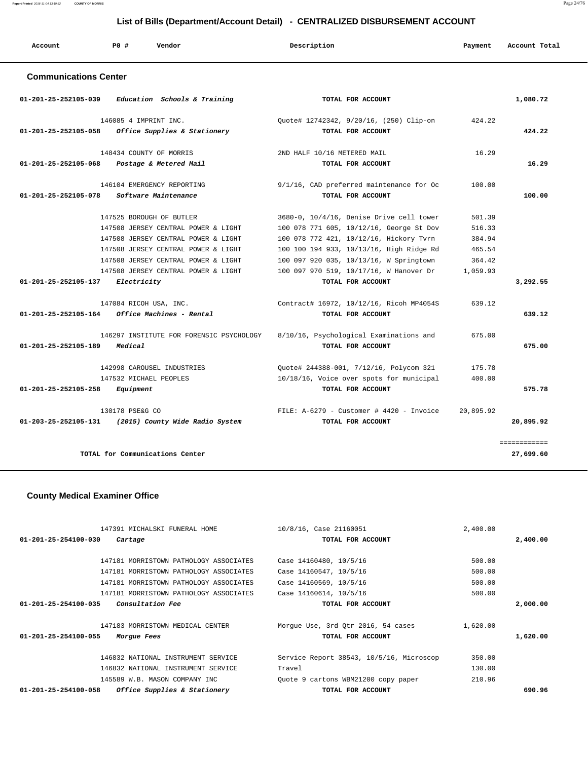## List of Bills (Department/Account Detail) - CENTRALIZED DISBURSEMENT ACCOUNT

| Account | PO # | Vendor | Description | Payment | Account Total |
|---|---|---|---|---|---|

### Communications Center

| Account | PO # | Vendor | Description | Payment | Account Total |
|---|---|---|---|---|---|
| 01-201-25-252105-039 | | *Education Schools & Training* | TOTAL FOR ACCOUNT | | 1,080.72 |
| | 146085 | 4 IMPRINT INC. | Quote# 12742342, 9/20/16, (250) Clip-on | 424.22 | |
| 01-201-25-252105-058 | | *Office Supplies & Stationery* | TOTAL FOR ACCOUNT | | 424.22 |
| | 148434 | COUNTY OF MORRIS | 2ND HALF 10/16 METERED MAIL | 16.29 | |
| 01-201-25-252105-068 | | *Postage & Metered Mail* | TOTAL FOR ACCOUNT | | 16.29 |
| | 146104 | EMERGENCY REPORTING | 9/1/16, CAD preferred maintenance for Oc | 100.00 | |
| 01-201-25-252105-078 | | *Software Maintenance* | TOTAL FOR ACCOUNT | | 100.00 |
| | 147525 | BOROUGH OF BUTLER | 3680-0, 10/4/16, Denise Drive cell tower | 501.39 | |
| | 147508 | JERSEY CENTRAL POWER & LIGHT | 100 078 771 605, 10/12/16, George St Dov | 516.33 | |
| | 147508 | JERSEY CENTRAL POWER & LIGHT | 100 078 772 421, 10/12/16, Hickory Tvrn | 384.94 | |
| | 147508 | JERSEY CENTRAL POWER & LIGHT | 100 100 194 933, 10/13/16, High Ridge Rd | 465.54 | |
| | 147508 | JERSEY CENTRAL POWER & LIGHT | 100 097 920 035, 10/13/16, W Springtown | 364.42 | |
| | 147508 | JERSEY CENTRAL POWER & LIGHT | 100 097 970 519, 10/17/16, W Hanover Dr | 1,059.93 | |
| 01-201-25-252105-137 | | *Electricity* | TOTAL FOR ACCOUNT | | 3,292.55 |
| | 147084 | RICOH USA, INC. | Contract# 16972, 10/12/16, Ricoh MP4054S | 639.12 | |
| 01-201-25-252105-164 | | *Office Machines - Rental* | TOTAL FOR ACCOUNT | | 639.12 |
| | 146297 | INSTITUTE FOR FORENSIC PSYCHOLOGY | 8/10/16, Psychological Examinations and | 675.00 | |
| 01-201-25-252105-189 | | *Medical* | TOTAL FOR ACCOUNT | | 675.00 |
| | 142998 | CAROUSEL INDUSTRIES | Quote# 244388-001, 7/12/16, Polycom 321 | 175.78 | |
| | 147532 | MICHAEL PEOPLES | 10/18/16, Voice over spots for municipal | 400.00 | |
| 01-201-25-252105-258 | | *Equipment* | TOTAL FOR ACCOUNT | | 575.78 |
| | 130178 | PSE&G CO | FILE: A-6279 - Customer # 4420 - Invoice | 20,895.92 | |
| 01-203-25-252105-131 | | *(2015) County Wide Radio System* | TOTAL FOR ACCOUNT | | 20,895.92 |
| | | | | | ============ |
| | | TOTAL for Communications Center | | | 27,699.60 |

### County Medical Examiner Office

| Account | PO # | Vendor | Description | Payment | Account Total |
|---|---|---|---|---|---|
| | 147391 | MICHALSKI FUNERAL HOME | 10/8/16, Case 21160051 | 2,400.00 | |
| 01-201-25-254100-030 | | *Cartage* | TOTAL FOR ACCOUNT | | 2,400.00 |
| | 147181 | MORRISTOWN PATHOLOGY ASSOCIATES | Case 14160480, 10/5/16 | 500.00 | |
| | 147181 | MORRISTOWN PATHOLOGY ASSOCIATES | Case 14160547, 10/5/16 | 500.00 | |
| | 147181 | MORRISTOWN PATHOLOGY ASSOCIATES | Case 14160569, 10/5/16 | 500.00 | |
| | 147181 | MORRISTOWN PATHOLOGY ASSOCIATES | Case 14160614, 10/5/16 | 500.00 | |
| 01-201-25-254100-035 | | *Consultation Fee* | TOTAL FOR ACCOUNT | | 2,000.00 |
| | 147183 | MORRISTOWN MEDICAL CENTER | Morgue Use, 3rd Qtr 2016, 54 cases | 1,620.00 | |
| 01-201-25-254100-055 | | *Morgue Fees* | TOTAL FOR ACCOUNT | | 1,620.00 |
| | 146832 | NATIONAL INSTRUMENT SERVICE | Service Report 38543, 10/5/16, Microscop | 350.00 | |
| | 146832 | NATIONAL INSTRUMENT SERVICE | Travel | 130.00 | |
| | 145589 | W.B. MASON COMPANY INC | Quote 9 cartons WBM21200 copy paper | 210.96 | |
| 01-201-25-254100-058 | | *Office Supplies & Stationery* | TOTAL FOR ACCOUNT | | 690.96 |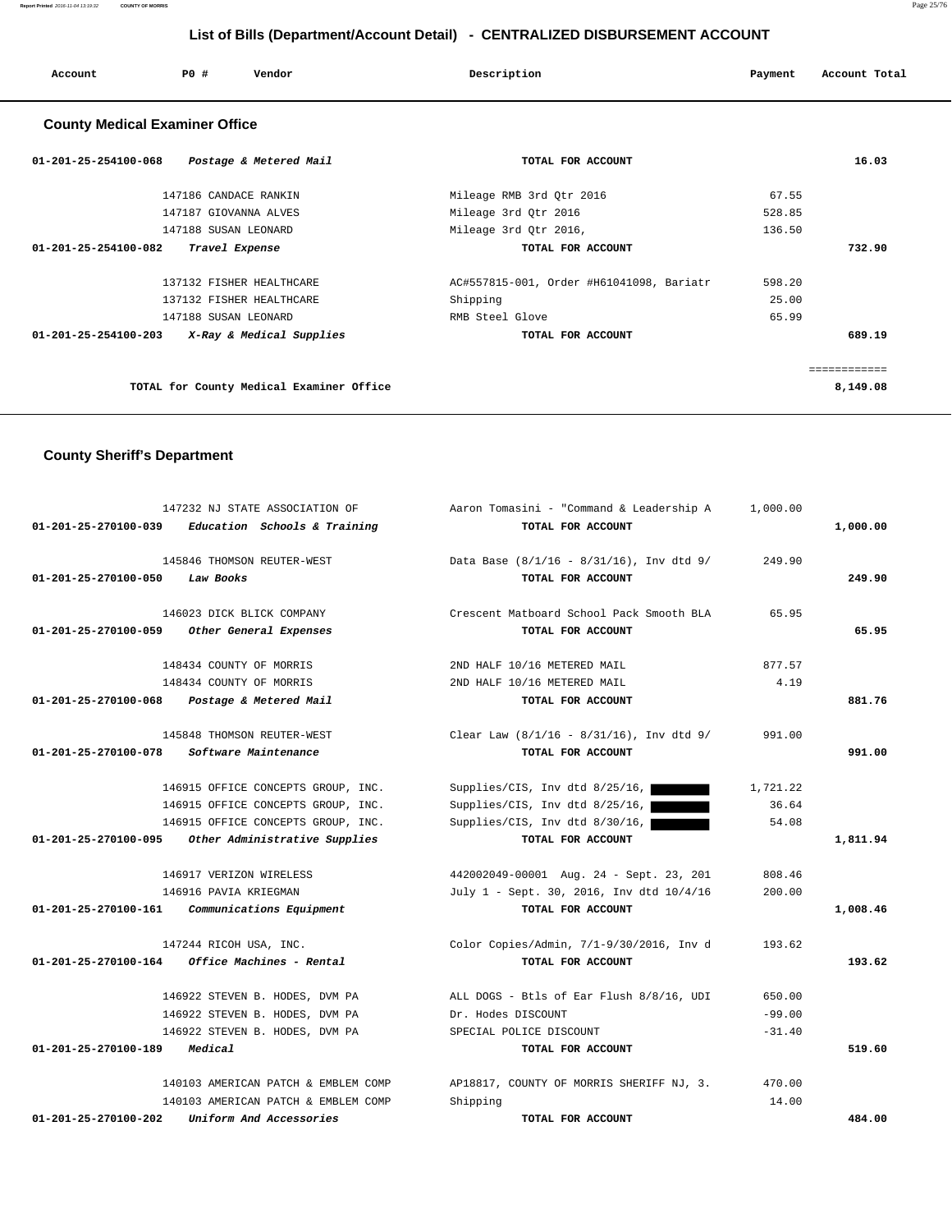# List of Bills (Department/Account Detail) - CENTRALIZED DISBURSEMENT ACCOUNT

| Account | PO # | Vendor | Description | Payment | Account Total |
|---|---|---|---|---|---|

## County Medical Examiner Office

| Account | PO # | Vendor | Description | Payment | Account Total |
|---|---|---|---|---|---|
| 01-201-25-254100-068 | | *Postage & Metered Mail* | TOTAL FOR ACCOUNT | | 16.03 |
| | 147186 | CANDACE RANKIN | Mileage RMB 3rd Qtr 2016 | 67.55 | |
| | 147187 | GIOVANNA ALVES | Mileage 3rd Qtr 2016 | 528.85 | |
| | 147188 | SUSAN LEONARD | Mileage 3rd Qtr 2016, | 136.50 | |
| 01-201-25-254100-082 | | *Travel Expense* | TOTAL FOR ACCOUNT | | 732.90 |
| | 137132 | FISHER HEALTHCARE | AC#557815-001, Order #H61041098, Bariatr | 598.20 | |
| | 137132 | FISHER HEALTHCARE | Shipping | 25.00 | |
| | 147188 | SUSAN LEONARD | RMB Steel Glove | 65.99 | |
| 01-201-25-254100-203 | | *X-Ray & Medical Supplies* | TOTAL FOR ACCOUNT | | 689.19 |
| | | TOTAL for County Medical Examiner Office | | | 8,149.08 |

## County Sheriff's Department

| Account | PO # | Vendor | Description | Payment | Account Total |
|---|---|---|---|---|---|
| | 147232 | NJ STATE ASSOCIATION OF | Aaron Tomasini - "Command & Leadership A | 1,000.00 | |
| 01-201-25-270100-039 | | *Education Schools & Training* | TOTAL FOR ACCOUNT | | 1,000.00 |
| | 145846 | THOMSON REUTER-WEST | Data Base (8/1/16 - 8/31/16), Inv dtd 9/ | 249.90 | |
| 01-201-25-270100-050 | | *Law Books* | TOTAL FOR ACCOUNT | | 249.90 |
| | 146023 | DICK BLICK COMPANY | Crescent Matboard School Pack Smooth BLA | 65.95 | |
| 01-201-25-270100-059 | | *Other General Expenses* | TOTAL FOR ACCOUNT | | 65.95 |
| | 148434 | COUNTY OF MORRIS | 2ND HALF 10/16 METERED MAIL | 877.57 | |
| | 148434 | COUNTY OF MORRIS | 2ND HALF 10/16 METERED MAIL | 4.19 | |
| 01-201-25-270100-068 | | *Postage & Metered Mail* | TOTAL FOR ACCOUNT | | 881.76 |
| | 145848 | THOMSON REUTER-WEST | Clear Law (8/1/16 - 8/31/16), Inv dtd 9/ | 991.00 | |
| 01-201-25-270100-078 | | *Software Maintenance* | TOTAL FOR ACCOUNT | | 991.00 |
| | 146915 | OFFICE CONCEPTS GROUP, INC. | Supplies/CIS, Inv dtd 8/25/16, | 1,721.22 | |
| | 146915 | OFFICE CONCEPTS GROUP, INC. | Supplies/CIS, Inv dtd 8/25/16, | 36.64 | |
| | 146915 | OFFICE CONCEPTS GROUP, INC. | Supplies/CIS, Inv dtd 8/30/16, | 54.08 | |
| 01-201-25-270100-095 | | *Other Administrative Supplies* | TOTAL FOR ACCOUNT | | 1,811.94 |
| | 146917 | VERIZON WIRELESS | 442002049-00001 Aug. 24 - Sept. 23, 201 | 808.46 | |
| | 146916 | PAVIA KRIEGMAN | July 1 - Sept. 30, 2016, Inv dtd 10/4/16 | 200.00 | |
| 01-201-25-270100-161 | | *Communications Equipment* | TOTAL FOR ACCOUNT | | 1,008.46 |
| | 147244 | RICOH USA, INC. | Color Copies/Admin, 7/1-9/30/2016, Inv d | 193.62 | |
| 01-201-25-270100-164 | | *Office Machines - Rental* | TOTAL FOR ACCOUNT | | 193.62 |
| | 146922 | STEVEN B. HODES, DVM PA | ALL DOGS - Btls of Ear Flush 8/8/16, UDI | 650.00 | |
| | 146922 | STEVEN B. HODES, DVM PA | Dr. Hodes DISCOUNT | -99.00 | |
| | 146922 | STEVEN B. HODES, DVM PA | SPECIAL POLICE DISCOUNT | -31.40 | |
| 01-201-25-270100-189 | | *Medical* | TOTAL FOR ACCOUNT | | 519.60 |
| | 140103 | AMERICAN PATCH & EMBLEM COMP | AP18817, COUNTY OF MORRIS SHERIFF NJ, 3. | 470.00 | |
| | 140103 | AMERICAN PATCH & EMBLEM COMP | Shipping | 14.00 | |
| 01-201-25-270100-202 | | *Uniform And Accessories* | TOTAL FOR ACCOUNT | | 484.00 |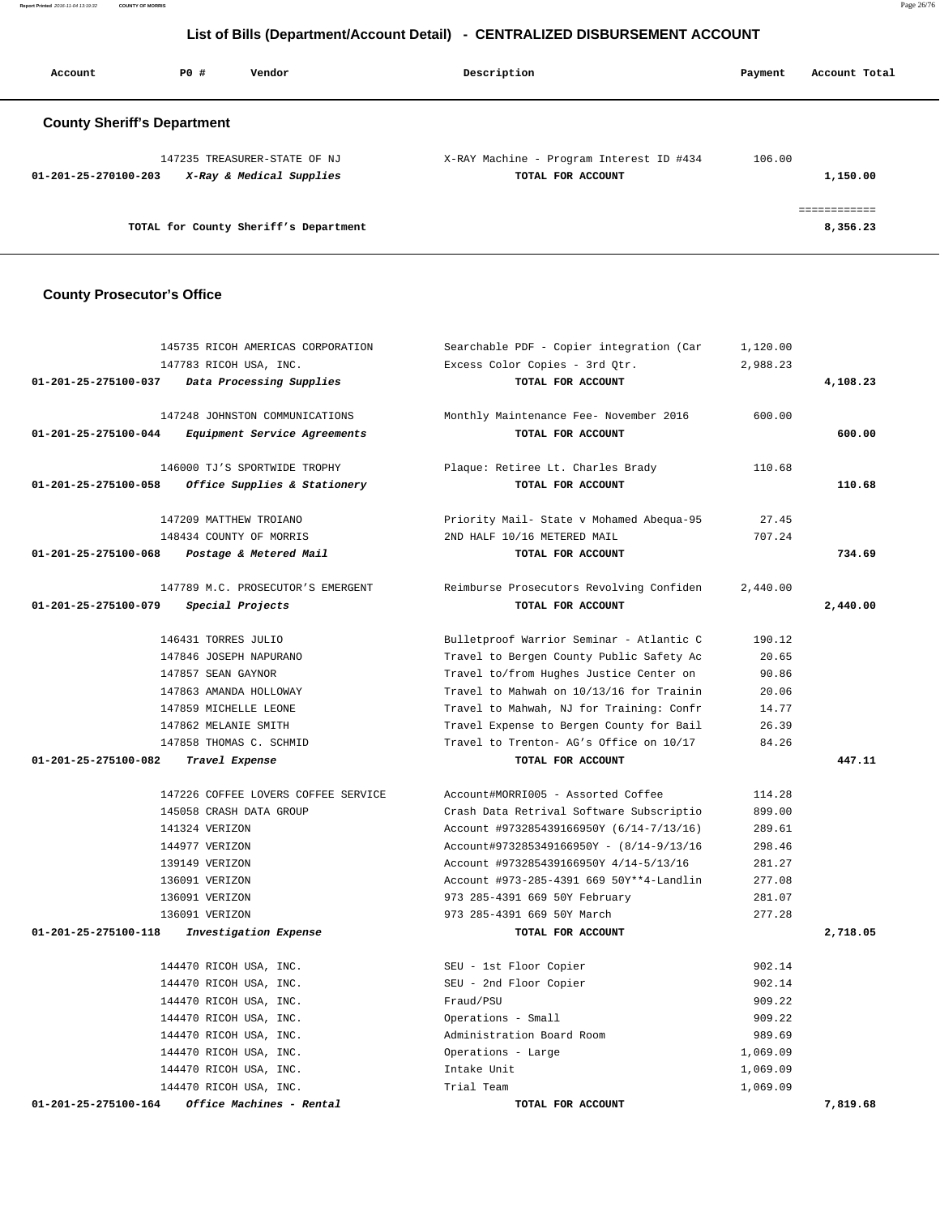# List of Bills (Department/Account Detail) - CENTRALIZED DISBURSEMENT ACCOUNT

| Account | PO # | Vendor | Description | Payment | Account Total |
|---|---|---|---|---|---|

## County Sheriff's Department

| Account | PO # | Vendor | Description | Payment | Account Total |
|---|---|---|---|---|---|
| | 147235 | TREASURER-STATE OF NJ | X-RAY Machine - Program Interest ID #434 | 106.00 | |
| 01-201-25-270100-203 | | *X-Ray & Medical Supplies* | TOTAL FOR ACCOUNT | | 1,150.00 |
| | | | | | ============ |
| | | TOTAL for County Sheriff's Department | | | 8,356.23 |

## County Prosecutor's Office

| Account | PO # | Vendor | Description | Payment | Account Total |
|---|---|---|---|---|---|
| | 145735 | RICOH AMERICAS CORPORATION | Searchable PDF - Copier integration (Car | 1,120.00 | |
| | 147783 | RICOH USA, INC. | Excess Color Copies - 3rd Qtr. | 2,988.23 | |
| 01-201-25-275100-037 | | *Data Processing Supplies* | TOTAL FOR ACCOUNT | | 4,108.23 |
| | 147248 | JOHNSTON COMMUNICATIONS | Monthly Maintenance Fee- November 2016 | 600.00 | |
| 01-201-25-275100-044 | | *Equipment Service Agreements* | TOTAL FOR ACCOUNT | | 600.00 |
| | 146000 | TJ'S SPORTWIDE TROPHY | Plaque: Retiree Lt. Charles Brady | 110.68 | |
| 01-201-25-275100-058 | | *Office Supplies & Stationery* | TOTAL FOR ACCOUNT | | 110.68 |
| | 147209 | MATTHEW TROIANO | Priority Mail- State v Mohamed Abequa-95 | 27.45 | |
| | 148434 | COUNTY OF MORRIS | 2ND HALF 10/16 METERED MAIL | 707.24 | |
| 01-201-25-275100-068 | | *Postage & Metered Mail* | TOTAL FOR ACCOUNT | | 734.69 |
| | 147789 | M.C. PROSECUTOR'S EMERGENT | Reimburse Prosecutors Revolving Confiden | 2,440.00 | |
| 01-201-25-275100-079 | | *Special Projects* | TOTAL FOR ACCOUNT | | 2,440.00 |
| | 146431 | TORRES JULIO | Bulletproof Warrior Seminar - Atlantic C | 190.12 | |
| | 147846 | JOSEPH NAPURANO | Travel to Bergen County Public Safety Ac | 20.65 | |
| | 147857 | SEAN GAYNOR | Travel to/from Hughes Justice Center on | 90.86 | |
| | 147863 | AMANDA HOLLOWAY | Travel to Mahwah on 10/13/16 for Trainin | 20.06 | |
| | 147859 | MICHELLE LEONE | Travel to Mahwah, NJ for Training: Confr | 14.77 | |
| | 147862 | MELANIE SMITH | Travel Expense to Bergen County for Bail | 26.39 | |
| | 147858 | THOMAS C. SCHMID | Travel to Trenton- AG's Office on 10/17 | 84.26 | |
| 01-201-25-275100-082 | | *Travel Expense* | TOTAL FOR ACCOUNT | | 447.11 |
| | 147226 | COFFEE LOVERS COFFEE SERVICE | Account#MORRI005 - Assorted Coffee | 114.28 | |
| | 145058 | CRASH DATA GROUP | Crash Data Retrival Software Subscriptio | 899.00 | |
| | 141324 | VERIZON | Account #973285439166950Y (6/14-7/13/16) | 289.61 | |
| | 144977 | VERIZON | Account#973285349166950Y - (8/14-9/13/16 | 298.46 | |
| | 139149 | VERIZON | Account #973285439166950Y 4/14-5/13/16 | 281.27 | |
| | 136091 | VERIZON | Account #973-285-4391 669 50Y**4-Landlin | 277.08 | |
| | 136091 | VERIZON | 973 285-4391 669 50Y February | 281.07 | |
| | 136091 | VERIZON | 973 285-4391 669 50Y March | 277.28 | |
| 01-201-25-275100-118 | | *Investigation Expense* | TOTAL FOR ACCOUNT | | 2,718.05 |
| | 144470 | RICOH USA, INC. | SEU - 1st Floor Copier | 902.14 | |
| | 144470 | RICOH USA, INC. | SEU - 2nd Floor Copier | 902.14 | |
| | 144470 | RICOH USA, INC. | Fraud/PSU | 909.22 | |
| | 144470 | RICOH USA, INC. | Operations - Small | 909.22 | |
| | 144470 | RICOH USA, INC. | Administration Board Room | 989.69 | |
| | 144470 | RICOH USA, INC. | Operations - Large | 1,069.09 | |
| | 144470 | RICOH USA, INC. | Intake Unit | 1,069.09 | |
| | 144470 | RICOH USA, INC. | Trial Team | 1,069.09 | |
| 01-201-25-275100-164 | | *Office Machines - Rental* | TOTAL FOR ACCOUNT | | 7,819.68 |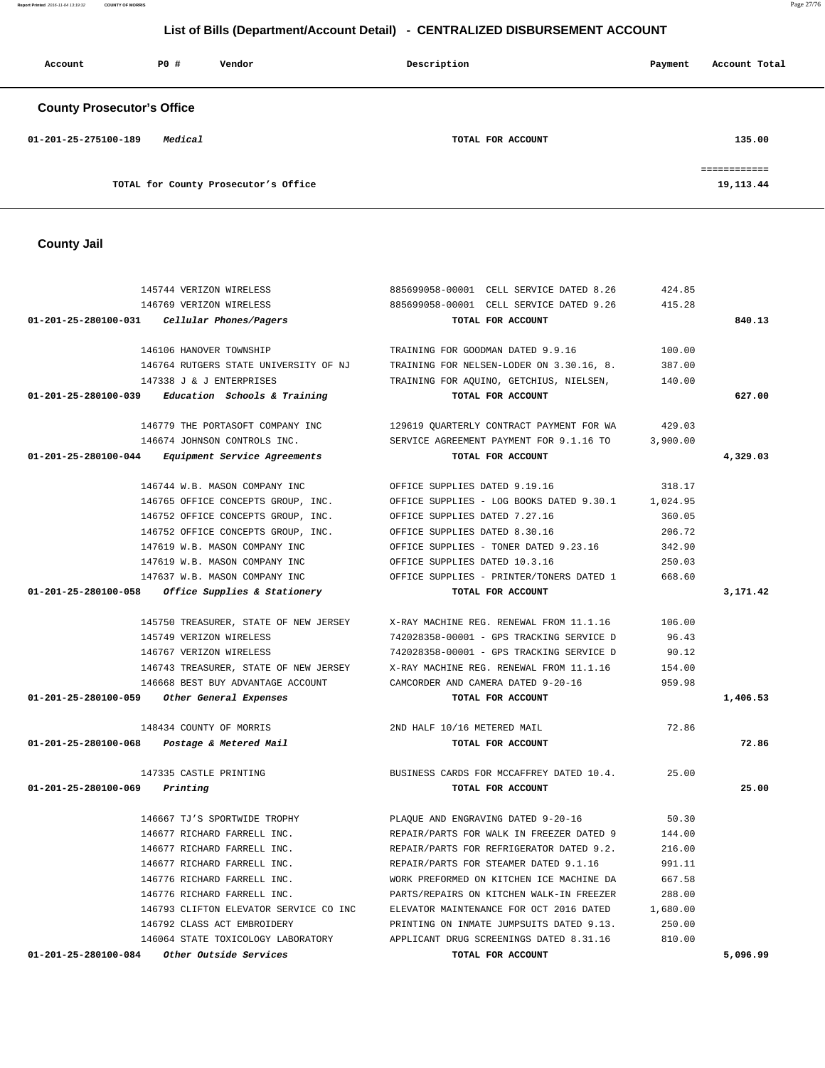# List of Bills (Department/Account Detail) - CENTRALIZED DISBURSEMENT ACCOUNT

| Account | PO # | Vendor | Description | Payment | Account Total |
|---|---|---|---|---|---|

## County Prosecutor's Office

| Account | PO # | Vendor | Description | Payment | Account Total |
|---|---|---|---|---|---|
| 01-201-25-275100-189 | *Medical* | | TOTAL FOR ACCOUNT | | 135.00 |
| | | TOTAL for County Prosecutor's Office | | | 19,113.44 |

## County Jail

| Account | PO # | Vendor | Description | Payment | Account Total |
|---|---|---|---|---|---|
| | 145744 | VERIZON WIRELESS | 885699058-00001 CELL SERVICE DATED 8.26 | 424.85 | |
| | 146769 | VERIZON WIRELESS | 885699058-00001 CELL SERVICE DATED 9.26 | 415.28 | |
| 01-201-25-280100-031 | *Cellular Phones/Pagers* | | TOTAL FOR ACCOUNT | | 840.13 |
| | 146106 | HANOVER TOWNSHIP | TRAINING FOR GOODMAN DATED 9.9.16 | 100.00 | |
| | 146764 | RUTGERS STATE UNIVERSITY OF NJ | TRAINING FOR NELSEN-LODER ON 3.30.16, 8. | 387.00 | |
| | 147338 | J & J ENTERPRISES | TRAINING FOR AQUINO, GETCHIUS, NIELSEN, | 140.00 | |
| 01-201-25-280100-039 | *Education Schools & Training* | | TOTAL FOR ACCOUNT | | 627.00 |
| | 146779 | THE PORTASOFT COMPANY INC | 129619 QUARTERLY CONTRACT PAYMENT FOR WA | 429.03 | |
| | 146674 | JOHNSON CONTROLS INC. | SERVICE AGREEMENT PAYMENT FOR 9.1.16 TO | 3,900.00 | |
| 01-201-25-280100-044 | *Equipment Service Agreements* | | TOTAL FOR ACCOUNT | | 4,329.03 |
| | 146744 | W.B. MASON COMPANY INC | OFFICE SUPPLIES DATED 9.19.16 | 318.17 | |
| | 146765 | OFFICE CONCEPTS GROUP, INC. | OFFICE SUPPLIES - LOG BOOKS DATED 9.30.1 | 1,024.95 | |
| | 146752 | OFFICE CONCEPTS GROUP, INC. | OFFICE SUPPLIES DATED 7.27.16 | 360.05 | |
| | 146752 | OFFICE CONCEPTS GROUP, INC. | OFFICE SUPPLIES DATED 8.30.16 | 206.72 | |
| | 147619 | W.B. MASON COMPANY INC | OFFICE SUPPLIES - TONER DATED 9.23.16 | 342.90 | |
| | 147619 | W.B. MASON COMPANY INC | OFFICE SUPPLIES DATED 10.3.16 | 250.03 | |
| | 147637 | W.B. MASON COMPANY INC | OFFICE SUPPLIES - PRINTER/TONERS DATED 1 | 668.60 | |
| 01-201-25-280100-058 | *Office Supplies & Stationery* | | TOTAL FOR ACCOUNT | | 3,171.42 |
| | 145750 | TREASURER, STATE OF NEW JERSEY | X-RAY MACHINE REG. RENEWAL FROM 11.1.16 | 106.00 | |
| | 145749 | VERIZON WIRELESS | 742028358-00001 - GPS TRACKING SERVICE D | 96.43 | |
| | 146767 | VERIZON WIRELESS | 742028358-00001 - GPS TRACKING SERVICE D | 90.12 | |
| | 146743 | TREASURER, STATE OF NEW JERSEY | X-RAY MACHINE REG. RENEWAL FROM 11.1.16 | 154.00 | |
| | 146668 | BEST BUY ADVANTAGE ACCOUNT | CAMCORDER AND CAMERA DATED 9-20-16 | 959.98 | |
| 01-201-25-280100-059 | *Other General Expenses* | | TOTAL FOR ACCOUNT | | 1,406.53 |
| | 148434 | COUNTY OF MORRIS | 2ND HALF 10/16 METERED MAIL | 72.86 | |
| 01-201-25-280100-068 | *Postage & Metered Mail* | | TOTAL FOR ACCOUNT | | 72.86 |
| | 147335 | CASTLE PRINTING | BUSINESS CARDS FOR MCCAFFREY DATED 10.4. | 25.00 | |
| 01-201-25-280100-069 | *Printing* | | TOTAL FOR ACCOUNT | | 25.00 |
| | 146667 | TJ'S SPORTWIDE TROPHY | PLAQUE AND ENGRAVING DATED 9-20-16 | 50.30 | |
| | 146677 | RICHARD FARRELL INC. | REPAIR/PARTS FOR WALK IN FREEZER DATED 9 | 144.00 | |
| | 146677 | RICHARD FARRELL INC. | REPAIR/PARTS FOR REFRIGERATOR DATED 9.2. | 216.00 | |
| | 146677 | RICHARD FARRELL INC. | REPAIR/PARTS FOR STEAMER DATED 9.1.16 | 991.11 | |
| | 146776 | RICHARD FARRELL INC. | WORK PREFORMED ON KITCHEN ICE MACHINE DA | 667.58 | |
| | 146776 | RICHARD FARRELL INC. | PARTS/REPAIRS ON KITCHEN WALK-IN FREEZER | 288.00 | |
| | 146793 | CLIFTON ELEVATOR SERVICE CO INC | ELEVATOR MAINTENANCE FOR OCT 2016 DATED | 1,680.00 | |
| | 146792 | CLASS ACT EMBROIDERY | PRINTING ON INMATE JUMPSUITS DATED 9.13. | 250.00 | |
| | 146064 | STATE TOXICOLOGY LABORATORY | APPLICANT DRUG SCREENINGS DATED 8.31.16 | 810.00 | |
| 01-201-25-280100-084 | *Other Outside Services* | | TOTAL FOR ACCOUNT | | 5,096.99 |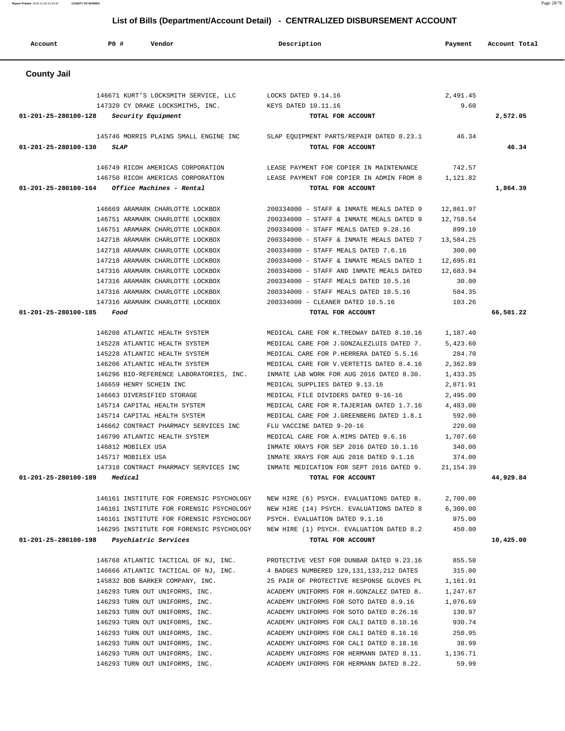## List of Bills (Department/Account Detail) - CENTRALIZED DISBURSEMENT ACCOUNT

| Account | PO # | Vendor | Description | Payment | Account Total |
|---|---|---|---|---|---|

### County Jail

| Account | PO # | Vendor | Description | Payment | Account Total |
|---|---|---|---|---|---|
| | 146671 | KURT'S LOCKSMITH SERVICE, LLC | LOCKS DATED 9.14.16 | 2,491.45 | |
| | 147320 | CY DRAKE LOCKSMITHS, INC. | KEYS DATED 10.11.16 | 9.60 | |
| **01-201-25-280100-128** | | *Security Equipment* | **TOTAL FOR ACCOUNT** | | **2,572.05** |
| | 145746 | MORRIS PLAINS SMALL ENGINE INC | SLAP EQUIPMENT PARTS/REPAIR DATED 8.23.1 | 46.34 | |
| **01-201-25-280100-130** | | *SLAP* | **TOTAL FOR ACCOUNT** | | **46.34** |
| | 146749 | RICOH AMERICAS CORPORATION | LEASE PAYMENT FOR COPIER IN MAINTENANCE | 742.57 | |
| | 146750 | RICOH AMERICAS CORPORATION | LEASE PAYMENT FOR COPIER IN ADMIN FROM 8 | 1,121.82 | |
| **01-201-25-280100-164** | | *Office Machines - Rental* | **TOTAL FOR ACCOUNT** | | **1,864.39** |
| | 146669 | ARAMARK CHARLOTTE LOCKBOX | 200334000 - STAFF & INMATE MEALS DATED 9 | 12,861.97 | |
| | 146751 | ARAMARK CHARLOTTE LOCKBOX | 200334000 - STAFF & INMATE MEALS DATED 9 | 12,758.54 | |
| | 146751 | ARAMARK CHARLOTTE LOCKBOX | 200334000 - STAFF MEALS DATED 9.28.16 | 899.10 | |
| | 142718 | ARAMARK CHARLOTTE LOCKBOX | 200334000 - STAFF & INMATE MEALS DATED 7 | 13,584.25 | |
| | 142718 | ARAMARK CHARLOTTE LOCKBOX | 200334000 - STAFF MEALS DATED 7.6.16 | 300.00 | |
| | 147218 | ARAMARK CHARLOTTE LOCKBOX | 200334000 - STAFF & INMATE MEALS DATED 1 | 12,695.81 | |
| | 147316 | ARAMARK CHARLOTTE LOCKBOX | 200334000 - STAFF AND INMATE MEALS DATED | 12,683.94 | |
| | 147316 | ARAMARK CHARLOTTE LOCKBOX | 200334000 - STAFF MEALS DATED 10.5.16 | 30.00 | |
| | 147316 | ARAMARK CHARLOTTE LOCKBOX | 200334000 - STAFF MEALS DATED 10.5.16 | 584.35 | |
| | 147316 | ARAMARK CHARLOTTE LOCKBOX | 200334000 - CLEANER DATED 10.5.16 | 103.26 | |
| **01-201-25-280100-185** | | *Food* | **TOTAL FOR ACCOUNT** | | **66,501.22** |
| | 146208 | ATLANTIC HEALTH SYSTEM | MEDICAL CARE FOR K.TREDWAY DATED 8.10.16 | 1,187.40 | |
| | 145228 | ATLANTIC HEALTH SYSTEM | MEDICAL CARE FOR J.GONZALEZLUIS DATED 7. | 5,423.60 | |
| | 145228 | ATLANTIC HEALTH SYSTEM | MEDICAL CARE FOR P.HERRERA DATED 5.5.16 | 284.70 | |
| | 146206 | ATLANTIC HEALTH SYSTEM | MEDICAL CARE FOR V.VERTETIS DATED 8.4.16 | 2,362.89 | |
| | 146296 | BIO-REFERENCE LABORATORIES, INC. | INMATE LAB WORK FOR AUG 2016 DATED 8.30. | 1,433.35 | |
| | 146659 | HENRY SCHEIN INC | MEDICAL SUPPLIES DATED 9.13.16 | 2,871.91 | |
| | 146663 | DIVERSIFIED STORAGE | MEDICAL FILE DIVIDERS DATED 9-16-16 | 2,495.00 | |
| | 145714 | CAPITAL HEALTH SYSTEM | MEDICAL CARE FOR R.TAJERIAN DATED 1.7.16 | 4,483.00 | |
| | 145714 | CAPITAL HEALTH SYSTEM | MEDICAL CARE FOR J.GREENBERG DATED 1.8.1 | 592.00 | |
| | 146662 | CONTRACT PHARMACY SERVICES INC | FLU VACCINE DATED 9-20-16 | 220.00 | |
| | 146790 | ATLANTIC HEALTH SYSTEM | MEDICAL CARE FOR A.MIMS DATED 9.6.16 | 1,707.60 | |
| | 146812 | MOBILEX USA | INMATE XRAYS FOR SEP 2016 DATED 10.1.16 | 340.00 | |
| | 145717 | MOBILEX USA | INMATE XRAYS FOR AUG 2016 DATED 9.1.16 | 374.00 | |
| | 147318 | CONTRACT PHARMACY SERVICES INC | INMATE MEDICATION FOR SEPT 2016 DATED 9. | 21,154.39 | |
| **01-201-25-280100-189** | | *Medical* | **TOTAL FOR ACCOUNT** | | **44,929.84** |
| | 146161 | INSTITUTE FOR FORENSIC PSYCHOLOGY | NEW HIRE (6) PSYCH. EVALUATIONS DATED 8. | 2,700.00 | |
| | 146161 | INSTITUTE FOR FORENSIC PSYCHOLOGY | NEW HIRE (14) PSYCH. EVALUATIONS DATED 8 | 6,300.00 | |
| | 146161 | INSTITUTE FOR FORENSIC PSYCHOLOGY | PSYCH. EVALUATION DATED 9.1.16 | 975.00 | |
| | 146295 | INSTITUTE FOR FORENSIC PSYCHOLOGY | NEW HIRE (1) PSYCH. EVALUATION DATED 8.2 | 450.00 | |
| **01-201-25-280100-198** | | *Psychiatric Services* | **TOTAL FOR ACCOUNT** | | **10,425.00** |
| | 146768 | ATLANTIC TACTICAL OF NJ, INC. | PROTECTIVE VEST FOR DUNBAR DATED 9.23.16 | 855.50 | |
| | 146666 | ATLANTIC TACTICAL OF NJ, INC. | 4 BADGES NUMBERED 129,131,133,212 DATES | 315.00 | |
| | 145832 | BOB BARKER COMPANY, INC. | 25 PAIR OF PROTECTIVE RESPONSE GLOVES PL | 1,161.91 | |
| | 146293 | TURN OUT UNIFORMS, INC. | ACADEMY UNIFORMS FOR H.GONZALEZ DATED 8. | 1,247.67 | |
| | 146293 | TURN OUT UNIFORMS, INC. | ACADEMY UNIFORMS FOR SOTO DATED 8.9.16 | 1,076.69 | |
| | 146293 | TURN OUT UNIFORMS, INC. | ACADEMY UNIFORMS FOR SOTO DATED 8.26.16 | 130.97 | |
| | 146293 | TURN OUT UNIFORMS, INC. | ACADEMY UNIFORMS FOR CALI DATED 8.10.16 | 930.74 | |
| | 146293 | TURN OUT UNIFORMS, INC. | ACADEMY UNIFORMS FOR CALI DATED 8.16.16 | 250.95 | |
| | 146293 | TURN OUT UNIFORMS, INC. | ACADEMY UNIFORMS FOR CALI DATED 8.18.16 | 38.99 | |
| | 146293 | TURN OUT UNIFORMS, INC. | ACADEMY UNIFORMS FOR HERMANN DATED 8.11. | 1,136.71 | |
| | 146293 | TURN OUT UNIFORMS, INC. | ACADEMY UNIFORMS FOR HERMANN DATED 8.22. | 59.99 | |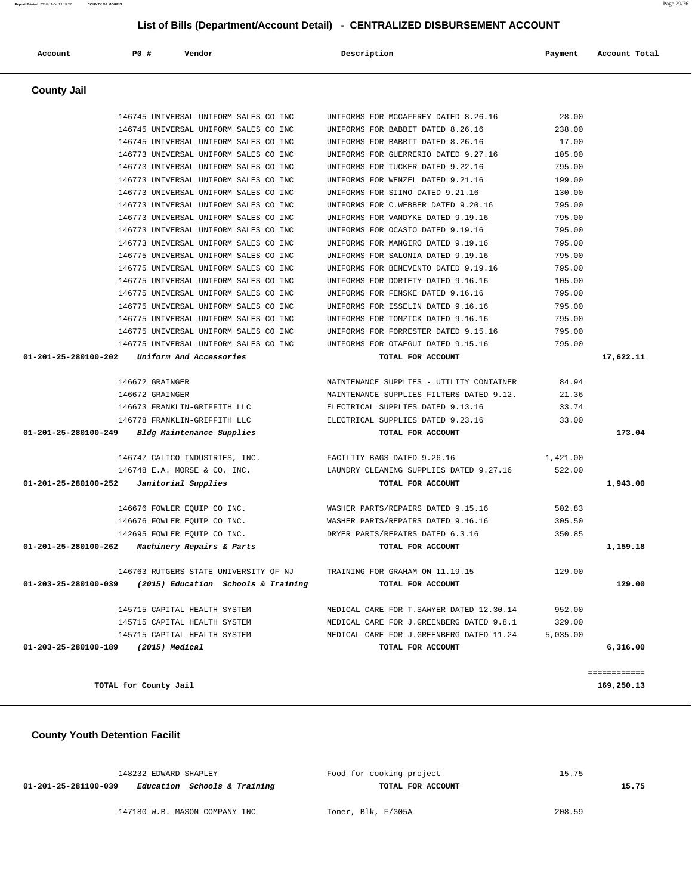## List of Bills (Department/Account Detail) - CENTRALIZED DISBURSEMENT ACCOUNT

| Account | PO # | Vendor | Description | Payment | Account Total |
|---|---|---|---|---|---|

### County Jail

| Account | PO # | Vendor | Description | Payment | Account Total |
|---|---|---|---|---|---|
| | 146745 | UNIVERSAL UNIFORM SALES CO INC | UNIFORMS FOR MCCAFFREY DATED 8.26.16 | 28.00 | |
| | 146745 | UNIVERSAL UNIFORM SALES CO INC | UNIFORMS FOR BABBIT DATED 8.26.16 | 238.00 | |
| | 146745 | UNIVERSAL UNIFORM SALES CO INC | UNIFORMS FOR BABBIT DATED 8.26.16 | 17.00 | |
| | 146773 | UNIVERSAL UNIFORM SALES CO INC | UNIFORMS FOR GUERRERIO DATED 9.27.16 | 105.00 | |
| | 146773 | UNIVERSAL UNIFORM SALES CO INC | UNIFORMS FOR TUCKER DATED 9.22.16 | 795.00 | |
| | 146773 | UNIVERSAL UNIFORM SALES CO INC | UNIFORMS FOR WENZEL DATED 9.21.16 | 199.00 | |
| | 146773 | UNIVERSAL UNIFORM SALES CO INC | UNIFORMS FOR SIINO DATED 9.21.16 | 130.00 | |
| | 146773 | UNIVERSAL UNIFORM SALES CO INC | UNIFORMS FOR C.WEBBER DATED 9.20.16 | 795.00 | |
| | 146773 | UNIVERSAL UNIFORM SALES CO INC | UNIFORMS FOR VANDYKE DATED 9.19.16 | 795.00 | |
| | 146773 | UNIVERSAL UNIFORM SALES CO INC | UNIFORMS FOR OCASIO DATED 9.19.16 | 795.00 | |
| | 146773 | UNIVERSAL UNIFORM SALES CO INC | UNIFORMS FOR MANGIRO DATED 9.19.16 | 795.00 | |
| | 146775 | UNIVERSAL UNIFORM SALES CO INC | UNIFORMS FOR SALONIA DATED 9.19.16 | 795.00 | |
| | 146775 | UNIVERSAL UNIFORM SALES CO INC | UNIFORMS FOR BENEVENTO DATED 9.19.16 | 795.00 | |
| | 146775 | UNIVERSAL UNIFORM SALES CO INC | UNIFORMS FOR DORIETY DATED 9.16.16 | 105.00 | |
| | 146775 | UNIVERSAL UNIFORM SALES CO INC | UNIFORMS FOR FENSKE DATED 9.16.16 | 795.00 | |
| | 146775 | UNIVERSAL UNIFORM SALES CO INC | UNIFORMS FOR ISSELIN DATED 9.16.16 | 795.00 | |
| | 146775 | UNIVERSAL UNIFORM SALES CO INC | UNIFORMS FOR TOMZICK DATED 9.16.16 | 795.00 | |
| | 146775 | UNIVERSAL UNIFORM SALES CO INC | UNIFORMS FOR FORRESTER DATED 9.15.16 | 795.00 | |
| | 146775 | UNIVERSAL UNIFORM SALES CO INC | UNIFORMS FOR OTAEGUI DATED 9.15.16 | 795.00 | |
| **01-201-25-280100-202** | | ***Uniform And Accessories*** | **TOTAL FOR ACCOUNT** | | **17,622.11** |
| | 146672 | GRAINGER | MAINTENANCE SUPPLIES - UTILITY CONTAINER | 84.94 | |
| | 146672 | GRAINGER | MAINTENANCE SUPPLIES FILTERS DATED 9.12. | 21.36 | |
| | 146673 | FRANKLIN-GRIFFITH LLC | ELECTRICAL SUPPLIES DATED 9.13.16 | 33.74 | |
| | 146778 | FRANKLIN-GRIFFITH LLC | ELECTRICAL SUPPLIES DATED 9.23.16 | 33.00 | |
| **01-201-25-280100-249** | | ***Bldg Maintenance Supplies*** | **TOTAL FOR ACCOUNT** | | **173.04** |
| | 146747 | CALICO INDUSTRIES, INC. | FACILITY BAGS DATED 9.26.16 | 1,421.00 | |
| | 146748 | E.A. MORSE & CO. INC. | LAUNDRY CLEANING SUPPLIES DATED 9.27.16 | 522.00 | |
| **01-201-25-280100-252** | | ***Janitorial Supplies*** | **TOTAL FOR ACCOUNT** | | **1,943.00** |
| | 146676 | FOWLER EQUIP CO INC. | WASHER PARTS/REPAIRS DATED 9.15.16 | 502.83 | |
| | 146676 | FOWLER EQUIP CO INC. | WASHER PARTS/REPAIRS DATED 9.16.16 | 305.50 | |
| | 142695 | FOWLER EQUIP CO INC. | DRYER PARTS/REPAIRS DATED 6.3.16 | 350.85 | |
| **01-201-25-280100-262** | | ***Machinery Repairs & Parts*** | **TOTAL FOR ACCOUNT** | | **1,159.18** |
| | 146763 | RUTGERS STATE UNIVERSITY OF NJ | TRAINING FOR GRAHAM ON 11.19.15 | 129.00 | |
| **01-203-25-280100-039** | | ***(2015) Education Schools & Training*** | **TOTAL FOR ACCOUNT** | | **129.00** |
| | 145715 | CAPITAL HEALTH SYSTEM | MEDICAL CARE FOR T.SAWYER DATED 12.30.14 | 952.00 | |
| | 145715 | CAPITAL HEALTH SYSTEM | MEDICAL CARE FOR J.GREENBERG DATED 9.8.1 | 329.00 | |
| | 145715 | CAPITAL HEALTH SYSTEM | MEDICAL CARE FOR J.GREENBERG DATED 11.24 | 5,035.00 | |
| **01-203-25-280100-189** | | ***(2015) Medical*** | **TOTAL FOR ACCOUNT** | | **6,316.00** |
| | | | | | ============ |
| **TOTAL for County Jail** | | | | | **169,250.13** |

### County Youth Detention Facilit

| Account | PO # | Vendor | Description | Payment | Account Total |
|---|---|---|---|---|---|
| | 148232 | EDWARD SHAPLEY | Food for cooking project | 15.75 | |
| **01-201-25-281100-039** | | ***Education Schools & Training*** | **TOTAL FOR ACCOUNT** | | **15.75** |
| | 147180 | W.B. MASON COMPANY INC | Toner, Blk, F/305A | 208.59 | |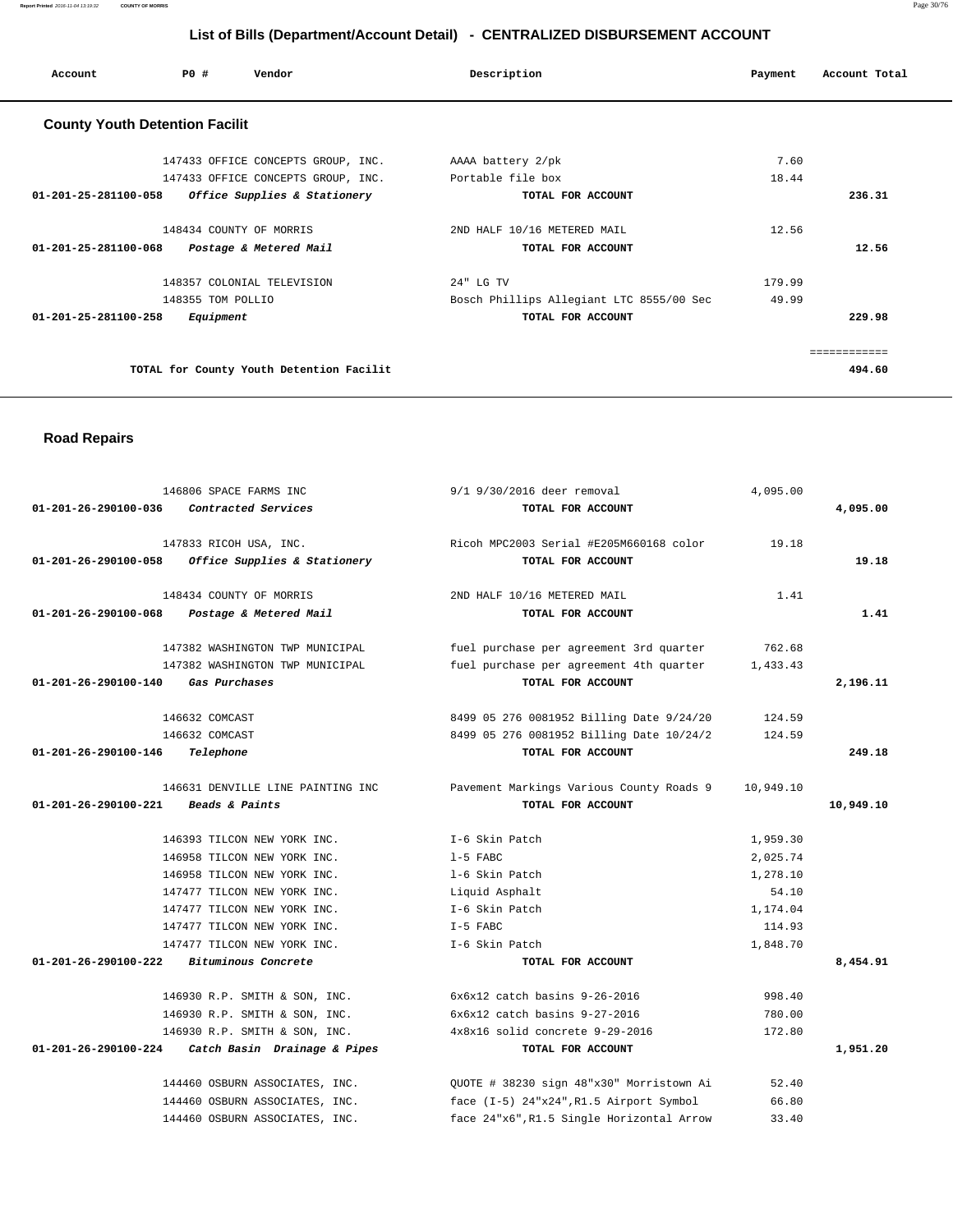## List of Bills (Department/Account Detail) - CENTRALIZED DISBURSEMENT ACCOUNT

| Account | PO # | Vendor | Description | Payment | Account Total |
|---|---|---|---|---|---|

### County Youth Detention Facilit

| Account | PO # | Vendor | Description | Payment | Account Total |
|---|---|---|---|---|---|
| | 147433 | OFFICE CONCEPTS GROUP, INC. | AAAA battery 2/pk | 7.60 | |
| | 147433 | OFFICE CONCEPTS GROUP, INC. | Portable file box | 18.44 | |
| 01-201-25-281100-058 | | *Office Supplies & Stationery* | TOTAL FOR ACCOUNT | | 236.31 |
| | 148434 | COUNTY OF MORRIS | 2ND HALF 10/16 METERED MAIL | 12.56 | |
| 01-201-25-281100-068 | | *Postage & Metered Mail* | TOTAL FOR ACCOUNT | | 12.56 |
| | 148357 | COLONIAL TELEVISION | 24" LG TV | 179.99 | |
| | 148355 | TOM POLLIO | Bosch Phillips Allegiant LTC 8555/00 Sec | 49.99 | |
| 01-201-25-281100-258 | | *Equipment* | TOTAL FOR ACCOUNT | | 229.98 |
| | | TOTAL for County Youth Detention Facilit | | | 494.60 |

### Road Repairs

| Account | PO # | Vendor | Description | Payment | Account Total |
|---|---|---|---|---|---|
| | 146806 | SPACE FARMS INC | 9/1 9/30/2016 deer removal | 4,095.00 | |
| 01-201-26-290100-036 | | *Contracted Services* | TOTAL FOR ACCOUNT | | 4,095.00 |
| | 147833 | RICOH USA, INC. | Ricoh MPC2003 Serial #E205M660168 color | 19.18 | |
| 01-201-26-290100-058 | | *Office Supplies & Stationery* | TOTAL FOR ACCOUNT | | 19.18 |
| | 148434 | COUNTY OF MORRIS | 2ND HALF 10/16 METERED MAIL | 1.41 | |
| 01-201-26-290100-068 | | *Postage & Metered Mail* | TOTAL FOR ACCOUNT | | 1.41 |
| | 147382 | WASHINGTON TWP MUNICIPAL | fuel purchase per agreement 3rd quarter | 762.68 | |
| | 147382 | WASHINGTON TWP MUNICIPAL | fuel purchase per agreement 4th quarter | 1,433.43 | |
| 01-201-26-290100-140 | | *Gas Purchases* | TOTAL FOR ACCOUNT | | 2,196.11 |
| | 146632 | COMCAST | 8499 05 276 0081952 Billing Date 9/24/20 | 124.59 | |
| | 146632 | COMCAST | 8499 05 276 0081952 Billing Date 10/24/2 | 124.59 | |
| 01-201-26-290100-146 | | *Telephone* | TOTAL FOR ACCOUNT | | 249.18 |
| | 146631 | DENVILLE LINE PAINTING INC | Pavement Markings Various County Roads 9 | 10,949.10 | |
| 01-201-26-290100-221 | | *Beads & Paints* | TOTAL FOR ACCOUNT | | 10,949.10 |
| | 146393 | TILCON NEW YORK INC. | I-6 Skin Patch | 1,959.30 | |
| | 146958 | TILCON NEW YORK INC. | 1-5 FABC | 2,025.74 | |
| | 146958 | TILCON NEW YORK INC. | 1-6 Skin Patch | 1,278.10 | |
| | 147477 | TILCON NEW YORK INC. | Liquid Asphalt | 54.10 | |
| | 147477 | TILCON NEW YORK INC. | I-6 Skin Patch | 1,174.04 | |
| | 147477 | TILCON NEW YORK INC. | I-5 FABC | 114.93 | |
| | 147477 | TILCON NEW YORK INC. | I-6 Skin Patch | 1,848.70 | |
| 01-201-26-290100-222 | | *Bituminous Concrete* | TOTAL FOR ACCOUNT | | 8,454.91 |
| | 146930 | R.P. SMITH & SON, INC. | 6x6x12 catch basins 9-26-2016 | 998.40 | |
| | 146930 | R.P. SMITH & SON, INC. | 6x6x12 catch basins 9-27-2016 | 780.00 | |
| | 146930 | R.P. SMITH & SON, INC. | 4x8x16 solid concrete 9-29-2016 | 172.80 | |
| 01-201-26-290100-224 | | *Catch Basin Drainage & Pipes* | TOTAL FOR ACCOUNT | | 1,951.20 |
| | 144460 | OSBURN ASSOCIATES, INC. | QUOTE # 38230 sign 48"x30" Morristown Ai | 52.40 | |
| | 144460 | OSBURN ASSOCIATES, INC. | face (I-5) 24"x24",R1.5 Airport Symbol | 66.80 | |
| | 144460 | OSBURN ASSOCIATES, INC. | face 24"x6",R1.5 Single Horizontal Arrow | 33.40 | |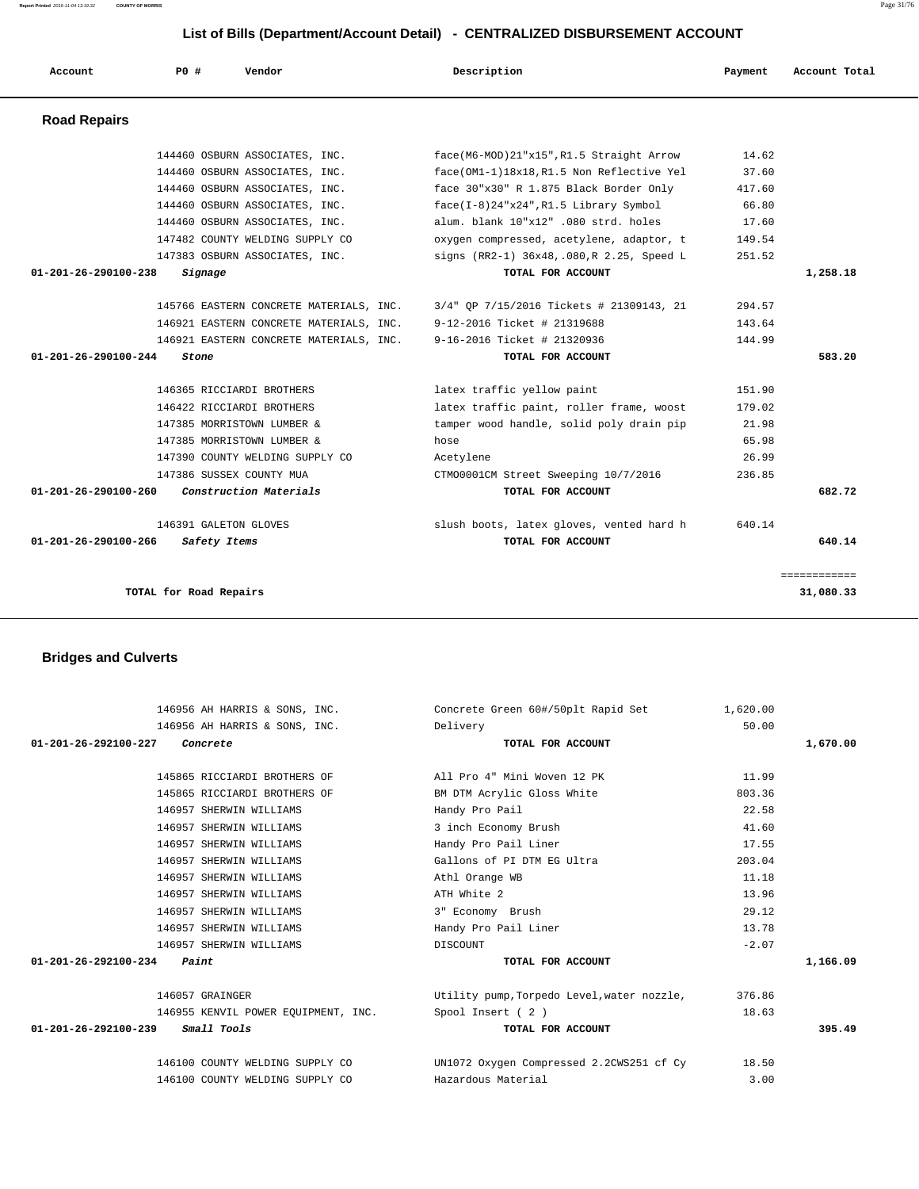# List of Bills (Department/Account Detail) - CENTRALIZED DISBURSEMENT ACCOUNT

| Account | PO # | Vendor | Description | Payment | Account Total |
|---|---|---|---|---|---|

## Road Repairs

| Account | PO # | Vendor | Description | Payment | Account Total |
|---|---|---|---|---|---|
| | 144460 | OSBURN ASSOCIATES, INC. | face(M6-MOD)21"x15",R1.5 Straight Arrow | 14.62 | |
| | 144460 | OSBURN ASSOCIATES, INC. | face(OM1-1)18x18,R1.5 Non Reflective Yel | 37.60 | |
| | 144460 | OSBURN ASSOCIATES, INC. | face 30"x30" R 1.875 Black Border Only | 417.60 | |
| | 144460 | OSBURN ASSOCIATES, INC. | face(I-8)24"x24",R1.5 Library Symbol | 66.80 | |
| | 144460 | OSBURN ASSOCIATES, INC. | alum. blank 10"x12" .080 strd. holes | 17.60 | |
| | 147482 | COUNTY WELDING SUPPLY CO | oxygen compressed, acetylene, adaptor, t | 149.54 | |
| | 147383 | OSBURN ASSOCIATES, INC. | signs (RR2-1) 36x48,.080,R 2.25, Speed L | 251.52 | |
| **01-201-26-290100-238** | *Signage* | | **TOTAL FOR ACCOUNT** | | **1,258.18** |
| | 145766 | EASTERN CONCRETE MATERIALS, INC. | 3/4" QP 7/15/2016 Tickets # 21309143, 21 | 294.57 | |
| | 146921 | EASTERN CONCRETE MATERIALS, INC. | 9-12-2016 Ticket # 21319688 | 143.64 | |
| | 146921 | EASTERN CONCRETE MATERIALS, INC. | 9-16-2016 Ticket # 21320936 | 144.99 | |
| **01-201-26-290100-244** | *Stone* | | **TOTAL FOR ACCOUNT** | | **583.20** |
| | 146365 | RICCIARDI BROTHERS | latex traffic yellow paint | 151.90 | |
| | 146422 | RICCIARDI BROTHERS | latex traffic paint, roller frame, woost | 179.02 | |
| | 147385 | MORRISTOWN LUMBER & | tamper wood handle, solid poly drain pip | 21.98 | |
| | 147385 | MORRISTOWN LUMBER & | hose | 65.98 | |
| | 147390 | COUNTY WELDING SUPPLY CO | Acetylene | 26.99 | |
| | 147386 | SUSSEX COUNTY MUA | CTMO0001CM Street Sweeping 10/7/2016 | 236.85 | |
| **01-201-26-290100-260** | *Construction Materials* | | **TOTAL FOR ACCOUNT** | | **682.72** |
| | 146391 | GALETON GLOVES | slush boots, latex gloves, vented hard h | 640.14 | |
| **01-201-26-290100-266** | *Safety Items* | | **TOTAL FOR ACCOUNT** | | **640.14** |
| | | | | | ============ |
| **TOTAL for Road Repairs** | | | | | **31,080.33** |

## Bridges and Culverts

| Account | PO # | Vendor | Description | Payment | Account Total |
|---|---|---|---|---|---|
| | 146956 | AH HARRIS & SONS, INC. | Concrete Green 60#/50plt Rapid Set | 1,620.00 | |
| | 146956 | AH HARRIS & SONS, INC. | Delivery | 50.00 | |
| **01-201-26-292100-227** | *Concrete* | | **TOTAL FOR ACCOUNT** | | **1,670.00** |
| | 145865 | RICCIARDI BROTHERS OF | All Pro 4" Mini Woven 12 PK | 11.99 | |
| | 145865 | RICCIARDI BROTHERS OF | BM DTM Acrylic Gloss White | 803.36 | |
| | 146957 | SHERWIN WILLIAMS | Handy Pro Pail | 22.58 | |
| | 146957 | SHERWIN WILLIAMS | 3 inch Economy Brush | 41.60 | |
| | 146957 | SHERWIN WILLIAMS | Handy Pro Pail Liner | 17.55 | |
| | 146957 | SHERWIN WILLIAMS | Gallons of PI DTM EG Ultra | 203.04 | |
| | 146957 | SHERWIN WILLIAMS | Athl Orange WB | 11.18 | |
| | 146957 | SHERWIN WILLIAMS | ATH White 2 | 13.96 | |
| | 146957 | SHERWIN WILLIAMS | 3" Economy Brush | 29.12 | |
| | 146957 | SHERWIN WILLIAMS | Handy Pro Pail Liner | 13.78 | |
| | 146957 | SHERWIN WILLIAMS | DISCOUNT | -2.07 | |
| **01-201-26-292100-234** | *Paint* | | **TOTAL FOR ACCOUNT** | | **1,166.09** |
| | 146057 | GRAINGER | Utility pump,Torpedo Level,water nozzle, | 376.86 | |
| | 146955 | KENVIL POWER EQUIPMENT, INC. | Spool Insert ( 2 ) | 18.63 | |
| **01-201-26-292100-239** | *Small Tools* | | **TOTAL FOR ACCOUNT** | | **395.49** |
| | 146100 | COUNTY WELDING SUPPLY CO | UN1072 Oxygen Compressed 2.2CWS251 cf Cy | 18.50 | |
| | 146100 | COUNTY WELDING SUPPLY CO | Hazardous Material | 3.00 | |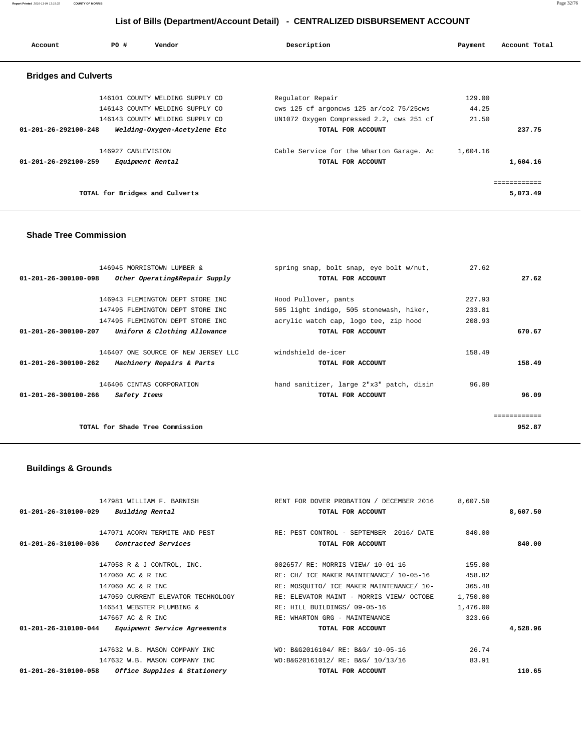# List of Bills (Department/Account Detail) - CENTRALIZED DISBURSEMENT ACCOUNT

| Account | PO # | Vendor | Description | Payment | Account Total |
|---|---|---|---|---|---|

## Bridges and Culverts

| Account | PO # | Vendor | Description | Payment | Account Total |
|---|---|---|---|---|---|
| | 146101 | COUNTY WELDING SUPPLY CO | Regulator Repair | 129.00 | |
| | 146143 | COUNTY WELDING SUPPLY CO | cws 125 cf argoncws 125 ar/co2 75/25cws | 44.25 | |
| | 146143 | COUNTY WELDING SUPPLY CO | UN1072 Oxygen Compressed 2.2, cws 251 cf | 21.50 | |
| 01-201-26-292100-248 | | *Welding-Oxygen-Acetylene Etc* | TOTAL FOR ACCOUNT | | 237.75 |
| | 146927 | CABLEVISION | Cable Service for the Wharton Garage. Ac | 1,604.16 | |
| 01-201-26-292100-259 | | *Equipment Rental* | TOTAL FOR ACCOUNT | | 1,604.16 |
| | | | | | ============ |
| | | TOTAL for Bridges and Culverts | | | 5,073.49 |

## Shade Tree Commission

| Account | PO # | Vendor | Description | Payment | Account Total |
|---|---|---|---|---|---|
| | 146945 | MORRISTOWN LUMBER & | spring snap, bolt snap, eye bolt w/nut, | 27.62 | |
| 01-201-26-300100-098 | | *Other Operating&Repair Supply* | TOTAL FOR ACCOUNT | | 27.62 |
| | 146943 | FLEMINGTON DEPT STORE INC | Hood Pullover, pants | 227.93 | |
| | 147495 | FLEMINGTON DEPT STORE INC | 505 light indigo, 505 stonewash, hiker, | 233.81 | |
| | 147495 | FLEMINGTON DEPT STORE INC | acrylic watch cap, logo tee, zip hood | 208.93 | |
| 01-201-26-300100-207 | | *Uniform & Clothing Allowance* | TOTAL FOR ACCOUNT | | 670.67 |
| | 146407 | ONE SOURCE OF NEW JERSEY LLC | windshield de-icer | 158.49 | |
| 01-201-26-300100-262 | | *Machinery Repairs & Parts* | TOTAL FOR ACCOUNT | | 158.49 |
| | 146406 | CINTAS CORPORATION | hand sanitizer, large 2"x3" patch, disin | 96.09 | |
| 01-201-26-300100-266 | | *Safety Items* | TOTAL FOR ACCOUNT | | 96.09 |
| | | | | | ============ |
| | | TOTAL for Shade Tree Commission | | | 952.87 |

## Buildings & Grounds

| Account | PO # | Vendor | Description | Payment | Account Total |
|---|---|---|---|---|---|
| | 147981 | WILLIAM F. BARNISH | RENT FOR DOVER PROBATION / DECEMBER 2016 | 8,607.50 | |
| 01-201-26-310100-029 | | *Building Rental* | TOTAL FOR ACCOUNT | | 8,607.50 |
| | 147071 | ACORN TERMITE AND PEST | RE: PEST CONTROL - SEPTEMBER 2016/ DATE | 840.00 | |
| 01-201-26-310100-036 | | *Contracted Services* | TOTAL FOR ACCOUNT | | 840.00 |
| | 147058 | R & J CONTROL, INC. | 002657/ RE: MORRIS VIEW/ 10-01-16 | 155.00 | |
| | 147060 | AC & R INC | RE: CH/ ICE MAKER MAINTENANCE/ 10-05-16 | 458.82 | |
| | 147060 | AC & R INC | RE: MOSQUITO/ ICE MAKER MAINTENANCE/ 10- | 365.48 | |
| | 147059 | CURRENT ELEVATOR TECHNOLOGY | RE: ELEVATOR MAINT - MORRIS VIEW/ OCTOBE | 1,750.00 | |
| | 146541 | WEBSTER PLUMBING & | RE: HILL BUILDINGS/ 09-05-16 | 1,476.00 | |
| | 147667 | AC & R INC | RE: WHARTON GRG - MAINTENANCE | 323.66 | |
| 01-201-26-310100-044 | | *Equipment Service Agreements* | TOTAL FOR ACCOUNT | | 4,528.96 |
| | 147632 | W.B. MASON COMPANY INC | WO: B&G2016104/ RE: B&G/ 10-05-16 | 26.74 | |
| | 147632 | W.B. MASON COMPANY INC | WO:B&G20161012/ RE: B&G/ 10/13/16 | 83.91 | |
| 01-201-26-310100-058 | | *Office Supplies & Stationery* | TOTAL FOR ACCOUNT | | 110.65 |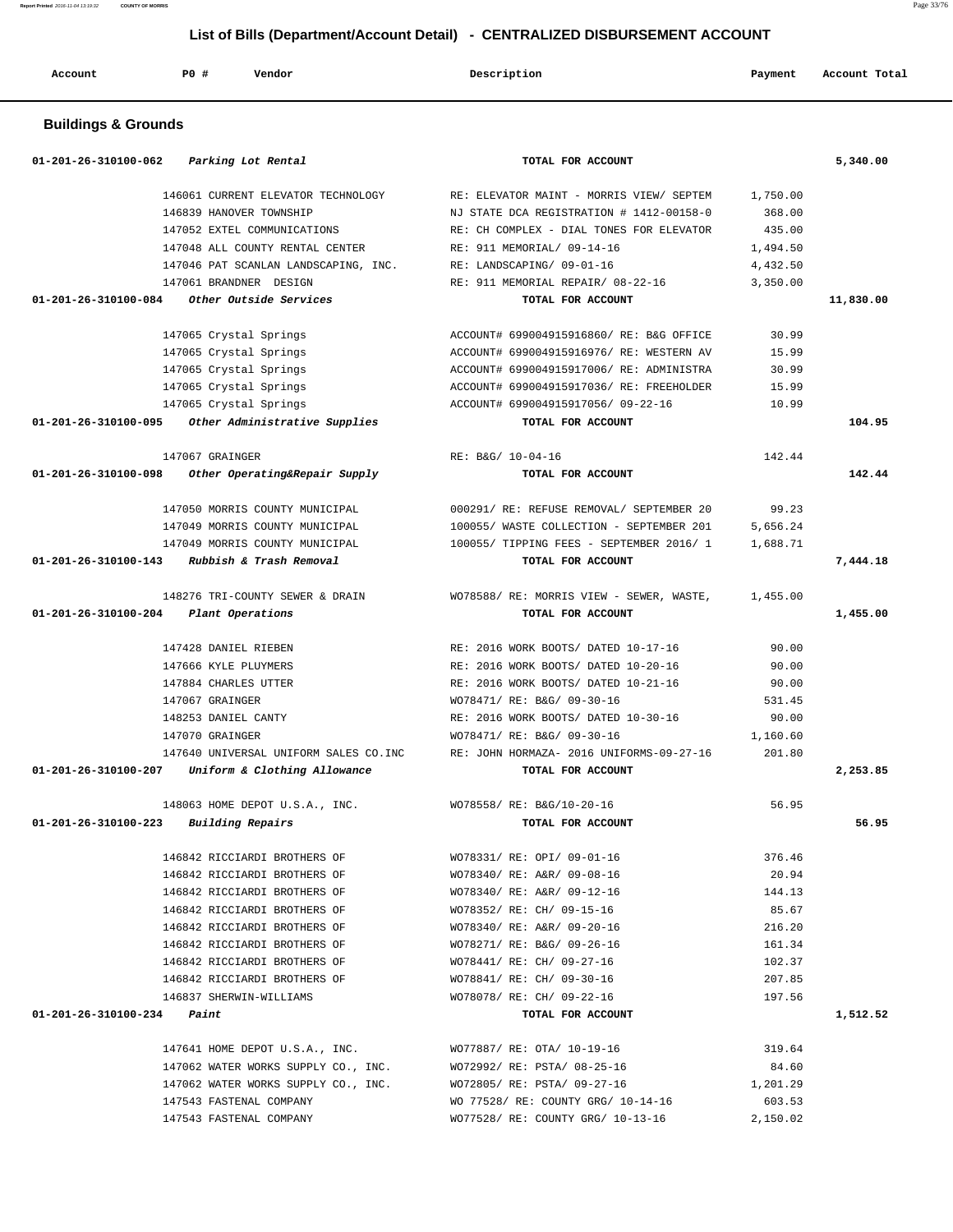## List of Bills (Department/Account Detail) - CENTRALIZED DISBURSEMENT ACCOUNT

| Account | PO # | Vendor | Description | Payment | Account Total |
|---|---|---|---|---|---|

### Buildings & Grounds

| Account | PO # | Vendor | Description | Payment | Account Total |
|---|---|---|---|---|---|
| 01-201-26-310100-062 | | *Parking Lot Rental* | TOTAL FOR ACCOUNT | | 5,340.00 |
| | 146061 | CURRENT ELEVATOR TECHNOLOGY | RE: ELEVATOR MAINT - MORRIS VIEW/ SEPTEM | 1,750.00 | |
| | 146839 | HANOVER TOWNSHIP | NJ STATE DCA REGISTRATION # 1412-00158-0 | 368.00 | |
| | 147052 | EXTEL COMMUNICATIONS | RE: CH COMPLEX - DIAL TONES FOR ELEVATOR | 435.00 | |
| | 147048 | ALL COUNTY RENTAL CENTER | RE: 911 MEMORIAL/ 09-14-16 | 1,494.50 | |
| | 147046 | PAT SCANLAN LANDSCAPING, INC. | RE: LANDSCAPING/ 09-01-16 | 4,432.50 | |
| | 147061 | BRANDNER DESIGN | RE: 911 MEMORIAL REPAIR/ 08-22-16 | 3,350.00 | |
| 01-201-26-310100-084 | | *Other Outside Services* | TOTAL FOR ACCOUNT | | 11,830.00 |
| | 147065 | Crystal Springs | ACCOUNT# 699004915916860/ RE: B&G OFFICE | 30.99 | |
| | 147065 | Crystal Springs | ACCOUNT# 699004915916976/ RE: WESTERN AV | 15.99 | |
| | 147065 | Crystal Springs | ACCOUNT# 699004915917006/ RE: ADMINISTRA | 30.99 | |
| | 147065 | Crystal Springs | ACCOUNT# 699004915917036/ RE: FREEHOLDER | 15.99 | |
| | 147065 | Crystal Springs | ACCOUNT# 699004915917056/ 09-22-16 | 10.99 | |
| 01-201-26-310100-095 | | *Other Administrative Supplies* | TOTAL FOR ACCOUNT | | 104.95 |
| | 147067 | GRAINGER | RE: B&G/ 10-04-16 | 142.44 | |
| 01-201-26-310100-098 | | *Other Operating&Repair Supply* | TOTAL FOR ACCOUNT | | 142.44 |
| | 147050 | MORRIS COUNTY MUNICIPAL | 000291/ RE: REFUSE REMOVAL/ SEPTEMBER 20 | 99.23 | |
| | 147049 | MORRIS COUNTY MUNICIPAL | 100055/ WASTE COLLECTION - SEPTEMBER 201 | 5,656.24 | |
| | 147049 | MORRIS COUNTY MUNICIPAL | 100055/ TIPPING FEES - SEPTEMBER 2016/ 1 | 1,688.71 | |
| 01-201-26-310100-143 | | *Rubbish & Trash Removal* | TOTAL FOR ACCOUNT | | 7,444.18 |
| | 148276 | TRI-COUNTY SEWER & DRAIN | WO78588/ RE: MORRIS VIEW - SEWER, WASTE, | 1,455.00 | |
| 01-201-26-310100-204 | | *Plant Operations* | TOTAL FOR ACCOUNT | | 1,455.00 |
| | 147428 | DANIEL RIEBEN | RE: 2016 WORK BOOTS/ DATED 10-17-16 | 90.00 | |
| | 147666 | KYLE PLUYMERS | RE: 2016 WORK BOOTS/ DATED 10-20-16 | 90.00 | |
| | 147884 | CHARLES UTTER | RE: 2016 WORK BOOTS/ DATED 10-21-16 | 90.00 | |
| | 147067 | GRAINGER | WO78471/ RE: B&G/ 09-30-16 | 531.45 | |
| | 148253 | DANIEL CANTY | RE: 2016 WORK BOOTS/ DATED 10-30-16 | 90.00 | |
| | 147070 | GRAINGER | WO78471/ RE: B&G/ 09-30-16 | 1,160.60 | |
| | 147640 | UNIVERSAL UNIFORM SALES CO.INC | RE: JOHN HORMAZA- 2016 UNIFORMS-09-27-16 | 201.80 | |
| 01-201-26-310100-207 | | *Uniform & Clothing Allowance* | TOTAL FOR ACCOUNT | | 2,253.85 |
| | 148063 | HOME DEPOT U.S.A., INC. | WO78558/ RE: B&G/10-20-16 | 56.95 | |
| 01-201-26-310100-223 | | *Building Repairs* | TOTAL FOR ACCOUNT | | 56.95 |
| | 146842 | RICCIARDI BROTHERS OF | WO78331/ RE: OPI/ 09-01-16 | 376.46 | |
| | 146842 | RICCIARDI BROTHERS OF | WO78340/ RE: A&R/ 09-08-16 | 20.94 | |
| | 146842 | RICCIARDI BROTHERS OF | WO78340/ RE: A&R/ 09-12-16 | 144.13 | |
| | 146842 | RICCIARDI BROTHERS OF | WO78352/ RE: CH/ 09-15-16 | 85.67 | |
| | 146842 | RICCIARDI BROTHERS OF | WO78340/ RE: A&R/ 09-20-16 | 216.20 | |
| | 146842 | RICCIARDI BROTHERS OF | WO78271/ RE: B&G/ 09-26-16 | 161.34 | |
| | 146842 | RICCIARDI BROTHERS OF | WO78441/ RE: CH/ 09-27-16 | 102.37 | |
| | 146842 | RICCIARDI BROTHERS OF | WO78841/ RE: CH/ 09-30-16 | 207.85 | |
| | 146837 | SHERWIN-WILLIAMS | WO78078/ RE: CH/ 09-22-16 | 197.56 | |
| 01-201-26-310100-234 | | *Paint* | TOTAL FOR ACCOUNT | | 1,512.52 |
| | 147641 | HOME DEPOT U.S.A., INC. | WO77887/ RE: OTA/ 10-19-16 | 319.64 | |
| | 147062 | WATER WORKS SUPPLY CO., INC. | WO72992/ RE: PSTA/ 08-25-16 | 84.60 | |
| | 147062 | WATER WORKS SUPPLY CO., INC. | WO72805/ RE: PSTA/ 09-27-16 | 1,201.29 | |
| | 147543 | FASTENAL COMPANY | WO 77528/ RE: COUNTY GRG/ 10-14-16 | 603.53 | |
| | 147543 | FASTENAL COMPANY | WO77528/ RE: COUNTY GRG/ 10-13-16 | 2,150.02 | |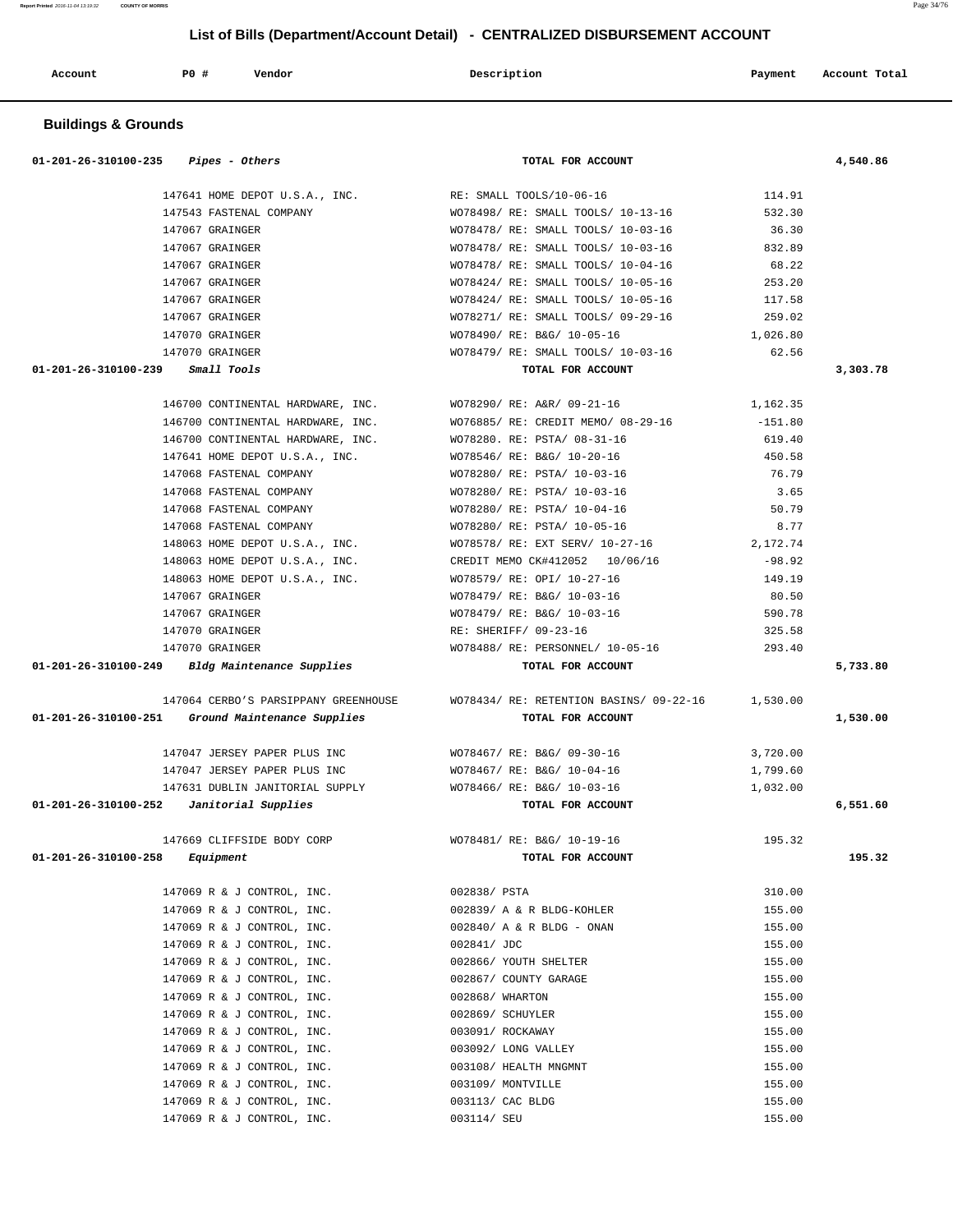## List of Bills (Department/Account Detail) - CENTRALIZED DISBURSEMENT ACCOUNT

| Account | PO # | Vendor | Description | Payment | Account Total |
|---|---|---|---|---|---|

### Buildings & Grounds

| Account | PO # | Vendor | Description | Payment | Account Total |
|---|---|---|---|---|---|
| 01-201-26-310100-235 *Pipes - Others* | | | TOTAL FOR ACCOUNT | | 4,540.86 |
| | 147641 | HOME DEPOT U.S.A., INC. | RE: SMALL TOOLS/10-06-16 | 114.91 | |
| | 147543 | FASTENAL COMPANY | WO78498/ RE: SMALL TOOLS/ 10-13-16 | 532.30 | |
| | 147067 | GRAINGER | WO78478/ RE: SMALL TOOLS/ 10-03-16 | 36.30 | |
| | 147067 | GRAINGER | WO78478/ RE: SMALL TOOLS/ 10-03-16 | 832.89 | |
| | 147067 | GRAINGER | WO78478/ RE: SMALL TOOLS/ 10-04-16 | 68.22 | |
| | 147067 | GRAINGER | WO78424/ RE: SMALL TOOLS/ 10-05-16 | 253.20 | |
| | 147067 | GRAINGER | WO78424/ RE: SMALL TOOLS/ 10-05-16 | 117.58 | |
| | 147067 | GRAINGER | WO78271/ RE: SMALL TOOLS/ 09-29-16 | 259.02 | |
| | 147070 | GRAINGER | WO78490/ RE: B&G/ 10-05-16 | 1,026.80 | |
| | 147070 | GRAINGER | WO78479/ RE: SMALL TOOLS/ 10-03-16 | 62.56 | |
| 01-201-26-310100-239 *Small Tools* | | | TOTAL FOR ACCOUNT | | 3,303.78 |
| | 146700 | CONTINENTAL HARDWARE, INC. | WO78290/ RE: A&R/ 09-21-16 | 1,162.35 | |
| | 146700 | CONTINENTAL HARDWARE, INC. | WO76885/ RE: CREDIT MEMO/ 08-29-16 | -151.80 | |
| | 146700 | CONTINENTAL HARDWARE, INC. | WO78280. RE: PSTA/ 08-31-16 | 619.40 | |
| | 147641 | HOME DEPOT U.S.A., INC. | WO78546/ RE: B&G/ 10-20-16 | 450.58 | |
| | 147068 | FASTENAL COMPANY | WO78280/ RE: PSTA/ 10-03-16 | 76.79 | |
| | 147068 | FASTENAL COMPANY | WO78280/ RE: PSTA/ 10-03-16 | 3.65 | |
| | 147068 | FASTENAL COMPANY | WO78280/ RE: PSTA/ 10-04-16 | 50.79 | |
| | 147068 | FASTENAL COMPANY | WO78280/ RE: PSTA/ 10-05-16 | 8.77 | |
| | 148063 | HOME DEPOT U.S.A., INC. | WO78578/ RE: EXT SERV/ 10-27-16 | 2,172.74 | |
| | 148063 | HOME DEPOT U.S.A., INC. | CREDIT MEMO CK#412052 10/06/16 | -98.92 | |
| | 148063 | HOME DEPOT U.S.A., INC. | WO78579/ RE: OPI/ 10-27-16 | 149.19 | |
| | 147067 | GRAINGER | WO78479/ RE: B&G/ 10-03-16 | 80.50 | |
| | 147067 | GRAINGER | WO78479/ RE: B&G/ 10-03-16 | 590.78 | |
| | 147070 | GRAINGER | RE: SHERIFF/ 09-23-16 | 325.58 | |
| | 147070 | GRAINGER | WO78488/ RE: PERSONNEL/ 10-05-16 | 293.40 | |
| 01-201-26-310100-249 *Bldg Maintenance Supplies* | | | TOTAL FOR ACCOUNT | | 5,733.80 |
| | 147064 | CERBO'S PARSIPPANY GREENHOUSE | WO78434/ RE: RETENTION BASINS/ 09-22-16 | 1,530.00 | |
| 01-201-26-310100-251 *Ground Maintenance Supplies* | | | TOTAL FOR ACCOUNT | | 1,530.00 |
| | 147047 | JERSEY PAPER PLUS INC | WO78467/ RE: B&G/ 09-30-16 | 3,720.00 | |
| | 147047 | JERSEY PAPER PLUS INC | WO78467/ RE: B&G/ 10-04-16 | 1,799.60 | |
| | 147631 | DUBLIN JANITORIAL SUPPLY | WO78466/ RE: B&G/ 10-03-16 | 1,032.00 | |
| 01-201-26-310100-252 *Janitorial Supplies* | | | TOTAL FOR ACCOUNT | | 6,551.60 |
| | 147669 | CLIFFSIDE BODY CORP | WO78481/ RE: B&G/ 10-19-16 | 195.32 | |
| 01-201-26-310100-258 *Equipment* | | | TOTAL FOR ACCOUNT | | 195.32 |
| | 147069 | R & J CONTROL, INC. | 002838/ PSTA | 310.00 | |
| | 147069 | R & J CONTROL, INC. | 002839/ A & R BLDG-KOHLER | 155.00 | |
| | 147069 | R & J CONTROL, INC. | 002840/ A & R BLDG - ONAN | 155.00 | |
| | 147069 | R & J CONTROL, INC. | 002841/ JDC | 155.00 | |
| | 147069 | R & J CONTROL, INC. | 002866/ YOUTH SHELTER | 155.00 | |
| | 147069 | R & J CONTROL, INC. | 002867/ COUNTY GARAGE | 155.00 | |
| | 147069 | R & J CONTROL, INC. | 002868/ WHARTON | 155.00 | |
| | 147069 | R & J CONTROL, INC. | 002869/ SCHUYLER | 155.00 | |
| | 147069 | R & J CONTROL, INC. | 003091/ ROCKAWAY | 155.00 | |
| | 147069 | R & J CONTROL, INC. | 003092/ LONG VALLEY | 155.00 | |
| | 147069 | R & J CONTROL, INC. | 003108/ HEALTH MNGMNT | 155.00 | |
| | 147069 | R & J CONTROL, INC. | 003109/ MONTVILLE | 155.00 | |
| | 147069 | R & J CONTROL, INC. | 003113/ CAC BLDG | 155.00 | |
| | 147069 | R & J CONTROL, INC. | 003114/ SEU | 155.00 | |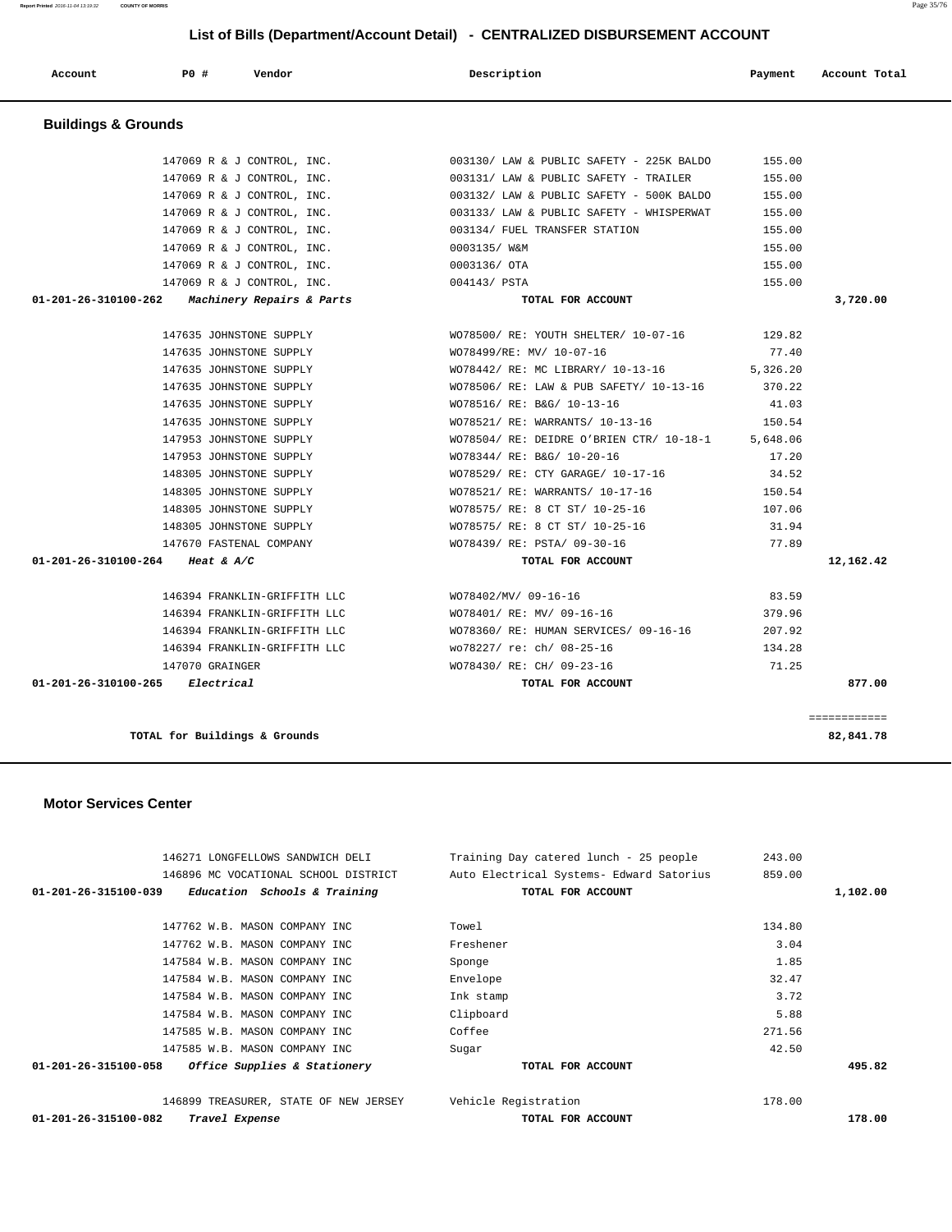# List of Bills (Department/Account Detail) - CENTRALIZED DISBURSEMENT ACCOUNT

| Account | PO # | Vendor | Description | Payment | Account Total |
|---|---|---|---|---|---|

## Buildings & Grounds

| Account | PO # | Vendor | Description | Payment | Account Total |
|---|---|---|---|---|---|
| | 147069 | R & J CONTROL, INC. | 003130/ LAW & PUBLIC SAFETY - 225K BALDO | 155.00 | |
| | 147069 | R & J CONTROL, INC. | 003131/ LAW & PUBLIC SAFETY - TRAILER | 155.00 | |
| | 147069 | R & J CONTROL, INC. | 003132/ LAW & PUBLIC SAFETY - 500K BALDO | 155.00 | |
| | 147069 | R & J CONTROL, INC. | 003133/ LAW & PUBLIC SAFETY - WHISPERWAT | 155.00 | |
| | 147069 | R & J CONTROL, INC. | 003134/ FUEL TRANSFER STATION | 155.00 | |
| | 147069 | R & J CONTROL, INC. | 0003135/ W&M | 155.00 | |
| | 147069 | R & J CONTROL, INC. | 0003136/ OTA | 155.00 | |
| | 147069 | R & J CONTROL, INC. | 004143/ PSTA | 155.00 | |
| 01-201-26-310100-262 | | *Machinery Repairs & Parts* | TOTAL FOR ACCOUNT | | 3,720.00 |
| | 147635 | JOHNSTONE SUPPLY | WO78500/ RE: YOUTH SHELTER/ 10-07-16 | 129.82 | |
| | 147635 | JOHNSTONE SUPPLY | WO78499/RE: MV/ 10-07-16 | 77.40 | |
| | 147635 | JOHNSTONE SUPPLY | WO78442/ RE: MC LIBRARY/ 10-13-16 | 5,326.20 | |
| | 147635 | JOHNSTONE SUPPLY | WO78506/ RE: LAW & PUB SAFETY/ 10-13-16 | 370.22 | |
| | 147635 | JOHNSTONE SUPPLY | WO78516/ RE: B&G/ 10-13-16 | 41.03 | |
| | 147635 | JOHNSTONE SUPPLY | WO78521/ RE: WARRANTS/ 10-13-16 | 150.54 | |
| | 147953 | JOHNSTONE SUPPLY | WO78504/ RE: DEIDRE O'BRIEN CTR/ 10-18-1 | 5,648.06 | |
| | 147953 | JOHNSTONE SUPPLY | WO78344/ RE: B&G/ 10-20-16 | 17.20 | |
| | 148305 | JOHNSTONE SUPPLY | WO78529/ RE: CTY GARAGE/ 10-17-16 | 34.52 | |
| | 148305 | JOHNSTONE SUPPLY | WO78521/ RE: WARRANTS/ 10-17-16 | 150.54 | |
| | 148305 | JOHNSTONE SUPPLY | WO78575/ RE: 8 CT ST/ 10-25-16 | 107.06 | |
| | 148305 | JOHNSTONE SUPPLY | WO78575/ RE: 8 CT ST/ 10-25-16 | 31.94 | |
| | 147670 | FASTENAL COMPANY | WO78439/ RE: PSTA/ 09-30-16 | 77.89 | |
| 01-201-26-310100-264 | | *Heat & A/C* | TOTAL FOR ACCOUNT | | 12,162.42 |
| | 146394 | FRANKLIN-GRIFFITH LLC | WO78402/MV/ 09-16-16 | 83.59 | |
| | 146394 | FRANKLIN-GRIFFITH LLC | WO78401/ RE: MV/ 09-16-16 | 379.96 | |
| | 146394 | FRANKLIN-GRIFFITH LLC | WO78360/ RE: HUMAN SERVICES/ 09-16-16 | 207.92 | |
| | 146394 | FRANKLIN-GRIFFITH LLC | wo78227/ re: ch/ 08-25-16 | 134.28 | |
| | 147070 | GRAINGER | WO78430/ RE: CH/ 09-23-16 | 71.25 | |
| 01-201-26-310100-265 | | *Electrical* | TOTAL FOR ACCOUNT | | 877.00 |
| | | | | | ============ |
| | | TOTAL for Buildings & Grounds | | | 82,841.78 |

## Motor Services Center

| Account | PO # | Vendor | Description | Payment | Account Total |
|---|---|---|---|---|---|
| | 146271 | LONGFELLOWS SANDWICH DELI | Training Day catered lunch - 25 people | 243.00 | |
| | 146896 | MC VOCATIONAL SCHOOL DISTRICT | Auto Electrical Systems- Edward Satorius | 859.00 | |
| 01-201-26-315100-039 | | *Education Schools & Training* | TOTAL FOR ACCOUNT | | 1,102.00 |
| | 147762 | W.B. MASON COMPANY INC | Towel | 134.80 | |
| | 147762 | W.B. MASON COMPANY INC | Freshener | 3.04 | |
| | 147584 | W.B. MASON COMPANY INC | Sponge | 1.85 | |
| | 147584 | W.B. MASON COMPANY INC | Envelope | 32.47 | |
| | 147584 | W.B. MASON COMPANY INC | Ink stamp | 3.72 | |
| | 147584 | W.B. MASON COMPANY INC | Clipboard | 5.88 | |
| | 147585 | W.B. MASON COMPANY INC | Coffee | 271.56 | |
| | 147585 | W.B. MASON COMPANY INC | Sugar | 42.50 | |
| 01-201-26-315100-058 | | *Office Supplies & Stationery* | TOTAL FOR ACCOUNT | | 495.82 |
| | 146899 | TREASURER, STATE OF NEW JERSEY | Vehicle Registration | 178.00 | |
| 01-201-26-315100-082 | | *Travel Expense* | TOTAL FOR ACCOUNT | | 178.00 |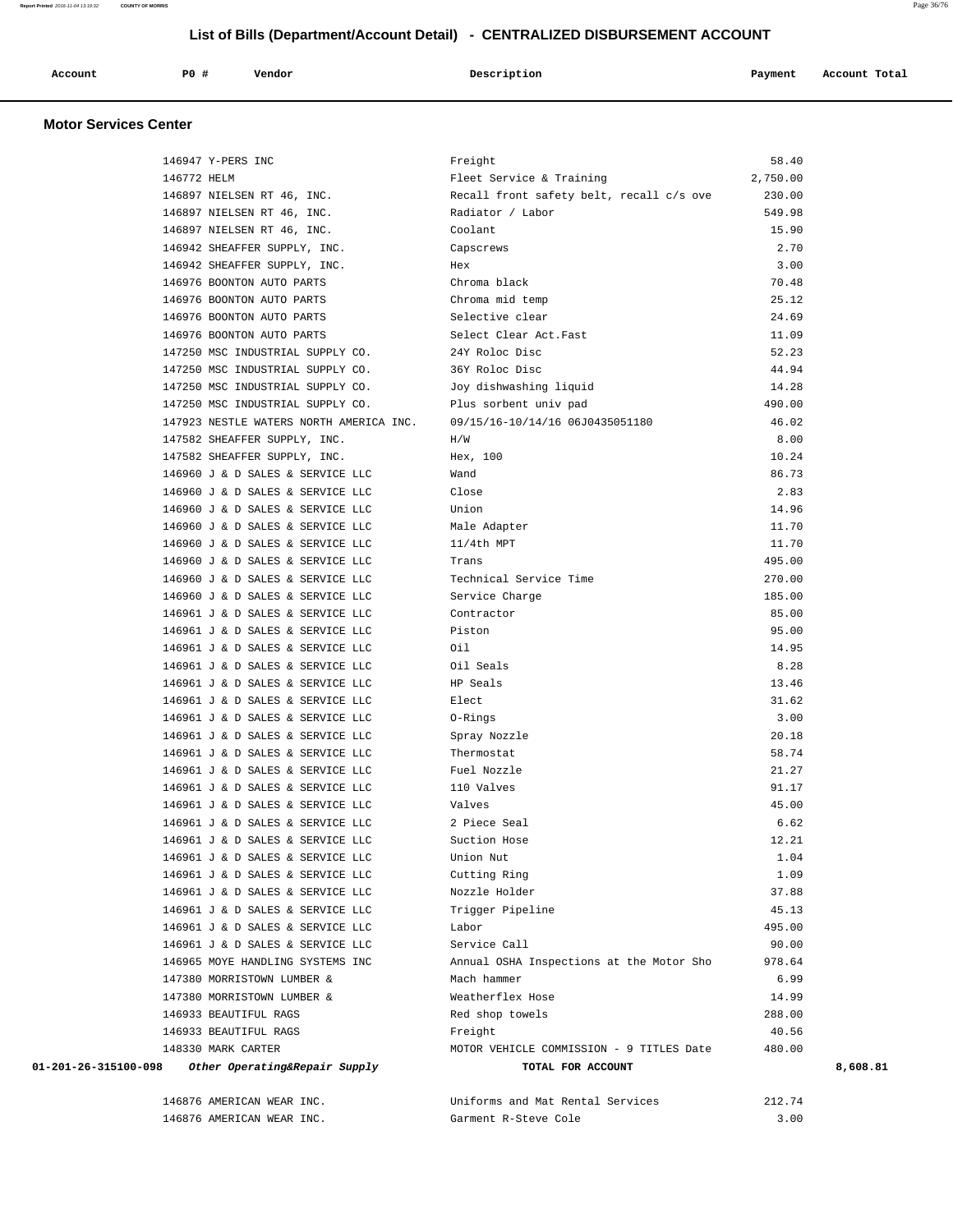## List of Bills (Department/Account Detail) - CENTRALIZED DISBURSEMENT ACCOUNT

### Motor Services Center

| Account | PO # | Vendor | Description | Payment | Account Total |
|---|---|---|---|---|---|
| | 146947 | Y-PERS INC | Freight | 58.40 | |
| | 146772 | HELM | Fleet Service & Training | 2,750.00 | |
| | 146897 | NIELSEN RT 46, INC. | Recall front safety belt, recall c/s ove | 230.00 | |
| | 146897 | NIELSEN RT 46, INC. | Radiator / Labor | 549.98 | |
| | 146897 | NIELSEN RT 46, INC. | Coolant | 15.90 | |
| | 146942 | SHEAFFER SUPPLY, INC. | Capscrews | 2.70 | |
| | 146942 | SHEAFFER SUPPLY, INC. | Hex | 3.00 | |
| | 146976 | BOONTON AUTO PARTS | Chroma black | 70.48 | |
| | 146976 | BOONTON AUTO PARTS | Chroma mid temp | 25.12 | |
| | 146976 | BOONTON AUTO PARTS | Selective clear | 24.69 | |
| | 146976 | BOONTON AUTO PARTS | Select Clear Act.Fast | 11.09 | |
| | 147250 | MSC INDUSTRIAL SUPPLY CO. | 24Y Roloc Disc | 52.23 | |
| | 147250 | MSC INDUSTRIAL SUPPLY CO. | 36Y Roloc Disc | 44.94 | |
| | 147250 | MSC INDUSTRIAL SUPPLY CO. | Joy dishwashing liquid | 14.28 | |
| | 147250 | MSC INDUSTRIAL SUPPLY CO. | Plus sorbent univ pad | 490.00 | |
| | 147923 | NESTLE WATERS NORTH AMERICA INC. | 09/15/16-10/14/16 06J0435051180 | 46.02 | |
| | 147582 | SHEAFFER SUPPLY, INC. | H/W | 8.00 | |
| | 147582 | SHEAFFER SUPPLY, INC. | Hex, 100 | 10.24 | |
| | 146960 | J & D SALES & SERVICE LLC | Wand | 86.73 | |
| | 146960 | J & D SALES & SERVICE LLC | Close | 2.83 | |
| | 146960 | J & D SALES & SERVICE LLC | Union | 14.96 | |
| | 146960 | J & D SALES & SERVICE LLC | Male Adapter | 11.70 | |
| | 146960 | J & D SALES & SERVICE LLC | 11/4th MPT | 11.70 | |
| | 146960 | J & D SALES & SERVICE LLC | Trans | 495.00 | |
| | 146960 | J & D SALES & SERVICE LLC | Technical Service Time | 270.00 | |
| | 146960 | J & D SALES & SERVICE LLC | Service Charge | 185.00 | |
| | 146961 | J & D SALES & SERVICE LLC | Contractor | 85.00 | |
| | 146961 | J & D SALES & SERVICE LLC | Piston | 95.00 | |
| | 146961 | J & D SALES & SERVICE LLC | Oil | 14.95 | |
| | 146961 | J & D SALES & SERVICE LLC | Oil Seals | 8.28 | |
| | 146961 | J & D SALES & SERVICE LLC | HP Seals | 13.46 | |
| | 146961 | J & D SALES & SERVICE LLC | Elect | 31.62 | |
| | 146961 | J & D SALES & SERVICE LLC | O-Rings | 3.00 | |
| | 146961 | J & D SALES & SERVICE LLC | Spray Nozzle | 20.18 | |
| | 146961 | J & D SALES & SERVICE LLC | Thermostat | 58.74 | |
| | 146961 | J & D SALES & SERVICE LLC | Fuel Nozzle | 21.27 | |
| | 146961 | J & D SALES & SERVICE LLC | 110 Valves | 91.17 | |
| | 146961 | J & D SALES & SERVICE LLC | Valves | 45.00 | |
| | 146961 | J & D SALES & SERVICE LLC | 2 Piece Seal | 6.62 | |
| | 146961 | J & D SALES & SERVICE LLC | Suction Hose | 12.21 | |
| | 146961 | J & D SALES & SERVICE LLC | Union Nut | 1.04 | |
| | 146961 | J & D SALES & SERVICE LLC | Cutting Ring | 1.09 | |
| | 146961 | J & D SALES & SERVICE LLC | Nozzle Holder | 37.88 | |
| | 146961 | J & D SALES & SERVICE LLC | Trigger Pipeline | 45.13 | |
| | 146961 | J & D SALES & SERVICE LLC | Labor | 495.00 | |
| | 146961 | J & D SALES & SERVICE LLC | Service Call | 90.00 | |
| | 146965 | MOYE HANDLING SYSTEMS INC | Annual OSHA Inspections at the Motor Sho | 978.64 | |
| | 147380 | MORRISTOWN LUMBER & | Mach hammer | 6.99 | |
| | 147380 | MORRISTOWN LUMBER & | Weatherflex Hose | 14.99 | |
| | 146933 | BEAUTIFUL RAGS | Red shop towels | 288.00 | |
| | 146933 | BEAUTIFUL RAGS | Freight | 40.56 | |
| | 148330 | MARK CARTER | MOTOR VEHICLE COMMISSION - 9 TITLES Date | 480.00 | |
| **01-201-26-315100-098** | | ***Other Operating&Repair Supply*** | **TOTAL FOR ACCOUNT** | | **8,608.81** |
| | 146876 | AMERICAN WEAR INC. | Uniforms and Mat Rental Services | 212.74 | |
| | 146876 | AMERICAN WEAR INC. | Garment R-Steve Cole | 3.00 | |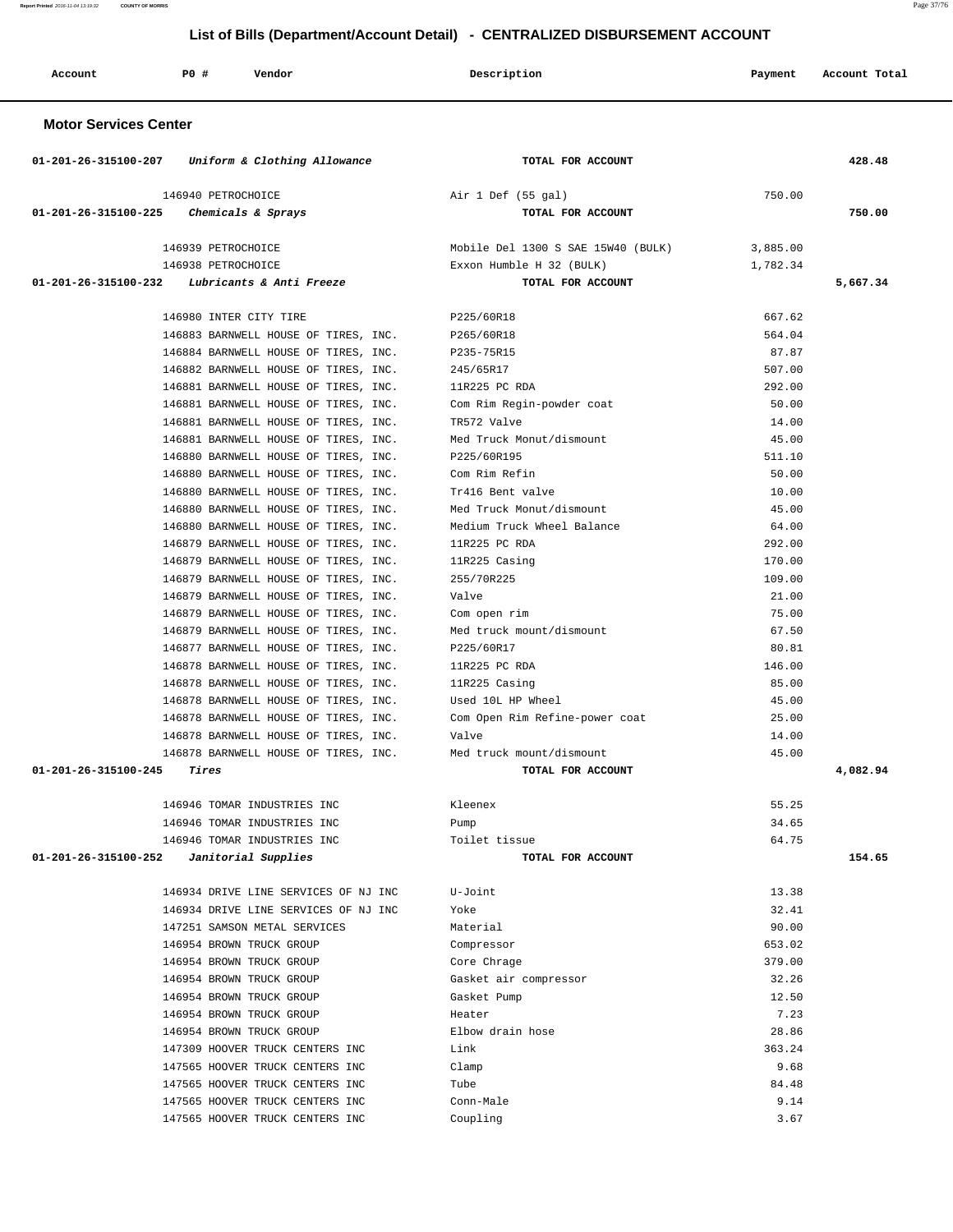## List of Bills (Department/Account Detail) - CENTRALIZED DISBURSEMENT ACCOUNT

| Account | PO # | Vendor | Description | Payment | Account Total |
|---|---|---|---|---|---|

### Motor Services Center

| Account | PO # | Vendor | Description | Payment | Account Total |
|---|---|---|---|---|---|
| 01-201-26-315100-207 *Uniform & Clothing Allowance* | | | TOTAL FOR ACCOUNT | | 428.48 |
| | 146940 | PETROCHOICE | Air 1 Def (55 gal) | 750.00 | |
| 01-201-26-315100-225 *Chemicals & Sprays* | | | TOTAL FOR ACCOUNT | | 750.00 |
| | 146939 | PETROCHOICE | Mobile Del 1300 S SAE 15W40 (BULK) | 3,885.00 | |
| | 146938 | PETROCHOICE | Exxon Humble H 32 (BULK) | 1,782.34 | |
| 01-201-26-315100-232 *Lubricants & Anti Freeze* | | | TOTAL FOR ACCOUNT | | 5,667.34 |
| | 146980 | INTER CITY TIRE | P225/60R18 | 667.62 | |
| | 146883 | BARNWELL HOUSE OF TIRES, INC. | P265/60R18 | 564.04 | |
| | 146884 | BARNWELL HOUSE OF TIRES, INC. | P235-75R15 | 87.87 | |
| | 146882 | BARNWELL HOUSE OF TIRES, INC. | 245/65R17 | 507.00 | |
| | 146881 | BARNWELL HOUSE OF TIRES, INC. | 11R225 PC RDA | 292.00 | |
| | 146881 | BARNWELL HOUSE OF TIRES, INC. | Com Rim Regin-powder coat | 50.00 | |
| | 146881 | BARNWELL HOUSE OF TIRES, INC. | TR572 Valve | 14.00 | |
| | 146881 | BARNWELL HOUSE OF TIRES, INC. | Med Truck Monut/dismount | 45.00 | |
| | 146880 | BARNWELL HOUSE OF TIRES, INC. | P225/60R195 | 511.10 | |
| | 146880 | BARNWELL HOUSE OF TIRES, INC. | Com Rim Refin | 50.00 | |
| | 146880 | BARNWELL HOUSE OF TIRES, INC. | Tr416 Bent valve | 10.00 | |
| | 146880 | BARNWELL HOUSE OF TIRES, INC. | Med Truck Monut/dismount | 45.00 | |
| | 146880 | BARNWELL HOUSE OF TIRES, INC. | Medium Truck Wheel Balance | 64.00 | |
| | 146879 | BARNWELL HOUSE OF TIRES, INC. | 11R225 PC RDA | 292.00 | |
| | 146879 | BARNWELL HOUSE OF TIRES, INC. | 11R225 Casing | 170.00 | |
| | 146879 | BARNWELL HOUSE OF TIRES, INC. | 255/70R225 | 109.00 | |
| | 146879 | BARNWELL HOUSE OF TIRES, INC. | Valve | 21.00 | |
| | 146879 | BARNWELL HOUSE OF TIRES, INC. | Com open rim | 75.00 | |
| | 146879 | BARNWELL HOUSE OF TIRES, INC. | Med truck mount/dismount | 67.50 | |
| | 146877 | BARNWELL HOUSE OF TIRES, INC. | P225/60R17 | 80.81 | |
| | 146878 | BARNWELL HOUSE OF TIRES, INC. | 11R225 PC RDA | 146.00 | |
| | 146878 | BARNWELL HOUSE OF TIRES, INC. | 11R225 Casing | 85.00 | |
| | 146878 | BARNWELL HOUSE OF TIRES, INC. | Used 10L HP Wheel | 45.00 | |
| | 146878 | BARNWELL HOUSE OF TIRES, INC. | Com Open Rim Refine-power coat | 25.00 | |
| | 146878 | BARNWELL HOUSE OF TIRES, INC. | Valve | 14.00 | |
| | 146878 | BARNWELL HOUSE OF TIRES, INC. | Med truck mount/dismount | 45.00 | |
| 01-201-26-315100-245 *Tires* | | | TOTAL FOR ACCOUNT | | 4,082.94 |
| | 146946 | TOMAR INDUSTRIES INC | Kleenex | 55.25 | |
| | 146946 | TOMAR INDUSTRIES INC | Pump | 34.65 | |
| | 146946 | TOMAR INDUSTRIES INC | Toilet tissue | 64.75 | |
| 01-201-26-315100-252 *Janitorial Supplies* | | | TOTAL FOR ACCOUNT | | 154.65 |
| | 146934 | DRIVE LINE SERVICES OF NJ INC | U-Joint | 13.38 | |
| | 146934 | DRIVE LINE SERVICES OF NJ INC | Yoke | 32.41 | |
| | 147251 | SAMSON METAL SERVICES | Material | 90.00 | |
| | 146954 | BROWN TRUCK GROUP | Compressor | 653.02 | |
| | 146954 | BROWN TRUCK GROUP | Core Chrage | 379.00 | |
| | 146954 | BROWN TRUCK GROUP | Gasket air compressor | 32.26 | |
| | 146954 | BROWN TRUCK GROUP | Gasket Pump | 12.50 | |
| | 146954 | BROWN TRUCK GROUP | Heater | 7.23 | |
| | 146954 | BROWN TRUCK GROUP | Elbow drain hose | 28.86 | |
| | 147309 | HOOVER TRUCK CENTERS INC | Link | 363.24 | |
| | 147565 | HOOVER TRUCK CENTERS INC | Clamp | 9.68 | |
| | 147565 | HOOVER TRUCK CENTERS INC | Tube | 84.48 | |
| | 147565 | HOOVER TRUCK CENTERS INC | Conn-Male | 9.14 | |
| | 147565 | HOOVER TRUCK CENTERS INC | Coupling | 3.67 | |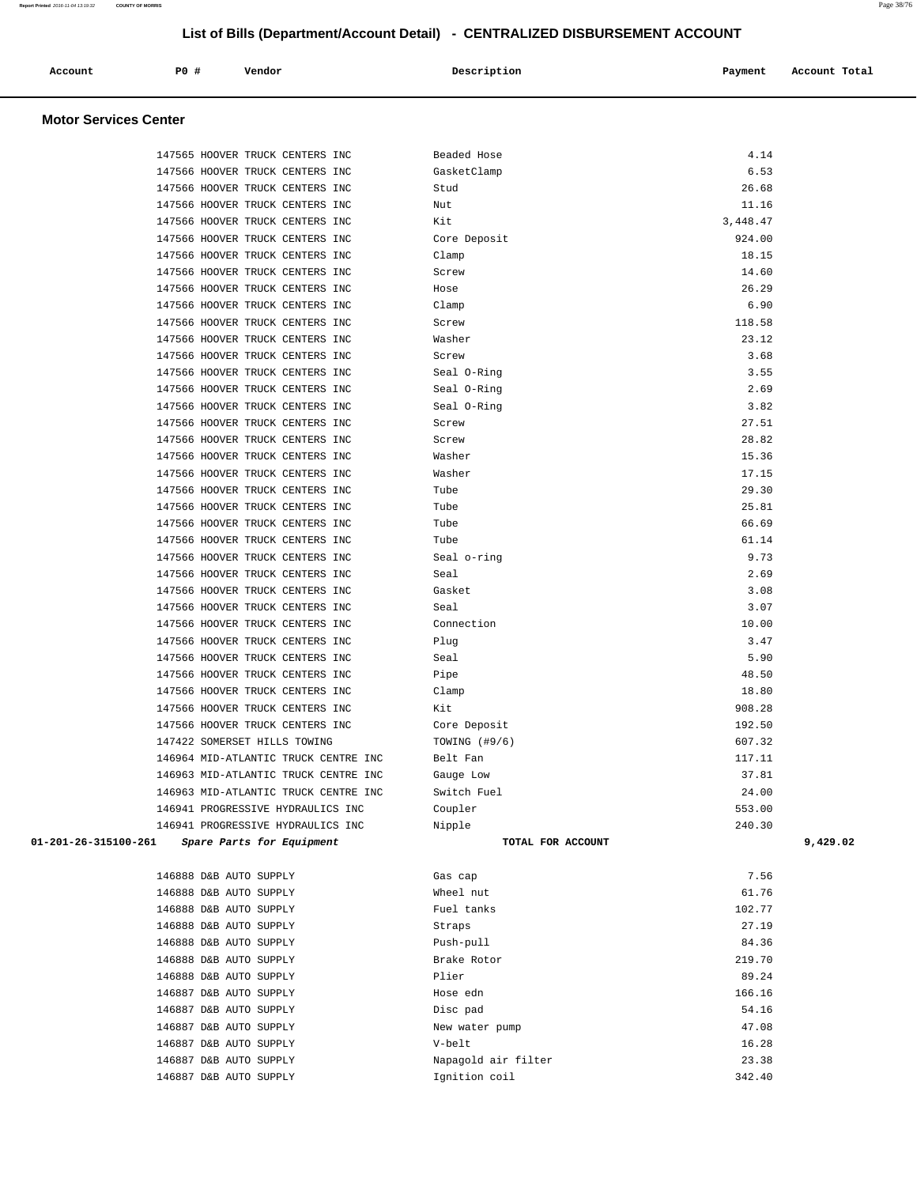# List of Bills (Department/Account Detail) - CENTRALIZED DISBURSEMENT ACCOUNT

| Account | PO # | Vendor | Description | Payment | Account Total |
|---|---|---|---|---|---|

## Motor Services Center

| Account | PO # | Vendor | Description | Payment | Account Total |
|---|---|---|---|---|---|
| | 147565 | HOOVER TRUCK CENTERS INC | Beaded Hose | 4.14 | |
| | 147566 | HOOVER TRUCK CENTERS INC | GasketClamp | 6.53 | |
| | 147566 | HOOVER TRUCK CENTERS INC | Stud | 26.68 | |
| | 147566 | HOOVER TRUCK CENTERS INC | Nut | 11.16 | |
| | 147566 | HOOVER TRUCK CENTERS INC | Kit | 3,448.47 | |
| | 147566 | HOOVER TRUCK CENTERS INC | Core Deposit | 924.00 | |
| | 147566 | HOOVER TRUCK CENTERS INC | Clamp | 18.15 | |
| | 147566 | HOOVER TRUCK CENTERS INC | Screw | 14.60 | |
| | 147566 | HOOVER TRUCK CENTERS INC | Hose | 26.29 | |
| | 147566 | HOOVER TRUCK CENTERS INC | Clamp | 6.90 | |
| | 147566 | HOOVER TRUCK CENTERS INC | Screw | 118.58 | |
| | 147566 | HOOVER TRUCK CENTERS INC | Washer | 23.12 | |
| | 147566 | HOOVER TRUCK CENTERS INC | Screw | 3.68 | |
| | 147566 | HOOVER TRUCK CENTERS INC | Seal O-Ring | 3.55 | |
| | 147566 | HOOVER TRUCK CENTERS INC | Seal O-Ring | 2.69 | |
| | 147566 | HOOVER TRUCK CENTERS INC | Seal O-Ring | 3.82 | |
| | 147566 | HOOVER TRUCK CENTERS INC | Screw | 27.51 | |
| | 147566 | HOOVER TRUCK CENTERS INC | Screw | 28.82 | |
| | 147566 | HOOVER TRUCK CENTERS INC | Washer | 15.36 | |
| | 147566 | HOOVER TRUCK CENTERS INC | Washer | 17.15 | |
| | 147566 | HOOVER TRUCK CENTERS INC | Tube | 29.30 | |
| | 147566 | HOOVER TRUCK CENTERS INC | Tube | 25.81 | |
| | 147566 | HOOVER TRUCK CENTERS INC | Tube | 66.69 | |
| | 147566 | HOOVER TRUCK CENTERS INC | Tube | 61.14 | |
| | 147566 | HOOVER TRUCK CENTERS INC | Seal o-ring | 9.73 | |
| | 147566 | HOOVER TRUCK CENTERS INC | Seal | 2.69 | |
| | 147566 | HOOVER TRUCK CENTERS INC | Gasket | 3.08 | |
| | 147566 | HOOVER TRUCK CENTERS INC | Seal | 3.07 | |
| | 147566 | HOOVER TRUCK CENTERS INC | Connection | 10.00 | |
| | 147566 | HOOVER TRUCK CENTERS INC | Plug | 3.47 | |
| | 147566 | HOOVER TRUCK CENTERS INC | Seal | 5.90 | |
| | 147566 | HOOVER TRUCK CENTERS INC | Pipe | 48.50 | |
| | 147566 | HOOVER TRUCK CENTERS INC | Clamp | 18.80 | |
| | 147566 | HOOVER TRUCK CENTERS INC | Kit | 908.28 | |
| | 147566 | HOOVER TRUCK CENTERS INC | Core Deposit | 192.50 | |
| | 147422 | SOMERSET HILLS TOWING | TOWING (#9/6) | 607.32 | |
| | 146964 | MID-ATLANTIC TRUCK CENTRE INC | Belt Fan | 117.11 | |
| | 146963 | MID-ATLANTIC TRUCK CENTRE INC | Gauge Low | 37.81 | |
| | 146963 | MID-ATLANTIC TRUCK CENTRE INC | Switch Fuel | 24.00 | |
| | 146941 | PROGRESSIVE HYDRAULICS INC | Coupler | 553.00 | |
| | 146941 | PROGRESSIVE HYDRAULICS INC | Nipple | 240.30 | |
| **01-201-26-315100-261** | | ***Spare Parts for Equipment*** | **TOTAL FOR ACCOUNT** | | **9,429.02** |
| | 146888 | D&B AUTO SUPPLY | Gas cap | 7.56 | |
| | 146888 | D&B AUTO SUPPLY | Wheel nut | 61.76 | |
| | 146888 | D&B AUTO SUPPLY | Fuel tanks | 102.77 | |
| | 146888 | D&B AUTO SUPPLY | Straps | 27.19 | |
| | 146888 | D&B AUTO SUPPLY | Push-pull | 84.36 | |
| | 146888 | D&B AUTO SUPPLY | Brake Rotor | 219.70 | |
| | 146888 | D&B AUTO SUPPLY | Plier | 89.24 | |
| | 146887 | D&B AUTO SUPPLY | Hose edn | 166.16 | |
| | 146887 | D&B AUTO SUPPLY | Disc pad | 54.16 | |
| | 146887 | D&B AUTO SUPPLY | New water pump | 47.08 | |
| | 146887 | D&B AUTO SUPPLY | V-belt | 16.28 | |
| | 146887 | D&B AUTO SUPPLY | Napagold air filter | 23.38 | |
| | 146887 | D&B AUTO SUPPLY | Ignition coil | 342.40 | |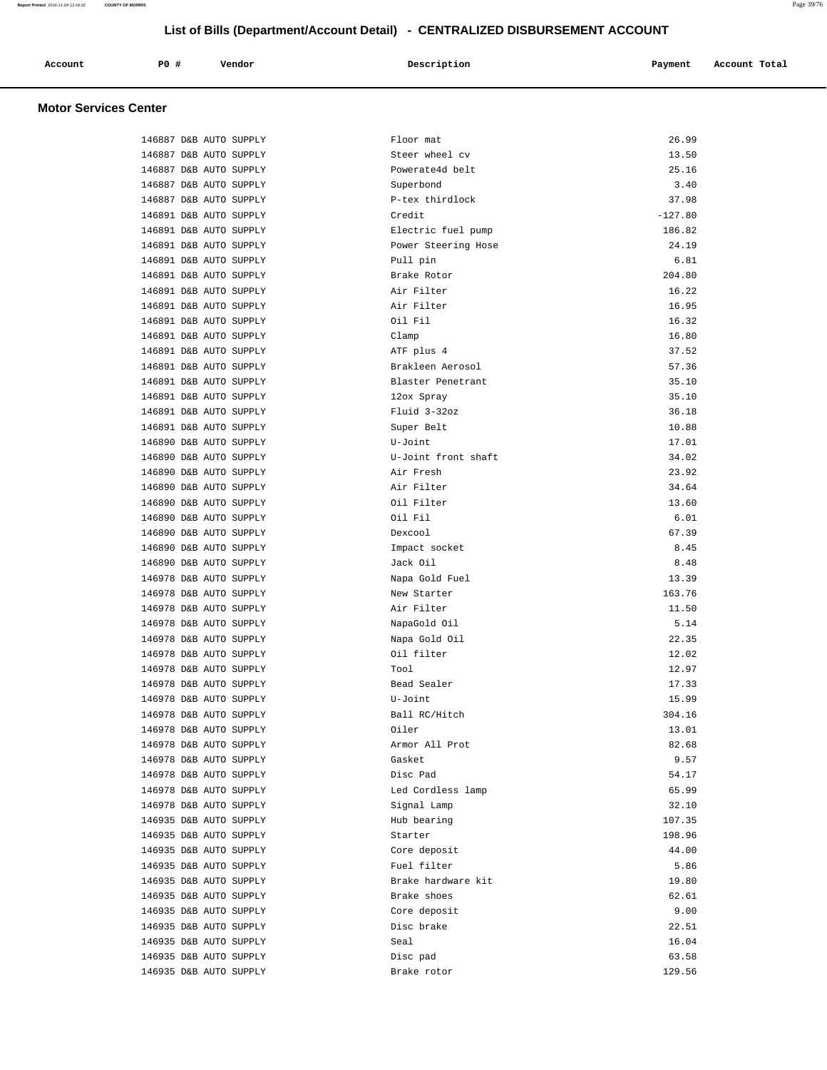# List of Bills (Department/Account Detail) - CENTRALIZED DISBURSEMENT ACCOUNT

| Account | PO # | Vendor | Description | Payment | Account Total |
|---|---|---|---|---|---|

## Motor Services Center

| Account | PO # | Vendor | Description | Payment | Account Total |
|---|---|---|---|---|---|
| | 146887 | D&B AUTO SUPPLY | Floor mat | 26.99 | |
| | 146887 | D&B AUTO SUPPLY | Steer wheel cv | 13.50 | |
| | 146887 | D&B AUTO SUPPLY | Powerate4d belt | 25.16 | |
| | 146887 | D&B AUTO SUPPLY | Superbond | 3.40 | |
| | 146887 | D&B AUTO SUPPLY | P-tex thirdlock | 37.98 | |
| | 146891 | D&B AUTO SUPPLY | Credit | -127.80 | |
| | 146891 | D&B AUTO SUPPLY | Electric fuel pump | 186.82 | |
| | 146891 | D&B AUTO SUPPLY | Power Steering Hose | 24.19 | |
| | 146891 | D&B AUTO SUPPLY | Pull pin | 6.81 | |
| | 146891 | D&B AUTO SUPPLY | Brake Rotor | 204.80 | |
| | 146891 | D&B AUTO SUPPLY | Air Filter | 16.22 | |
| | 146891 | D&B AUTO SUPPLY | Air Filter | 16.95 | |
| | 146891 | D&B AUTO SUPPLY | Oil Fil | 16.32 | |
| | 146891 | D&B AUTO SUPPLY | Clamp | 16.80 | |
| | 146891 | D&B AUTO SUPPLY | ATF plus 4 | 37.52 | |
| | 146891 | D&B AUTO SUPPLY | Brakleen Aerosol | 57.36 | |
| | 146891 | D&B AUTO SUPPLY | Blaster Penetrant | 35.10 | |
| | 146891 | D&B AUTO SUPPLY | 12ox Spray | 35.10 | |
| | 146891 | D&B AUTO SUPPLY | Fluid 3-32oz | 36.18 | |
| | 146891 | D&B AUTO SUPPLY | Super Belt | 10.88 | |
| | 146890 | D&B AUTO SUPPLY | U-Joint | 17.01 | |
| | 146890 | D&B AUTO SUPPLY | U-Joint front shaft | 34.02 | |
| | 146890 | D&B AUTO SUPPLY | Air Fresh | 23.92 | |
| | 146890 | D&B AUTO SUPPLY | Air Filter | 34.64 | |
| | 146890 | D&B AUTO SUPPLY | Oil Filter | 13.60 | |
| | 146890 | D&B AUTO SUPPLY | Oil Fil | 6.01 | |
| | 146890 | D&B AUTO SUPPLY | Dexcool | 67.39 | |
| | 146890 | D&B AUTO SUPPLY | Impact socket | 8.45 | |
| | 146890 | D&B AUTO SUPPLY | Jack Oil | 8.48 | |
| | 146978 | D&B AUTO SUPPLY | Napa Gold Fuel | 13.39 | |
| | 146978 | D&B AUTO SUPPLY | New Starter | 163.76 | |
| | 146978 | D&B AUTO SUPPLY | Air Filter | 11.50 | |
| | 146978 | D&B AUTO SUPPLY | NapaGold Oil | 5.14 | |
| | 146978 | D&B AUTO SUPPLY | Napa Gold Oil | 22.35 | |
| | 146978 | D&B AUTO SUPPLY | Oil filter | 12.02 | |
| | 146978 | D&B AUTO SUPPLY | Tool | 12.97 | |
| | 146978 | D&B AUTO SUPPLY | Bead Sealer | 17.33 | |
| | 146978 | D&B AUTO SUPPLY | U-Joint | 15.99 | |
| | 146978 | D&B AUTO SUPPLY | Ball RC/Hitch | 304.16 | |
| | 146978 | D&B AUTO SUPPLY | Oiler | 13.01 | |
| | 146978 | D&B AUTO SUPPLY | Armor All Prot | 82.68 | |
| | 146978 | D&B AUTO SUPPLY | Gasket | 9.57 | |
| | 146978 | D&B AUTO SUPPLY | Disc Pad | 54.17 | |
| | 146978 | D&B AUTO SUPPLY | Led Cordless lamp | 65.99 | |
| | 146978 | D&B AUTO SUPPLY | Signal Lamp | 32.10 | |
| | 146935 | D&B AUTO SUPPLY | Hub bearing | 107.35 | |
| | 146935 | D&B AUTO SUPPLY | Starter | 198.96 | |
| | 146935 | D&B AUTO SUPPLY | Core deposit | 44.00 | |
| | 146935 | D&B AUTO SUPPLY | Fuel filter | 5.86 | |
| | 146935 | D&B AUTO SUPPLY | Brake hardware kit | 19.80 | |
| | 146935 | D&B AUTO SUPPLY | Brake shoes | 62.61 | |
| | 146935 | D&B AUTO SUPPLY | Core deposit | 9.00 | |
| | 146935 | D&B AUTO SUPPLY | Disc brake | 22.51 | |
| | 146935 | D&B AUTO SUPPLY | Seal | 16.04 | |
| | 146935 | D&B AUTO SUPPLY | Disc pad | 63.58 | |
| | 146935 | D&B AUTO SUPPLY | Brake rotor | 129.56 | |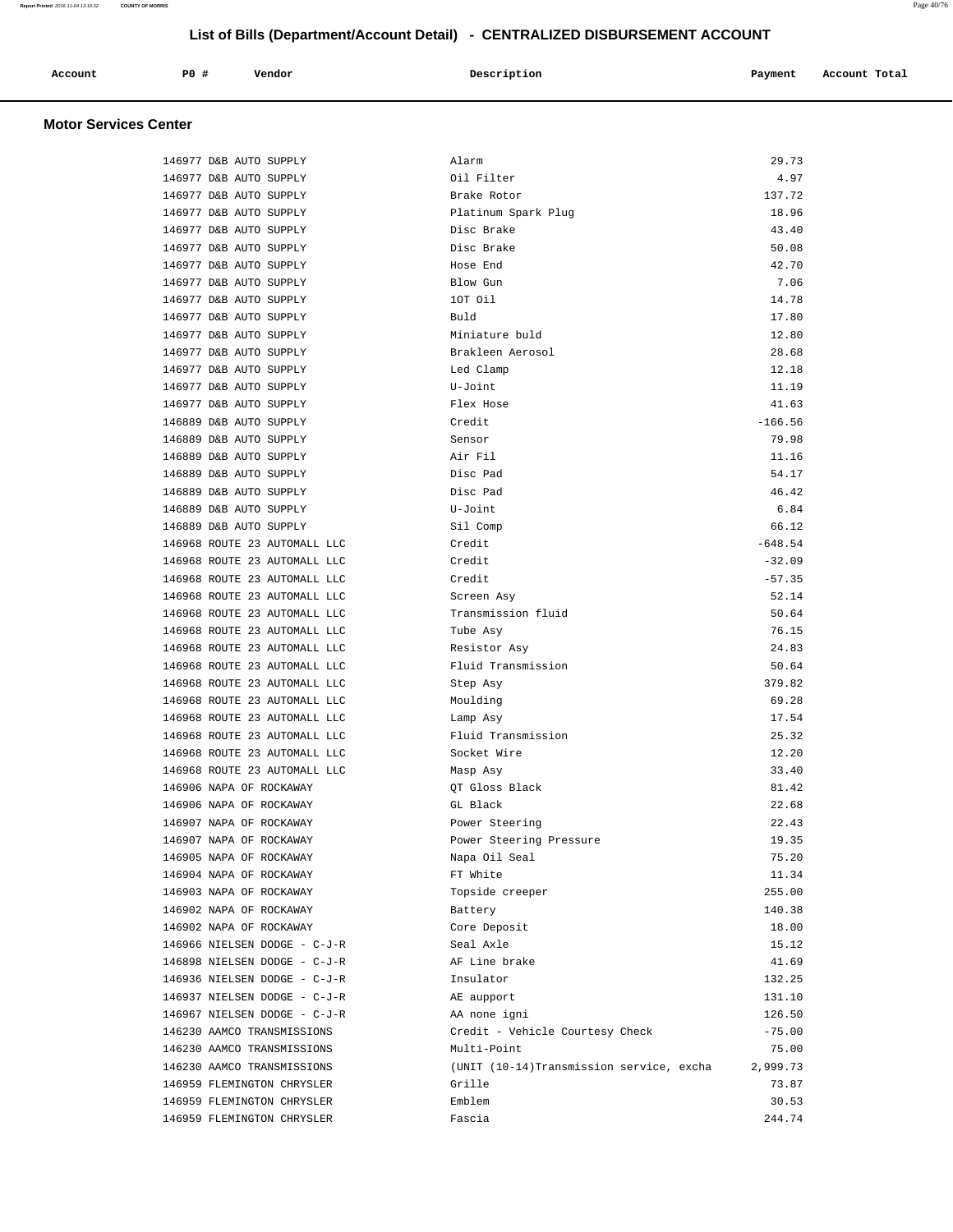## List of Bills (Department/Account Detail) - CENTRALIZED DISBURSEMENT ACCOUNT

### Motor Services Center

| Account | PO # | Vendor | Description | Payment | Account Total |
|---|---|---|---|---|---|
| | 146977 | D&B AUTO SUPPLY | Alarm | 29.73 | |
| | 146977 | D&B AUTO SUPPLY | Oil Filter | 4.97 | |
| | 146977 | D&B AUTO SUPPLY | Brake Rotor | 137.72 | |
| | 146977 | D&B AUTO SUPPLY | Platinum Spark Plug | 18.96 | |
| | 146977 | D&B AUTO SUPPLY | Disc Brake | 43.40 | |
| | 146977 | D&B AUTO SUPPLY | Disc Brake | 50.08 | |
| | 146977 | D&B AUTO SUPPLY | Hose End | 42.70 | |
| | 146977 | D&B AUTO SUPPLY | Blow Gun | 7.06 | |
| | 146977 | D&B AUTO SUPPLY | 1OT Oil | 14.78 | |
| | 146977 | D&B AUTO SUPPLY | Buld | 17.80 | |
| | 146977 | D&B AUTO SUPPLY | Miniature buld | 12.80 | |
| | 146977 | D&B AUTO SUPPLY | Brakleen Aerosol | 28.68 | |
| | 146977 | D&B AUTO SUPPLY | Led Clamp | 12.18 | |
| | 146977 | D&B AUTO SUPPLY | U-Joint | 11.19 | |
| | 146977 | D&B AUTO SUPPLY | Flex Hose | 41.63 | |
| | 146889 | D&B AUTO SUPPLY | Credit | -166.56 | |
| | 146889 | D&B AUTO SUPPLY | Sensor | 79.98 | |
| | 146889 | D&B AUTO SUPPLY | Air Fil | 11.16 | |
| | 146889 | D&B AUTO SUPPLY | Disc Pad | 54.17 | |
| | 146889 | D&B AUTO SUPPLY | Disc Pad | 46.42 | |
| | 146889 | D&B AUTO SUPPLY | U-Joint | 6.84 | |
| | 146889 | D&B AUTO SUPPLY | Sil Comp | 66.12 | |
| | 146968 | ROUTE 23 AUTOMALL LLC | Credit | -648.54 | |
| | 146968 | ROUTE 23 AUTOMALL LLC | Credit | -32.09 | |
| | 146968 | ROUTE 23 AUTOMALL LLC | Credit | -57.35 | |
| | 146968 | ROUTE 23 AUTOMALL LLC | Screen Asy | 52.14 | |
| | 146968 | ROUTE 23 AUTOMALL LLC | Transmission fluid | 50.64 | |
| | 146968 | ROUTE 23 AUTOMALL LLC | Tube Asy | 76.15 | |
| | 146968 | ROUTE 23 AUTOMALL LLC | Resistor Asy | 24.83 | |
| | 146968 | ROUTE 23 AUTOMALL LLC | Fluid Transmission | 50.64 | |
| | 146968 | ROUTE 23 AUTOMALL LLC | Step Asy | 379.82 | |
| | 146968 | ROUTE 23 AUTOMALL LLC | Moulding | 69.28 | |
| | 146968 | ROUTE 23 AUTOMALL LLC | Lamp Asy | 17.54 | |
| | 146968 | ROUTE 23 AUTOMALL LLC | Fluid Transmission | 25.32 | |
| | 146968 | ROUTE 23 AUTOMALL LLC | Socket Wire | 12.20 | |
| | 146968 | ROUTE 23 AUTOMALL LLC | Masp Asy | 33.40 | |
| | 146906 | NAPA OF ROCKAWAY | QT Gloss Black | 81.42 | |
| | 146906 | NAPA OF ROCKAWAY | GL Black | 22.68 | |
| | 146907 | NAPA OF ROCKAWAY | Power Steering | 22.43 | |
| | 146907 | NAPA OF ROCKAWAY | Power Steering Pressure | 19.35 | |
| | 146905 | NAPA OF ROCKAWAY | Napa Oil Seal | 75.20 | |
| | 146904 | NAPA OF ROCKAWAY | FT White | 11.34 | |
| | 146903 | NAPA OF ROCKAWAY | Topside creeper | 255.00 | |
| | 146902 | NAPA OF ROCKAWAY | Battery | 140.38 | |
| | 146902 | NAPA OF ROCKAWAY | Core Deposit | 18.00 | |
| | 146966 | NIELSEN DODGE - C-J-R | Seal Axle | 15.12 | |
| | 146898 | NIELSEN DODGE - C-J-R | AF Line brake | 41.69 | |
| | 146936 | NIELSEN DODGE - C-J-R | Insulator | 132.25 | |
| | 146937 | NIELSEN DODGE - C-J-R | AE aupport | 131.10 | |
| | 146967 | NIELSEN DODGE - C-J-R | AA none igni | 126.50 | |
| | 146230 | AAMCO TRANSMISSIONS | Credit - Vehicle Courtesy Check | -75.00 | |
| | 146230 | AAMCO TRANSMISSIONS | Multi-Point | 75.00 | |
| | 146230 | AAMCO TRANSMISSIONS | (UNIT (10-14)Transmission service, excha | 2,999.73 | |
| | 146959 | FLEMINGTON CHRYSLER | Grille | 73.87 | |
| | 146959 | FLEMINGTON CHRYSLER | Emblem | 30.53 | |
| | 146959 | FLEMINGTON CHRYSLER | Fascia | 244.74 | |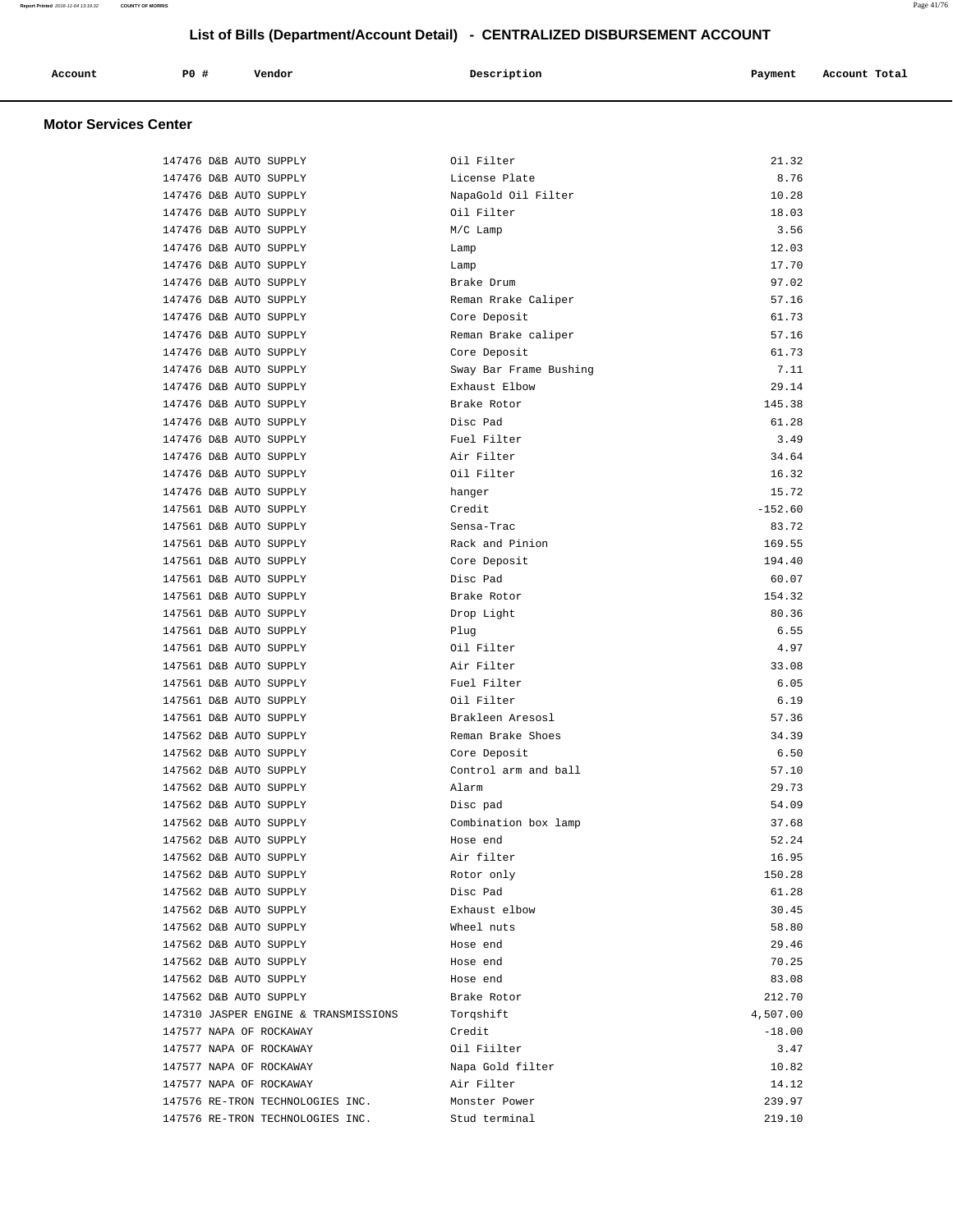# List of Bills (Department/Account Detail) - CENTRALIZED DISBURSEMENT ACCOUNT

## Motor Services Center

| Account | PO # | Vendor | Description | Payment | Account Total |
|---|---|---|---|---|---|
| | 147476 | D&B AUTO SUPPLY | Oil Filter | 21.32 | |
| | 147476 | D&B AUTO SUPPLY | License Plate | 8.76 | |
| | 147476 | D&B AUTO SUPPLY | NapaGold Oil Filter | 10.28 | |
| | 147476 | D&B AUTO SUPPLY | Oil Filter | 18.03 | |
| | 147476 | D&B AUTO SUPPLY | M/C Lamp | 3.56 | |
| | 147476 | D&B AUTO SUPPLY | Lamp | 12.03 | |
| | 147476 | D&B AUTO SUPPLY | Lamp | 17.70 | |
| | 147476 | D&B AUTO SUPPLY | Brake Drum | 97.02 | |
| | 147476 | D&B AUTO SUPPLY | Reman Rrake Caliper | 57.16 | |
| | 147476 | D&B AUTO SUPPLY | Core Deposit | 61.73 | |
| | 147476 | D&B AUTO SUPPLY | Reman Brake caliper | 57.16 | |
| | 147476 | D&B AUTO SUPPLY | Core Deposit | 61.73 | |
| | 147476 | D&B AUTO SUPPLY | Sway Bar Frame Bushing | 7.11 | |
| | 147476 | D&B AUTO SUPPLY | Exhaust Elbow | 29.14 | |
| | 147476 | D&B AUTO SUPPLY | Brake Rotor | 145.38 | |
| | 147476 | D&B AUTO SUPPLY | Disc Pad | 61.28 | |
| | 147476 | D&B AUTO SUPPLY | Fuel Filter | 3.49 | |
| | 147476 | D&B AUTO SUPPLY | Air Filter | 34.64 | |
| | 147476 | D&B AUTO SUPPLY | Oil Filter | 16.32 | |
| | 147476 | D&B AUTO SUPPLY | hanger | 15.72 | |
| | 147561 | D&B AUTO SUPPLY | Credit | -152.60 | |
| | 147561 | D&B AUTO SUPPLY | Sensa-Trac | 83.72 | |
| | 147561 | D&B AUTO SUPPLY | Rack and Pinion | 169.55 | |
| | 147561 | D&B AUTO SUPPLY | Core Deposit | 194.40 | |
| | 147561 | D&B AUTO SUPPLY | Disc Pad | 60.07 | |
| | 147561 | D&B AUTO SUPPLY | Brake Rotor | 154.32 | |
| | 147561 | D&B AUTO SUPPLY | Drop Light | 80.36 | |
| | 147561 | D&B AUTO SUPPLY | Plug | 6.55 | |
| | 147561 | D&B AUTO SUPPLY | Oil Filter | 4.97 | |
| | 147561 | D&B AUTO SUPPLY | Air Filter | 33.08 | |
| | 147561 | D&B AUTO SUPPLY | Fuel Filter | 6.05 | |
| | 147561 | D&B AUTO SUPPLY | Oil Filter | 6.19 | |
| | 147561 | D&B AUTO SUPPLY | Brakleen Aresosl | 57.36 | |
| | 147562 | D&B AUTO SUPPLY | Reman Brake Shoes | 34.39 | |
| | 147562 | D&B AUTO SUPPLY | Core Deposit | 6.50 | |
| | 147562 | D&B AUTO SUPPLY | Control arm and ball | 57.10 | |
| | 147562 | D&B AUTO SUPPLY | Alarm | 29.73 | |
| | 147562 | D&B AUTO SUPPLY | Disc pad | 54.09 | |
| | 147562 | D&B AUTO SUPPLY | Combination box lamp | 37.68 | |
| | 147562 | D&B AUTO SUPPLY | Hose end | 52.24 | |
| | 147562 | D&B AUTO SUPPLY | Air filter | 16.95 | |
| | 147562 | D&B AUTO SUPPLY | Rotor only | 150.28 | |
| | 147562 | D&B AUTO SUPPLY | Disc Pad | 61.28 | |
| | 147562 | D&B AUTO SUPPLY | Exhaust elbow | 30.45 | |
| | 147562 | D&B AUTO SUPPLY | Wheel nuts | 58.80 | |
| | 147562 | D&B AUTO SUPPLY | Hose end | 29.46 | |
| | 147562 | D&B AUTO SUPPLY | Hose end | 70.25 | |
| | 147562 | D&B AUTO SUPPLY | Hose end | 83.08 | |
| | 147562 | D&B AUTO SUPPLY | Brake Rotor | 212.70 | |
| | 147310 | JASPER ENGINE & TRANSMISSIONS | Torqshift | 4,507.00 | |
| | 147577 | NAPA OF ROCKAWAY | Credit | -18.00 | |
| | 147577 | NAPA OF ROCKAWAY | Oil Fiilter | 3.47 | |
| | 147577 | NAPA OF ROCKAWAY | Napa Gold filter | 10.82 | |
| | 147577 | NAPA OF ROCKAWAY | Air Filter | 14.12 | |
| | 147576 | RE-TRON TECHNOLOGIES INC. | Monster Power | 239.97 | |
| | 147576 | RE-TRON TECHNOLOGIES INC. | Stud terminal | 219.10 | |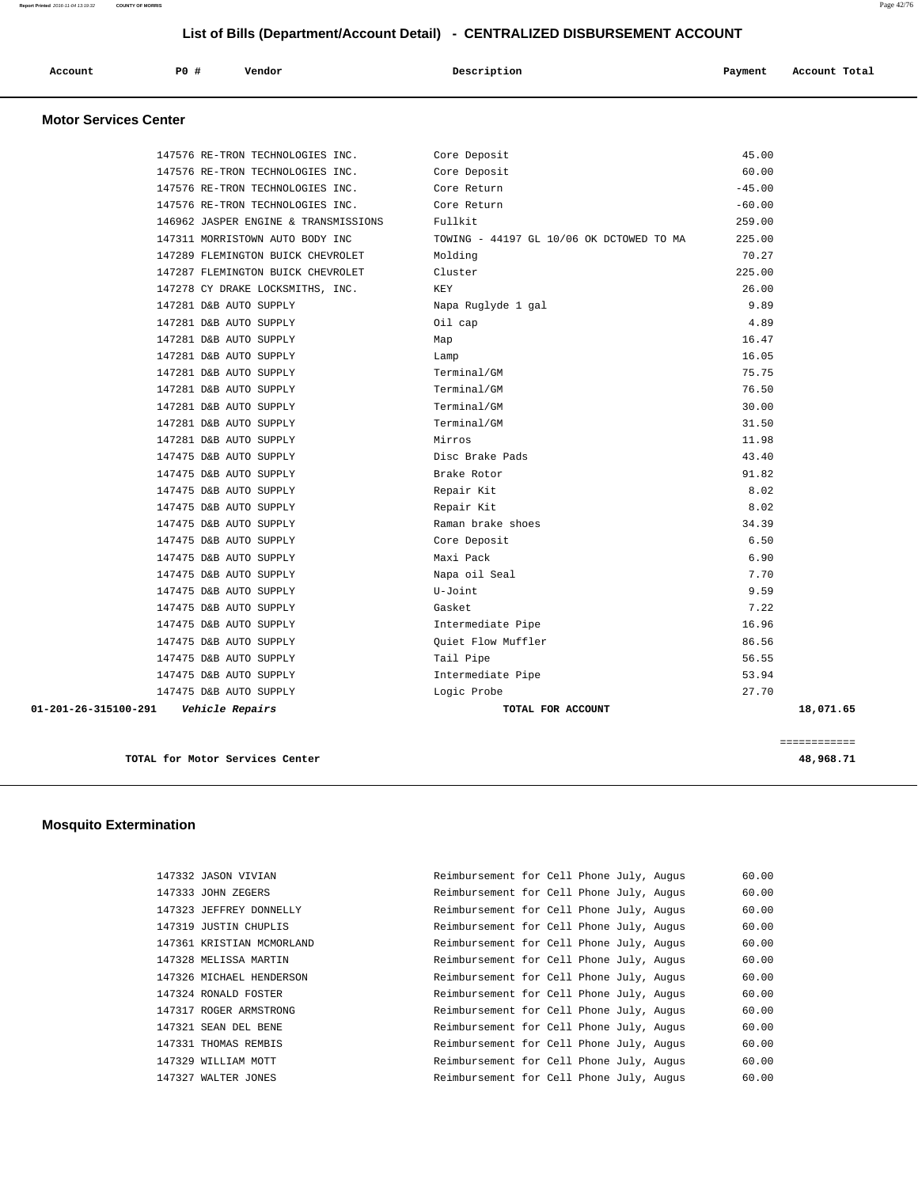# List of Bills (Department/Account Detail) - CENTRALIZED DISBURSEMENT ACCOUNT

| Account | PO # | Vendor | Description | Payment | Account Total |
|---|---|---|---|---|---|

## Motor Services Center

| Account | PO # | Vendor | Description | Payment | Account Total |
|---|---|---|---|---|---|
| | 147576 | RE-TRON TECHNOLOGIES INC. | Core Deposit | 45.00 | |
| | 147576 | RE-TRON TECHNOLOGIES INC. | Core Deposit | 60.00 | |
| | 147576 | RE-TRON TECHNOLOGIES INC. | Core Return | -45.00 | |
| | 147576 | RE-TRON TECHNOLOGIES INC. | Core Return | -60.00 | |
| | 146962 | JASPER ENGINE & TRANSMISSIONS | Fullkit | 259.00 | |
| | 147311 | MORRISTOWN AUTO BODY INC | TOWING - 44197 GL 10/06 OK DCTOWED TO MA | 225.00 | |
| | 147289 | FLEMINGTON BUICK CHEVROLET | Molding | 70.27 | |
| | 147287 | FLEMINGTON BUICK CHEVROLET | Cluster | 225.00 | |
| | 147278 | CY DRAKE LOCKSMITHS, INC. | KEY | 26.00 | |
| | 147281 | D&B AUTO SUPPLY | Napa Ruglyde 1 gal | 9.89 | |
| | 147281 | D&B AUTO SUPPLY | Oil cap | 4.89 | |
| | 147281 | D&B AUTO SUPPLY | Map | 16.47 | |
| | 147281 | D&B AUTO SUPPLY | Lamp | 16.05 | |
| | 147281 | D&B AUTO SUPPLY | Terminal/GM | 75.75 | |
| | 147281 | D&B AUTO SUPPLY | Terminal/GM | 76.50 | |
| | 147281 | D&B AUTO SUPPLY | Terminal/GM | 30.00 | |
| | 147281 | D&B AUTO SUPPLY | Terminal/GM | 31.50 | |
| | 147281 | D&B AUTO SUPPLY | Mirros | 11.98 | |
| | 147475 | D&B AUTO SUPPLY | Disc Brake Pads | 43.40 | |
| | 147475 | D&B AUTO SUPPLY | Brake Rotor | 91.82 | |
| | 147475 | D&B AUTO SUPPLY | Repair Kit | 8.02 | |
| | 147475 | D&B AUTO SUPPLY | Repair Kit | 8.02 | |
| | 147475 | D&B AUTO SUPPLY | Raman brake shoes | 34.39 | |
| | 147475 | D&B AUTO SUPPLY | Core Deposit | 6.50 | |
| | 147475 | D&B AUTO SUPPLY | Maxi Pack | 6.90 | |
| | 147475 | D&B AUTO SUPPLY | Napa oil Seal | 7.70 | |
| | 147475 | D&B AUTO SUPPLY | U-Joint | 9.59 | |
| | 147475 | D&B AUTO SUPPLY | Gasket | 7.22 | |
| | 147475 | D&B AUTO SUPPLY | Intermediate Pipe | 16.96 | |
| | 147475 | D&B AUTO SUPPLY | Quiet Flow Muffler | 86.56 | |
| | 147475 | D&B AUTO SUPPLY | Tail Pipe | 56.55 | |
| | 147475 | D&B AUTO SUPPLY | Intermediate Pipe | 53.94 | |
| | 147475 | D&B AUTO SUPPLY | Logic Probe | 27.70 | |
| **01-201-26-315100-291** | | ***Vehicle Repairs*** | **TOTAL FOR ACCOUNT** | | **18,071.65** |

**TOTAL for Motor Services Center** ============ **48,968.71**

## Mosquito Extermination

| Account | PO # | Vendor | Description | Payment | Account Total |
|---|---|---|---|---|---|
| | 147332 | JASON VIVIAN | Reimbursement for Cell Phone July, Augus | 60.00 | |
| | 147333 | JOHN ZEGERS | Reimbursement for Cell Phone July, Augus | 60.00 | |
| | 147323 | JEFFREY DONNELLY | Reimbursement for Cell Phone July, Augus | 60.00 | |
| | 147319 | JUSTIN CHUPLIS | Reimbursement for Cell Phone July, Augus | 60.00 | |
| | 147361 | KRISTIAN MCMORLAND | Reimbursement for Cell Phone July, Augus | 60.00 | |
| | 147328 | MELISSA MARTIN | Reimbursement for Cell Phone July, Augus | 60.00 | |
| | 147326 | MICHAEL HENDERSON | Reimbursement for Cell Phone July, Augus | 60.00 | |
| | 147324 | RONALD FOSTER | Reimbursement for Cell Phone July, Augus | 60.00 | |
| | 147317 | ROGER ARMSTRONG | Reimbursement for Cell Phone July, Augus | 60.00 | |
| | 147321 | SEAN DEL BENE | Reimbursement for Cell Phone July, Augus | 60.00 | |
| | 147331 | THOMAS REMBIS | Reimbursement for Cell Phone July, Augus | 60.00 | |
| | 147329 | WILLIAM MOTT | Reimbursement for Cell Phone July, Augus | 60.00 | |
| | 147327 | WALTER JONES | Reimbursement for Cell Phone July, Augus | 60.00 | |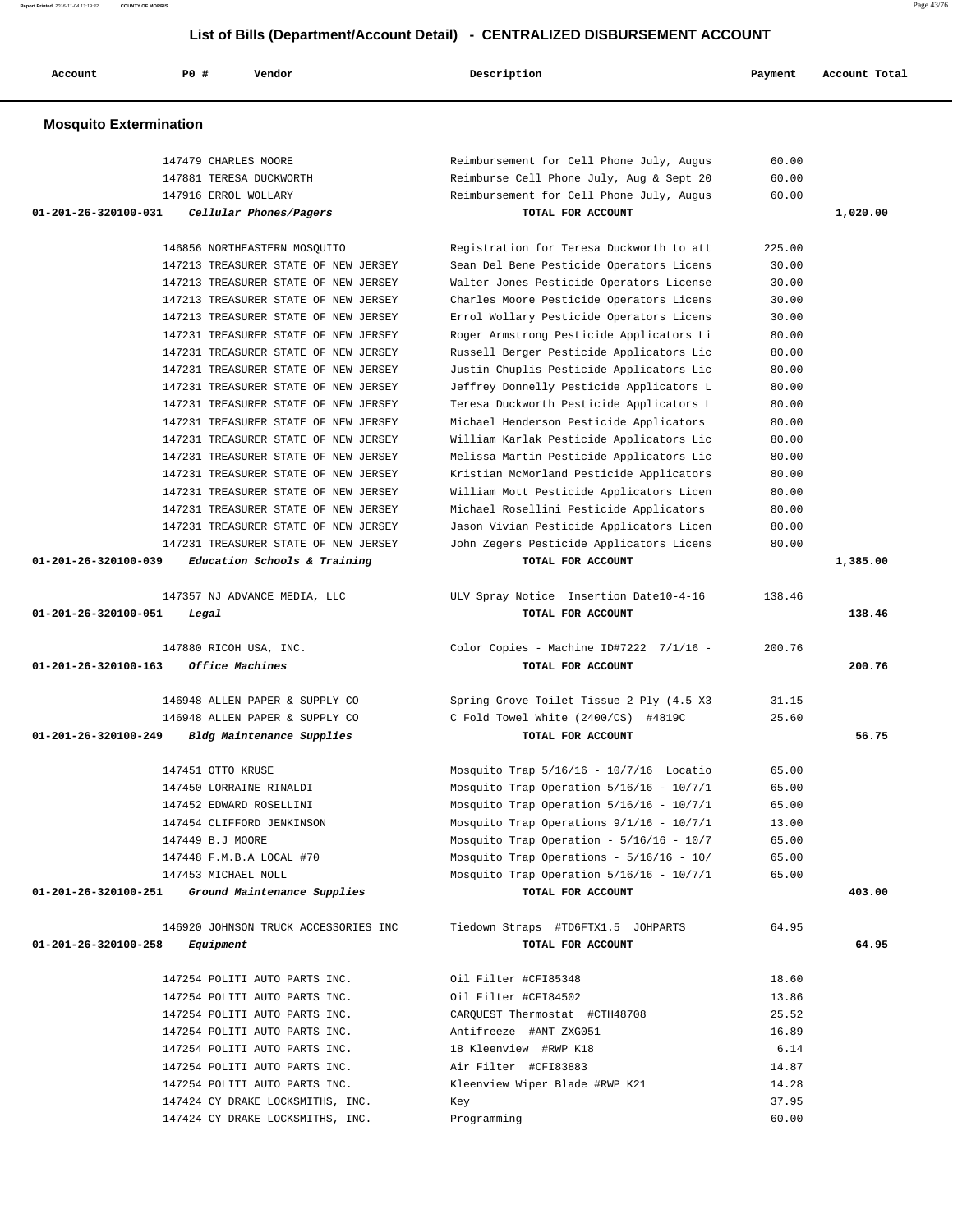## List of Bills (Department/Account Detail) - CENTRALIZED DISBURSEMENT ACCOUNT

| Account | PO # | Vendor | Description | Payment | Account Total |
|---|---|---|---|---|---|

### Mosquito Extermination

| Account | PO # | Vendor | Description | Payment | Account Total |
|---|---|---|---|---|---|
| | 147479 | CHARLES MOORE | Reimbursement for Cell Phone July, Augus | 60.00 | |
| | 147881 | TERESA DUCKWORTH | Reimburse Cell Phone July, Aug & Sept 20 | 60.00 | |
| | 147916 | ERROL WOLLARY | Reimbursement for Cell Phone July, Augus | 60.00 | |
| **01-201-26-320100-031** | | ***Cellular Phones/Pagers*** | **TOTAL FOR ACCOUNT** | | **1,020.00** |
| | 146856 | NORTHEASTERN MOSQUITO | Registration for Teresa Duckworth to att | 225.00 | |
| | 147213 | TREASURER STATE OF NEW JERSEY | Sean Del Bene Pesticide Operators Licens | 30.00 | |
| | 147213 | TREASURER STATE OF NEW JERSEY | Walter Jones Pesticide Operators License | 30.00 | |
| | 147213 | TREASURER STATE OF NEW JERSEY | Charles Moore Pesticide Operators Licens | 30.00 | |
| | 147213 | TREASURER STATE OF NEW JERSEY | Errol Wollary Pesticide Operators Licens | 30.00 | |
| | 147231 | TREASURER STATE OF NEW JERSEY | Roger Armstrong Pesticide Applicators Li | 80.00 | |
| | 147231 | TREASURER STATE OF NEW JERSEY | Russell Berger Pesticide Applicators Lic | 80.00 | |
| | 147231 | TREASURER STATE OF NEW JERSEY | Justin Chuplis Pesticide Applicators Lic | 80.00 | |
| | 147231 | TREASURER STATE OF NEW JERSEY | Jeffrey Donnelly Pesticide Applicators L | 80.00 | |
| | 147231 | TREASURER STATE OF NEW JERSEY | Teresa Duckworth Pesticide Applicators L | 80.00 | |
| | 147231 | TREASURER STATE OF NEW JERSEY | Michael Henderson Pesticide Applicators | 80.00 | |
| | 147231 | TREASURER STATE OF NEW JERSEY | William Karlak Pesticide Applicators Lic | 80.00 | |
| | 147231 | TREASURER STATE OF NEW JERSEY | Melissa Martin Pesticide Applicators Lic | 80.00 | |
| | 147231 | TREASURER STATE OF NEW JERSEY | Kristian McMorland Pesticide Applicators | 80.00 | |
| | 147231 | TREASURER STATE OF NEW JERSEY | William Mott Pesticide Applicators Licen | 80.00 | |
| | 147231 | TREASURER STATE OF NEW JERSEY | Michael Rosellini Pesticide Applicators | 80.00 | |
| | 147231 | TREASURER STATE OF NEW JERSEY | Jason Vivian Pesticide Applicators Licen | 80.00 | |
| | 147231 | TREASURER STATE OF NEW JERSEY | John Zegers Pesticide Applicators Licens | 80.00 | |
| **01-201-26-320100-039** | | ***Education Schools & Training*** | **TOTAL FOR ACCOUNT** | | **1,385.00** |
| | 147357 | NJ ADVANCE MEDIA, LLC | ULV Spray Notice Insertion Date10-4-16 | 138.46 | |
| **01-201-26-320100-051** | | ***Legal*** | **TOTAL FOR ACCOUNT** | | **138.46** |
| | 147880 | RICOH USA, INC. | Color Copies - Machine ID#7222 7/1/16 - | 200.76 | |
| **01-201-26-320100-163** | | ***Office Machines*** | **TOTAL FOR ACCOUNT** | | **200.76** |
| | 146948 | ALLEN PAPER & SUPPLY CO | Spring Grove Toilet Tissue 2 Ply (4.5 X3 | 31.15 | |
| | 146948 | ALLEN PAPER & SUPPLY CO | C Fold Towel White (2400/CS) #4819C | 25.60 | |
| **01-201-26-320100-249** | | ***Bldg Maintenance Supplies*** | **TOTAL FOR ACCOUNT** | | **56.75** |
| | 147451 | OTTO KRUSE | Mosquito Trap 5/16/16 - 10/7/16 Locatio | 65.00 | |
| | 147450 | LORRAINE RINALDI | Mosquito Trap Operation 5/16/16 - 10/7/1 | 65.00 | |
| | 147452 | EDWARD ROSELLINI | Mosquito Trap Operation 5/16/16 - 10/7/1 | 65.00 | |
| | 147454 | CLIFFORD JENKINSON | Mosquito Trap Operations 9/1/16 - 10/7/1 | 13.00 | |
| | 147449 | B.J MOORE | Mosquito Trap Operation - 5/16/16 - 10/7 | 65.00 | |
| | 147448 | F.M.B.A LOCAL #70 | Mosquito Trap Operations - 5/16/16 - 10/ | 65.00 | |
| | 147453 | MICHAEL NOLL | Mosquito Trap Operation 5/16/16 - 10/7/1 | 65.00 | |
| **01-201-26-320100-251** | | ***Ground Maintenance Supplies*** | **TOTAL FOR ACCOUNT** | | **403.00** |
| | 146920 | JOHNSON TRUCK ACCESSORIES INC | Tiedown Straps #TD6FTX1.5 JOHPARTS | 64.95 | |
| **01-201-26-320100-258** | | ***Equipment*** | **TOTAL FOR ACCOUNT** | | **64.95** |
| | 147254 | POLITI AUTO PARTS INC. | Oil Filter #CFI85348 | 18.60 | |
| | 147254 | POLITI AUTO PARTS INC. | Oil Filter #CFI84502 | 13.86 | |
| | 147254 | POLITI AUTO PARTS INC. | CARQUEST Thermostat #CTH48708 | 25.52 | |
| | 147254 | POLITI AUTO PARTS INC. | Antifreeze #ANT ZXG051 | 16.89 | |
| | 147254 | POLITI AUTO PARTS INC. | 18 Kleenview #RWP K18 | 6.14 | |
| | 147254 | POLITI AUTO PARTS INC. | Air Filter #CFI83883 | 14.87 | |
| | 147254 | POLITI AUTO PARTS INC. | Kleenview Wiper Blade #RWP K21 | 14.28 | |
| | 147424 | CY DRAKE LOCKSMITHS, INC. | Key | 37.95 | |
| | 147424 | CY DRAKE LOCKSMITHS, INC. | Programming | 60.00 | |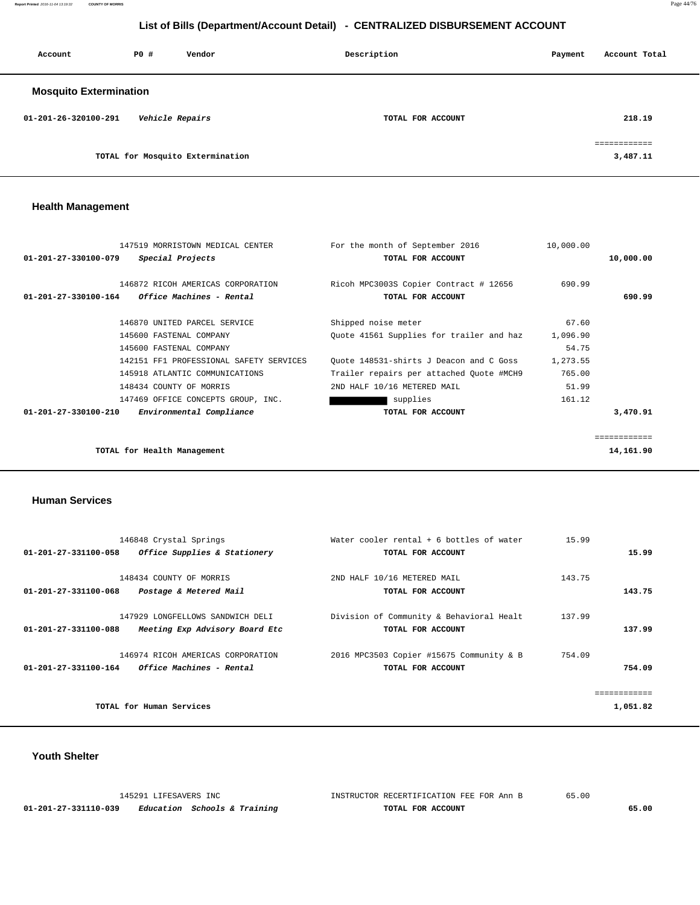# List of Bills (Department/Account Detail) - CENTRALIZED DISBURSEMENT ACCOUNT

| Account | PO # | Vendor | Description | Payment | Account Total |
|---|---|---|---|---|---|

## Mosquito Extermination

| Account | PO # | Vendor | Description | Payment | Account Total |
|---|---|---|---|---|---|
| 01-201-26-320100-291 | | *Vehicle Repairs* | TOTAL FOR ACCOUNT | | 218.19 |
| | | | | | ============ |
| | | TOTAL for Mosquito Extermination | | | 3,487.11 |

## Health Management

| Account | PO # | Vendor | Description | Payment | Account Total |
|---|---|---|---|---|---|
| | 147519 | MORRISTOWN MEDICAL CENTER | For the month of September 2016 | 10,000.00 | |
| 01-201-27-330100-079 | | *Special Projects* | TOTAL FOR ACCOUNT | | 10,000.00 |
| | 146872 | RICOH AMERICAS CORPORATION | Ricoh MPC3003S Copier Contract # 12656 | 690.99 | |
| 01-201-27-330100-164 | | *Office Machines - Rental* | TOTAL FOR ACCOUNT | | 690.99 |
| | 146870 | UNITED PARCEL SERVICE | Shipped noise meter | 67.60 | |
| | 145600 | FASTENAL COMPANY | Quote 41561 Supplies for trailer and haz | 1,096.90 | |
| | 145600 | FASTENAL COMPANY | | 54.75 | |
| | 142151 | FF1 PROFESSIONAL SAFETY SERVICES | Quote 148531-shirts J Deacon and C Goss | 1,273.55 | |
| | 145918 | ATLANTIC COMMUNICATIONS | Trailer repairs per attached Quote #MCH9 | 765.00 | |
| | 148434 | COUNTY OF MORRIS | 2ND HALF 10/16 METERED MAIL | 51.99 | |
| | 147469 | OFFICE CONCEPTS GROUP, INC. | supplies | 161.12 | |
| 01-201-27-330100-210 | | *Environmental Compliance* | TOTAL FOR ACCOUNT | | 3,470.91 |
| | | | | | ============ |
| | | TOTAL for Health Management | | | 14,161.90 |

## Human Services

| Account | PO # | Vendor | Description | Payment | Account Total |
|---|---|---|---|---|---|
| | 146848 | Crystal Springs | Water cooler rental + 6 bottles of water | 15.99 | |
| 01-201-27-331100-058 | | *Office Supplies & Stationery* | TOTAL FOR ACCOUNT | | 15.99 |
| | 148434 | COUNTY OF MORRIS | 2ND HALF 10/16 METERED MAIL | 143.75 | |
| 01-201-27-331100-068 | | *Postage & Metered Mail* | TOTAL FOR ACCOUNT | | 143.75 |
| | 147929 | LONGFELLOWS SANDWICH DELI | Division of Community & Behavioral Healt | 137.99 | |
| 01-201-27-331100-088 | | *Meeting Exp Advisory Board Etc* | TOTAL FOR ACCOUNT | | 137.99 |
| | 146974 | RICOH AMERICAS CORPORATION | 2016 MPC3503 Copier #15675 Community & B | 754.09 | |
| 01-201-27-331100-164 | | *Office Machines - Rental* | TOTAL FOR ACCOUNT | | 754.09 |
| | | | | | ============ |
| | | TOTAL for Human Services | | | 1,051.82 |

## Youth Shelter

| Account | PO # | Vendor | Description | Payment | Account Total |
|---|---|---|---|---|---|
| | 145291 | LIFESAVERS INC | INSTRUCTOR RECERTIFICATION FEE FOR Ann B | 65.00 | |
| 01-201-27-331110-039 | | *Education Schools & Training* | TOTAL FOR ACCOUNT | | 65.00 |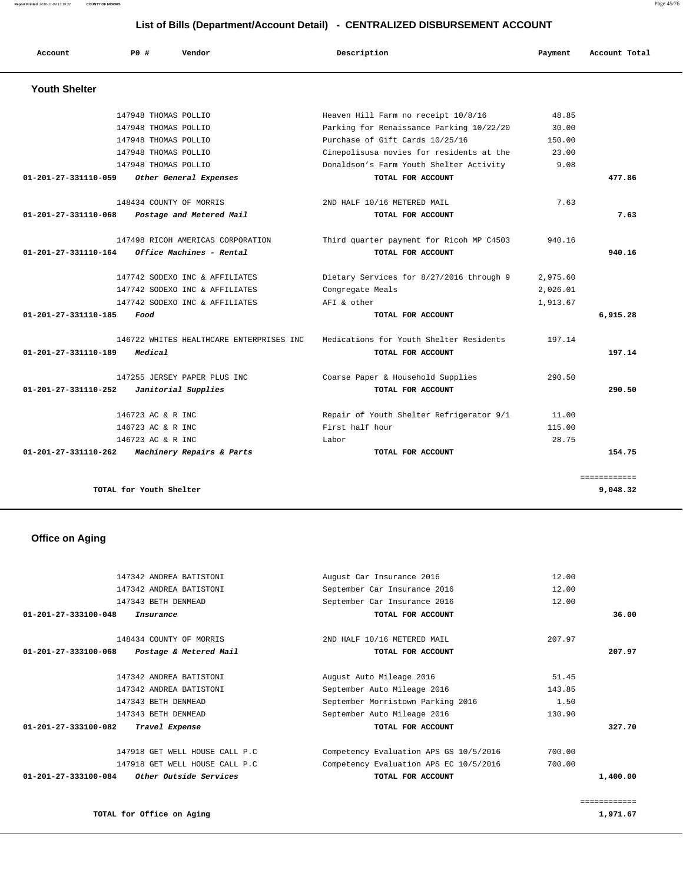# List of Bills (Department/Account Detail) - CENTRALIZED DISBURSEMENT ACCOUNT

| Account | PO # | Vendor | Description | Payment | Account Total |
|---|---|---|---|---|---|

## Youth Shelter

| Account | PO # | Vendor | Description | Payment | Account Total |
|---|---|---|---|---|---|
| | 147948 | THOMAS POLLIO | Heaven Hill Farm no receipt 10/8/16 | 48.85 | |
| | 147948 | THOMAS POLLIO | Parking for Renaissance Parking 10/22/20 | 30.00 | |
| | 147948 | THOMAS POLLIO | Purchase of Gift Cards 10/25/16 | 150.00 | |
| | 147948 | THOMAS POLLIO | Cinepolisusa movies for residents at the | 23.00 | |
| | 147948 | THOMAS POLLIO | Donaldson's Farm Youth Shelter Activity | 9.08 | |
| **01-201-27-331110-059** | | ***Other General Expenses*** | **TOTAL FOR ACCOUNT** | | **477.86** |
| | 148434 | COUNTY OF MORRIS | 2ND HALF 10/16 METERED MAIL | 7.63 | |
| **01-201-27-331110-068** | | ***Postage and Metered Mail*** | **TOTAL FOR ACCOUNT** | | **7.63** |
| | 147498 | RICOH AMERICAS CORPORATION | Third quarter payment for Ricoh MP C4503 | 940.16 | |
| **01-201-27-331110-164** | | ***Office Machines - Rental*** | **TOTAL FOR ACCOUNT** | | **940.16** |
| | 147742 | SODEXO INC & AFFILIATES | Dietary Services for 8/27/2016 through 9 | 2,975.60 | |
| | 147742 | SODEXO INC & AFFILIATES | Congregate Meals | 2,026.01 | |
| | 147742 | SODEXO INC & AFFILIATES | AFI & other | 1,913.67 | |
| **01-201-27-331110-185** | | ***Food*** | **TOTAL FOR ACCOUNT** | | **6,915.28** |
| | 146722 | WHITES HEALTHCARE ENTERPRISES INC | Medications for Youth Shelter Residents | 197.14 | |
| **01-201-27-331110-189** | | ***Medical*** | **TOTAL FOR ACCOUNT** | | **197.14** |
| | 147255 | JERSEY PAPER PLUS INC | Coarse Paper & Household Supplies | 290.50 | |
| **01-201-27-331110-252** | | ***Janitorial Supplies*** | **TOTAL FOR ACCOUNT** | | **290.50** |
| | 146723 | AC & R INC | Repair of Youth Shelter Refrigerator 9/1 | 11.00 | |
| | 146723 | AC & R INC | First half hour | 115.00 | |
| | 146723 | AC & R INC | Labor | 28.75 | |
| **01-201-27-331110-262** | | ***Machinery Repairs & Parts*** | **TOTAL FOR ACCOUNT** | | **154.75** |
| | | | | | ============ |
| | **TOTAL for Youth Shelter** | | | | **9,048.32** |

## Office on Aging

| Account | PO # | Vendor | Description | Payment | Account Total |
|---|---|---|---|---|---|
| | 147342 | ANDREA BATISTONI | August Car Insurance 2016 | 12.00 | |
| | 147342 | ANDREA BATISTONI | September Car Insurance 2016 | 12.00 | |
| | 147343 | BETH DENMEAD | September Car Insurance 2016 | 12.00 | |
| **01-201-27-333100-048** | | ***Insurance*** | **TOTAL FOR ACCOUNT** | | **36.00** |
| | 148434 | COUNTY OF MORRIS | 2ND HALF 10/16 METERED MAIL | 207.97 | |
| **01-201-27-333100-068** | | ***Postage & Metered Mail*** | **TOTAL FOR ACCOUNT** | | **207.97** |
| | 147342 | ANDREA BATISTONI | August Auto Mileage 2016 | 51.45 | |
| | 147342 | ANDREA BATISTONI | September Auto Mileage 2016 | 143.85 | |
| | 147343 | BETH DENMEAD | September Morristown Parking 2016 | 1.50 | |
| | 147343 | BETH DENMEAD | September Auto Mileage 2016 | 130.90 | |
| **01-201-27-333100-082** | | ***Travel Expense*** | **TOTAL FOR ACCOUNT** | | **327.70** |
| | 147918 | GET WELL HOUSE CALL P.C | Competency Evaluation APS GS 10/5/2016 | 700.00 | |
| | 147918 | GET WELL HOUSE CALL P.C | Competency Evaluation APS EC 10/5/2016 | 700.00 | |
| **01-201-27-333100-084** | | ***Other Outside Services*** | **TOTAL FOR ACCOUNT** | | **1,400.00** |
| | | | | | ============ |
| | **TOTAL for Office on Aging** | | | | **1,971.67** |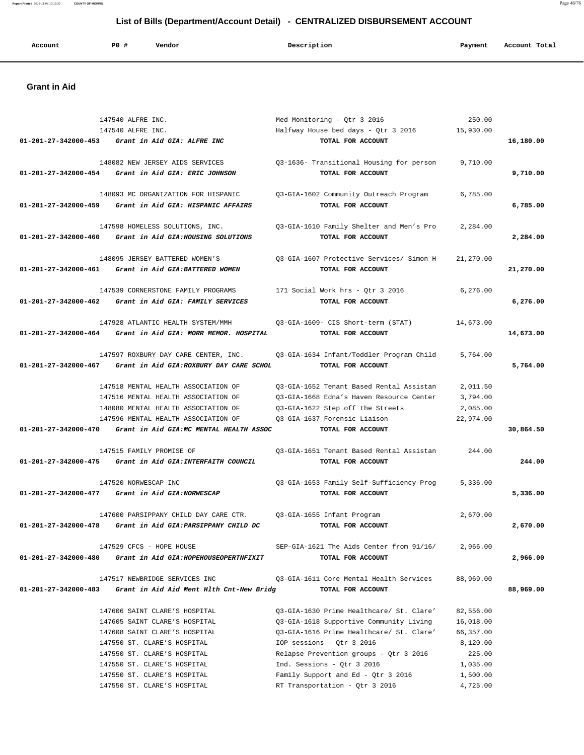## List of Bills (Department/Account Detail) - CENTRALIZED DISBURSEMENT ACCOUNT

| Account | PO # | Vendor | Description | Payment | Account Total |
|---|---|---|---|---|---|

### Grant in Aid

| Account | PO # | Vendor | Description | Payment | Account Total |
|---|---|---|---|---|---|
| | 147540 | ALFRE INC. | Med Monitoring - Qtr 3 2016 | 250.00 | |
| | 147540 | ALFRE INC. | Halfway House bed days - Qtr 3 2016 | 15,930.00 | |
| 01-201-27-342000-453 | | *Grant in Aid GIA: ALFRE INC* | TOTAL FOR ACCOUNT | | 16,180.00 |
| | 148082 | NEW JERSEY AIDS SERVICES | Q3-1636- Transitional Housing for person | 9,710.00 | |
| 01-201-27-342000-454 | | *Grant in Aid GIA: ERIC JOHNSON* | TOTAL FOR ACCOUNT | | 9,710.00 |
| | 148093 | MC ORGANIZATION FOR HISPANIC | Q3-GIA-1602 Community Outreach Program | 6,785.00 | |
| 01-201-27-342000-459 | | *Grant in Aid GIA: HISPANIC AFFAIRS* | TOTAL FOR ACCOUNT | | 6,785.00 |
| | 147598 | HOMELESS SOLUTIONS, INC. | Q3-GIA-1610 Family Shelter and Men's Pro | 2,284.00 | |
| 01-201-27-342000-460 | | *Grant in Aid GIA:HOUSING SOLUTIONS* | TOTAL FOR ACCOUNT | | 2,284.00 |
| | 148095 | JERSEY BATTERED WOMEN'S | Q3-GIA-1607 Protective Services/ Simon H | 21,270.00 | |
| 01-201-27-342000-461 | | *Grant in Aid GIA:BATTERED WOMEN* | TOTAL FOR ACCOUNT | | 21,270.00 |
| | 147539 | CORNERSTONE FAMILY PROGRAMS | 171 Social Work hrs - Qtr 3 2016 | 6,276.00 | |
| 01-201-27-342000-462 | | *Grant in Aid GIA: FAMILY SERVICES* | TOTAL FOR ACCOUNT | | 6,276.00 |
| | 147928 | ATLANTIC HEALTH SYSTEM/MMH | Q3-GIA-1609- CIS Short-term (STAT) | 14,673.00 | |
| 01-201-27-342000-464 | | *Grant in Aid GIA: MORR MEMOR. HOSPITAL* | TOTAL FOR ACCOUNT | | 14,673.00 |
| | 147597 | ROXBURY DAY CARE CENTER, INC. | Q3-GIA-1634 Infant/Toddler Program Child | 5,764.00 | |
| 01-201-27-342000-467 | | *Grant in Aid GIA:ROXBURY DAY CARE SCHOL* | TOTAL FOR ACCOUNT | | 5,764.00 |
| | 147518 | MENTAL HEALTH ASSOCIATION OF | Q3-GIA-1652 Tenant Based Rental Assistan | 2,011.50 | |
| | 147516 | MENTAL HEALTH ASSOCIATION OF | Q3-GIA-1668 Edna's Haven Resource Center | 3,794.00 | |
| | 148080 | MENTAL HEALTH ASSOCIATION OF | Q3-GIA-1622 Step off the Streets | 2,085.00 | |
| | 147596 | MENTAL HEALTH ASSOCIATION OF | Q3-GIA-1637 Forensic Liaison | 22,974.00 | |
| 01-201-27-342000-470 | | *Grant in Aid GIA:MC MENTAL HEALTH ASSOC* | TOTAL FOR ACCOUNT | | 30,864.50 |
| | 147515 | FAMILY PROMISE OF | Q3-GIA-1651 Tenant Based Rental Assistan | 244.00 | |
| 01-201-27-342000-475 | | *Grant in Aid GIA:INTERFAITH COUNCIL* | TOTAL FOR ACCOUNT | | 244.00 |
| | 147520 | NORWESCAP INC | Q3-GIA-1653 Family Self-Sufficiency Prog | 5,336.00 | |
| 01-201-27-342000-477 | | *Grant in Aid GIA:NORWESCAP* | TOTAL FOR ACCOUNT | | 5,336.00 |
| | 147600 | PARSIPPANY CHILD DAY CARE CTR. | Q3-GIA-1655 Infant Program | 2,670.00 | |
| 01-201-27-342000-478 | | *Grant in Aid GIA:PARSIPPANY CHILD DC* | TOTAL FOR ACCOUNT | | 2,670.00 |
| | 147529 | CFCS - HOPE HOUSE | SEP-GIA-1621 The Aids Center from 91/16/ | 2,966.00 | |
| 01-201-27-342000-480 | | *Grant in Aid GIA:HOPEHOUSEOPERTNFIXIT* | TOTAL FOR ACCOUNT | | 2,966.00 |
| | 147517 | NEWBRIDGE SERVICES INC | Q3-GIA-1611 Core Mental Health Services | 88,969.00 | |
| 01-201-27-342000-483 | | *Grant in Aid Aid Ment Hlth Cnt-New Bridg* | TOTAL FOR ACCOUNT | | 88,969.00 |
| | 147606 | SAINT CLARE'S HOSPITAL | Q3-GIA-1630 Prime Healthcare/ St. Clare' | 82,556.00 | |
| | 147605 | SAINT CLARE'S HOSPITAL | Q3-GIA-1618 Supportive Community Living | 16,018.00 | |
| | 147608 | SAINT CLARE'S HOSPITAL | Q3-GIA-1616 Prime Healthcare/ St. Clare' | 66,357.00 | |
| | 147550 | ST. CLARE'S HOSPITAL | IOP sessions - Qtr 3 2016 | 8,120.00 | |
| | 147550 | ST. CLARE'S HOSPITAL | Relapse Prevention groups - Qtr 3 2016 | 225.00 | |
| | 147550 | ST. CLARE'S HOSPITAL | Ind. Sessions - Qtr 3 2016 | 1,035.00 | |
| | 147550 | ST. CLARE'S HOSPITAL | Family Support and Ed - Qtr 3 2016 | 1,500.00 | |
| | 147550 | ST. CLARE'S HOSPITAL | RT Transportation - Qtr 3 2016 | 4,725.00 | |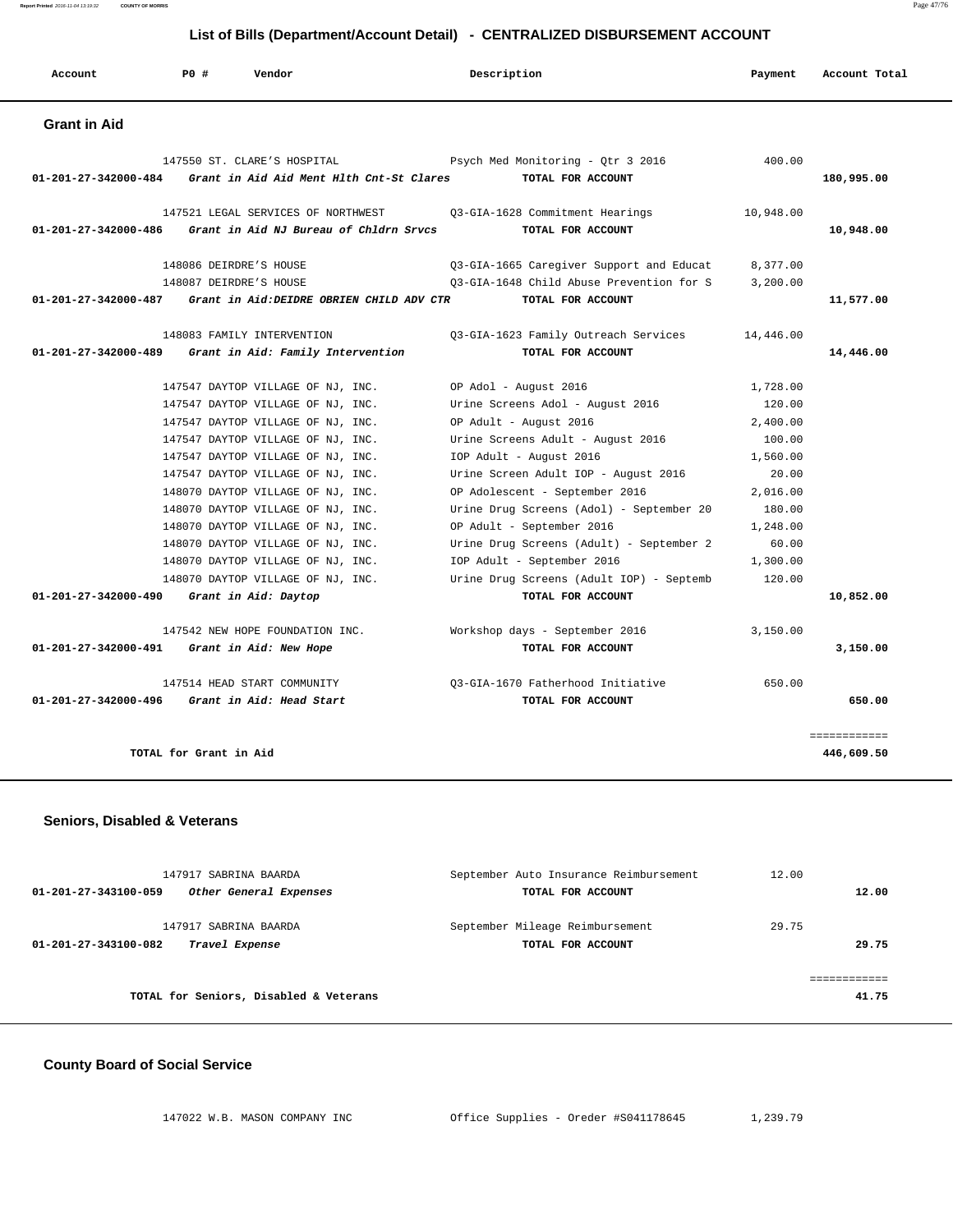## List of Bills (Department/Account Detail) - CENTRALIZED DISBURSEMENT ACCOUNT

| Account | PO # | Vendor | Description | Payment | Account Total |
|---|---|---|---|---|---|

### Grant in Aid

| Account | PO # | Vendor | Description | Payment | Account Total |
|---|---|---|---|---|---|
| | 147550 | ST. CLARE'S HOSPITAL | Psych Med Monitoring - Qtr 3 2016 | 400.00 | |
| 01-201-27-342000-484 | | *Grant in Aid Aid Ment Hlth Cnt-St Clares* | TOTAL FOR ACCOUNT | | 180,995.00 |
| | 147521 | LEGAL SERVICES OF NORTHWEST | Q3-GIA-1628 Commitment Hearings | 10,948.00 | |
| 01-201-27-342000-486 | | *Grant in Aid NJ Bureau of Chldrn Srvcs* | TOTAL FOR ACCOUNT | | 10,948.00 |
| | 148086 | DEIRDRE'S HOUSE | Q3-GIA-1665 Caregiver Support and Educat | 8,377.00 | |
| | 148087 | DEIRDRE'S HOUSE | Q3-GIA-1648 Child Abuse Prevention for S | 3,200.00 | |
| 01-201-27-342000-487 | | *Grant in Aid:DEIDRE OBRIEN CHILD ADV CTR* | TOTAL FOR ACCOUNT | | 11,577.00 |
| | 148083 | FAMILY INTERVENTION | Q3-GIA-1623 Family Outreach Services | 14,446.00 | |
| 01-201-27-342000-489 | | *Grant in Aid: Family Intervention* | TOTAL FOR ACCOUNT | | 14,446.00 |
| | 147547 | DAYTOP VILLAGE OF NJ, INC. | OP Adol - August 2016 | 1,728.00 | |
| | 147547 | DAYTOP VILLAGE OF NJ, INC. | Urine Screens Adol - August 2016 | 120.00 | |
| | 147547 | DAYTOP VILLAGE OF NJ, INC. | OP Adult - August 2016 | 2,400.00 | |
| | 147547 | DAYTOP VILLAGE OF NJ, INC. | Urine Screens Adult - August 2016 | 100.00 | |
| | 147547 | DAYTOP VILLAGE OF NJ, INC. | IOP Adult - August 2016 | 1,560.00 | |
| | 147547 | DAYTOP VILLAGE OF NJ, INC. | Urine Screen Adult IOP - August 2016 | 20.00 | |
| | 148070 | DAYTOP VILLAGE OF NJ, INC. | OP Adolescent - September 2016 | 2,016.00 | |
| | 148070 | DAYTOP VILLAGE OF NJ, INC. | Urine Drug Screens (Adol) - September 20 | 180.00 | |
| | 148070 | DAYTOP VILLAGE OF NJ, INC. | OP Adult - September 2016 | 1,248.00 | |
| | 148070 | DAYTOP VILLAGE OF NJ, INC. | Urine Drug Screens (Adult) - September 2 | 60.00 | |
| | 148070 | DAYTOP VILLAGE OF NJ, INC. | IOP Adult - September 2016 | 1,300.00 | |
| | 148070 | DAYTOP VILLAGE OF NJ, INC. | Urine Drug Screens (Adult IOP) - Septemb | 120.00 | |
| 01-201-27-342000-490 | | *Grant in Aid: Daytop* | TOTAL FOR ACCOUNT | | 10,852.00 |
| | 147542 | NEW HOPE FOUNDATION INC. | Workshop days - September 2016 | 3,150.00 | |
| 01-201-27-342000-491 | | *Grant in Aid: New Hope* | TOTAL FOR ACCOUNT | | 3,150.00 |
| | 147514 | HEAD START COMMUNITY | Q3-GIA-1670 Fatherhood Initiative | 650.00 | |
| 01-201-27-342000-496 | | *Grant in Aid: Head Start* | TOTAL FOR ACCOUNT | | 650.00 |

**TOTAL for Grant in Aid** — 446,609.50

### Seniors, Disabled & Veterans

| Account | PO # | Vendor | Description | Payment | Account Total |
|---|---|---|---|---|---|
| | 147917 | SABRINA BAARDA | September Auto Insurance Reimbursement | 12.00 | |
| 01-201-27-343100-059 | | *Other General Expenses* | TOTAL FOR ACCOUNT | | 12.00 |
| | 147917 | SABRINA BAARDA | September Mileage Reimbursement | 29.75 | |
| 01-201-27-343100-082 | | *Travel Expense* | TOTAL FOR ACCOUNT | | 29.75 |

**TOTAL for Seniors, Disabled & Veterans** — 41.75

### County Board of Social Service

| Account | PO # | Vendor | Description | Payment | Account Total |
|---|---|---|---|---|---|
| | 147022 | W.B. MASON COMPANY INC | Office Supplies - Oreder #S041178645 | 1,239.79 | |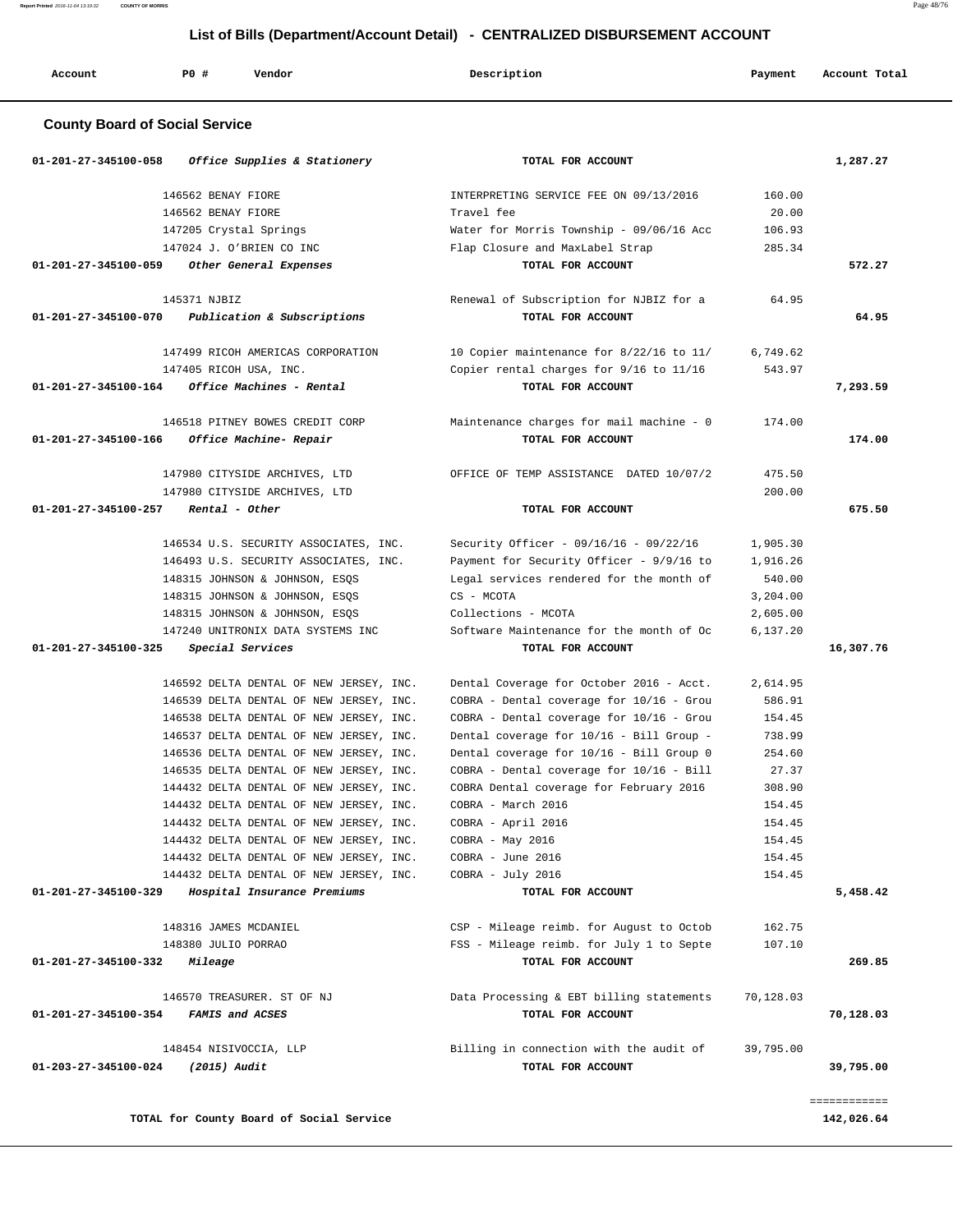## List of Bills (Department/Account Detail) - CENTRALIZED DISBURSEMENT ACCOUNT

| Account | PO # | Vendor | Description | Payment | Account Total |
|---|---|---|---|---|---|

### County Board of Social Service

| Account | PO # | Vendor | Description | Payment | Account Total |
|---|---|---|---|---|---|
| 01-201-27-345100-058 | | *Office Supplies & Stationery* | TOTAL FOR ACCOUNT | | 1,287.27 |
| | 146562 | BENAY FIORE | INTERPRETING SERVICE FEE ON 09/13/2016 | 160.00 | |
| | 146562 | BENAY FIORE | Travel fee | 20.00 | |
| | 147205 | Crystal Springs | Water for Morris Township - 09/06/16 Acc | 106.93 | |
| | 147024 | J. O'BRIEN CO INC | Flap Closure and MaxLabel Strap | 285.34 | |
| 01-201-27-345100-059 | | *Other General Expenses* | TOTAL FOR ACCOUNT | | 572.27 |
| | 145371 | NJBIZ | Renewal of Subscription for NJBIZ for a | 64.95 | |
| 01-201-27-345100-070 | | *Publication & Subscriptions* | TOTAL FOR ACCOUNT | | 64.95 |
| | 147499 | RICOH AMERICAS CORPORATION | 10 Copier maintenance for 8/22/16 to 11/ | 6,749.62 | |
| | 147405 | RICOH USA, INC. | Copier rental charges for 9/16 to 11/16 | 543.97 | |
| 01-201-27-345100-164 | | *Office Machines - Rental* | TOTAL FOR ACCOUNT | | 7,293.59 |
| | 146518 | PITNEY BOWES CREDIT CORP | Maintenance charges for mail machine - 0 | 174.00 | |
| 01-201-27-345100-166 | | *Office Machine- Repair* | TOTAL FOR ACCOUNT | | 174.00 |
| | 147980 | CITYSIDE ARCHIVES, LTD | OFFICE OF TEMP ASSISTANCE DATED 10/07/2 | 475.50 | |
| | 147980 | CITYSIDE ARCHIVES, LTD | | 200.00 | |
| 01-201-27-345100-257 | | *Rental - Other* | TOTAL FOR ACCOUNT | | 675.50 |
| | 146534 | U.S. SECURITY ASSOCIATES, INC. | Security Officer - 09/16/16 - 09/22/16 | 1,905.30 | |
| | 146493 | U.S. SECURITY ASSOCIATES, INC. | Payment for Security Officer - 9/9/16 to | 1,916.26 | |
| | 148315 | JOHNSON & JOHNSON, ESQS | Legal services rendered for the month of | 540.00 | |
| | 148315 | JOHNSON & JOHNSON, ESQS | CS - MCOTA | 3,204.00 | |
| | 148315 | JOHNSON & JOHNSON, ESQS | Collections - MCOTA | 2,605.00 | |
| | 147240 | UNITRONIX DATA SYSTEMS INC | Software Maintenance for the month of Oc | 6,137.20 | |
| 01-201-27-345100-325 | | *Special Services* | TOTAL FOR ACCOUNT | | 16,307.76 |
| | 146592 | DELTA DENTAL OF NEW JERSEY, INC. | Dental Coverage for October 2016 - Acct. | 2,614.95 | |
| | 146539 | DELTA DENTAL OF NEW JERSEY, INC. | COBRA - Dental coverage for 10/16 - Grou | 586.91 | |
| | 146538 | DELTA DENTAL OF NEW JERSEY, INC. | COBRA - Dental coverage for 10/16 - Grou | 154.45 | |
| | 146537 | DELTA DENTAL OF NEW JERSEY, INC. | Dental coverage for 10/16 - Bill Group - | 738.99 | |
| | 146536 | DELTA DENTAL OF NEW JERSEY, INC. | Dental coverage for 10/16 - Bill Group 0 | 254.60 | |
| | 146535 | DELTA DENTAL OF NEW JERSEY, INC. | COBRA - Dental coverage for 10/16 - Bill | 27.37 | |
| | 144432 | DELTA DENTAL OF NEW JERSEY, INC. | COBRA Dental coverage for February 2016 | 308.90 | |
| | 144432 | DELTA DENTAL OF NEW JERSEY, INC. | COBRA - March 2016 | 154.45 | |
| | 144432 | DELTA DENTAL OF NEW JERSEY, INC. | COBRA - April 2016 | 154.45 | |
| | 144432 | DELTA DENTAL OF NEW JERSEY, INC. | COBRA - May 2016 | 154.45 | |
| | 144432 | DELTA DENTAL OF NEW JERSEY, INC. | COBRA - June 2016 | 154.45 | |
| | 144432 | DELTA DENTAL OF NEW JERSEY, INC. | COBRA - July 2016 | 154.45 | |
| 01-201-27-345100-329 | | *Hospital Insurance Premiums* | TOTAL FOR ACCOUNT | | 5,458.42 |
| | 148316 | JAMES MCDANIEL | CSP - Mileage reimb. for August to Octob | 162.75 | |
| | 148380 | JULIO PORRAO | FSS - Mileage reimb. for July 1 to Septe | 107.10 | |
| 01-201-27-345100-332 | | *Mileage* | TOTAL FOR ACCOUNT | | 269.85 |
| | 146570 | TREASURER. ST OF NJ | Data Processing & EBT billing statements | 70,128.03 | |
| 01-201-27-345100-354 | | *FAMIS and ACSES* | TOTAL FOR ACCOUNT | | 70,128.03 |
| | 148454 | NISIVOCCIA, LLP | Billing in connection with the audit of | 39,795.00 | |
| 01-203-27-345100-024 | | *(2015) Audit* | TOTAL FOR ACCOUNT | | 39,795.00 |
| | | | | | ============ |
| | | **TOTAL for County Board of Social Service** | | | **142,026.64** |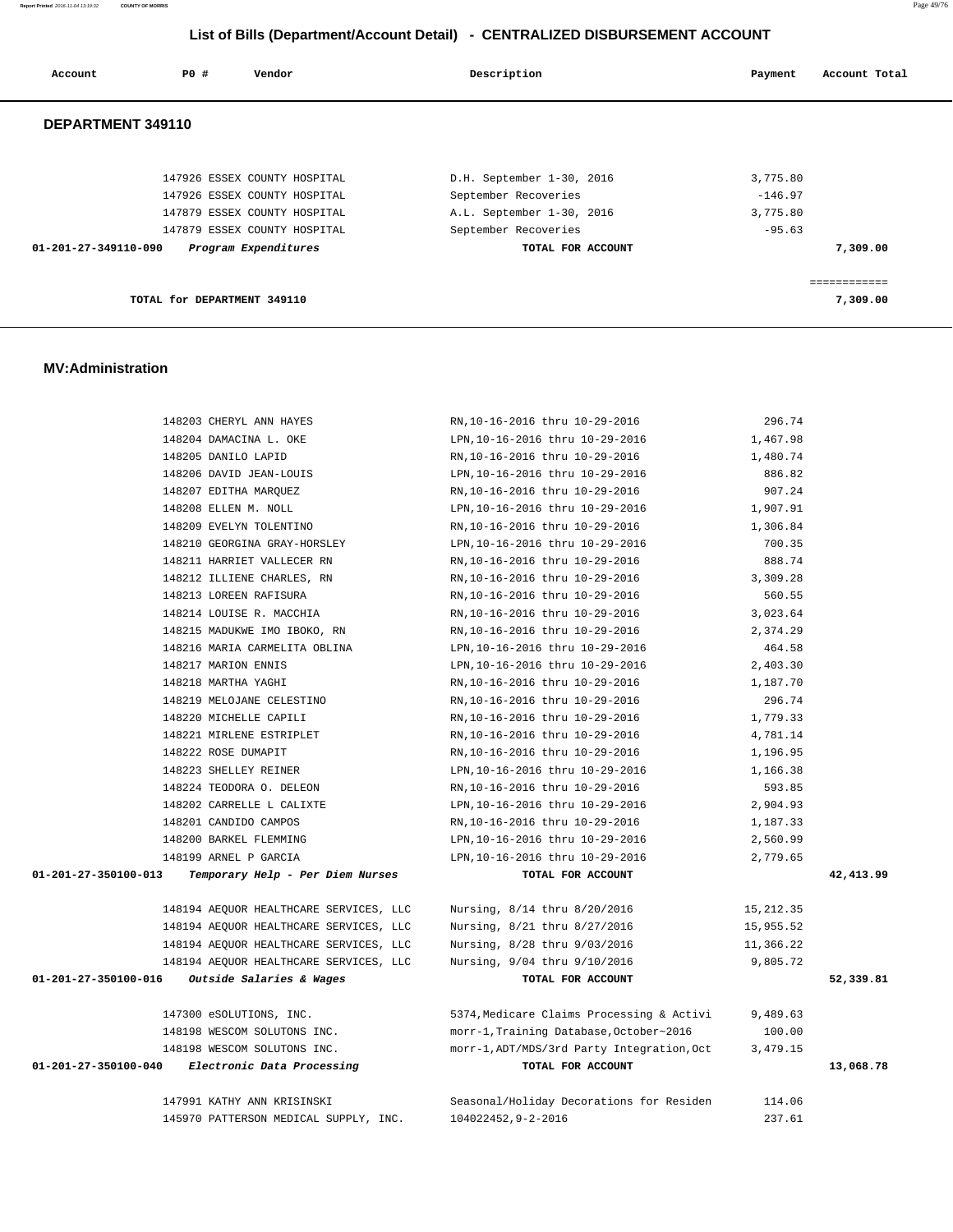# List of Bills (Department/Account Detail) - CENTRALIZED DISBURSEMENT ACCOUNT

| Account | PO # | Vendor | Description | Payment | Account Total |
|---|---|---|---|---|---|

## DEPARTMENT 349110

| Account | PO # | Vendor | Description | Payment | Account Total |
|---|---|---|---|---|---|
| | 147926 | ESSEX COUNTY HOSPITAL | D.H. September 1-30, 2016 | 3,775.80 | |
| | 147926 | ESSEX COUNTY HOSPITAL | September Recoveries | -146.97 | |
| | 147879 | ESSEX COUNTY HOSPITAL | A.L. September 1-30, 2016 | 3,775.80 | |
| | 147879 | ESSEX COUNTY HOSPITAL | September Recoveries | -95.63 | |
| **01-201-27-349110-090** | | ***Program Expenditures*** | **TOTAL FOR ACCOUNT** | | **7,309.00** |
| | | | | | ============ |
| | | **TOTAL for DEPARTMENT 349110** | | | **7,309.00** |

## MV:Administration

| Account | PO # | Vendor | Description | Payment | Account Total |
|---|---|---|---|---|---|
| | 148203 | CHERYL ANN HAYES | RN,10-16-2016 thru 10-29-2016 | 296.74 | |
| | 148204 | DAMACINA L. OKE | LPN,10-16-2016 thru 10-29-2016 | 1,467.98 | |
| | 148205 | DANILO LAPID | RN,10-16-2016 thru 10-29-2016 | 1,480.74 | |
| | 148206 | DAVID JEAN-LOUIS | LPN,10-16-2016 thru 10-29-2016 | 886.82 | |
| | 148207 | EDITHA MARQUEZ | RN,10-16-2016 thru 10-29-2016 | 907.24 | |
| | 148208 | ELLEN M. NOLL | LPN,10-16-2016 thru 10-29-2016 | 1,907.91 | |
| | 148209 | EVELYN TOLENTINO | RN,10-16-2016 thru 10-29-2016 | 1,306.84 | |
| | 148210 | GEORGINA GRAY-HORSLEY | LPN,10-16-2016 thru 10-29-2016 | 700.35 | |
| | 148211 | HARRIET VALLECER RN | RN,10-16-2016 thru 10-29-2016 | 888.74 | |
| | 148212 | ILLIENE CHARLES, RN | RN,10-16-2016 thru 10-29-2016 | 3,309.28 | |
| | 148213 | LOREEN RAFISURA | RN,10-16-2016 thru 10-29-2016 | 560.55 | |
| | 148214 | LOUISE R. MACCHIA | RN,10-16-2016 thru 10-29-2016 | 3,023.64 | |
| | 148215 | MADUKWE IMO IBOKO, RN | RN,10-16-2016 thru 10-29-2016 | 2,374.29 | |
| | 148216 | MARIA CARMELITA OBLINA | LPN,10-16-2016 thru 10-29-2016 | 464.58 | |
| | 148217 | MARION ENNIS | LPN,10-16-2016 thru 10-29-2016 | 2,403.30 | |
| | 148218 | MARTHA YAGHI | RN,10-16-2016 thru 10-29-2016 | 1,187.70 | |
| | 148219 | MELOJANE CELESTINO | RN,10-16-2016 thru 10-29-2016 | 296.74 | |
| | 148220 | MICHELLE CAPILI | RN,10-16-2016 thru 10-29-2016 | 1,779.33 | |
| | 148221 | MIRLENE ESTRIPLET | RN,10-16-2016 thru 10-29-2016 | 4,781.14 | |
| | 148222 | ROSE DUMAPIT | RN,10-16-2016 thru 10-29-2016 | 1,196.95 | |
| | 148223 | SHELLEY REINER | LPN,10-16-2016 thru 10-29-2016 | 1,166.38 | |
| | 148224 | TEODORA O. DELEON | RN,10-16-2016 thru 10-29-2016 | 593.85 | |
| | 148202 | CARRELLE L CALIXTE | LPN,10-16-2016 thru 10-29-2016 | 2,904.93 | |
| | 148201 | CANDIDO CAMPOS | RN,10-16-2016 thru 10-29-2016 | 1,187.33 | |
| | 148200 | BARKEL FLEMMING | LPN,10-16-2016 thru 10-29-2016 | 2,560.99 | |
| | 148199 | ARNEL P GARCIA | LPN,10-16-2016 thru 10-29-2016 | 2,779.65 | |
| **01-201-27-350100-013** | | ***Temporary Help - Per Diem Nurses*** | **TOTAL FOR ACCOUNT** | | **42,413.99** |
| | 148194 | AEQUOR HEALTHCARE SERVICES, LLC | Nursing, 8/14 thru 8/20/2016 | 15,212.35 | |
| | 148194 | AEQUOR HEALTHCARE SERVICES, LLC | Nursing, 8/21 thru 8/27/2016 | 15,955.52 | |
| | 148194 | AEQUOR HEALTHCARE SERVICES, LLC | Nursing, 8/28 thru 9/03/2016 | 11,366.22 | |
| | 148194 | AEQUOR HEALTHCARE SERVICES, LLC | Nursing, 9/04 thru 9/10/2016 | 9,805.72 | |
| **01-201-27-350100-016** | | ***Outside Salaries & Wages*** | **TOTAL FOR ACCOUNT** | | **52,339.81** |
| | 147300 | eSOLUTIONS, INC. | 5374,Medicare Claims Processing & Activi | 9,489.63 | |
| | 148198 | WESCOM SOLUTONS INC. | morr-1,Training Database,October~2016 | 100.00 | |
| | 148198 | WESCOM SOLUTONS INC. | morr-1,ADT/MDS/3rd Party Integration,Oct | 3,479.15 | |
| **01-201-27-350100-040** | | ***Electronic Data Processing*** | **TOTAL FOR ACCOUNT** | | **13,068.78** |
| | 147991 | KATHY ANN KRISINSKI | Seasonal/Holiday Decorations for Residen | 114.06 | |
| | 145970 | PATTERSON MEDICAL SUPPLY, INC. | 104022452,9-2-2016 | 237.61 | |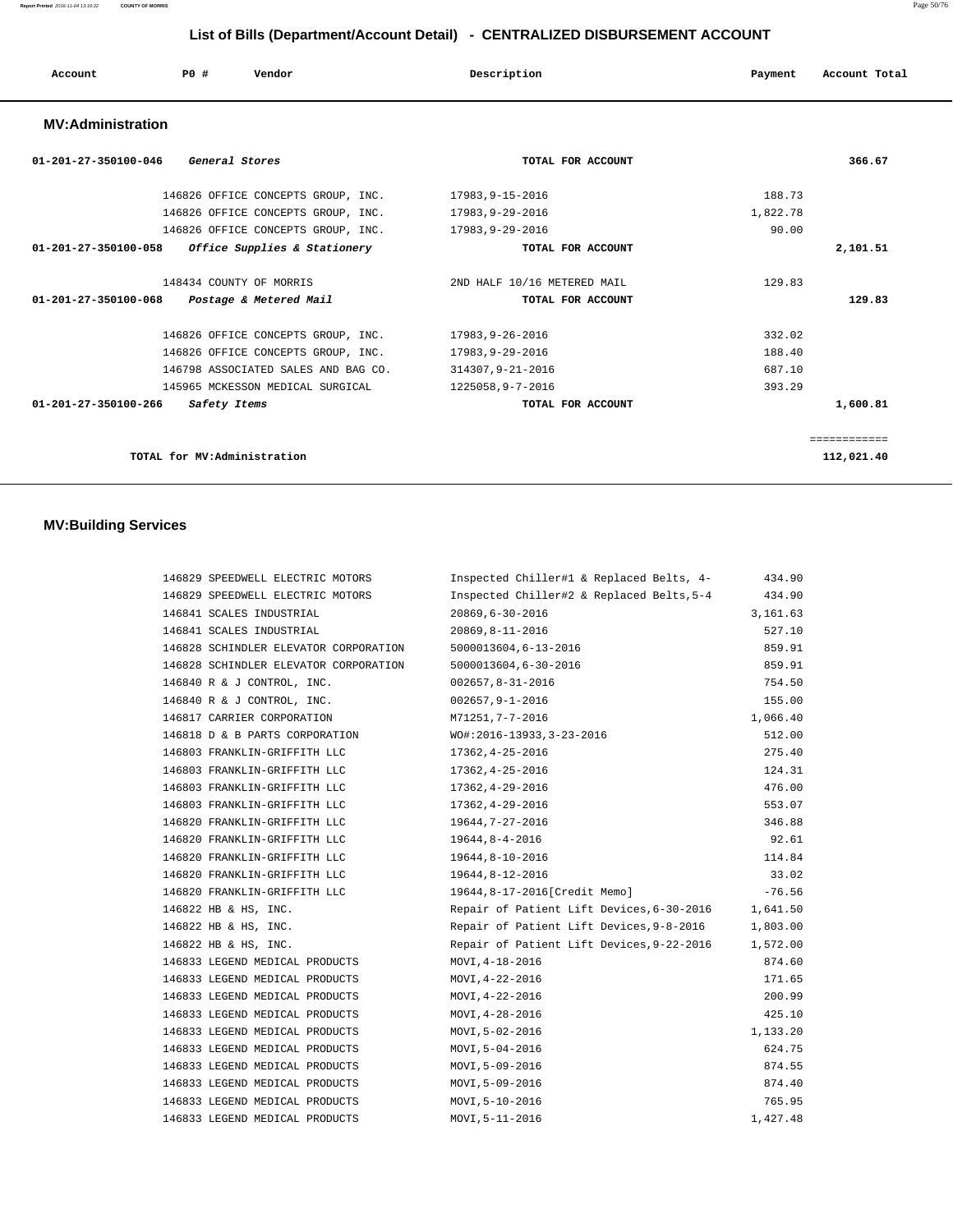## List of Bills (Department/Account Detail) - CENTRALIZED DISBURSEMENT ACCOUNT

| Account | PO # | Vendor | Description | Payment | Account Total |
|---|---|---|---|---|---|

### MV:Administration

| Account | PO # | Vendor | Description | Payment | Account Total |
|---|---|---|---|---|---|
| 01-201-27-350100-046 | | *General Stores* | TOTAL FOR ACCOUNT | | 366.67 |
| | 146826 | OFFICE CONCEPTS GROUP, INC. | 17983,9-15-2016 | 188.73 | |
| | 146826 | OFFICE CONCEPTS GROUP, INC. | 17983,9-29-2016 | 1,822.78 | |
| | 146826 | OFFICE CONCEPTS GROUP, INC. | 17983,9-29-2016 | 90.00 | |
| 01-201-27-350100-058 | | *Office Supplies & Stationery* | TOTAL FOR ACCOUNT | | 2,101.51 |
| | 148434 | COUNTY OF MORRIS | 2ND HALF 10/16 METERED MAIL | 129.83 | |
| 01-201-27-350100-068 | | *Postage & Metered Mail* | TOTAL FOR ACCOUNT | | 129.83 |
| | 146826 | OFFICE CONCEPTS GROUP, INC. | 17983,9-26-2016 | 332.02 | |
| | 146826 | OFFICE CONCEPTS GROUP, INC. | 17983,9-29-2016 | 188.40 | |
| | 146798 | ASSOCIATED SALES AND BAG CO. | 314307,9-21-2016 | 687.10 | |
| | 145965 | MCKESSON MEDICAL SURGICAL | 1225058,9-7-2016 | 393.29 | |
| 01-201-27-350100-266 | | *Safety Items* | TOTAL FOR ACCOUNT | | 1,600.81 |
| | | | | | ============ |
| | | TOTAL for MV:Administration | | | 112,021.40 |

### MV:Building Services

| Account | PO # | Vendor | Description | Payment | Account Total |
|---|---|---|---|---|---|
| | 146829 | SPEEDWELL ELECTRIC MOTORS | Inspected Chiller#1 & Replaced Belts, 4- | 434.90 | |
| | 146829 | SPEEDWELL ELECTRIC MOTORS | Inspected Chiller#2 & Replaced Belts,5-4 | 434.90 | |
| | 146841 | SCALES INDUSTRIAL | 20869,6-30-2016 | 3,161.63 | |
| | 146841 | SCALES INDUSTRIAL | 20869,8-11-2016 | 527.10 | |
| | 146828 | SCHINDLER ELEVATOR CORPORATION | 5000013604,6-13-2016 | 859.91 | |
| | 146828 | SCHINDLER ELEVATOR CORPORATION | 5000013604,6-30-2016 | 859.91 | |
| | 146840 | R & J CONTROL, INC. | 002657,8-31-2016 | 754.50 | |
| | 146840 | R & J CONTROL, INC. | 002657,9-1-2016 | 155.00 | |
| | 146817 | CARRIER CORPORATION | M71251,7-7-2016 | 1,066.40 | |
| | 146818 | D & B PARTS CORPORATION | WO#:2016-13933,3-23-2016 | 512.00 | |
| | 146803 | FRANKLIN-GRIFFITH LLC | 17362,4-25-2016 | 275.40 | |
| | 146803 | FRANKLIN-GRIFFITH LLC | 17362,4-25-2016 | 124.31 | |
| | 146803 | FRANKLIN-GRIFFITH LLC | 17362,4-29-2016 | 476.00 | |
| | 146803 | FRANKLIN-GRIFFITH LLC | 17362,4-29-2016 | 553.07 | |
| | 146820 | FRANKLIN-GRIFFITH LLC | 19644,7-27-2016 | 346.88 | |
| | 146820 | FRANKLIN-GRIFFITH LLC | 19644,8-4-2016 | 92.61 | |
| | 146820 | FRANKLIN-GRIFFITH LLC | 19644,8-10-2016 | 114.84 | |
| | 146820 | FRANKLIN-GRIFFITH LLC | 19644,8-12-2016 | 33.02 | |
| | 146820 | FRANKLIN-GRIFFITH LLC | 19644,8-17-2016[Credit Memo] | -76.56 | |
| | 146822 | HB & HS, INC. | Repair of Patient Lift Devices,6-30-2016 | 1,641.50 | |
| | 146822 | HB & HS, INC. | Repair of Patient Lift Devices,9-8-2016 | 1,803.00 | |
| | 146822 | HB & HS, INC. | Repair of Patient Lift Devices,9-22-2016 | 1,572.00 | |
| | 146833 | LEGEND MEDICAL PRODUCTS | MOVI,4-18-2016 | 874.60 | |
| | 146833 | LEGEND MEDICAL PRODUCTS | MOVI,4-22-2016 | 171.65 | |
| | 146833 | LEGEND MEDICAL PRODUCTS | MOVI,4-22-2016 | 200.99 | |
| | 146833 | LEGEND MEDICAL PRODUCTS | MOVI,4-28-2016 | 425.10 | |
| | 146833 | LEGEND MEDICAL PRODUCTS | MOVI,5-02-2016 | 1,133.20 | |
| | 146833 | LEGEND MEDICAL PRODUCTS | MOVI,5-04-2016 | 624.75 | |
| | 146833 | LEGEND MEDICAL PRODUCTS | MOVI,5-09-2016 | 874.55 | |
| | 146833 | LEGEND MEDICAL PRODUCTS | MOVI,5-09-2016 | 874.40 | |
| | 146833 | LEGEND MEDICAL PRODUCTS | MOVI,5-10-2016 | 765.95 | |
| | 146833 | LEGEND MEDICAL PRODUCTS | MOVI,5-11-2016 | 1,427.48 | |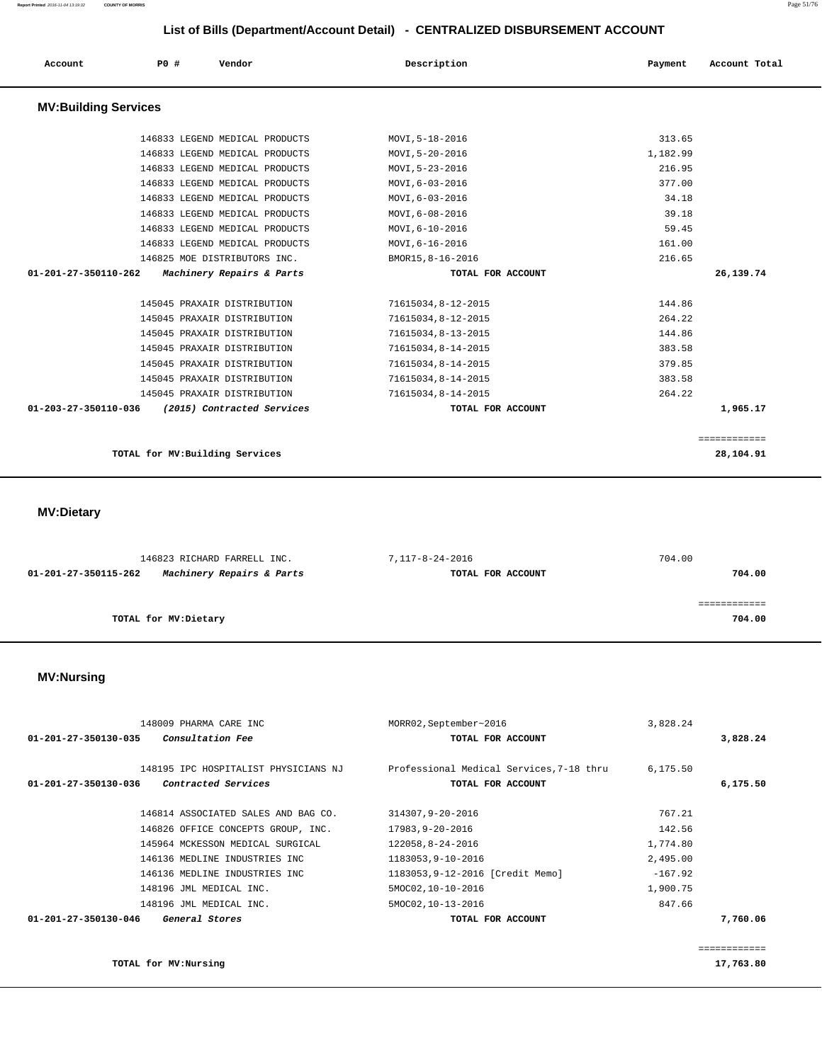## List of Bills (Department/Account Detail) - CENTRALIZED DISBURSEMENT ACCOUNT

| Account | PO # | Vendor | Description | Payment | Account Total |
|---|---|---|---|---|---|

### MV:Building Services

| Account | PO # | Vendor | Description | Payment | Account Total |
|---|---|---|---|---|---|
| | 146833 | LEGEND MEDICAL PRODUCTS | MOVI,5-18-2016 | 313.65 | |
| | 146833 | LEGEND MEDICAL PRODUCTS | MOVI,5-20-2016 | 1,182.99 | |
| | 146833 | LEGEND MEDICAL PRODUCTS | MOVI,5-23-2016 | 216.95 | |
| | 146833 | LEGEND MEDICAL PRODUCTS | MOVI,6-03-2016 | 377.00 | |
| | 146833 | LEGEND MEDICAL PRODUCTS | MOVI,6-03-2016 | 34.18 | |
| | 146833 | LEGEND MEDICAL PRODUCTS | MOVI,6-08-2016 | 39.18 | |
| | 146833 | LEGEND MEDICAL PRODUCTS | MOVI,6-10-2016 | 59.45 | |
| | 146833 | LEGEND MEDICAL PRODUCTS | MOVI,6-16-2016 | 161.00 | |
| | 146825 | MOE DISTRIBUTORS INC. | BMOR15,8-16-2016 | 216.65 | |
| **01-201-27-350110-262** | | *Machinery Repairs & Parts* | **TOTAL FOR ACCOUNT** | | **26,139.74** |
| | 145045 | PRAXAIR DISTRIBUTION | 71615034,8-12-2015 | 144.86 | |
| | 145045 | PRAXAIR DISTRIBUTION | 71615034,8-12-2015 | 264.22 | |
| | 145045 | PRAXAIR DISTRIBUTION | 71615034,8-13-2015 | 144.86 | |
| | 145045 | PRAXAIR DISTRIBUTION | 71615034,8-14-2015 | 383.58 | |
| | 145045 | PRAXAIR DISTRIBUTION | 71615034,8-14-2015 | 379.85 | |
| | 145045 | PRAXAIR DISTRIBUTION | 71615034,8-14-2015 | 383.58 | |
| | 145045 | PRAXAIR DISTRIBUTION | 71615034,8-14-2015 | 264.22 | |
| **01-203-27-350110-036** | | *(2015) Contracted Services* | **TOTAL FOR ACCOUNT** | | **1,965.17** |
| | | | | | ============ |
| | | **TOTAL for MV:Building Services** | | | **28,104.91** |

### MV:Dietary

| Account | PO # | Vendor | Description | Payment | Account Total |
|---|---|---|---|---|---|
| | 146823 | RICHARD FARRELL INC. | 7,117-8-24-2016 | 704.00 | |
| **01-201-27-350115-262** | | *Machinery Repairs & Parts* | **TOTAL FOR ACCOUNT** | | **704.00** |
| | | | | | ============ |
| | | **TOTAL for MV:Dietary** | | | **704.00** |

### MV:Nursing

| Account | PO # | Vendor | Description | Payment | Account Total |
|---|---|---|---|---|---|
| | 148009 | PHARMA CARE INC | MORR02,September~2016 | 3,828.24 | |
| **01-201-27-350130-035** | | *Consultation Fee* | **TOTAL FOR ACCOUNT** | | **3,828.24** |
| | 148195 | IPC HOSPITALIST PHYSICIANS NJ | Professional Medical Services,7-18 thru | 6,175.50 | |
| **01-201-27-350130-036** | | *Contracted Services* | **TOTAL FOR ACCOUNT** | | **6,175.50** |
| | 146814 | ASSOCIATED SALES AND BAG CO. | 314307,9-20-2016 | 767.21 | |
| | 146826 | OFFICE CONCEPTS GROUP, INC. | 17983,9-20-2016 | 142.56 | |
| | 145964 | MCKESSON MEDICAL SURGICAL | 122058,8-24-2016 | 1,774.80 | |
| | 146136 | MEDLINE INDUSTRIES INC | 1183053,9-10-2016 | 2,495.00 | |
| | 146136 | MEDLINE INDUSTRIES INC | 1183053,9-12-2016 [Credit Memo] | -167.92 | |
| | 148196 | JML MEDICAL INC. | 5MOC02,10-10-2016 | 1,900.75 | |
| | 148196 | JML MEDICAL INC. | 5MOC02,10-13-2016 | 847.66 | |
| **01-201-27-350130-046** | | *General Stores* | **TOTAL FOR ACCOUNT** | | **7,760.06** |
| | | | | | ============ |
| | | **TOTAL for MV:Nursing** | | | **17,763.80** |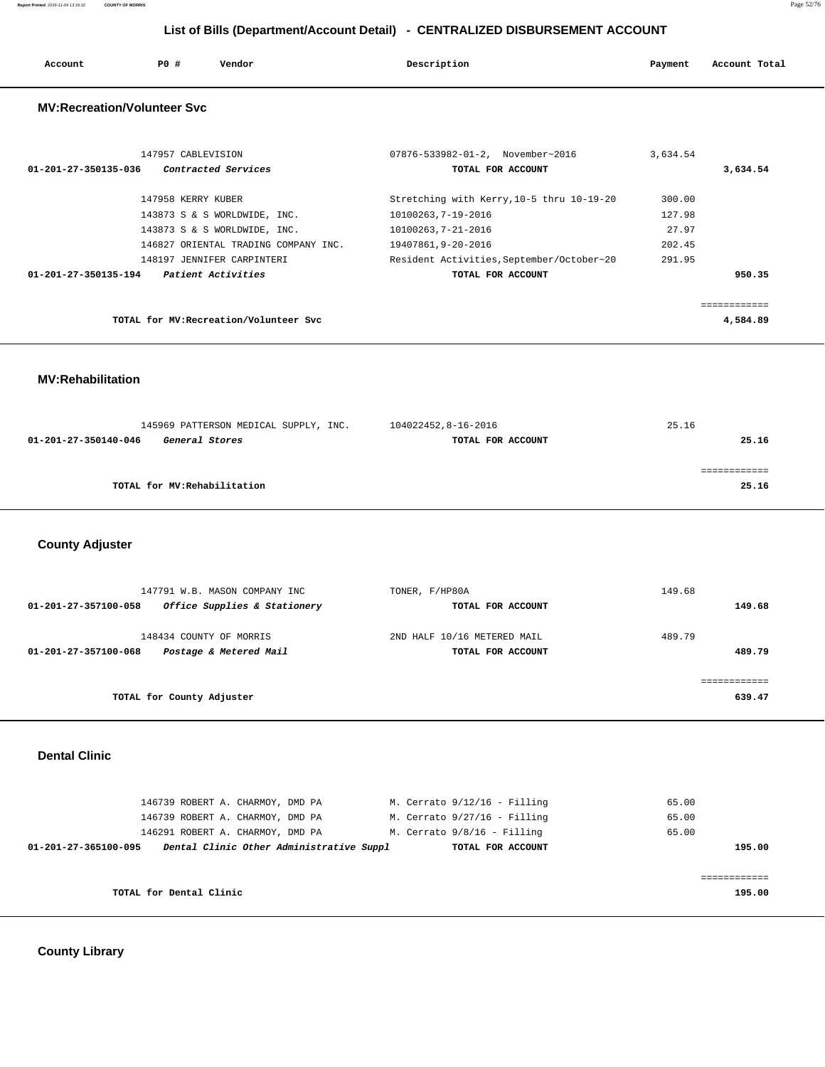## List of Bills (Department/Account Detail) - CENTRALIZED DISBURSEMENT ACCOUNT

| Account | PO # | Vendor | Description | Payment | Account Total |
|---|---|---|---|---|---|

### MV:Recreation/Volunteer Svc

| Account | PO # | Vendor | Description | Payment | Account Total |
|---|---|---|---|---|---|
| | 147957 | CABLEVISION | 07876-533982-01-2, November~2016 | 3,634.54 | |
| 01-201-27-350135-036 | | *Contracted Services* | TOTAL FOR ACCOUNT | | 3,634.54 |
| | 147958 | KERRY KUBER | Stretching with Kerry,10-5 thru 10-19-20 | 300.00 | |
| | 143873 | S & S WORLDWIDE, INC. | 10100263,7-19-2016 | 127.98 | |
| | 143873 | S & S WORLDWIDE, INC. | 10100263,7-21-2016 | 27.97 | |
| | 146827 | ORIENTAL TRADING COMPANY INC. | 19407861,9-20-2016 | 202.45 | |
| | 148197 | JENNIFER CARPINTERI | Resident Activities,September/October~20 | 291.95 | |
| 01-201-27-350135-194 | | *Patient Activities* | TOTAL FOR ACCOUNT | | 950.35 |

TOTAL for MV:Recreation/Volunteer Svc — 4,584.89

### MV:Rehabilitation

| Account | PO # | Vendor | Description | Payment | Account Total |
|---|---|---|---|---|---|
| | 145969 | PATTERSON MEDICAL SUPPLY, INC. | 104022452,8-16-2016 | 25.16 | |
| 01-201-27-350140-046 | | *General Stores* | TOTAL FOR ACCOUNT | | 25.16 |

TOTAL for MV:Rehabilitation — 25.16

### County Adjuster

| Account | PO # | Vendor | Description | Payment | Account Total |
|---|---|---|---|---|---|
| | 147791 | W.B. MASON COMPANY INC | TONER, F/HP80A | 149.68 | |
| 01-201-27-357100-058 | | *Office Supplies & Stationery* | TOTAL FOR ACCOUNT | | 149.68 |
| | 148434 | COUNTY OF MORRIS | 2ND HALF 10/16 METERED MAIL | 489.79 | |
| 01-201-27-357100-068 | | *Postage & Metered Mail* | TOTAL FOR ACCOUNT | | 489.79 |

TOTAL for County Adjuster — 639.47

### Dental Clinic

| Account | PO # | Vendor | Description | Payment | Account Total |
|---|---|---|---|---|---|
| | 146739 | ROBERT A. CHARMOY, DMD PA | M. Cerrato 9/12/16 - Filling | 65.00 | |
| | 146739 | ROBERT A. CHARMOY, DMD PA | M. Cerrato 9/27/16 - Filling | 65.00 | |
| | 146291 | ROBERT A. CHARMOY, DMD PA | M. Cerrato 9/8/16 - Filling | 65.00 | |
| 01-201-27-365100-095 | | *Dental Clinic Other Administrative Suppl* | TOTAL FOR ACCOUNT | | 195.00 |

TOTAL for Dental Clinic — 195.00

### County Library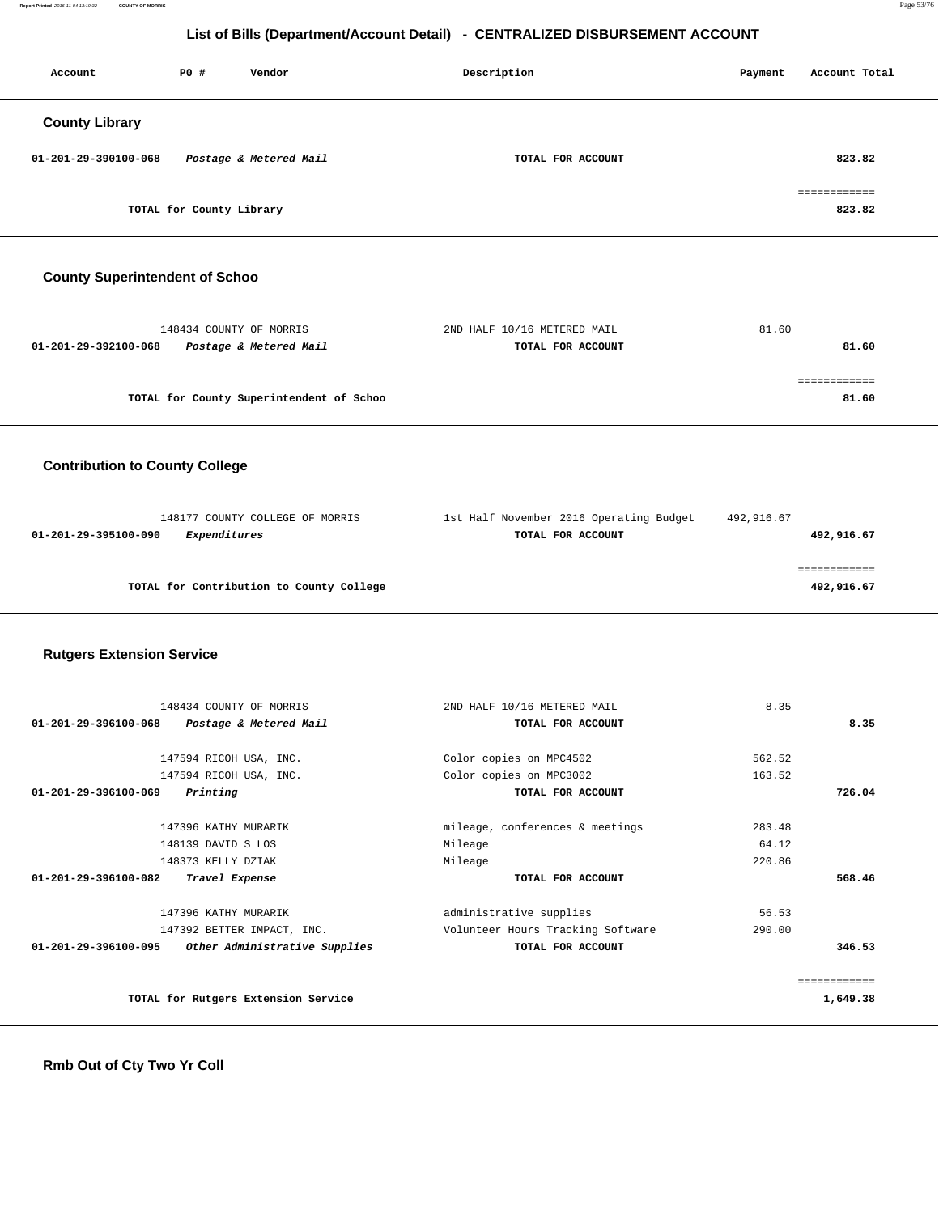## List of Bills (Department/Account Detail) - CENTRALIZED DISBURSEMENT ACCOUNT

| Account | PO # | Vendor | Description | Payment | Account Total |
|---|---|---|---|---|---|

### County Library

| Account | PO # | Vendor | Description | Payment | Account Total |
|---|---|---|---|---|---|
| 01-201-29-390100-068 | | *Postage & Metered Mail* | TOTAL FOR ACCOUNT | | 823.82 |
| | | | | | ============ |
| | | TOTAL for County Library | | | 823.82 |

### County Superintendent of Schoo

| Account | PO # | Vendor | Description | Payment | Account Total |
|---|---|---|---|---|---|
| | 148434 | COUNTY OF MORRIS | 2ND HALF 10/16 METERED MAIL | 81.60 | |
| 01-201-29-392100-068 | | *Postage & Metered Mail* | TOTAL FOR ACCOUNT | | 81.60 |
| | | | | | ============ |
| | | TOTAL for County Superintendent of Schoo | | | 81.60 |

### Contribution to County College

| Account | PO # | Vendor | Description | Payment | Account Total |
|---|---|---|---|---|---|
| | 148177 | COUNTY COLLEGE OF MORRIS | 1st Half November 2016 Operating Budget | 492,916.67 | |
| 01-201-29-395100-090 | | *Expenditures* | TOTAL FOR ACCOUNT | | 492,916.67 |
| | | | | | ============ |
| | | TOTAL for Contribution to County College | | | 492,916.67 |

### Rutgers Extension Service

| Account | PO # | Vendor | Description | Payment | Account Total |
|---|---|---|---|---|---|
| | 148434 | COUNTY OF MORRIS | 2ND HALF 10/16 METERED MAIL | 8.35 | |
| 01-201-29-396100-068 | | *Postage & Metered Mail* | TOTAL FOR ACCOUNT | | 8.35 |
| | 147594 | RICOH USA, INC. | Color copies on MPC4502 | 562.52 | |
| | 147594 | RICOH USA, INC. | Color copies on MPC3002 | 163.52 | |
| 01-201-29-396100-069 | | *Printing* | TOTAL FOR ACCOUNT | | 726.04 |
| | 147396 | KATHY MURARIK | mileage, conferences & meetings | 283.48 | |
| | 148139 | DAVID S LOS | Mileage | 64.12 | |
| | 148373 | KELLY DZIAK | Mileage | 220.86 | |
| 01-201-29-396100-082 | | *Travel Expense* | TOTAL FOR ACCOUNT | | 568.46 |
| | 147396 | KATHY MURARIK | administrative supplies | 56.53 | |
| | 147392 | BETTER IMPACT, INC. | Volunteer Hours Tracking Software | 290.00 | |
| 01-201-29-396100-095 | | *Other Administrative Supplies* | TOTAL FOR ACCOUNT | | 346.53 |
| | | | | | ============ |
| | | TOTAL for Rutgers Extension Service | | | 1,649.38 |

### Rmb Out of Cty Two Yr Coll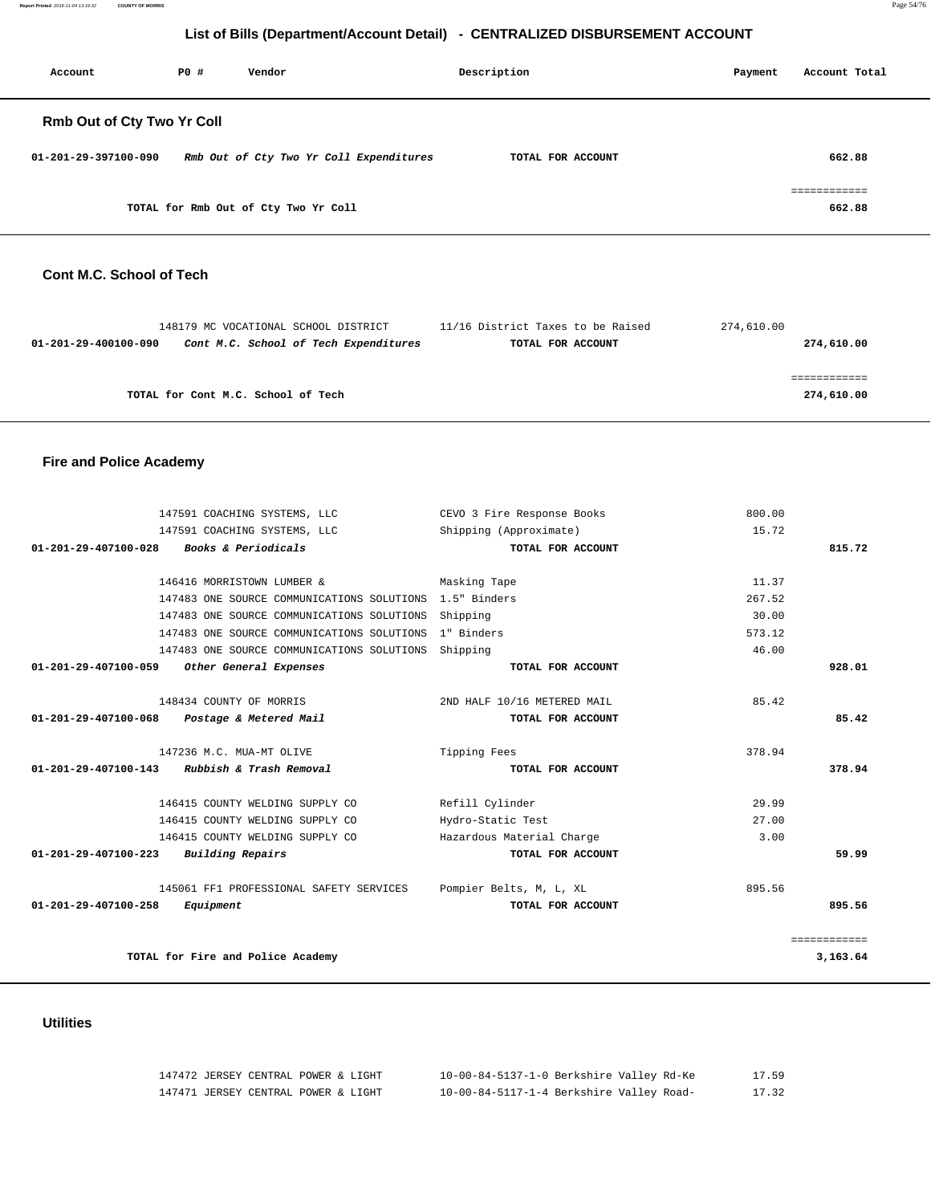## List of Bills (Department/Account Detail) - CENTRALIZED DISBURSEMENT ACCOUNT

| Account | PO # | Vendor | Description | Payment | Account Total |
|---|---|---|---|---|---|

### Rmb Out of Cty Two Yr Coll

| Account | PO # | Vendor | Description | Payment | Account Total |
|---|---|---|---|---|---|
| 01-201-29-397100-090 | | *Rmb Out of Cty Two Yr Coll Expenditures* | **TOTAL FOR ACCOUNT** | | 662.88 |
| | | **TOTAL for Rmb Out of Cty Two Yr Coll** | | | 662.88 |

### Cont M.C. School of Tech

| Account | PO # | Vendor | Description | Payment | Account Total |
|---|---|---|---|---|---|
| | 148179 | MC VOCATIONAL SCHOOL DISTRICT | 11/16 District Taxes to be Raised | 274,610.00 | |
| 01-201-29-400100-090 | | *Cont M.C. School of Tech Expenditures* | **TOTAL FOR ACCOUNT** | | 274,610.00 |
| | | **TOTAL for Cont M.C. School of Tech** | | | 274,610.00 |

### Fire and Police Academy

| Account | PO # | Vendor | Description | Payment | Account Total |
|---|---|---|---|---|---|
| | 147591 | COACHING SYSTEMS, LLC | CEVO 3 Fire Response Books | 800.00 | |
| | 147591 | COACHING SYSTEMS, LLC | Shipping (Approximate) | 15.72 | |
| 01-201-29-407100-028 | | *Books & Periodicals* | **TOTAL FOR ACCOUNT** | | 815.72 |
| | 146416 | MORRISTOWN LUMBER & | Masking Tape | 11.37 | |
| | 147483 | ONE SOURCE COMMUNICATIONS SOLUTIONS | 1.5" Binders | 267.52 | |
| | 147483 | ONE SOURCE COMMUNICATIONS SOLUTIONS | Shipping | 30.00 | |
| | 147483 | ONE SOURCE COMMUNICATIONS SOLUTIONS | 1" Binders | 573.12 | |
| | 147483 | ONE SOURCE COMMUNICATIONS SOLUTIONS | Shipping | 46.00 | |
| 01-201-29-407100-059 | | *Other General Expenses* | **TOTAL FOR ACCOUNT** | | 928.01 |
| | 148434 | COUNTY OF MORRIS | 2ND HALF 10/16 METERED MAIL | 85.42 | |
| 01-201-29-407100-068 | | *Postage & Metered Mail* | **TOTAL FOR ACCOUNT** | | 85.42 |
| | 147236 | M.C. MUA-MT OLIVE | Tipping Fees | 378.94 | |
| 01-201-29-407100-143 | | *Rubbish & Trash Removal* | **TOTAL FOR ACCOUNT** | | 378.94 |
| | 146415 | COUNTY WELDING SUPPLY CO | Refill Cylinder | 29.99 | |
| | 146415 | COUNTY WELDING SUPPLY CO | Hydro-Static Test | 27.00 | |
| | 146415 | COUNTY WELDING SUPPLY CO | Hazardous Material Charge | 3.00 | |
| 01-201-29-407100-223 | | *Building Repairs* | **TOTAL FOR ACCOUNT** | | 59.99 |
| | 145061 | FF1 PROFESSIONAL SAFETY SERVICES | Pompier Belts, M, L, XL | 895.56 | |
| 01-201-29-407100-258 | | *Equipment* | **TOTAL FOR ACCOUNT** | | 895.56 |
| | | **TOTAL for Fire and Police Academy** | | | 3,163.64 |

### Utilities

| Account | PO # | Vendor | Description | Payment | Account Total |
|---|---|---|---|---|---|
| | 147472 | JERSEY CENTRAL POWER & LIGHT | 10-00-84-5137-1-0 Berkshire Valley Rd-Ke | 17.59 | |
| | 147471 | JERSEY CENTRAL POWER & LIGHT | 10-00-84-5117-1-4 Berkshire Valley Road- | 17.32 | |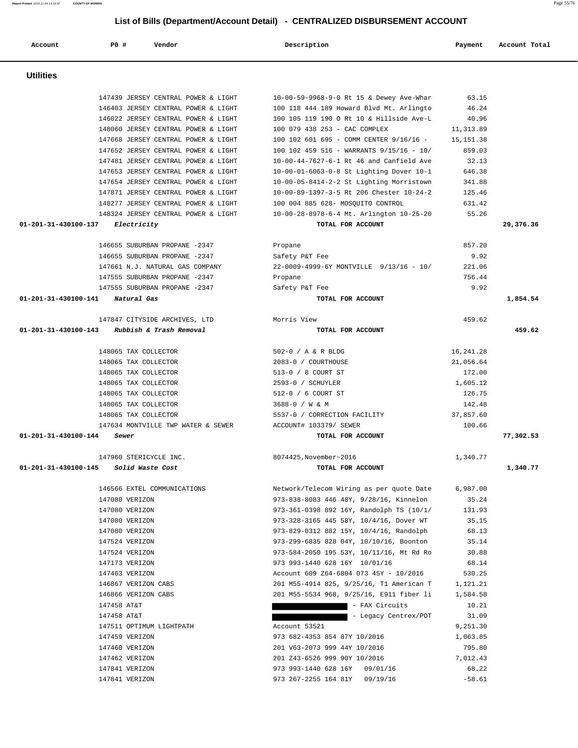# List of Bills (Department/Account Detail) - CENTRALIZED DISBURSEMENT ACCOUNT

| Account | PO # | Vendor | Description | Payment | Account Total |
|---|---|---|---|---|---|

## Utilities

| Account | PO # | Vendor | Description | Payment | Account Total |
|---|---|---|---|---|---|
| | 147439 | JERSEY CENTRAL POWER & LIGHT | 10-00-59-9968-9-0 Rt 15 & Dewey Ave-Whar | 63.15 | |
| | 146403 | JERSEY CENTRAL POWER & LIGHT | 100 118 444 189 Howard Blvd Mt. Arlingto | 46.24 | |
| | 146022 | JERSEY CENTRAL POWER & LIGHT | 100 105 119 190 O Rt 10 & Hillside Ave-L | 40.96 | |
| | 148060 | JERSEY CENTRAL POWER & LIGHT | 100 079 438 253 - CAC COMPLEX | 11,313.89 | |
| | 147668 | JERSEY CENTRAL POWER & LIGHT | 100 102 601 695 - COMM CENTER 9/16/16 - | 15,151.38 | |
| | 147652 | JERSEY CENTRAL POWER & LIGHT | 100 102 459 516 - WARRANTS 9/15/16 - 10/ | 859.03 | |
| | 147481 | JERSEY CENTRAL POWER & LIGHT | 10-00-44-7627-6-1 Rt 46 and Canfield Ave | 32.13 | |
| | 147653 | JERSEY CENTRAL POWER & LIGHT | 10-00-01-6063-0-8 St Lighting Dover 10-1 | 646.38 | |
| | 147654 | JERSEY CENTRAL POWER & LIGHT | 10-00-05-8414-2-2 St Lighting Morristown | 341.88 | |
| | 147871 | JERSEY CENTRAL POWER & LIGHT | 10-00-89-1397-3-5 Rt 206 Chester 10-24-2 | 125.46 | |
| | 148277 | JERSEY CENTRAL POWER & LIGHT | 100 004 885 628- MOSQUITO CONTROL | 631.42 | |
| | 148324 | JERSEY CENTRAL POWER & LIGHT | 10-00-28-8978-6-4 Mt. Arlington 10-25-20 | 55.26 | |
| **01-201-31-430100-137** | | ***Electricity*** | **TOTAL FOR ACCOUNT** | | **29,376.36** |
| | 146655 | SUBURBAN PROPANE -2347 | Propane | 857.20 | |
| | 146655 | SUBURBAN PROPANE -2347 | Safety P&T Fee | 9.92 | |
| | 147661 | N.J. NATURAL GAS COMPANY | 22-0009-4999-6Y MONTVILLE 9/13/16 - 10/ | 221.06 | |
| | 147555 | SUBURBAN PROPANE -2347 | Propane | 756.44 | |
| | 147555 | SUBURBAN PROPANE -2347 | Safety P&T Fee | 9.92 | |
| **01-201-31-430100-141** | | ***Natural Gas*** | **TOTAL FOR ACCOUNT** | | **1,854.54** |
| | 147847 | CITYSIDE ARCHIVES, LTD | Morris View | 459.62 | |
| **01-201-31-430100-143** | | ***Rubbish & Trash Removal*** | **TOTAL FOR ACCOUNT** | | **459.62** |
| | 148065 | TAX COLLECTOR | 502-0 / A & R BLDG | 16,241.28 | |
| | 148065 | TAX COLLECTOR | 2083-0 / COURTHOUSE | 21,056.64 | |
| | 148065 | TAX COLLECTOR | 513-0 / 8 COURT ST | 172.00 | |
| | 148065 | TAX COLLECTOR | 2593-0 / SCHUYLER | 1,605.12 | |
| | 148065 | TAX COLLECTOR | 512-0 / 6 COURT ST | 126.75 | |
| | 148065 | TAX COLLECTOR | 3688-0 / W & M | 142.48 | |
| | 148065 | TAX COLLECTOR | 5537-0 / CORRECTION FACILITY | 37,857.60 | |
| | 147634 | MONTVILLE TWP WATER & SEWER | ACCOUNT# 103379/ SEWER | 100.66 | |
| **01-201-31-430100-144** | | ***Sewer*** | **TOTAL FOR ACCOUNT** | | **77,302.53** |
| | 147960 | STERICYCLE INC. | 8074425,November~2016 | 1,340.77 | |
| **01-201-31-430100-145** | | ***Solid Waste Cost*** | **TOTAL FOR ACCOUNT** | | **1,340.77** |
| | 146566 | EXTEL COMMUNICATIONS | Network/Telecom Wiring as per quote Date | 6,987.00 | |
| | 147080 | VERIZON | 973-838-8083 446 48Y, 9/28/16, Kinnelon | 35.24 | |
| | 147080 | VERIZON | 973-361-0398 892 16Y, Randolph TS (10/1/ | 131.93 | |
| | 147080 | VERIZON | 973-328-3165 445 58Y, 10/4/16, Dover WT | 35.15 | |
| | 147080 | VERIZON | 973-829-0312 882 15Y, 10/4/16, Randolph | 68.13 | |
| | 147524 | VERIZON | 973-299-6835 828 04Y, 10/10/16, Boonton | 35.14 | |
| | 147524 | VERIZON | 973-584-2050 195 53Y, 10/11/16, Mt Rd Ro | 30.88 | |
| | 147173 | VERIZON | 973 993-1440 628 16Y 10/01/16 | 68.14 | |
| | 147463 | VERIZON | Account 609 Z64-6804 073 45Y - 10/2016 | 530.25 | |
| | 146867 | VERIZON CABS | 201 M55-4914 825, 9/25/16, T1 American T | 1,121.21 | |
| | 146866 | VERIZON CABS | 201 M55-5534 968, 9/25/16, E911 fiber li | 1,584.58 | |
| | 147458 | AT&T | - FAX Circuits | 10.21 | |
| | 147458 | AT&T | - Legacy Centrex/POT | 31.09 | |
| | 147511 | OPTIMUM LIGHTPATH | Account 53521 | 9,251.30 | |
| | 147459 | VERIZON | 973 682-4353 854 87Y 10/2016 | 1,063.85 | |
| | 147460 | VERIZON | 201 V63-2073 999 44Y 10/2016 | 795.80 | |
| | 147462 | VERIZON | 201 Z43-6526 999 90Y 10/2016 | 7,012.43 | |
| | 147841 | VERIZON | 973 993-1440 628 16Y 09/01/16 | 68.22 | |
| | 147841 | VERIZON | 973 267-2255 164 81Y 09/19/16 | -58.61 | |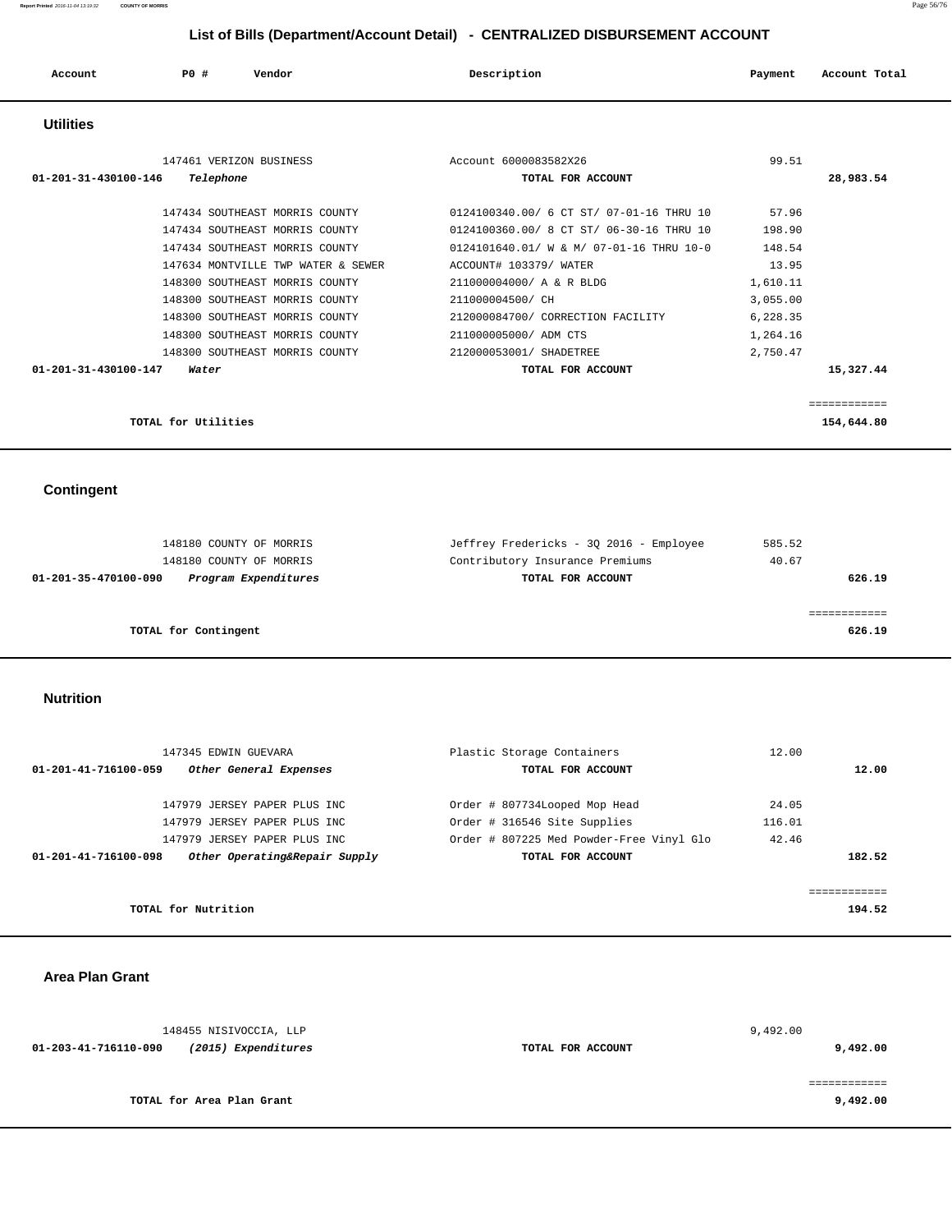# List of Bills (Department/Account Detail) - CENTRALIZED DISBURSEMENT ACCOUNT

| Account | PO # | Vendor | Description | Payment | Account Total |
|---|---|---|---|---|---|

## Utilities

| Account | PO # | Vendor | Description | Payment | Account Total |
|---|---|---|---|---|---|
| | 147461 | VERIZON BUSINESS | Account 6000083582X26 | 99.51 | |
| **01-201-31-430100-146** | | ***Telephone*** | **TOTAL FOR ACCOUNT** | | **28,983.54** |
| | 147434 | SOUTHEAST MORRIS COUNTY | 0124100340.00/ 6 CT ST/ 07-01-16 THRU 10 | 57.96 | |
| | 147434 | SOUTHEAST MORRIS COUNTY | 0124100360.00/ 8 CT ST/ 06-30-16 THRU 10 | 198.90 | |
| | 147434 | SOUTHEAST MORRIS COUNTY | 0124101640.01/ W & M/ 07-01-16 THRU 10-0 | 148.54 | |
| | 147634 | MONTVILLE TWP WATER & SEWER | ACCOUNT# 103379/ WATER | 13.95 | |
| | 148300 | SOUTHEAST MORRIS COUNTY | 211000004000/ A & R BLDG | 1,610.11 | |
| | 148300 | SOUTHEAST MORRIS COUNTY | 211000004500/ CH | 3,055.00 | |
| | 148300 | SOUTHEAST MORRIS COUNTY | 212000084700/ CORRECTION FACILITY | 6,228.35 | |
| | 148300 | SOUTHEAST MORRIS COUNTY | 211000005000/ ADM CTS | 1,264.16 | |
| | 148300 | SOUTHEAST MORRIS COUNTY | 212000053001/ SHADETREE | 2,750.47 | |
| **01-201-31-430100-147** | | ***Water*** | **TOTAL FOR ACCOUNT** | | **15,327.44** |
| | | **TOTAL for Utilities** | | | **154,644.80** |

## Contingent

| Account | PO # | Vendor | Description | Payment | Account Total |
|---|---|---|---|---|---|
| | 148180 | COUNTY OF MORRIS | Jeffrey Fredericks - 3Q 2016 - Employee | 585.52 | |
| | 148180 | COUNTY OF MORRIS | Contributory Insurance Premiums | 40.67 | |
| **01-201-35-470100-090** | | ***Program Expenditures*** | **TOTAL FOR ACCOUNT** | | **626.19** |
| | | **TOTAL for Contingent** | | | **626.19** |

## Nutrition

| Account | PO # | Vendor | Description | Payment | Account Total |
|---|---|---|---|---|---|
| | 147345 | EDWIN GUEVARA | Plastic Storage Containers | 12.00 | |
| **01-201-41-716100-059** | | ***Other General Expenses*** | **TOTAL FOR ACCOUNT** | | **12.00** |
| | 147979 | JERSEY PAPER PLUS INC | Order # 807734Looped Mop Head | 24.05 | |
| | 147979 | JERSEY PAPER PLUS INC | Order # 316546 Site Supplies | 116.01 | |
| | 147979 | JERSEY PAPER PLUS INC | Order # 807225 Med Powder-Free Vinyl Glo | 42.46 | |
| **01-201-41-716100-098** | | ***Other Operating&Repair Supply*** | **TOTAL FOR ACCOUNT** | | **182.52** |
| | | **TOTAL for Nutrition** | | | **194.52** |

## Area Plan Grant

| Account | PO # | Vendor | Description | Payment | Account Total |
|---|---|---|---|---|---|
| | 148455 | NISIVOCCIA, LLP | | 9,492.00 | |
| **01-203-41-716110-090** | | ***(2015) Expenditures*** | **TOTAL FOR ACCOUNT** | | **9,492.00** |
| | | **TOTAL for Area Plan Grant** | | | **9,492.00** |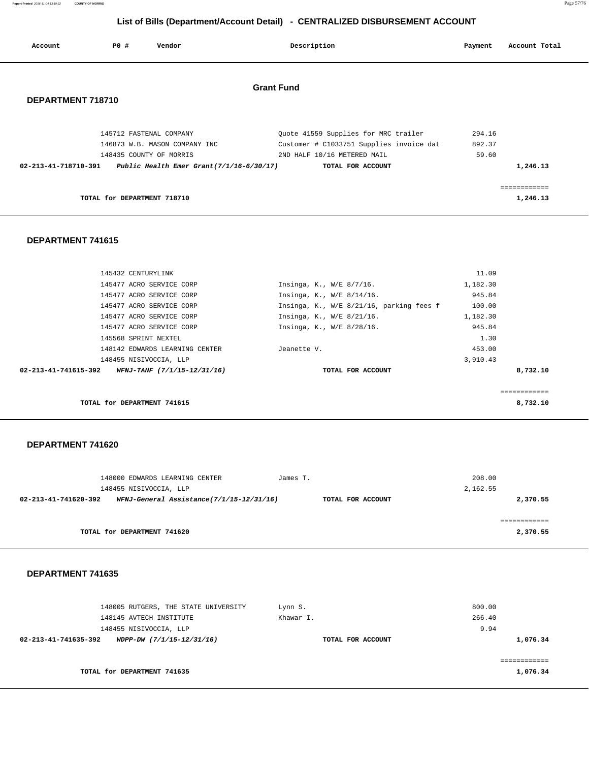# List of Bills (Department/Account Detail) - CENTRALIZED DISBURSEMENT ACCOUNT

| Account | PO # | Vendor | Description | Payment | Account Total |
|---|---|---|---|---|---|

## Grant Fund

### DEPARTMENT 718710

| Account | PO # | Vendor | Description | Payment | Account Total |
|---|---|---|---|---|---|
| | 145712 | FASTENAL COMPANY | Quote 41559 Supplies for MRC trailer | 294.16 | |
| | 146873 | W.B. MASON COMPANY INC | Customer # C1033751 Supplies invoice dat | 892.37 | |
| | 148435 | COUNTY OF MORRIS | 2ND HALF 10/16 METERED MAIL | 59.60 | |
| **02-213-41-718710-391** | | ***Public Health Emer Grant(7/1/16-6/30/17)*** | **TOTAL FOR ACCOUNT** | | **1,246.13** |
| | | | | | ============ |
| | | **TOTAL for DEPARTMENT 718710** | | | **1,246.13** |

### DEPARTMENT 741615

| Account | PO # | Vendor | Description | Payment | Account Total |
|---|---|---|---|---|---|
| | 145432 | CENTURYLINK | | 11.09 | |
| | 145477 | ACRO SERVICE CORP | Insinga, K., W/E 8/7/16. | 1,182.30 | |
| | 145477 | ACRO SERVICE CORP | Insinga, K., W/E 8/14/16. | 945.84 | |
| | 145477 | ACRO SERVICE CORP | Insinga, K., W/E 8/21/16, parking fees f | 100.00 | |
| | 145477 | ACRO SERVICE CORP | Insinga, K., W/E 8/21/16. | 1,182.30 | |
| | 145477 | ACRO SERVICE CORP | Insinga, K., W/E 8/28/16. | 945.84 | |
| | 145568 | SPRINT NEXTEL | | 1.30 | |
| | 148142 | EDWARDS LEARNING CENTER | Jeanette V. | 453.00 | |
| | 148455 | NISIVOCCIA, LLP | | 3,910.43 | |
| **02-213-41-741615-392** | | ***WFNJ-TANF (7/1/15-12/31/16)*** | **TOTAL FOR ACCOUNT** | | **8,732.10** |
| | | | | | ============ |
| | | **TOTAL for DEPARTMENT 741615** | | | **8,732.10** |

### DEPARTMENT 741620

| Account | PO # | Vendor | Description | Payment | Account Total |
|---|---|---|---|---|---|
| | 148000 | EDWARDS LEARNING CENTER | James T. | 208.00 | |
| | 148455 | NISIVOCCIA, LLP | | 2,162.55 | |
| **02-213-41-741620-392** | | ***WFNJ-General Assistance(7/1/15-12/31/16)*** | **TOTAL FOR ACCOUNT** | | **2,370.55** |
| | | | | | ============ |
| | | **TOTAL for DEPARTMENT 741620** | | | **2,370.55** |

### DEPARTMENT 741635

| Account | PO # | Vendor | Description | Payment | Account Total |
|---|---|---|---|---|---|
| | 148005 | RUTGERS, THE STATE UNIVERSITY | Lynn S. | 800.00 | |
| | 148145 | AVTECH INSTITUTE | Khawar I. | 266.40 | |
| | 148455 | NISIVOCCIA, LLP | | 9.94 | |
| **02-213-41-741635-392** | | ***WDPP-DW (7/1/15-12/31/16)*** | **TOTAL FOR ACCOUNT** | | **1,076.34** |
| | | | | | ============ |
| | | **TOTAL for DEPARTMENT 741635** | | | **1,076.34** |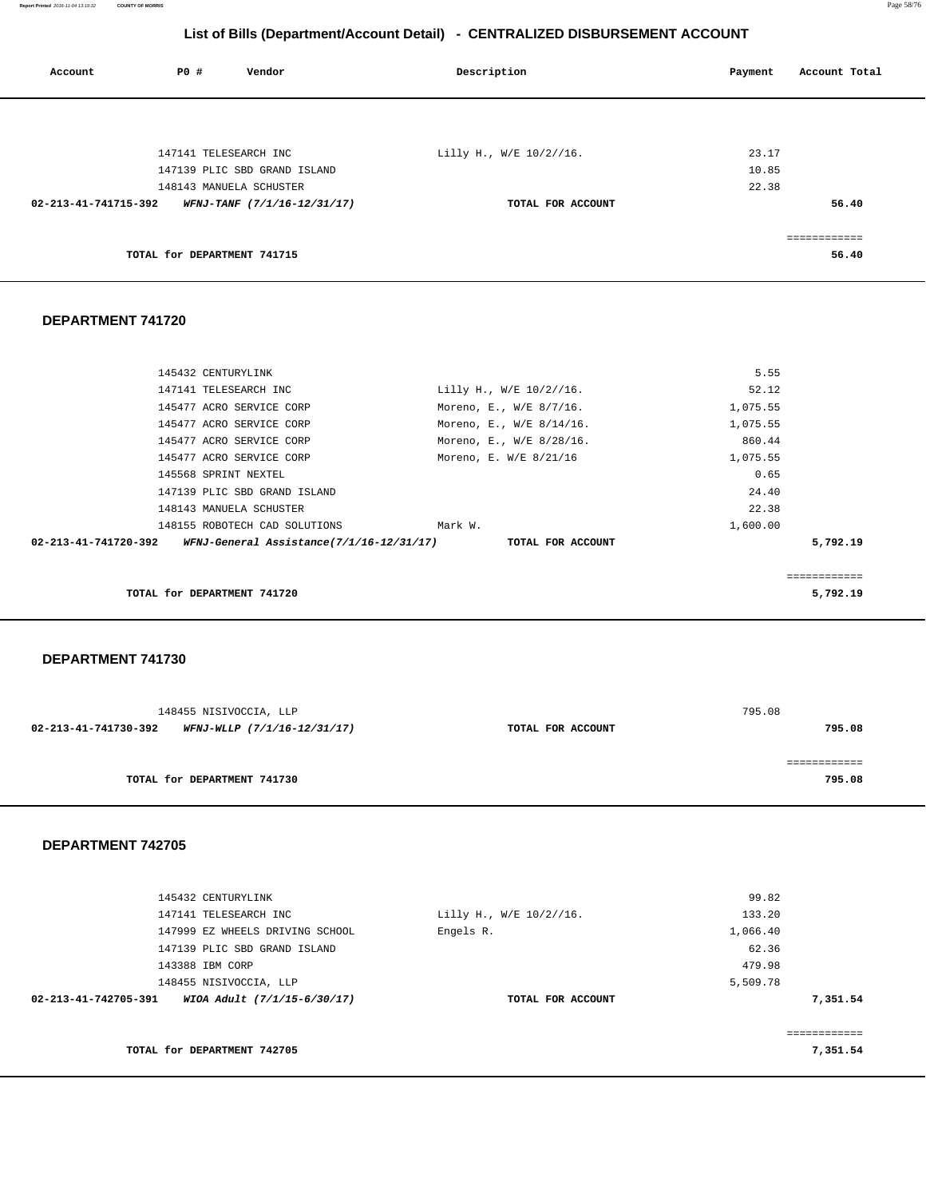## List of Bills (Department/Account Detail) - CENTRALIZED DISBURSEMENT ACCOUNT

| Account | PO # | Vendor | Description | Payment | Account Total |
|---|---|---|---|---|---|
| | 147141 | TELESEARCH INC | Lilly H., W/E 10/2//16. | 23.17 | |
| | 147139 | PLIC SBD GRAND ISLAND | | 10.85 | |
| | 148143 | MANUELA SCHUSTER | | 22.38 | |
| **02-213-41-741715-392** | | ***WFNJ-TANF (7/1/16-12/31/17)*** | **TOTAL FOR ACCOUNT** | | **56.40** |
| | | | | | ============ |
| | | **TOTAL for DEPARTMENT 741715** | | | **56.40** |

### DEPARTMENT 741720

| Account | PO # | Vendor | Description | Payment | Account Total |
|---|---|---|---|---|---|
| | 145432 | CENTURYLINK | | 5.55 | |
| | 147141 | TELESEARCH INC | Lilly H., W/E 10/2//16. | 52.12 | |
| | 145477 | ACRO SERVICE CORP | Moreno, E., W/E 8/7/16. | 1,075.55 | |
| | 145477 | ACRO SERVICE CORP | Moreno, E., W/E 8/14/16. | 1,075.55 | |
| | 145477 | ACRO SERVICE CORP | Moreno, E., W/E 8/28/16. | 860.44 | |
| | 145477 | ACRO SERVICE CORP | Moreno, E. W/E 8/21/16 | 1,075.55 | |
| | 145568 | SPRINT NEXTEL | | 0.65 | |
| | 147139 | PLIC SBD GRAND ISLAND | | 24.40 | |
| | 148143 | MANUELA SCHUSTER | | 22.38 | |
| | 148155 | ROBOTECH CAD SOLUTIONS | Mark W. | 1,600.00 | |
| **02-213-41-741720-392** | | ***WFNJ-General Assistance(7/1/16-12/31/17)*** | **TOTAL FOR ACCOUNT** | | **5,792.19** |
| | | | | | ============ |
| | | **TOTAL for DEPARTMENT 741720** | | | **5,792.19** |

### DEPARTMENT 741730

| Account | PO # | Vendor | Description | Payment | Account Total |
|---|---|---|---|---|---|
| | 148455 | NISIVOCCIA, LLP | | 795.08 | |
| **02-213-41-741730-392** | | ***WFNJ-WLLP (7/1/16-12/31/17)*** | **TOTAL FOR ACCOUNT** | | **795.08** |
| | | | | | ============ |
| | | **TOTAL for DEPARTMENT 741730** | | | **795.08** |

### DEPARTMENT 742705

| Account | PO # | Vendor | Description | Payment | Account Total |
|---|---|---|---|---|---|
| | 145432 | CENTURYLINK | | 99.82 | |
| | 147141 | TELESEARCH INC | Lilly H., W/E 10/2//16. | 133.20 | |
| | 147999 | EZ WHEELS DRIVING SCHOOL | Engels R. | 1,066.40 | |
| | 147139 | PLIC SBD GRAND ISLAND | | 62.36 | |
| | 143388 | IBM CORP | | 479.98 | |
| | 148455 | NISIVOCCIA, LLP | | 5,509.78 | |
| **02-213-41-742705-391** | | ***WIOA Adult (7/1/15-6/30/17)*** | **TOTAL FOR ACCOUNT** | | **7,351.54** |
| | | | | | ============ |
| | | **TOTAL for DEPARTMENT 742705** | | | **7,351.54** |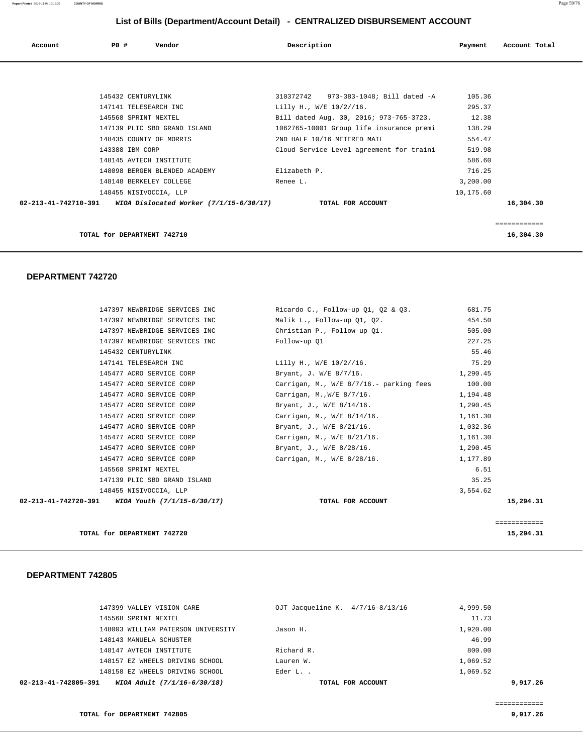# List of Bills (Department/Account Detail) - CENTRALIZED DISBURSEMENT ACCOUNT

| Account | PO # | Vendor | Description | Payment | Account Total |
|---|---|---|---|---|---|
| | 145432 | CENTURYLINK | 310372742 973-383-1048; Bill dated -A | 105.36 | |
| | 147141 | TELESEARCH INC | Lilly H., W/E 10/2//16. | 295.37 | |
| | 145568 | SPRINT NEXTEL | Bill dated Aug. 30, 2016; 973-765-3723. | 12.38 | |
| | 147139 | PLIC SBD GRAND ISLAND | 1062765-10001 Group life insurance premi | 138.29 | |
| | 148435 | COUNTY OF MORRIS | 2ND HALF 10/16 METERED MAIL | 554.47 | |
| | 143388 | IBM CORP | Cloud Service Level agreement for traini | 519.98 | |
| | 148145 | AVTECH INSTITUTE | | 586.60 | |
| | 148098 | BERGEN BLENDED ACADEMY | Elizabeth P. | 716.25 | |
| | 148148 | BERKELEY COLLEGE | Renee L. | 3,200.00 | |
| | 148455 | NISIVOCCIA, LLP | | 10,175.60 | |
| **02-213-41-742710-391** | | ***WIOA Dislocated Worker (7/1/15-6/30/17)*** | **TOTAL FOR ACCOUNT** | | **16,304.30** |

**TOTAL for DEPARTMENT 742710** **16,304.30**

## DEPARTMENT 742720

| Account | PO # | Vendor | Description | Payment | Account Total |
|---|---|---|---|---|---|
| | 147397 | NEWBRIDGE SERVICES INC | Ricardo C., Follow-up Q1, Q2 & Q3. | 681.75 | |
| | 147397 | NEWBRIDGE SERVICES INC | Malik L., Follow-up Q1, Q2. | 454.50 | |
| | 147397 | NEWBRIDGE SERVICES INC | Christian P., Follow-up Q1. | 505.00 | |
| | 147397 | NEWBRIDGE SERVICES INC | Follow-up Q1 | 227.25 | |
| | 145432 | CENTURYLINK | | 55.46 | |
| | 147141 | TELESEARCH INC | Lilly H., W/E 10/2//16. | 75.29 | |
| | 145477 | ACRO SERVICE CORP | Bryant, J. W/E 8/7/16. | 1,290.45 | |
| | 145477 | ACRO SERVICE CORP | Carrigan, M., W/E 8/7/16.- parking fees | 100.00 | |
| | 145477 | ACRO SERVICE CORP | Carrigan, M.,W/E 8/7/16. | 1,194.48 | |
| | 145477 | ACRO SERVICE CORP | Bryant, J., W/E 8/14/16. | 1,290.45 | |
| | 145477 | ACRO SERVICE CORP | Carrigan, M., W/E 8/14/16. | 1,161.30 | |
| | 145477 | ACRO SERVICE CORP | Bryant, J., W/E 8/21/16. | 1,032.36 | |
| | 145477 | ACRO SERVICE CORP | Carrigan, M., W/E 8/21/16. | 1,161.30 | |
| | 145477 | ACRO SERVICE CORP | Bryant, J., W/E 8/28/16. | 1,290.45 | |
| | 145477 | ACRO SERVICE CORP | Carrigan, M., W/E 8/28/16. | 1,177.89 | |
| | 145568 | SPRINT NEXTEL | | 6.51 | |
| | 147139 | PLIC SBD GRAND ISLAND | | 35.25 | |
| | 148455 | NISIVOCCIA, LLP | | 3,554.62 | |
| **02-213-41-742720-391** | | ***WIOA Youth (7/1/15-6/30/17)*** | **TOTAL FOR ACCOUNT** | | **15,294.31** |

**TOTAL for DEPARTMENT 742720** **15,294.31**

## DEPARTMENT 742805

| Account | PO # | Vendor | Description | Payment | Account Total |
|---|---|---|---|---|---|
| | 147399 | VALLEY VISION CARE | OJT Jacqueline K. 4/7/16-8/13/16 | 4,999.50 | |
| | 145568 | SPRINT NEXTEL | | 11.73 | |
| | 148003 | WILLIAM PATERSON UNIVERSITY | Jason H. | 1,920.00 | |
| | 148143 | MANUELA SCHUSTER | | 46.99 | |
| | 148147 | AVTECH INSTITUTE | Richard R. | 800.00 | |
| | 148157 | EZ WHEELS DRIVING SCHOOL | Lauren W. | 1,069.52 | |
| | 148158 | EZ WHEELS DRIVING SCHOOL | Eder L. . | 1,069.52 | |
| **02-213-41-742805-391** | | ***WIOA Adult (7/1/16-6/30/18)*** | **TOTAL FOR ACCOUNT** | | **9,917.26** |

**TOTAL for DEPARTMENT 742805** **9,917.26**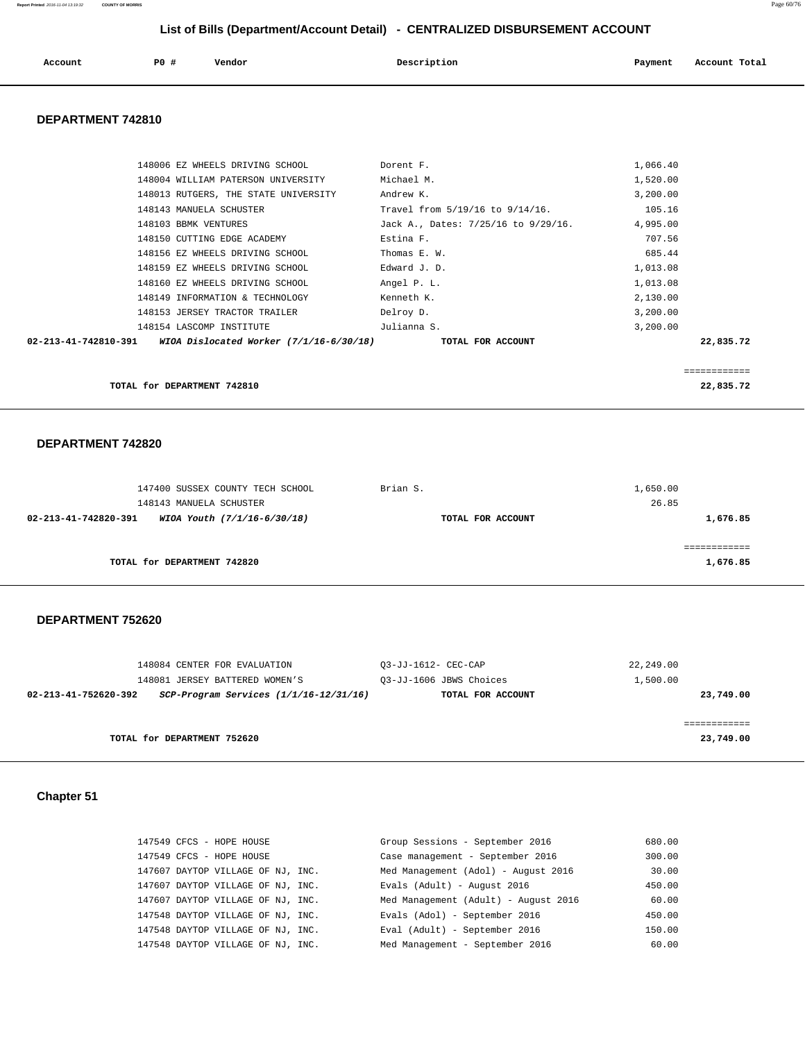## List of Bills (Department/Account Detail) - CENTRALIZED DISBURSEMENT ACCOUNT

| Account | PO # | Vendor | Description | Payment | Account Total |
|---|---|---|---|---|---|

### DEPARTMENT 742810

| Account | PO # | Vendor | Description | Payment | Account Total |
|---|---|---|---|---|---|
| | 148006 | EZ WHEELS DRIVING SCHOOL | Dorent F. | 1,066.40 | |
| | 148004 | WILLIAM PATERSON UNIVERSITY | Michael M. | 1,520.00 | |
| | 148013 | RUTGERS, THE STATE UNIVERSITY | Andrew K. | 3,200.00 | |
| | 148143 | MANUELA SCHUSTER | Travel from 5/19/16 to 9/14/16. | 105.16 | |
| | 148103 | BBMK VENTURES | Jack A., Dates: 7/25/16 to 9/29/16. | 4,995.00 | |
| | 148150 | CUTTING EDGE ACADEMY | Estina F. | 707.56 | |
| | 148156 | EZ WHEELS DRIVING SCHOOL | Thomas E. W. | 685.44 | |
| | 148159 | EZ WHEELS DRIVING SCHOOL | Edward J. D. | 1,013.08 | |
| | 148160 | EZ WHEELS DRIVING SCHOOL | Angel P. L. | 1,013.08 | |
| | 148149 | INFORMATION & TECHNOLOGY | Kenneth K. | 2,130.00 | |
| | 148153 | JERSEY TRACTOR TRAILER | Delroy D. | 3,200.00 | |
| | 148154 | LASCOMP INSTITUTE | Julianna S. | 3,200.00 | |
| **02-213-41-742810-391** | | ***WIOA Dislocated Worker (7/1/16-6/30/18)*** | **TOTAL FOR ACCOUNT** | | **22,835.72** |

**TOTAL for DEPARTMENT 742810** — **22,835.72**

### DEPARTMENT 742820

| Account | PO # | Vendor | Description | Payment | Account Total |
|---|---|---|---|---|---|
| | 147400 | SUSSEX COUNTY TECH SCHOOL | Brian S. | 1,650.00 | |
| | 148143 | MANUELA SCHUSTER | | 26.85 | |
| **02-213-41-742820-391** | | ***WIOA Youth (7/1/16-6/30/18)*** | **TOTAL FOR ACCOUNT** | | **1,676.85** |

**TOTAL for DEPARTMENT 742820** — **1,676.85**

### DEPARTMENT 752620

| Account | PO # | Vendor | Description | Payment | Account Total |
|---|---|---|---|---|---|
| | 148084 | CENTER FOR EVALUATION | Q3-JJ-1612- CEC-CAP | 22,249.00 | |
| | 148081 | JERSEY BATTERED WOMEN'S | Q3-JJ-1606 JBWS Choices | 1,500.00 | |
| **02-213-41-752620-392** | | ***SCP-Program Services (1/1/16-12/31/16)*** | **TOTAL FOR ACCOUNT** | | **23,749.00** |

**TOTAL for DEPARTMENT 752620** — **23,749.00**

### Chapter 51

| Account | PO # | Vendor | Description | Payment | Account Total |
|---|---|---|---|---|---|
| | 147549 | CFCS - HOPE HOUSE | Group Sessions - September 2016 | 680.00 | |
| | 147549 | CFCS - HOPE HOUSE | Case management - September 2016 | 300.00 | |
| | 147607 | DAYTOP VILLAGE OF NJ, INC. | Med Management (Adol) - August 2016 | 30.00 | |
| | 147607 | DAYTOP VILLAGE OF NJ, INC. | Evals (Adult) - August 2016 | 450.00 | |
| | 147607 | DAYTOP VILLAGE OF NJ, INC. | Med Management (Adult) - August 2016 | 60.00 | |
| | 147548 | DAYTOP VILLAGE OF NJ, INC. | Evals (Adol) - September 2016 | 450.00 | |
| | 147548 | DAYTOP VILLAGE OF NJ, INC. | Eval (Adult) - September 2016 | 150.00 | |
| | 147548 | DAYTOP VILLAGE OF NJ, INC. | Med Management - September 2016 | 60.00 | |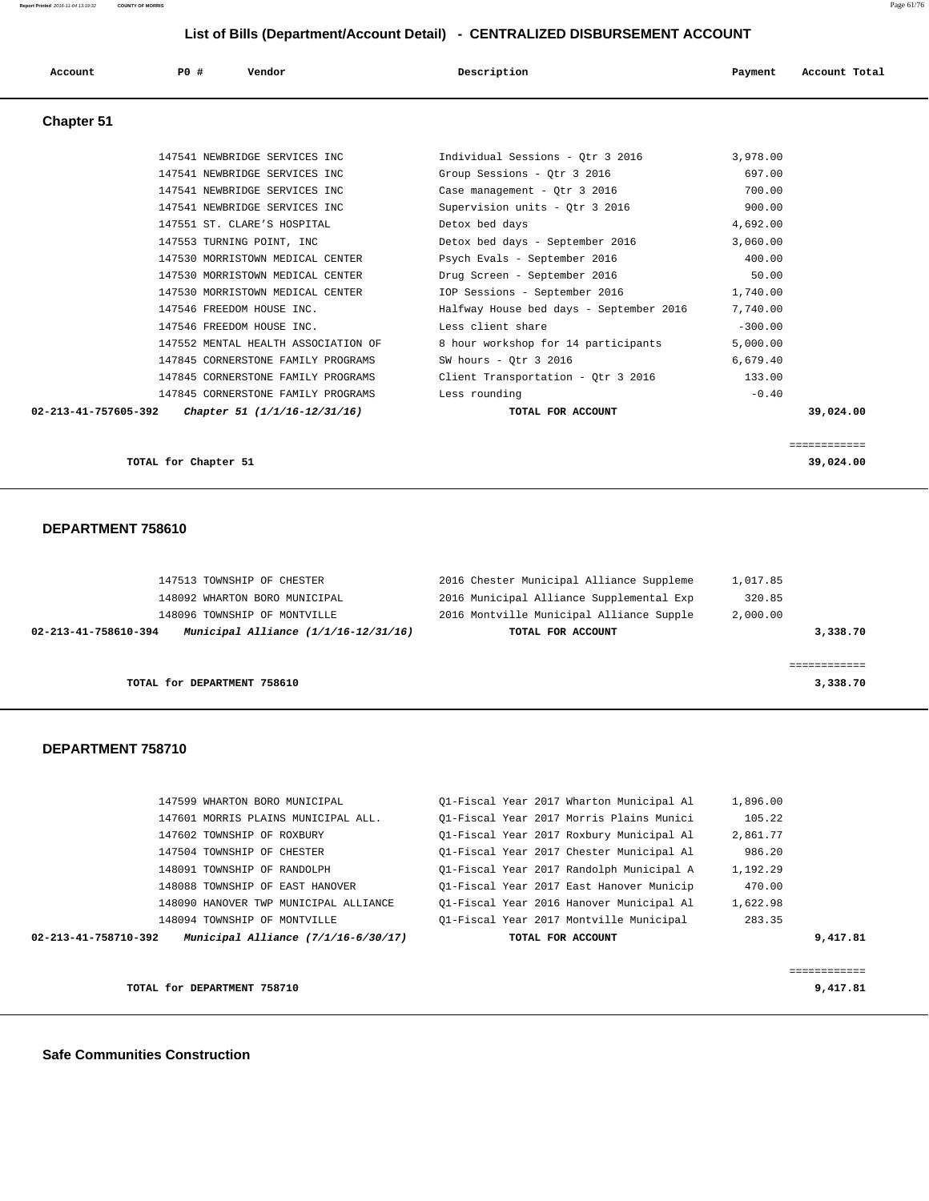## List of Bills (Department/Account Detail) - CENTRALIZED DISBURSEMENT ACCOUNT

| Account | PO # | Vendor | Description | Payment | Account Total |
|---|---|---|---|---|---|

### Chapter 51

| Account | PO # | Vendor | Description | Payment | Account Total |
|---|---|---|---|---|---|
| | 147541 | NEWBRIDGE SERVICES INC | Individual Sessions - Qtr 3 2016 | 3,978.00 | |
| | 147541 | NEWBRIDGE SERVICES INC | Group Sessions - Qtr 3 2016 | 697.00 | |
| | 147541 | NEWBRIDGE SERVICES INC | Case management - Qtr 3 2016 | 700.00 | |
| | 147541 | NEWBRIDGE SERVICES INC | Supervision units - Qtr 3 2016 | 900.00 | |
| | 147551 | ST. CLARE'S HOSPITAL | Detox bed days | 4,692.00 | |
| | 147553 | TURNING POINT, INC | Detox bed days - September 2016 | 3,060.00 | |
| | 147530 | MORRISTOWN MEDICAL CENTER | Psych Evals - September 2016 | 400.00 | |
| | 147530 | MORRISTOWN MEDICAL CENTER | Drug Screen - September 2016 | 50.00 | |
| | 147530 | MORRISTOWN MEDICAL CENTER | IOP Sessions - September 2016 | 1,740.00 | |
| | 147546 | FREEDOM HOUSE INC. | Halfway House bed days - September 2016 | 7,740.00 | |
| | 147546 | FREEDOM HOUSE INC. | Less client share | -300.00 | |
| | 147552 | MENTAL HEALTH ASSOCIATION OF | 8 hour workshop for 14 participants | 5,000.00 | |
| | 147845 | CORNERSTONE FAMILY PROGRAMS | SW hours - Qtr 3 2016 | 6,679.40 | |
| | 147845 | CORNERSTONE FAMILY PROGRAMS | Client Transportation - Qtr 3 2016 | 133.00 | |
| | 147845 | CORNERSTONE FAMILY PROGRAMS | Less rounding | -0.40 | |
| **02-213-41-757605-392** | | ***Chapter 51 (1/1/16-12/31/16)*** | **TOTAL FOR ACCOUNT** | | **39,024.00** |

**TOTAL for Chapter 51** ============ **39,024.00**

### DEPARTMENT 758610

| Account | PO # | Vendor | Description | Payment | Account Total |
|---|---|---|---|---|---|
| | 147513 | TOWNSHIP OF CHESTER | 2016 Chester Municipal Alliance Suppleme | 1,017.85 | |
| | 148092 | WHARTON BORO MUNICIPAL | 2016 Municipal Alliance Supplemental Exp | 320.85 | |
| | 148096 | TOWNSHIP OF MONTVILLE | 2016 Montville Municipal Alliance Supple | 2,000.00 | |
| **02-213-41-758610-394** | | ***Municipal Alliance (1/1/16-12/31/16)*** | **TOTAL FOR ACCOUNT** | | **3,338.70** |

**TOTAL for DEPARTMENT 758610** ============ **3,338.70**

### DEPARTMENT 758710

| Account | PO # | Vendor | Description | Payment | Account Total |
|---|---|---|---|---|---|
| | 147599 | WHARTON BORO MUNICIPAL | Q1-Fiscal Year 2017 Wharton Municipal Al | 1,896.00 | |
| | 147601 | MORRIS PLAINS MUNICIPAL ALL. | Q1-Fiscal Year 2017 Morris Plains Munici | 105.22 | |
| | 147602 | TOWNSHIP OF ROXBURY | Q1-Fiscal Year 2017 Roxbury Municipal Al | 2,861.77 | |
| | 147504 | TOWNSHIP OF CHESTER | Q1-Fiscal Year 2017 Chester Municipal Al | 986.20 | |
| | 148091 | TOWNSHIP OF RANDOLPH | Q1-Fiscal Year 2017 Randolph Municipal A | 1,192.29 | |
| | 148088 | TOWNSHIP OF EAST HANOVER | Q1-Fiscal Year 2017 East Hanover Municip | 470.00 | |
| | 148090 | HANOVER TWP MUNICIPAL ALLIANCE | Q1-Fiscal Year 2016 Hanover Municipal Al | 1,622.98 | |
| | 148094 | TOWNSHIP OF MONTVILLE | Q1-Fiscal Year 2017 Montville Municipal | 283.35 | |
| **02-213-41-758710-392** | | ***Municipal Alliance (7/1/16-6/30/17)*** | **TOTAL FOR ACCOUNT** | | **9,417.81** |

**TOTAL for DEPARTMENT 758710** ============ **9,417.81**

### Safe Communities Construction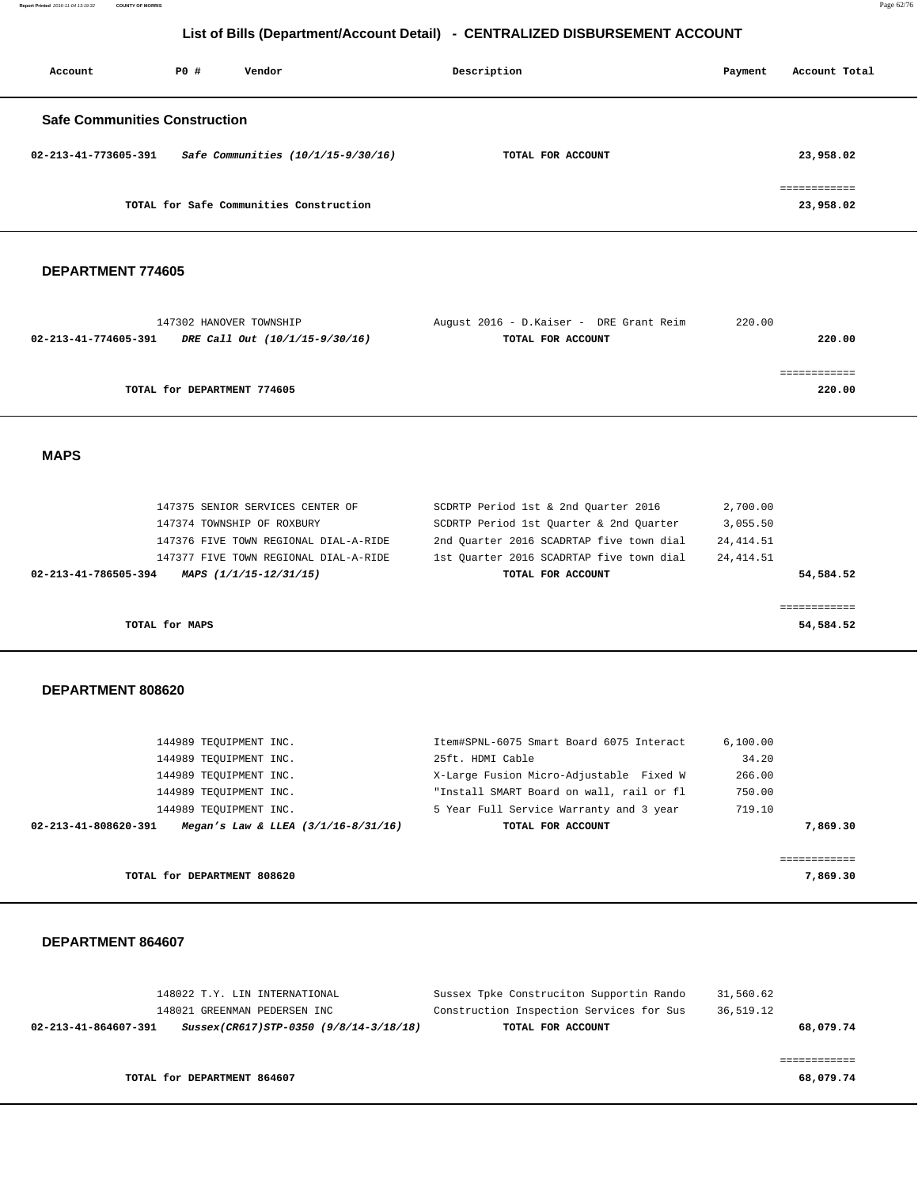## List of Bills (Department/Account Detail) - CENTRALIZED DISBURSEMENT ACCOUNT

| Account | PO # | Vendor | Description | Payment | Account Total |
|---|---|---|---|---|---|

### Safe Communities Construction

| Account | PO # | Vendor | Description | Payment | Account Total |
|---|---|---|---|---|---|
| 02-213-41-773605-391 | | *Safe Communities (10/1/15-9/30/16)* | TOTAL FOR ACCOUNT | | 23,958.02 |
| | | | | | ============ |
| | | TOTAL for Safe Communities Construction | | | 23,958.02 |

### DEPARTMENT 774605

| Account | PO # | Vendor | Description | Payment | Account Total |
|---|---|---|---|---|---|
| | 147302 | HANOVER TOWNSHIP | August 2016 - D.Kaiser - DRE Grant Reim | 220.00 | |
| 02-213-41-774605-391 | | *DRE Call Out (10/1/15-9/30/16)* | TOTAL FOR ACCOUNT | | 220.00 |
| | | | | | ============ |
| | | TOTAL for DEPARTMENT 774605 | | | 220.00 |

### MAPS

| Account | PO # | Vendor | Description | Payment | Account Total |
|---|---|---|---|---|---|
| | 147375 | SENIOR SERVICES CENTER OF | SCDRTP Period 1st & 2nd Quarter 2016 | 2,700.00 | |
| | 147374 | TOWNSHIP OF ROXBURY | SCDRTP Period 1st Quarter & 2nd Quarter | 3,055.50 | |
| | 147376 | FIVE TOWN REGIONAL DIAL-A-RIDE | 2nd Quarter 2016 SCADRTAP five town dial | 24,414.51 | |
| | 147377 | FIVE TOWN REGIONAL DIAL-A-RIDE | 1st Quarter 2016 SCADRTAP five town dial | 24,414.51 | |
| 02-213-41-786505-394 | | *MAPS (1/1/15-12/31/15)* | TOTAL FOR ACCOUNT | | 54,584.52 |
| | | | | | ============ |
| | | TOTAL for MAPS | | | 54,584.52 |

### DEPARTMENT 808620

| Account | PO # | Vendor | Description | Payment | Account Total |
|---|---|---|---|---|---|
| | 144989 | TEQUIPMENT INC. | Item#SPNL-6075 Smart Board 6075 Interact | 6,100.00 | |
| | 144989 | TEQUIPMENT INC. | 25ft. HDMI Cable | 34.20 | |
| | 144989 | TEQUIPMENT INC. | X-Large Fusion Micro-Adjustable Fixed W | 266.00 | |
| | 144989 | TEQUIPMENT INC. | "Install SMART Board on wall, rail or fl | 750.00 | |
| | 144989 | TEQUIPMENT INC. | 5 Year Full Service Warranty and 3 year | 719.10 | |
| 02-213-41-808620-391 | | *Megan's Law & LLEA (3/1/16-8/31/16)* | TOTAL FOR ACCOUNT | | 7,869.30 |
| | | | | | ============ |
| | | TOTAL for DEPARTMENT 808620 | | | 7,869.30 |

### DEPARTMENT 864607

| Account | PO # | Vendor | Description | Payment | Account Total |
|---|---|---|---|---|---|
| | 148022 | T.Y. LIN INTERNATIONAL | Sussex Tpke Construciton Supportin Rando | 31,560.62 | |
| | 148021 | GREENMAN PEDERSEN INC | Construction Inspection Services for Sus | 36,519.12 | |
| 02-213-41-864607-391 | | *Sussex(CR617)STP-0350 (9/8/14-3/18/18)* | TOTAL FOR ACCOUNT | | 68,079.74 |
| | | | | | ============ |
| | | TOTAL for DEPARTMENT 864607 | | | 68,079.74 |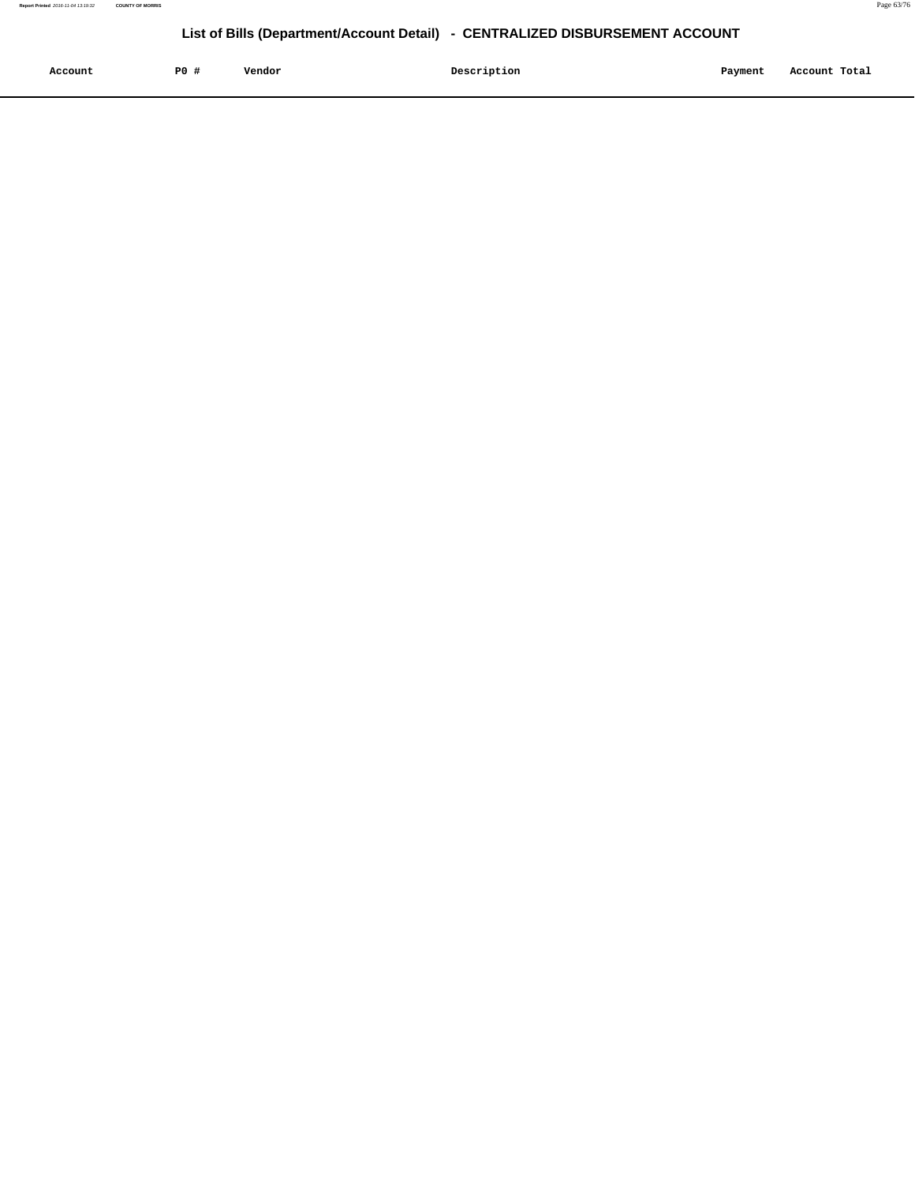## List of Bills (Department/Account Detail) - CENTRALIZED DISBURSEMENT ACCOUNT

| Account | PO # | Vendor | Description | Payment | Account Total |
|---|---|---|---|---|---|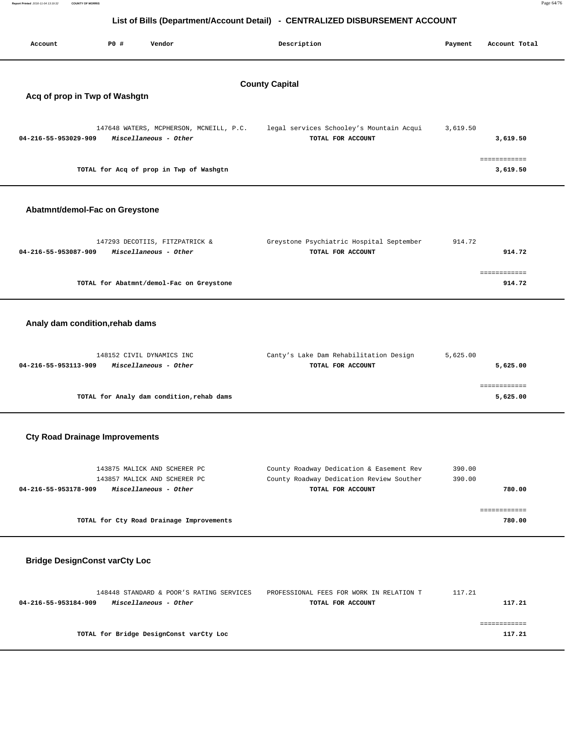# List of Bills (Department/Account Detail) - CENTRALIZED DISBURSEMENT ACCOUNT

| Account | PO # | Vendor | Description | Payment | Account Total |
|---|---|---|---|---|---|

## County Capital

### Acq of prop in Twp of Washgtn

| Account | PO # | Vendor | Description | Payment | Account Total |
|---|---|---|---|---|---|
| | 147648 | WATERS, MCPHERSON, MCNEILL, P.C. | legal services Schooley's Mountain Acqui | 3,619.50 | |
| **04-216-55-953029-909** | | ***Miscellaneous - Other*** | **TOTAL FOR ACCOUNT** | | **3,619.50** |
| | | **TOTAL for Acq of prop in Twp of Washgtn** | | | **3,619.50** |

### Abatmnt/demol-Fac on Greystone

| Account | PO # | Vendor | Description | Payment | Account Total |
|---|---|---|---|---|---|
| | 147293 | DECOTIIS, FITZPATRICK & | Greystone Psychiatric Hospital September | 914.72 | |
| **04-216-55-953087-909** | | ***Miscellaneous - Other*** | **TOTAL FOR ACCOUNT** | | **914.72** |
| | | **TOTAL for Abatmnt/demol-Fac on Greystone** | | | **914.72** |

### Analy dam condition,rehab dams

| Account | PO # | Vendor | Description | Payment | Account Total |
|---|---|---|---|---|---|
| | 148152 | CIVIL DYNAMICS INC | Canty's Lake Dam Rehabilitation Design | 5,625.00 | |
| **04-216-55-953113-909** | | ***Miscellaneous - Other*** | **TOTAL FOR ACCOUNT** | | **5,625.00** |
| | | **TOTAL for Analy dam condition,rehab dams** | | | **5,625.00** |

### Cty Road Drainage Improvements

| Account | PO # | Vendor | Description | Payment | Account Total |
|---|---|---|---|---|---|
| | 143875 | MALICK AND SCHERER PC | County Roadway Dedication & Easement Rev | 390.00 | |
| | 143857 | MALICK AND SCHERER PC | County Roadway Dedication Review Souther | 390.00 | |
| **04-216-55-953178-909** | | ***Miscellaneous - Other*** | **TOTAL FOR ACCOUNT** | | **780.00** |
| | | **TOTAL for Cty Road Drainage Improvements** | | | **780.00** |

### Bridge DesignConst varCty Loc

| Account | PO # | Vendor | Description | Payment | Account Total |
|---|---|---|---|---|---|
| | 148448 | STANDARD & POOR'S RATING SERVICES | PROFESSIONAL FEES FOR WORK IN RELATION T | 117.21 | |
| **04-216-55-953184-909** | | ***Miscellaneous - Other*** | **TOTAL FOR ACCOUNT** | | **117.21** |
| | | **TOTAL for Bridge DesignConst varCty Loc** | | | **117.21** |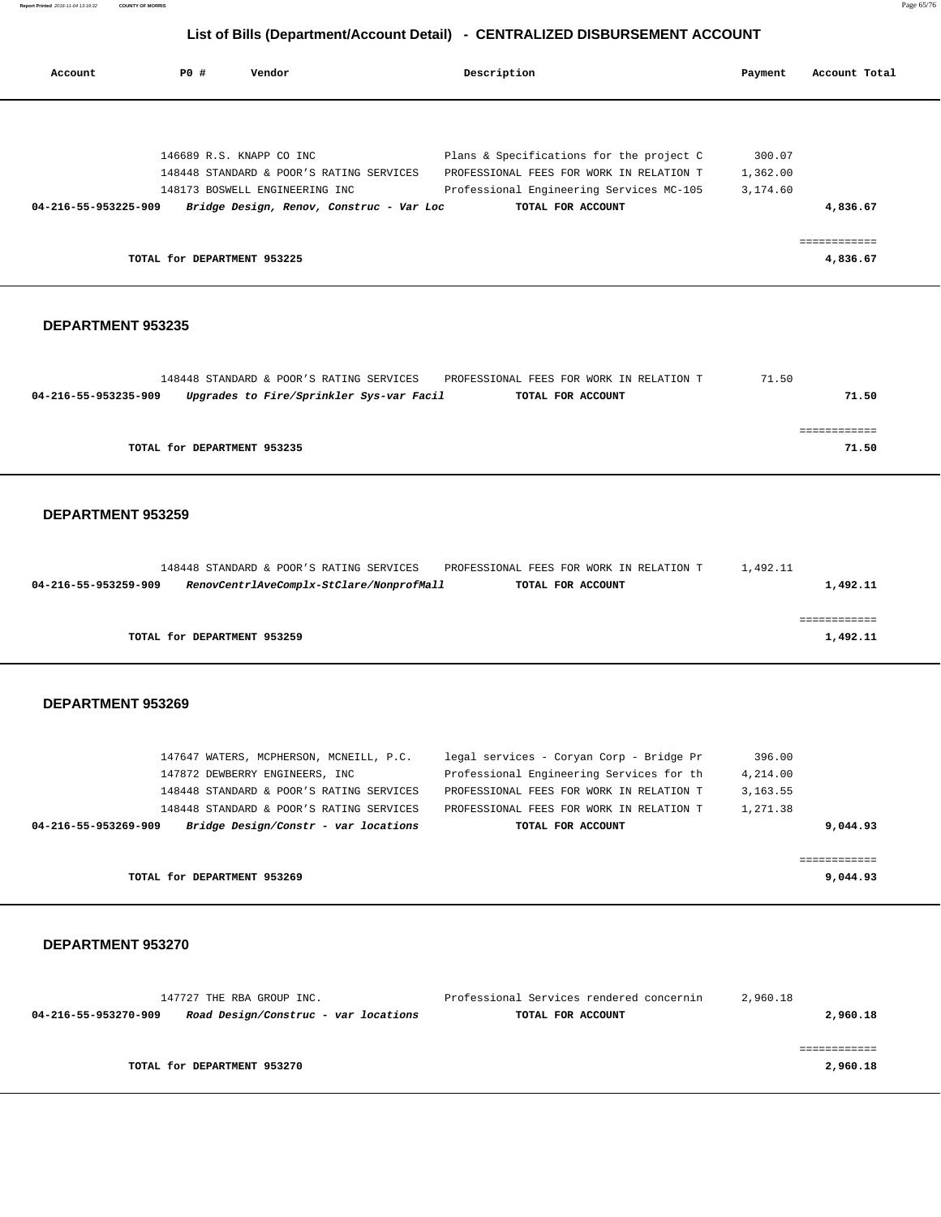## List of Bills (Department/Account Detail) - CENTRALIZED DISBURSEMENT ACCOUNT

| Account | PO # | Vendor | Description | Payment | Account Total |
|---|---|---|---|---|---|
| | 146689 | R.S. KNAPP CO INC | Plans & Specifications for the project C | 300.07 | |
| | 148448 | STANDARD & POOR'S RATING SERVICES | PROFESSIONAL FEES FOR WORK IN RELATION T | 1,362.00 | |
| | 148173 | BOSWELL ENGINEERING INC | Professional Engineering Services MC-105 | 3,174.60 | |
| **04-216-55-953225-909** | | ***Bridge Design, Renov, Construc - Var Loc*** | **TOTAL FOR ACCOUNT** | | **4,836.67** |
| | | | | | ============ |
| | **TOTAL for DEPARTMENT 953225** | | | | **4,836.67** |

### DEPARTMENT 953235

| Account | PO # | Vendor | Description | Payment | Account Total |
|---|---|---|---|---|---|
| | 148448 | STANDARD & POOR'S RATING SERVICES | PROFESSIONAL FEES FOR WORK IN RELATION T | 71.50 | |
| **04-216-55-953235-909** | | ***Upgrades to Fire/Sprinkler Sys-var Facil*** | **TOTAL FOR ACCOUNT** | | **71.50** |
| | | | | | ============ |
| | **TOTAL for DEPARTMENT 953235** | | | | **71.50** |

### DEPARTMENT 953259

| Account | PO # | Vendor | Description | Payment | Account Total |
|---|---|---|---|---|---|
| | 148448 | STANDARD & POOR'S RATING SERVICES | PROFESSIONAL FEES FOR WORK IN RELATION T | 1,492.11 | |
| **04-216-55-953259-909** | | ***RenovCentrlAveComplx-StClare/NonprofMall*** | **TOTAL FOR ACCOUNT** | | **1,492.11** |
| | | | | | ============ |
| | **TOTAL for DEPARTMENT 953259** | | | | **1,492.11** |

### DEPARTMENT 953269

| Account | PO # | Vendor | Description | Payment | Account Total |
|---|---|---|---|---|---|
| | 147647 | WATERS, MCPHERSON, MCNEILL, P.C. | legal services - Coryan Corp - Bridge Pr | 396.00 | |
| | 147872 | DEWBERRY ENGINEERS, INC | Professional Engineering Services for th | 4,214.00 | |
| | 148448 | STANDARD & POOR'S RATING SERVICES | PROFESSIONAL FEES FOR WORK IN RELATION T | 3,163.55 | |
| | 148448 | STANDARD & POOR'S RATING SERVICES | PROFESSIONAL FEES FOR WORK IN RELATION T | 1,271.38 | |
| **04-216-55-953269-909** | | ***Bridge Design/Constr - var locations*** | **TOTAL FOR ACCOUNT** | | **9,044.93** |
| | | | | | ============ |
| | **TOTAL for DEPARTMENT 953269** | | | | **9,044.93** |

### DEPARTMENT 953270

| Account | PO # | Vendor | Description | Payment | Account Total |
|---|---|---|---|---|---|
| | 147727 | THE RBA GROUP INC. | Professional Services rendered concernin | 2,960.18 | |
| **04-216-55-953270-909** | | ***Road Design/Construc - var locations*** | **TOTAL FOR ACCOUNT** | | **2,960.18** |
| | | | | | ============ |
| | **TOTAL for DEPARTMENT 953270** | | | | **2,960.18** |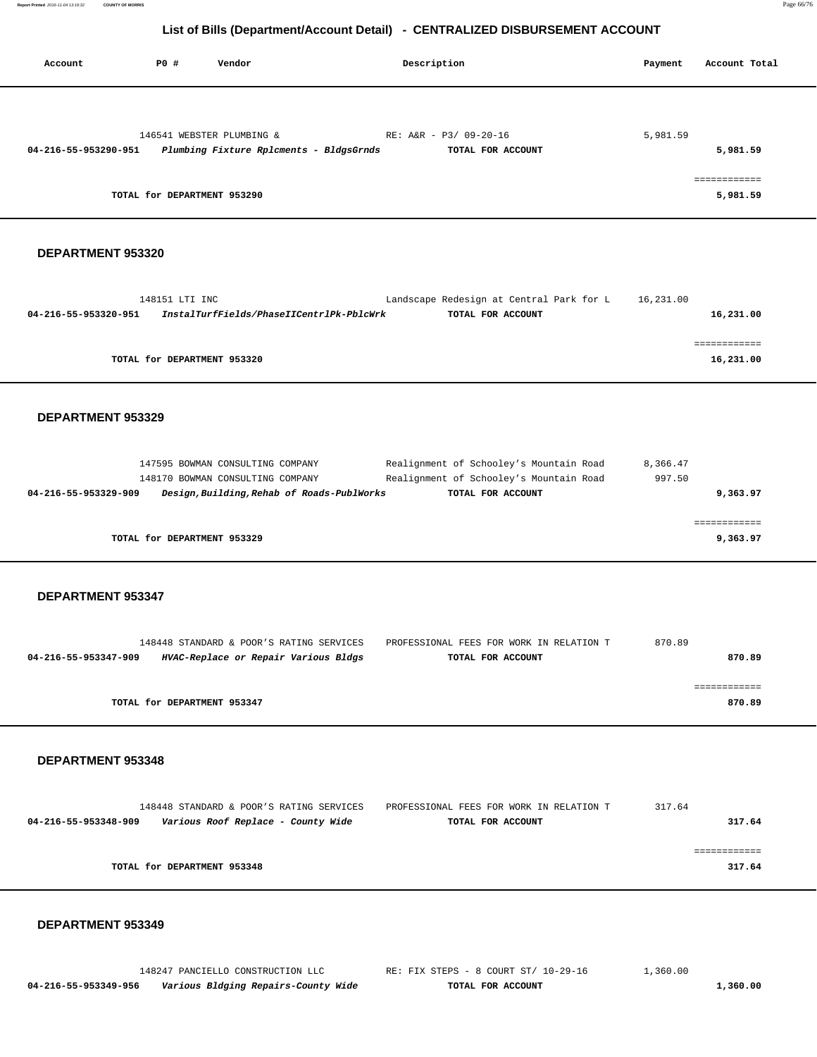## List of Bills (Department/Account Detail) - CENTRALIZED DISBURSEMENT ACCOUNT

| Account | PO # | Vendor | Description | Payment | Account Total |
|---|---|---|---|---|---|
| | 146541 | WEBSTER PLUMBING & | RE: A&R - P3/ 09-20-16 | 5,981.59 | |
| **04-216-55-953290-951** | | ***Plumbing Fixture Rplcments - BldgsGrnds*** | **TOTAL FOR ACCOUNT** | | **5,981.59** |
| | | | | | ============ |
| | **TOTAL for DEPARTMENT 953290** | | | | **5,981.59** |

### DEPARTMENT 953320

| Account | PO # | Vendor | Description | Payment | Account Total |
|---|---|---|---|---|---|
| | 148151 | LTI INC | Landscape Redesign at Central Park for L | 16,231.00 | |
| **04-216-55-953320-951** | | ***InstalTurfFields/PhaseIICentrlPk-PblcWrk*** | **TOTAL FOR ACCOUNT** | | **16,231.00** |
| | | | | | ============ |
| | **TOTAL for DEPARTMENT 953320** | | | | **16,231.00** |

### DEPARTMENT 953329

| Account | PO # | Vendor | Description | Payment | Account Total |
|---|---|---|---|---|---|
| | 147595 | BOWMAN CONSULTING COMPANY | Realignment of Schooley's Mountain Road | 8,366.47 | |
| | 148170 | BOWMAN CONSULTING COMPANY | Realignment of Schooley's Mountain Road | 997.50 | |
| **04-216-55-953329-909** | | ***Design,Building,Rehab of Roads-PublWorks*** | **TOTAL FOR ACCOUNT** | | **9,363.97** |
| | | | | | ============ |
| | **TOTAL for DEPARTMENT 953329** | | | | **9,363.97** |

### DEPARTMENT 953347

| Account | PO # | Vendor | Description | Payment | Account Total |
|---|---|---|---|---|---|
| | 148448 | STANDARD & POOR'S RATING SERVICES | PROFESSIONAL FEES FOR WORK IN RELATION T | 870.89 | |
| **04-216-55-953347-909** | | ***HVAC-Replace or Repair Various Bldgs*** | **TOTAL FOR ACCOUNT** | | **870.89** |
| | | | | | ============ |
| | **TOTAL for DEPARTMENT 953347** | | | | **870.89** |

### DEPARTMENT 953348

| Account | PO # | Vendor | Description | Payment | Account Total |
|---|---|---|---|---|---|
| | 148448 | STANDARD & POOR'S RATING SERVICES | PROFESSIONAL FEES FOR WORK IN RELATION T | 317.64 | |
| **04-216-55-953348-909** | | ***Various Roof Replace - County Wide*** | **TOTAL FOR ACCOUNT** | | **317.64** |
| | | | | | ============ |
| | **TOTAL for DEPARTMENT 953348** | | | | **317.64** |

### DEPARTMENT 953349

| Account | PO # | Vendor | Description | Payment | Account Total |
|---|---|---|---|---|---|
| | 148247 | PANCIELLO CONSTRUCTION LLC | RE: FIX STEPS - 8 COURT ST/ 10-29-16 | 1,360.00 | |
| **04-216-55-953349-956** | | ***Various Bldging Repairs-County Wide*** | **TOTAL FOR ACCOUNT** | | **1,360.00** |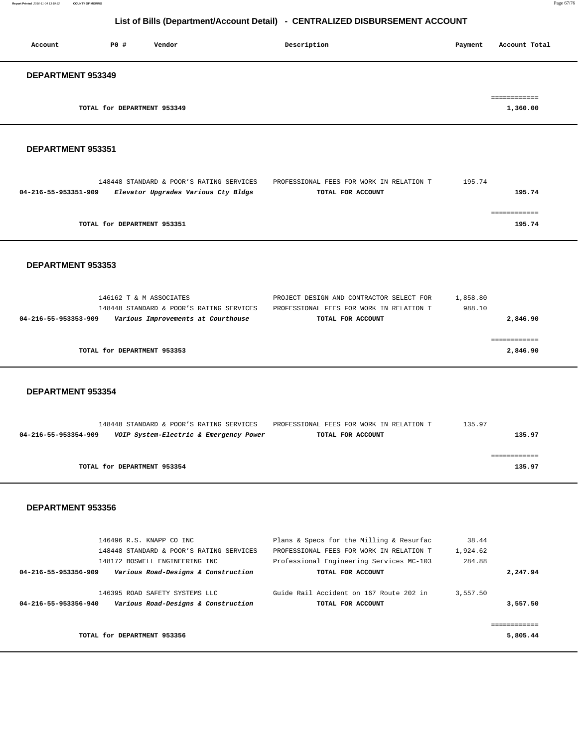# List of Bills (Department/Account Detail) - CENTRALIZED DISBURSEMENT ACCOUNT

| Account | PO # | Vendor | Description | Payment | Account Total |
|---|---|---|---|---|---|

## DEPARTMENT 953349

| | | | | | |
|---|---|---|---|---|---|
| | | TOTAL for DEPARTMENT 953349 | | | 1,360.00 |

## DEPARTMENT 953351

| Account | PO # | Vendor | Description | Payment | Account Total |
|---|---|---|---|---|---|
| | 148448 | STANDARD & POOR'S RATING SERVICES | PROFESSIONAL FEES FOR WORK IN RELATION T | 195.74 | |
| 04-216-55-953351-909 | | *Elevator Upgrades Various Cty Bldgs* | TOTAL FOR ACCOUNT | | 195.74 |
| | | TOTAL for DEPARTMENT 953351 | | | 195.74 |

## DEPARTMENT 953353

| Account | PO # | Vendor | Description | Payment | Account Total |
|---|---|---|---|---|---|
| | 146162 | T & M ASSOCIATES | PROJECT DESIGN AND CONTRACTOR SELECT FOR | 1,858.80 | |
| | 148448 | STANDARD & POOR'S RATING SERVICES | PROFESSIONAL FEES FOR WORK IN RELATION T | 988.10 | |
| 04-216-55-953353-909 | | *Various Improvements at Courthouse* | TOTAL FOR ACCOUNT | | 2,846.90 |
| | | TOTAL for DEPARTMENT 953353 | | | 2,846.90 |

## DEPARTMENT 953354

| Account | PO # | Vendor | Description | Payment | Account Total |
|---|---|---|---|---|---|
| | 148448 | STANDARD & POOR'S RATING SERVICES | PROFESSIONAL FEES FOR WORK IN RELATION T | 135.97 | |
| 04-216-55-953354-909 | | *VOIP System-Electric & Emergency Power* | TOTAL FOR ACCOUNT | | 135.97 |
| | | TOTAL for DEPARTMENT 953354 | | | 135.97 |

## DEPARTMENT 953356

| Account | PO # | Vendor | Description | Payment | Account Total |
|---|---|---|---|---|---|
| | 146496 | R.S. KNAPP CO INC | Plans & Specs for the Milling & Resurfac | 38.44 | |
| | 148448 | STANDARD & POOR'S RATING SERVICES | PROFESSIONAL FEES FOR WORK IN RELATION T | 1,924.62 | |
| | 148172 | BOSWELL ENGINEERING INC | Professional Engineering Services MC-103 | 284.88 | |
| 04-216-55-953356-909 | | *Various Road-Designs & Construction* | TOTAL FOR ACCOUNT | | 2,247.94 |
| | 146395 | ROAD SAFETY SYSTEMS LLC | Guide Rail Accident on 167 Route 202 in | 3,557.50 | |
| 04-216-55-953356-940 | | *Various Road-Designs & Construction* | TOTAL FOR ACCOUNT | | 3,557.50 |
| | | TOTAL for DEPARTMENT 953356 | | | 5,805.44 |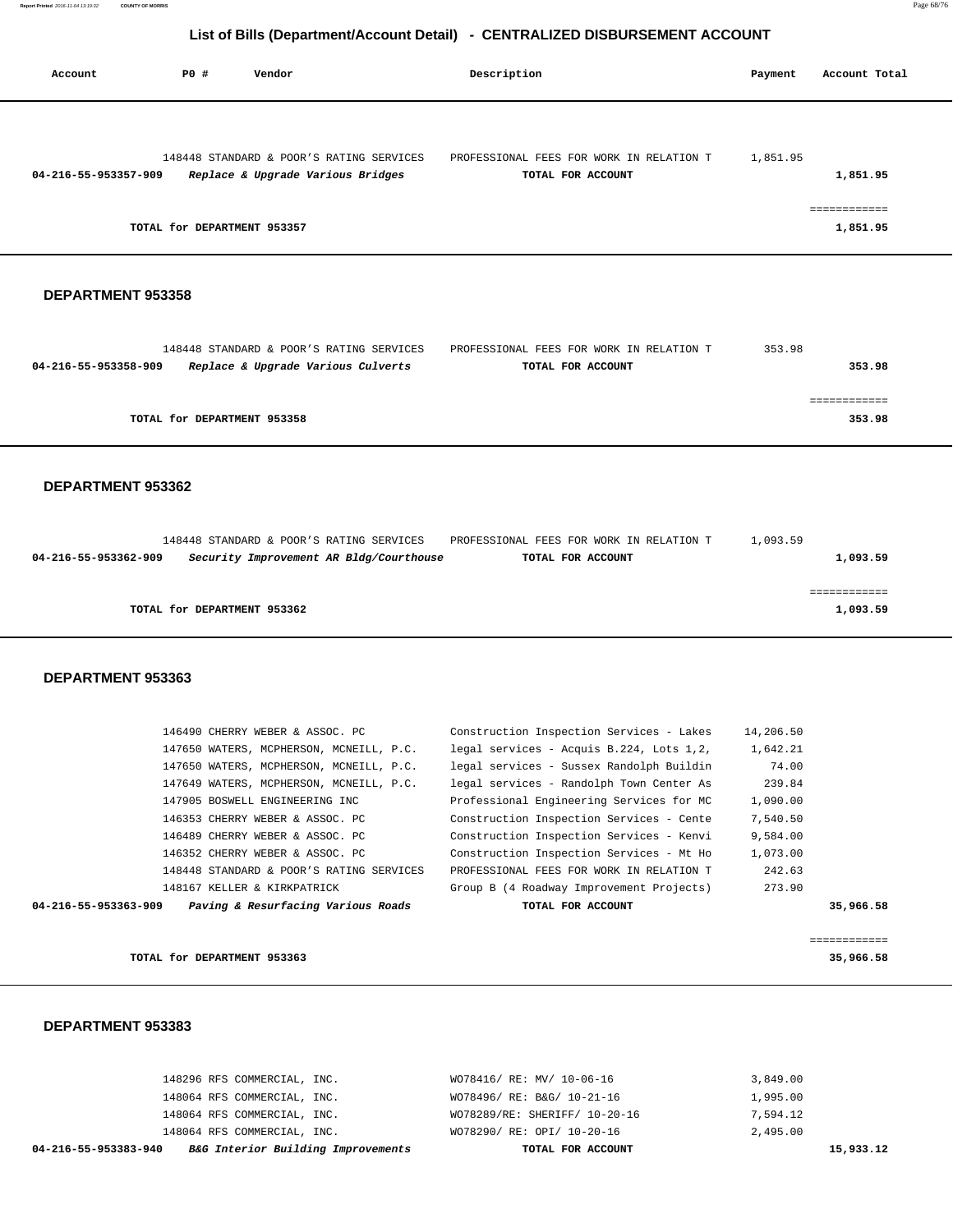## List of Bills (Department/Account Detail) - CENTRALIZED DISBURSEMENT ACCOUNT

| Account | PO # | Vendor | Description | Payment | Account Total |
|---|---|---|---|---|---|
| | 148448 | STANDARD & POOR'S RATING SERVICES | PROFESSIONAL FEES FOR WORK IN RELATION T | 1,851.95 | |
| 04-216-55-953357-909 | | *Replace & Upgrade Various Bridges* | TOTAL FOR ACCOUNT | | 1,851.95 |

| | ============ |
|---|---|
| TOTAL for DEPARTMENT 953357 | 1,851.95 |

### DEPARTMENT 953358

| Account | PO # | Vendor | Description | Payment | Account Total |
|---|---|---|---|---|---|
| | 148448 | STANDARD & POOR'S RATING SERVICES | PROFESSIONAL FEES FOR WORK IN RELATION T | 353.98 | |
| 04-216-55-953358-909 | | *Replace & Upgrade Various Culverts* | TOTAL FOR ACCOUNT | | 353.98 |

| | ============ |
|---|---|
| TOTAL for DEPARTMENT 953358 | 353.98 |

### DEPARTMENT 953362

| Account | PO # | Vendor | Description | Payment | Account Total |
|---|---|---|---|---|---|
| | 148448 | STANDARD & POOR'S RATING SERVICES | PROFESSIONAL FEES FOR WORK IN RELATION T | 1,093.59 | |
| 04-216-55-953362-909 | | *Security Improvement AR Bldg/Courthouse* | TOTAL FOR ACCOUNT | | 1,093.59 |

| | ============ |
|---|---|
| TOTAL for DEPARTMENT 953362 | 1,093.59 |

### DEPARTMENT 953363

| Account | PO # | Vendor | Description | Payment | Account Total |
|---|---|---|---|---|---|
| | 146490 | CHERRY WEBER & ASSOC. PC | Construction Inspection Services - Lakes | 14,206.50 | |
| | 147650 | WATERS, MCPHERSON, MCNEILL, P.C. | legal services - Acquis B.224, Lots 1,2, | 1,642.21 | |
| | 147650 | WATERS, MCPHERSON, MCNEILL, P.C. | legal services - Sussex Randolph Buildin | 74.00 | |
| | 147649 | WATERS, MCPHERSON, MCNEILL, P.C. | legal services - Randolph Town Center As | 239.84 | |
| | 147905 | BOSWELL ENGINEERING INC | Professional Engineering Services for MC | 1,090.00 | |
| | 146353 | CHERRY WEBER & ASSOC. PC | Construction Inspection Services - Cente | 7,540.50 | |
| | 146489 | CHERRY WEBER & ASSOC. PC | Construction Inspection Services - Kenvi | 9,584.00 | |
| | 146352 | CHERRY WEBER & ASSOC. PC | Construction Inspection Services - Mt Ho | 1,073.00 | |
| | 148448 | STANDARD & POOR'S RATING SERVICES | PROFESSIONAL FEES FOR WORK IN RELATION T | 242.63 | |
| | 148167 | KELLER & KIRKPATRICK | Group B (4 Roadway Improvement Projects) | 273.90 | |
| 04-216-55-953363-909 | | *Paving & Resurfacing Various Roads* | TOTAL FOR ACCOUNT | | 35,966.58 |

| | ============ |
|---|---|
| TOTAL for DEPARTMENT 953363 | 35,966.58 |

### DEPARTMENT 953383

| Account | PO # | Vendor | Description | Payment | Account Total |
|---|---|---|---|---|---|
| | 148296 | RFS COMMERCIAL, INC. | WO78416/ RE: MV/ 10-06-16 | 3,849.00 | |
| | 148064 | RFS COMMERCIAL, INC. | WO78496/ RE: B&G/ 10-21-16 | 1,995.00 | |
| | 148064 | RFS COMMERCIAL, INC. | WO78289/RE: SHERIFF/ 10-20-16 | 7,594.12 | |
| | 148064 | RFS COMMERCIAL, INC. | WO78290/ RE: OPI/ 10-20-16 | 2,495.00 | |
| 04-216-55-953383-940 | | *B&G Interior Building Improvements* | TOTAL FOR ACCOUNT | | 15,933.12 |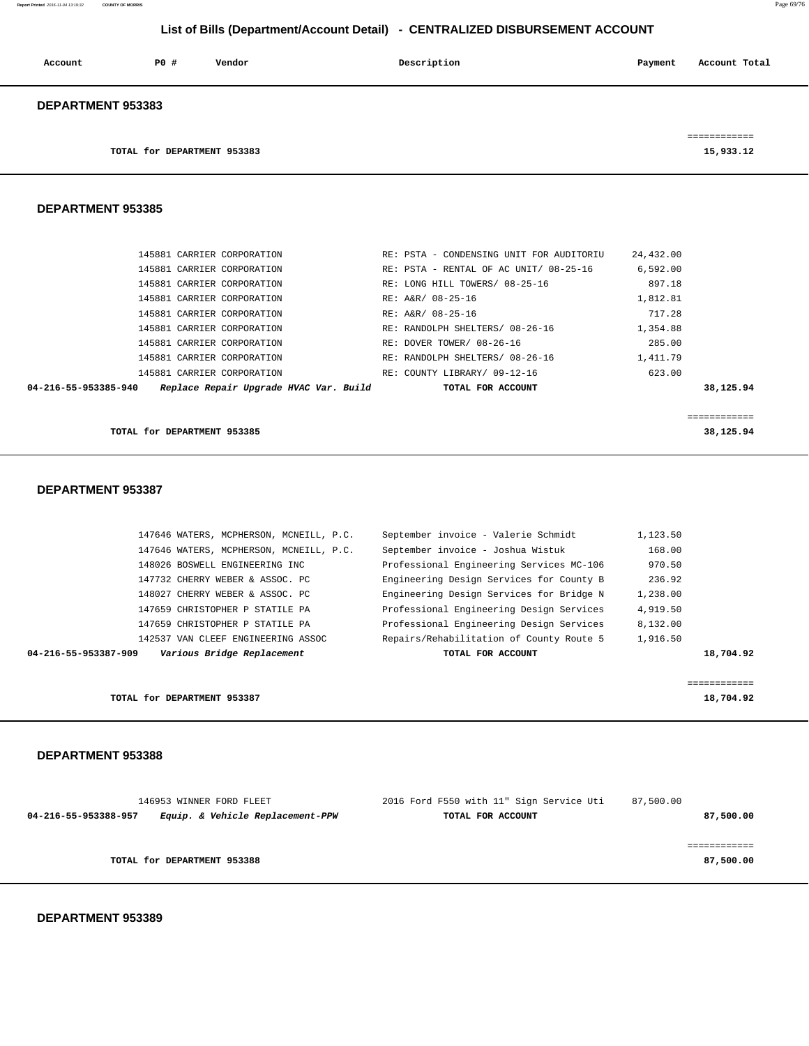## List of Bills (Department/Account Detail) - CENTRALIZED DISBURSEMENT ACCOUNT

| Account | PO # | Vendor | Description | Payment | Account Total |
|---|---|---|---|---|---|

### DEPARTMENT 953383

| | | | | | |
|---|---|---|---|---|---|
| | | | | | ============ |
| | TOTAL for DEPARTMENT 953383 | | | | 15,933.12 |

### DEPARTMENT 953385

| Account | PO # | Vendor | Description | Payment | Account Total |
|---|---|---|---|---|---|
| | 145881 | CARRIER CORPORATION | RE: PSTA - CONDENSING UNIT FOR AUDITORIU | 24,432.00 | |
| | 145881 | CARRIER CORPORATION | RE: PSTA - RENTAL OF AC UNIT/ 08-25-16 | 6,592.00 | |
| | 145881 | CARRIER CORPORATION | RE: LONG HILL TOWERS/ 08-25-16 | 897.18 | |
| | 145881 | CARRIER CORPORATION | RE: A&R/ 08-25-16 | 1,812.81 | |
| | 145881 | CARRIER CORPORATION | RE: A&R/ 08-25-16 | 717.28 | |
| | 145881 | CARRIER CORPORATION | RE: RANDOLPH SHELTERS/ 08-26-16 | 1,354.88 | |
| | 145881 | CARRIER CORPORATION | RE: DOVER TOWER/ 08-26-16 | 285.00 | |
| | 145881 | CARRIER CORPORATION | RE: RANDOLPH SHELTERS/ 08-26-16 | 1,411.79 | |
| | 145881 | CARRIER CORPORATION | RE: COUNTY LIBRARY/ 09-12-16 | 623.00 | |
| **04-216-55-953385-940** | | ***Replace Repair Upgrade HVAC Var. Build*** | **TOTAL FOR ACCOUNT** | | **38,125.94** |
| | | | | | ============ |
| | TOTAL for DEPARTMENT 953385 | | | | 38,125.94 |

### DEPARTMENT 953387

| Account | PO # | Vendor | Description | Payment | Account Total |
|---|---|---|---|---|---|
| | 147646 | WATERS, MCPHERSON, MCNEILL, P.C. | September invoice - Valerie Schmidt | 1,123.50 | |
| | 147646 | WATERS, MCPHERSON, MCNEILL, P.C. | September invoice - Joshua Wistuk | 168.00 | |
| | 148026 | BOSWELL ENGINEERING INC | Professional Engineering Services MC-106 | 970.50 | |
| | 147732 | CHERRY WEBER & ASSOC. PC | Engineering Design Services for County B | 236.92 | |
| | 148027 | CHERRY WEBER & ASSOC. PC | Engineering Design Services for Bridge N | 1,238.00 | |
| | 147659 | CHRISTOPHER P STATILE PA | Professional Engineering Design Services | 4,919.50 | |
| | 147659 | CHRISTOPHER P STATILE PA | Professional Engineering Design Services | 8,132.00 | |
| | 142537 | VAN CLEEF ENGINEERING ASSOC | Repairs/Rehabilitation of County Route 5 | 1,916.50 | |
| **04-216-55-953387-909** | | ***Various Bridge Replacement*** | **TOTAL FOR ACCOUNT** | | **18,704.92** |
| | | | | | ============ |
| | TOTAL for DEPARTMENT 953387 | | | | 18,704.92 |

### DEPARTMENT 953388

| Account | PO # | Vendor | Description | Payment | Account Total |
|---|---|---|---|---|---|
| | 146953 | WINNER FORD FLEET | 2016 Ford F550 with 11" Sign Service Uti | 87,500.00 | |
| **04-216-55-953388-957** | | ***Equip. & Vehicle Replacement-PPW*** | **TOTAL FOR ACCOUNT** | | **87,500.00** |
| | | | | | ============ |
| | TOTAL for DEPARTMENT 953388 | | | | 87,500.00 |

### DEPARTMENT 953389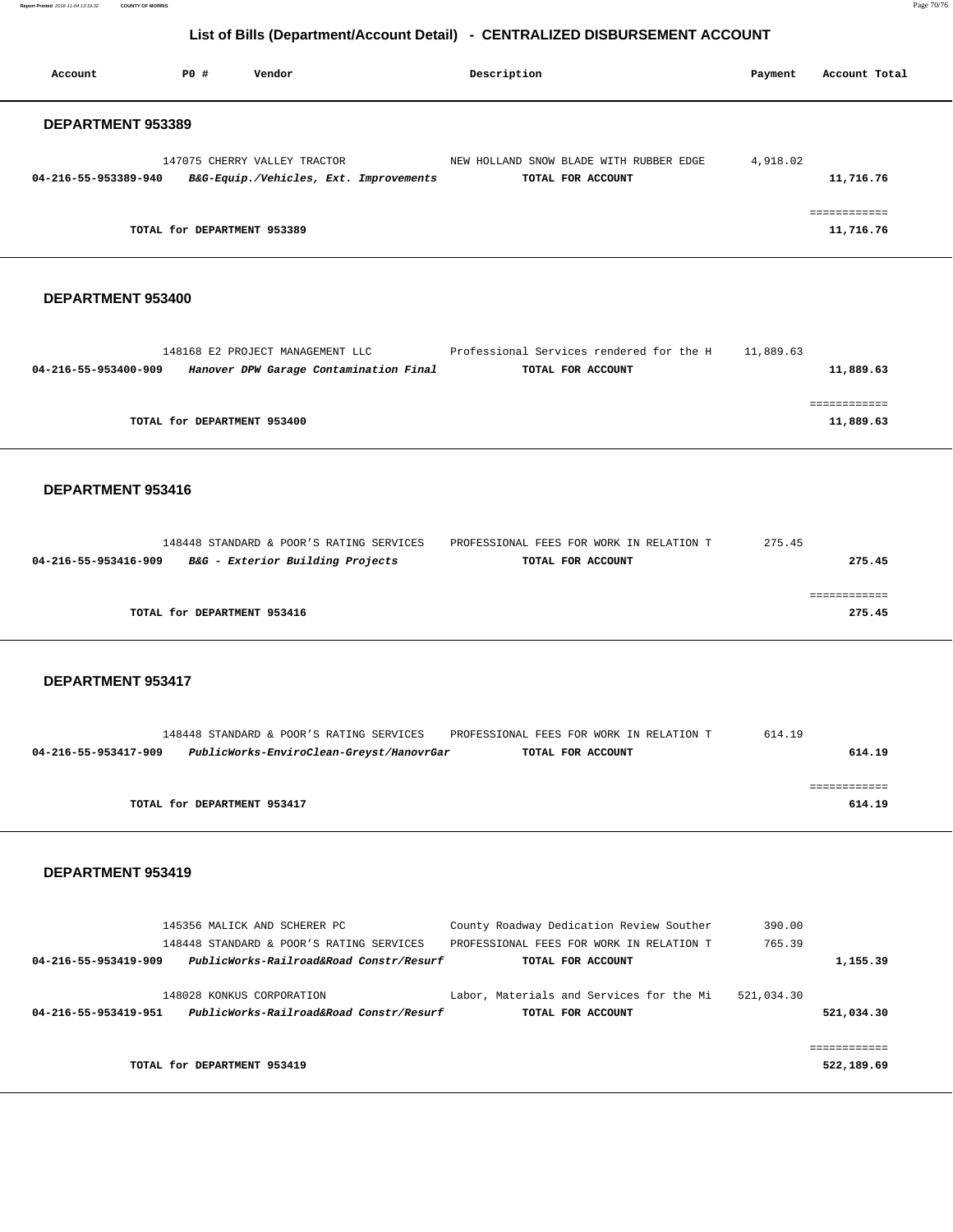# List of Bills (Department/Account Detail) - CENTRALIZED DISBURSEMENT ACCOUNT

| Account | PO # | Vendor | Description | Payment | Account Total |
|---|---|---|---|---|---|

## DEPARTMENT 953389

| Account | PO # | Vendor | Description | Payment | Account Total |
|---|---|---|---|---|---|
| | 147075 | CHERRY VALLEY TRACTOR | NEW HOLLAND SNOW BLADE WITH RUBBER EDGE | 4,918.02 | |
| **04-216-55-953389-940** | | ***B&G-Equip./Vehicles, Ext. Improvements*** | **TOTAL FOR ACCOUNT** | | **11,716.76** |

**TOTAL for DEPARTMENT 953389** **11,716.76**

## DEPARTMENT 953400

| Account | PO # | Vendor | Description | Payment | Account Total |
|---|---|---|---|---|---|
| | 148168 | E2 PROJECT MANAGEMENT LLC | Professional Services rendered for the H | 11,889.63 | |
| **04-216-55-953400-909** | | ***Hanover DPW Garage Contamination Final*** | **TOTAL FOR ACCOUNT** | | **11,889.63** |

**TOTAL for DEPARTMENT 953400** **11,889.63**

## DEPARTMENT 953416

| Account | PO # | Vendor | Description | Payment | Account Total |
|---|---|---|---|---|---|
| | 148448 | STANDARD & POOR'S RATING SERVICES | PROFESSIONAL FEES FOR WORK IN RELATION T | 275.45 | |
| **04-216-55-953416-909** | | ***B&G - Exterior Building Projects*** | **TOTAL FOR ACCOUNT** | | **275.45** |

**TOTAL for DEPARTMENT 953416** **275.45**

## DEPARTMENT 953417

| Account | PO # | Vendor | Description | Payment | Account Total |
|---|---|---|---|---|---|
| | 148448 | STANDARD & POOR'S RATING SERVICES | PROFESSIONAL FEES FOR WORK IN RELATION T | 614.19 | |
| **04-216-55-953417-909** | | ***PublicWorks-EnviroClean-Greyst/HanovrGar*** | **TOTAL FOR ACCOUNT** | | **614.19** |

**TOTAL for DEPARTMENT 953417** **614.19**

## DEPARTMENT 953419

| Account | PO # | Vendor | Description | Payment | Account Total |
|---|---|---|---|---|---|
| | 145356 | MALICK AND SCHERER PC | County Roadway Dedication Review Souther | 390.00 | |
| | 148448 | STANDARD & POOR'S RATING SERVICES | PROFESSIONAL FEES FOR WORK IN RELATION T | 765.39 | |
| **04-216-55-953419-909** | | ***PublicWorks-Railroad&Road Constr/Resurf*** | **TOTAL FOR ACCOUNT** | | **1,155.39** |
| | 148028 | KONKUS CORPORATION | Labor, Materials and Services for the Mi | 521,034.30 | |
| **04-216-55-953419-951** | | ***PublicWorks-Railroad&Road Constr/Resurf*** | **TOTAL FOR ACCOUNT** | | **521,034.30** |

**TOTAL for DEPARTMENT 953419** **522,189.69**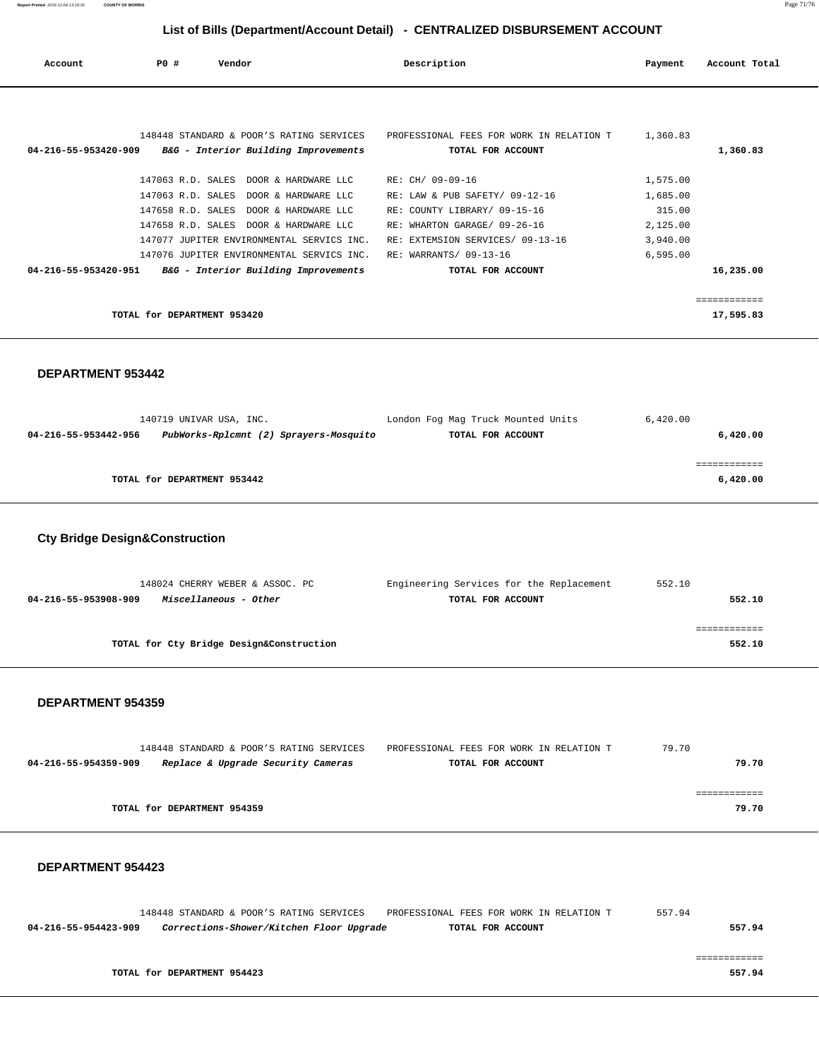## List of Bills (Department/Account Detail) - CENTRALIZED DISBURSEMENT ACCOUNT

| Account | PO # | Vendor | Description | Payment | Account Total |
|---|---|---|---|---|---|
| | 148448 | STANDARD & POOR'S RATING SERVICES | PROFESSIONAL FEES FOR WORK IN RELATION T | 1,360.83 | |
| **04-216-55-953420-909** | | ***B&G - Interior Building Improvements*** | **TOTAL FOR ACCOUNT** | | **1,360.83** |
| | 147063 | R.D. SALES DOOR & HARDWARE LLC | RE: CH/ 09-09-16 | 1,575.00 | |
| | 147063 | R.D. SALES DOOR & HARDWARE LLC | RE: LAW & PUB SAFETY/ 09-12-16 | 1,685.00 | |
| | 147658 | R.D. SALES DOOR & HARDWARE LLC | RE: COUNTY LIBRARY/ 09-15-16 | 315.00 | |
| | 147658 | R.D. SALES DOOR & HARDWARE LLC | RE: WHARTON GARAGE/ 09-26-16 | 2,125.00 | |
| | 147077 | JUPITER ENVIRONMENTAL SERVICS INC. | RE: EXTEMSION SERVICES/ 09-13-16 | 3,940.00 | |
| | 147076 | JUPITER ENVIRONMENTAL SERVICS INC. | RE: WARRANTS/ 09-13-16 | 6,595.00 | |
| **04-216-55-953420-951** | | ***B&G - Interior Building Improvements*** | **TOTAL FOR ACCOUNT** | | **16,235.00** |
| | | | | | ============ |
| | | **TOTAL for DEPARTMENT 953420** | | | **17,595.83** |

### DEPARTMENT 953442

| Account | PO # | Vendor | Description | Payment | Account Total |
|---|---|---|---|---|---|
| | 140719 | UNIVAR USA, INC. | London Fog Mag Truck Mounted Units | 6,420.00 | |
| **04-216-55-953442-956** | | ***PubWorks-Rplcmnt (2) Sprayers-Mosquito*** | **TOTAL FOR ACCOUNT** | | **6,420.00** |
| | | | | | ============ |
| | | **TOTAL for DEPARTMENT 953442** | | | **6,420.00** |

### Cty Bridge Design&Construction

| Account | PO # | Vendor | Description | Payment | Account Total |
|---|---|---|---|---|---|
| | 148024 | CHERRY WEBER & ASSOC. PC | Engineering Services for the Replacement | 552.10 | |
| **04-216-55-953908-909** | | ***Miscellaneous - Other*** | **TOTAL FOR ACCOUNT** | | **552.10** |
| | | | | | ============ |
| | | **TOTAL for Cty Bridge Design&Construction** | | | **552.10** |

### DEPARTMENT 954359

| Account | PO # | Vendor | Description | Payment | Account Total |
|---|---|---|---|---|---|
| | 148448 | STANDARD & POOR'S RATING SERVICES | PROFESSIONAL FEES FOR WORK IN RELATION T | 79.70 | |
| **04-216-55-954359-909** | | ***Replace & Upgrade Security Cameras*** | **TOTAL FOR ACCOUNT** | | **79.70** |
| | | | | | ============ |
| | | **TOTAL for DEPARTMENT 954359** | | | **79.70** |

### DEPARTMENT 954423

| Account | PO # | Vendor | Description | Payment | Account Total |
|---|---|---|---|---|---|
| | 148448 | STANDARD & POOR'S RATING SERVICES | PROFESSIONAL FEES FOR WORK IN RELATION T | 557.94 | |
| **04-216-55-954423-909** | | ***Corrections-Shower/Kitchen Floor Upgrade*** | **TOTAL FOR ACCOUNT** | | **557.94** |
| | | | | | ============ |
| | | **TOTAL for DEPARTMENT 954423** | | | **557.94** |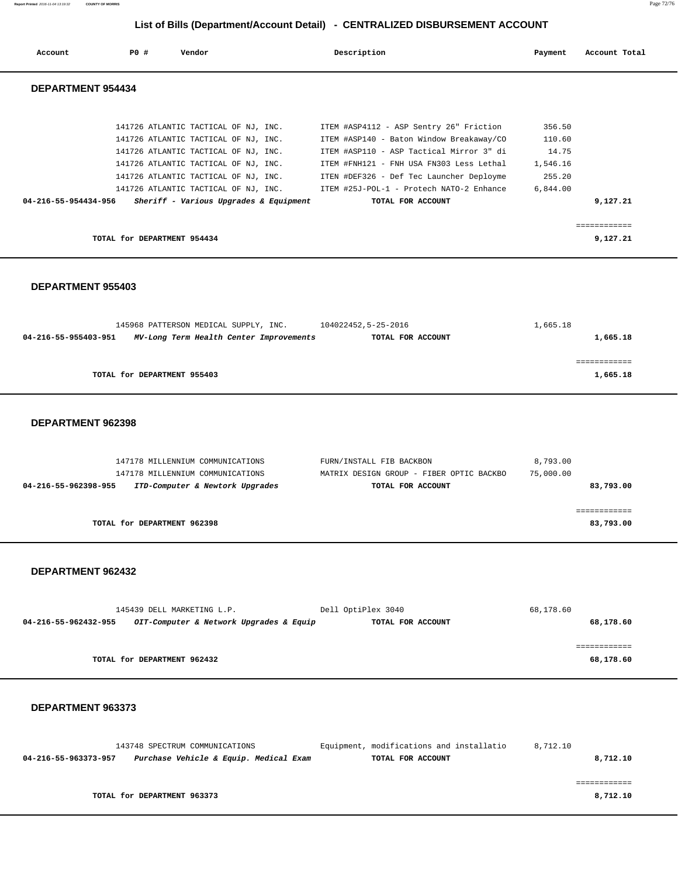# List of Bills (Department/Account Detail) - CENTRALIZED DISBURSEMENT ACCOUNT

| Account | PO # | Vendor | Description | Payment | Account Total |
|---|---|---|---|---|---|

## DEPARTMENT 954434

| Account | PO # | Vendor | Description | Payment | Account Total |
|---|---|---|---|---|---|
| | 141726 | ATLANTIC TACTICAL OF NJ, INC. | ITEM #ASP4112 - ASP Sentry 26" Friction | 356.50 | |
| | 141726 | ATLANTIC TACTICAL OF NJ, INC. | ITEM #ASP140 - Baton Window Breakaway/CO | 110.60 | |
| | 141726 | ATLANTIC TACTICAL OF NJ, INC. | ITEM #ASP110 - ASP Tactical Mirror 3" di | 14.75 | |
| | 141726 | ATLANTIC TACTICAL OF NJ, INC. | ITEM #FNH121 - FNH USA FN303 Less Lethal | 1,546.16 | |
| | 141726 | ATLANTIC TACTICAL OF NJ, INC. | ITEN #DEF326 - Def Tec Launcher Deployme | 255.20 | |
| | 141726 | ATLANTIC TACTICAL OF NJ, INC. | ITEM #25J-POL-1 - Protech NATO-2 Enhance | 6,844.00 | |
| **04-216-55-954434-956** | | ***Sheriff - Various Upgrades & Equipment*** | **TOTAL FOR ACCOUNT** | | **9,127.21** |

**TOTAL for DEPARTMENT 954434** **9,127.21**

## DEPARTMENT 955403

| Account | PO # | Vendor | Description | Payment | Account Total |
|---|---|---|---|---|---|
| | 145968 | PATTERSON MEDICAL SUPPLY, INC. | 104022452,5-25-2016 | 1,665.18 | |
| **04-216-55-955403-951** | | ***MV-Long Term Health Center Improvements*** | **TOTAL FOR ACCOUNT** | | **1,665.18** |

**TOTAL for DEPARTMENT 955403** **1,665.18**

## DEPARTMENT 962398

| Account | PO # | Vendor | Description | Payment | Account Total |
|---|---|---|---|---|---|
| | 147178 | MILLENNIUM COMMUNICATIONS | FURN/INSTALL FIB BACKBON | 8,793.00 | |
| | 147178 | MILLENNIUM COMMUNICATIONS | MATRIX DESIGN GROUP - FIBER OPTIC BACKBO | 75,000.00 | |
| **04-216-55-962398-955** | | ***ITD-Computer & Newtork Upgrades*** | **TOTAL FOR ACCOUNT** | | **83,793.00** |

**TOTAL for DEPARTMENT 962398** **83,793.00**

## DEPARTMENT 962432

| Account | PO # | Vendor | Description | Payment | Account Total |
|---|---|---|---|---|---|
| | 145439 | DELL MARKETING L.P. | Dell OptiPlex 3040 | 68,178.60 | |
| **04-216-55-962432-955** | | ***OIT-Computer & Network Upgrades & Equip*** | **TOTAL FOR ACCOUNT** | | **68,178.60** |

**TOTAL for DEPARTMENT 962432** **68,178.60**

## DEPARTMENT 963373

| Account | PO # | Vendor | Description | Payment | Account Total |
|---|---|---|---|---|---|
| | 143748 | SPECTRUM COMMUNICATIONS | Equipment, modifications and installatio | 8,712.10 | |
| **04-216-55-963373-957** | | ***Purchase Vehicle & Equip. Medical Exam*** | **TOTAL FOR ACCOUNT** | | **8,712.10** |

**TOTAL for DEPARTMENT 963373** **8,712.10**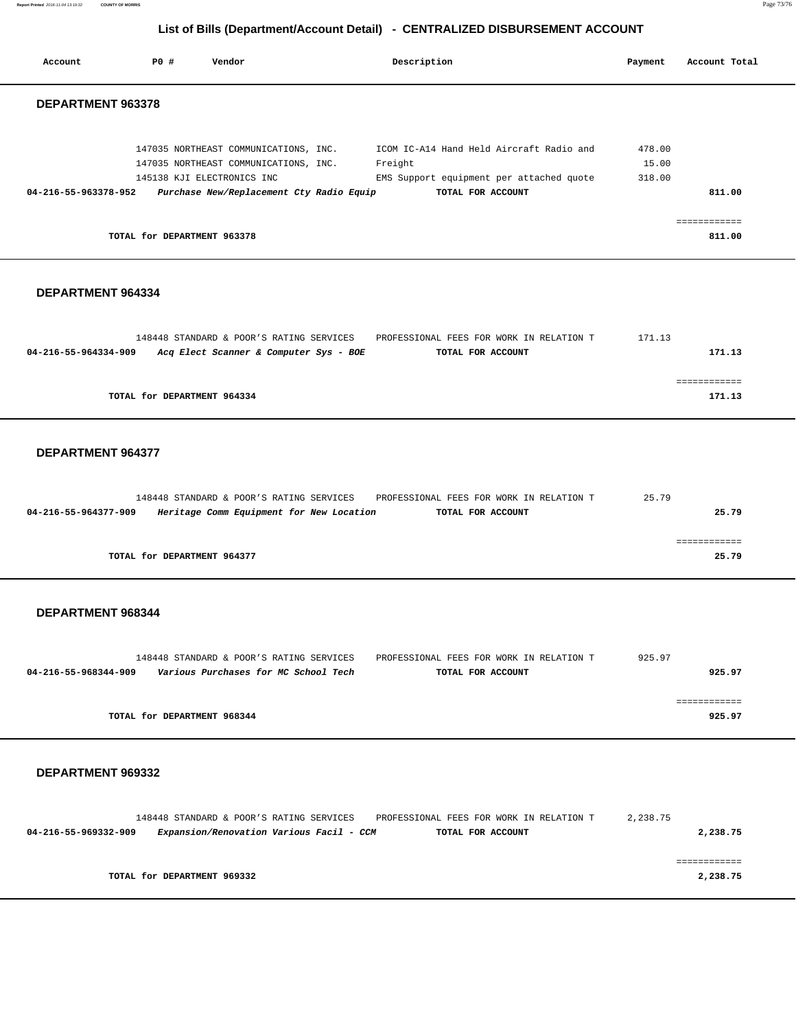# List of Bills (Department/Account Detail) - CENTRALIZED DISBURSEMENT ACCOUNT

| Account | PO # | Vendor | Description | Payment | Account Total |
|---|---|---|---|---|---|

## DEPARTMENT 963378

| Account | PO # | Vendor | Description | Payment | Account Total |
|---|---|---|---|---|---|
| | 147035 | NORTHEAST COMMUNICATIONS, INC. | ICOM IC-A14 Hand Held Aircraft Radio and | 478.00 | |
| | 147035 | NORTHEAST COMMUNICATIONS, INC. | Freight | 15.00 | |
| | 145138 | KJI ELECTRONICS INC | EMS Support equipment per attached quote | 318.00 | |
| **04-216-55-963378-952** | | ***Purchase New/Replacement Cty Radio Equip*** | **TOTAL FOR ACCOUNT** | | **811.00** |

**TOTAL for DEPARTMENT 963378** — **811.00**

## DEPARTMENT 964334

| Account | PO # | Vendor | Description | Payment | Account Total |
|---|---|---|---|---|---|
| | 148448 | STANDARD & POOR'S RATING SERVICES | PROFESSIONAL FEES FOR WORK IN RELATION T | 171.13 | |
| **04-216-55-964334-909** | | ***Acq Elect Scanner & Computer Sys - BOE*** | **TOTAL FOR ACCOUNT** | | **171.13** |

**TOTAL for DEPARTMENT 964334** — **171.13**

## DEPARTMENT 964377

| Account | PO # | Vendor | Description | Payment | Account Total |
|---|---|---|---|---|---|
| | 148448 | STANDARD & POOR'S RATING SERVICES | PROFESSIONAL FEES FOR WORK IN RELATION T | 25.79 | |
| **04-216-55-964377-909** | | ***Heritage Comm Equipment for New Location*** | **TOTAL FOR ACCOUNT** | | **25.79** |

**TOTAL for DEPARTMENT 964377** — **25.79**

## DEPARTMENT 968344

| Account | PO # | Vendor | Description | Payment | Account Total |
|---|---|---|---|---|---|
| | 148448 | STANDARD & POOR'S RATING SERVICES | PROFESSIONAL FEES FOR WORK IN RELATION T | 925.97 | |
| **04-216-55-968344-909** | | ***Various Purchases for MC School Tech*** | **TOTAL FOR ACCOUNT** | | **925.97** |

**TOTAL for DEPARTMENT 968344** — **925.97**

## DEPARTMENT 969332

| Account | PO # | Vendor | Description | Payment | Account Total |
|---|---|---|---|---|---|
| | 148448 | STANDARD & POOR'S RATING SERVICES | PROFESSIONAL FEES FOR WORK IN RELATION T | 2,238.75 | |
| **04-216-55-969332-909** | | ***Expansion/Renovation Various Facil - CCM*** | **TOTAL FOR ACCOUNT** | | **2,238.75** |

**TOTAL for DEPARTMENT 969332** — **2,238.75**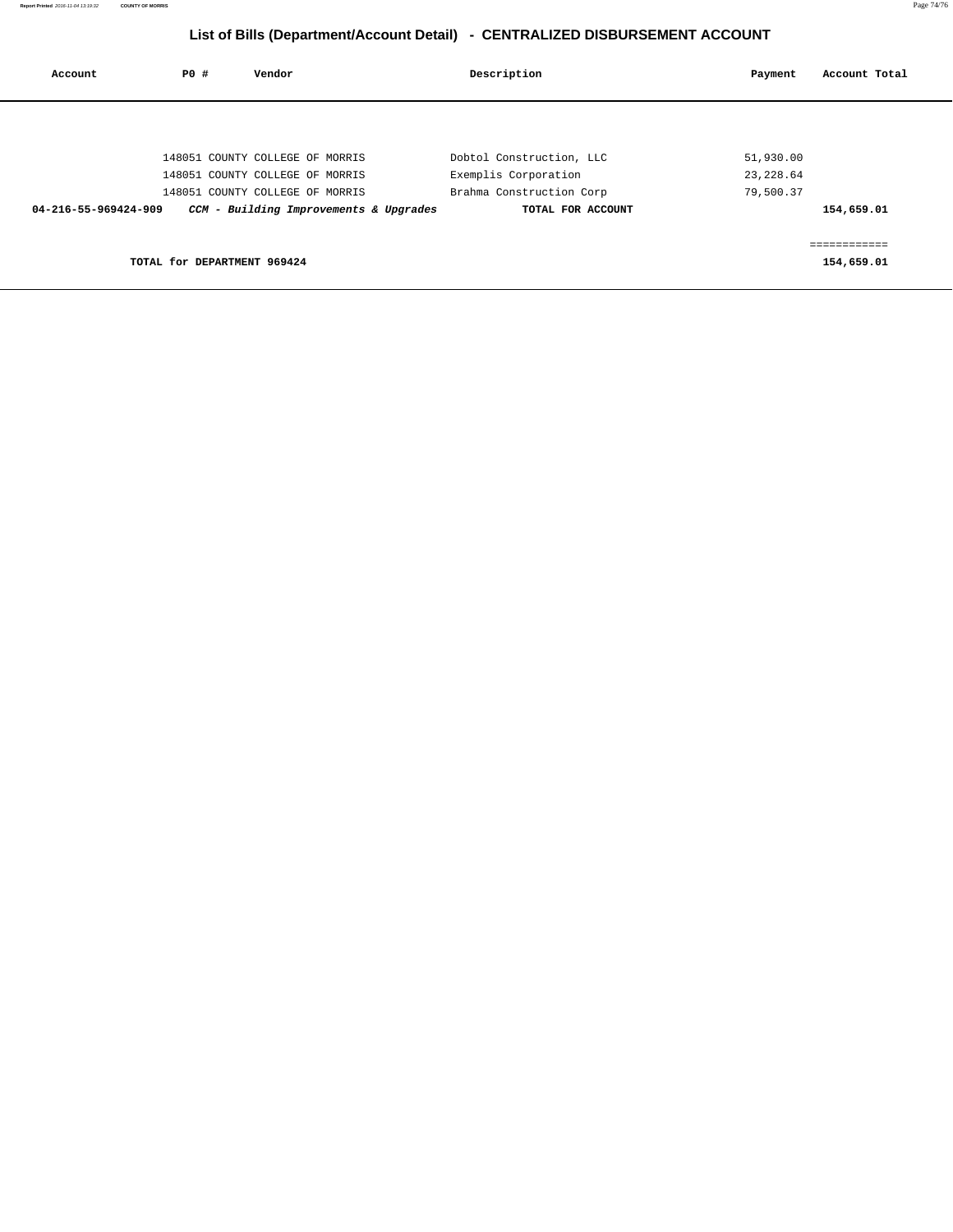# List of Bills (Department/Account Detail) - CENTRALIZED DISBURSEMENT ACCOUNT

| Account | PO # | Vendor | Description | Payment | Account Total |
|---|---|---|---|---|---|
| | 148051 | COUNTY COLLEGE OF MORRIS | Dobtol Construction, LLC | 51,930.00 | |
| | 148051 | COUNTY COLLEGE OF MORRIS | Exemplis Corporation | 23,228.64 | |
| | 148051 | COUNTY COLLEGE OF MORRIS | Brahma Construction Corp | 79,500.37 | |
| **04-216-55-969424-909** | | ***CCM - Building Improvements & Upgrades*** | **TOTAL FOR ACCOUNT** | | **154,659.01** |
| | | | | | ============ |
| **TOTAL for DEPARTMENT 969424** | | | | | **154,659.01** |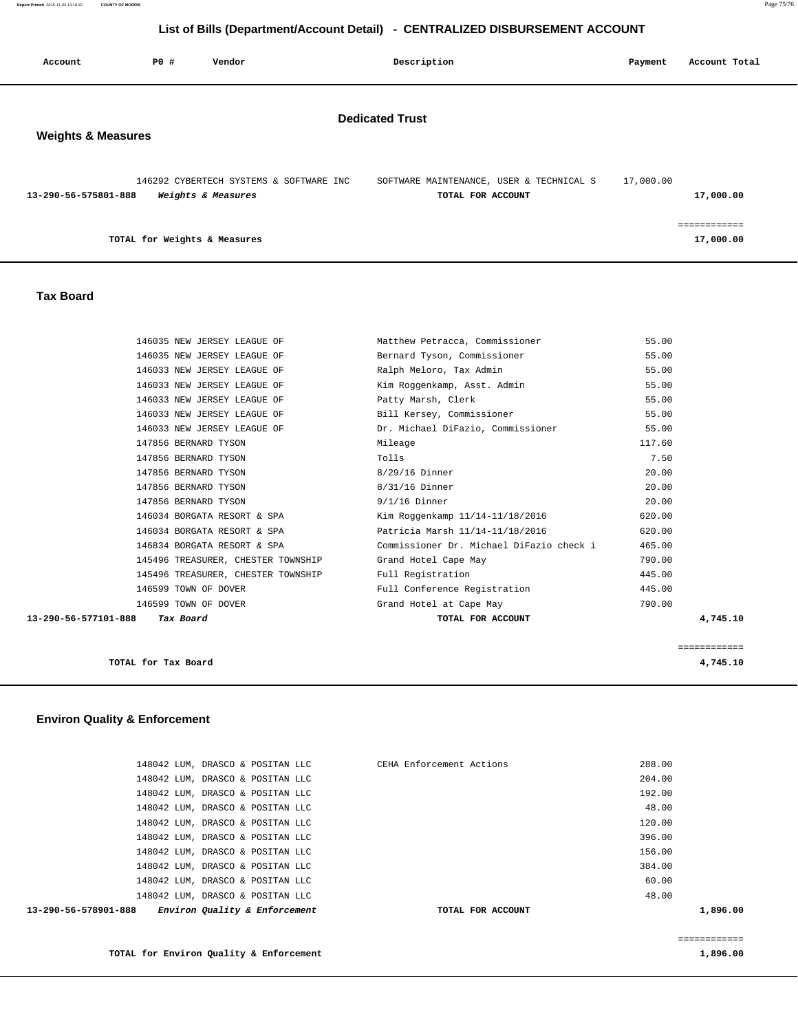## List of Bills (Department/Account Detail) - CENTRALIZED DISBURSEMENT ACCOUNT

| Account | PO # | Vendor | Description | Payment | Account Total |
|---|---|---|---|---|---|

### Dedicated Trust

### Weights & Measures

| Account | PO # | Vendor | Description | Payment | Account Total |
|---|---|---|---|---|---|
| | 146292 | CYBERTECH SYSTEMS & SOFTWARE INC | SOFTWARE MAINTENANCE, USER & TECHNICAL S | 17,000.00 | |
| 13-290-56-575801-888 | | *Weights & Measures* | TOTAL FOR ACCOUNT | | 17,000.00 |
| | | | | | ============ |
| | | TOTAL for Weights & Measures | | | 17,000.00 |

### Tax Board

| Account | PO # | Vendor | Description | Payment | Account Total |
|---|---|---|---|---|---|
| | 146035 | NEW JERSEY LEAGUE OF | Matthew Petracca, Commissioner | 55.00 | |
| | 146035 | NEW JERSEY LEAGUE OF | Bernard Tyson, Commissioner | 55.00 | |
| | 146033 | NEW JERSEY LEAGUE OF | Ralph Meloro, Tax Admin | 55.00 | |
| | 146033 | NEW JERSEY LEAGUE OF | Kim Roggenkamp, Asst. Admin | 55.00 | |
| | 146033 | NEW JERSEY LEAGUE OF | Patty Marsh, Clerk | 55.00 | |
| | 146033 | NEW JERSEY LEAGUE OF | Bill Kersey, Commissioner | 55.00 | |
| | 146033 | NEW JERSEY LEAGUE OF | Dr. Michael DiFazio, Commissioner | 55.00 | |
| | 147856 | BERNARD TYSON | Mileage | 117.60 | |
| | 147856 | BERNARD TYSON | Tolls | 7.50 | |
| | 147856 | BERNARD TYSON | 8/29/16 Dinner | 20.00 | |
| | 147856 | BERNARD TYSON | 8/31/16 Dinner | 20.00 | |
| | 147856 | BERNARD TYSON | 9/1/16 Dinner | 20.00 | |
| | 146034 | BORGATA RESORT & SPA | Kim Roggenkamp 11/14-11/18/2016 | 620.00 | |
| | 146034 | BORGATA RESORT & SPA | Patricia Marsh 11/14-11/18/2016 | 620.00 | |
| | 146834 | BORGATA RESORT & SPA | Commissioner Dr. Michael DiFazio check i | 465.00 | |
| | 145496 | TREASURER, CHESTER TOWNSHIP | Grand Hotel Cape May | 790.00 | |
| | 145496 | TREASURER, CHESTER TOWNSHIP | Full Registration | 445.00 | |
| | 146599 | TOWN OF DOVER | Full Conference Registration | 445.00 | |
| | 146599 | TOWN OF DOVER | Grand Hotel at Cape May | 790.00 | |
| 13-290-56-577101-888 | | *Tax Board* | TOTAL FOR ACCOUNT | | 4,745.10 |
| | | | | | ============ |
| | | TOTAL for Tax Board | | | 4,745.10 |

### Environ Quality & Enforcement

| Account | PO # | Vendor | Description | Payment | Account Total |
|---|---|---|---|---|---|
| | 148042 | LUM, DRASCO & POSITAN LLC | CEHA Enforcement Actions | 288.00 | |
| | 148042 | LUM, DRASCO & POSITAN LLC | | 204.00 | |
| | 148042 | LUM, DRASCO & POSITAN LLC | | 192.00 | |
| | 148042 | LUM, DRASCO & POSITAN LLC | | 48.00 | |
| | 148042 | LUM, DRASCO & POSITAN LLC | | 120.00 | |
| | 148042 | LUM, DRASCO & POSITAN LLC | | 396.00 | |
| | 148042 | LUM, DRASCO & POSITAN LLC | | 156.00 | |
| | 148042 | LUM, DRASCO & POSITAN LLC | | 384.00 | |
| | 148042 | LUM, DRASCO & POSITAN LLC | | 60.00 | |
| | 148042 | LUM, DRASCO & POSITAN LLC | | 48.00 | |
| 13-290-56-578901-888 | | *Environ Quality & Enforcement* | TOTAL FOR ACCOUNT | | 1,896.00 |
| | | | | | ============ |
| | | TOTAL for Environ Quality & Enforcement | | | 1,896.00 |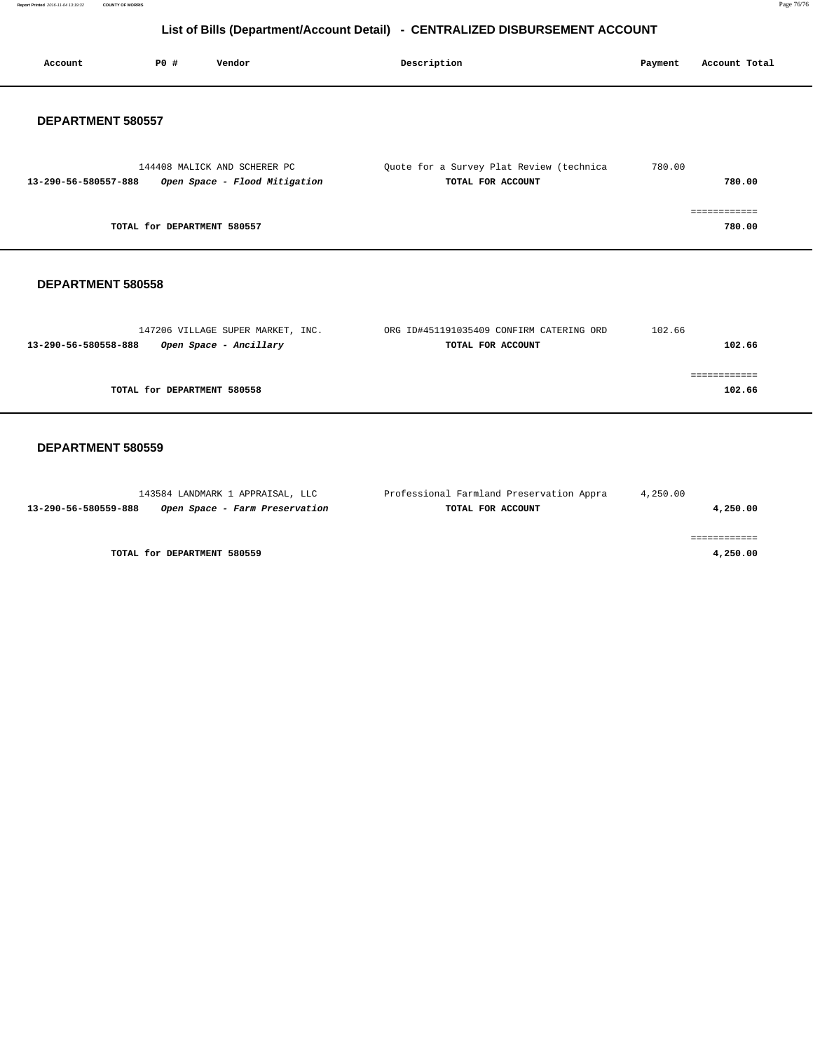# List of Bills (Department/Account Detail) - CENTRALIZED DISBURSEMENT ACCOUNT

| Account | PO # | Vendor | Description | Payment | Account Total |
|---|---|---|---|---|---|

## DEPARTMENT 580557

| | | | | | |
|---|---|---|---|---|---|
| | 144408 | MALICK AND SCHERER PC | Quote for a Survey Plat Review (technica | 780.00 | |
| **13-290-56-580557-888** | | ***Open Space - Flood Mitigation*** | **TOTAL FOR ACCOUNT** | | **780.00** |
| | | | | | ============ |
| | **TOTAL for DEPARTMENT 580557** | | | | **780.00** |

## DEPARTMENT 580558

| | | | | | |
|---|---|---|---|---|---|
| | 147206 | VILLAGE SUPER MARKET, INC. | ORG ID#451191035409 CONFIRM CATERING ORD | 102.66 | |
| **13-290-56-580558-888** | | ***Open Space - Ancillary*** | **TOTAL FOR ACCOUNT** | | **102.66** |
| | | | | | ============ |
| | **TOTAL for DEPARTMENT 580558** | | | | **102.66** |

## DEPARTMENT 580559

| | | | | | |
|---|---|---|---|---|---|
| | 143584 | LANDMARK 1 APPRAISAL, LLC | Professional Farmland Preservation Appra | 4,250.00 | |
| **13-290-56-580559-888** | | ***Open Space - Farm Preservation*** | **TOTAL FOR ACCOUNT** | | **4,250.00** |
| | | | | | ============ |
| | **TOTAL for DEPARTMENT 580559** | | | | **4,250.00** |